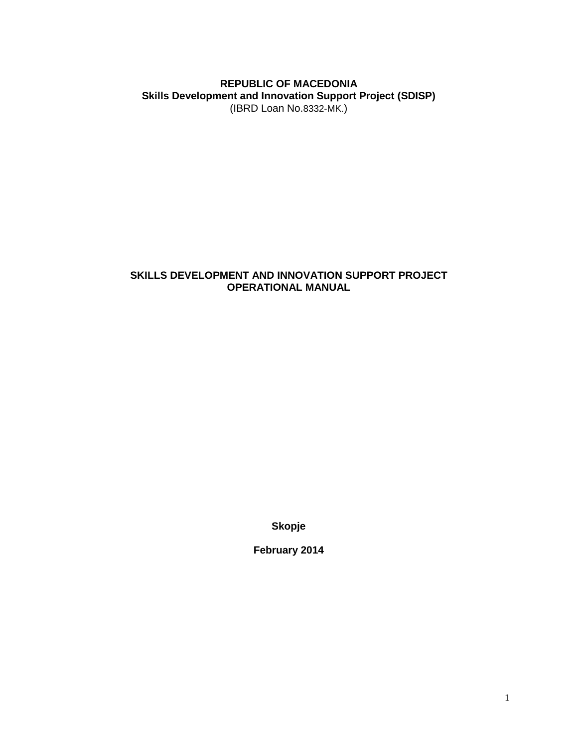**REPUBLIC OF MACEDONIA**
**Skills Development and Innovation Support Project (SDISP)**
(IBRD Loan No.8332-MK.)

# SKILLS DEVELOPMENT AND INNOVATION SUPPORT PROJECT OPERATIONAL MANUAL

**Skopje**

**February 2014**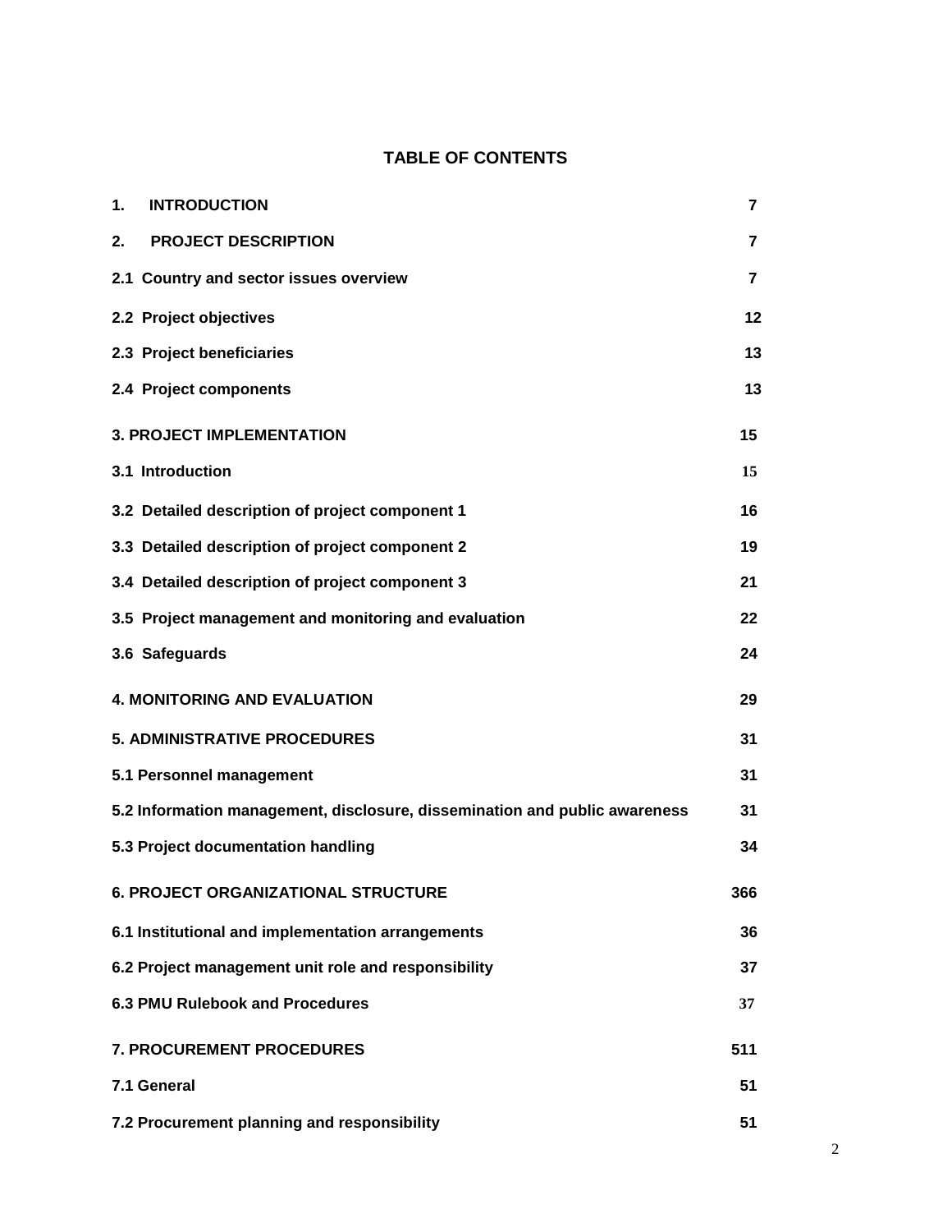**TABLE OF CONTENTS**

| | |
|---|---|
| **1. INTRODUCTION** | **7** |
| **2. PROJECT DESCRIPTION** | **7** |
| **2.1 Country and sector issues overview** | **7** |
| **2.2 Project objectives** | **12** |
| **2.3 Project beneficiaries** | **13** |
| **2.4 Project components** | **13** |
| **3. PROJECT IMPLEMENTATION** | **15** |
| **3.1 Introduction** | **15** |
| **3.2 Detailed description of project component 1** | **16** |
| **3.3 Detailed description of project component 2** | **19** |
| **3.4 Detailed description of project component 3** | **21** |
| **3.5 Project management and monitoring and evaluation** | **22** |
| **3.6 Safeguards** | **24** |
| **4. MONITORING AND EVALUATION** | **29** |
| **5. ADMINISTRATIVE PROCEDURES** | **31** |
| **5.1 Personnel management** | **31** |
| **5.2 Information management, disclosure, dissemination and public awareness** | **31** |
| **5.3 Project documentation handling** | **34** |
| **6. PROJECT ORGANIZATIONAL STRUCTURE** | **366** |
| **6.1 Institutional and implementation arrangements** | **36** |
| **6.2 Project management unit role and responsibility** | **37** |
| **6.3 PMU Rulebook and Procedures** | **37** |
| **7. PROCUREMENT PROCEDURES** | **511** |
| **7.1 General** | **51** |
| **7.2 Procurement planning and responsibility** | **51** |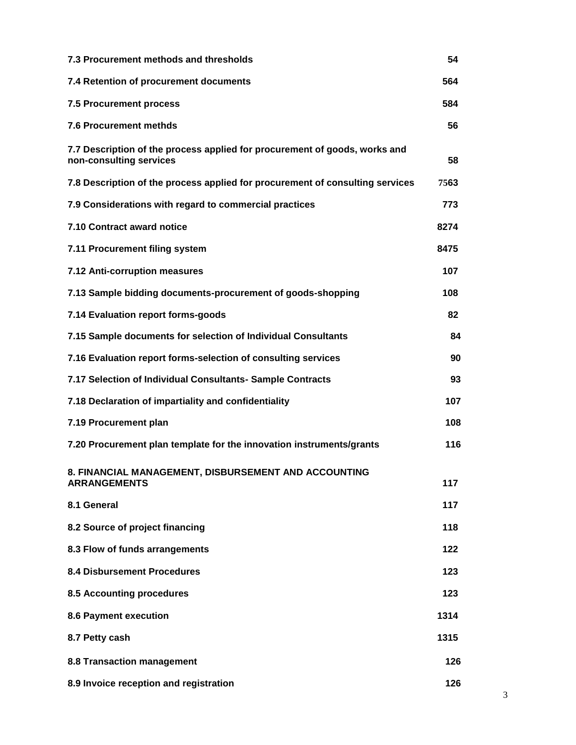| | |
|---|---|
| **7.3 Procurement methods and thresholds** | **54** |
| **7.4 Retention of procurement documents** | **564** |
| **7.5 Procurement process** | **584** |
| **7.6 Procurement methds** | **56** |
| **7.7 Description of the process applied for procurement of goods, works and non-consulting services** | **58** |
| **7.8 Description of the process applied for procurement of consulting services** | **7563** |
| **7.9 Considerations with regard to commercial practices** | **773** |
| **7.10 Contract award notice** | **8274** |
| **7.11 Procurement filing system** | **8475** |
| **7.12 Anti-corruption measures** | **107** |
| **7.13 Sample bidding documents-procurement of goods-shopping** | **108** |
| **7.14 Evaluation report forms-goods** | **82** |
| **7.15 Sample documents for selection of Individual Consultants** | **84** |
| **7.16 Evaluation report forms-selection of consulting services** | **90** |
| **7.17 Selection of Individual Consultants- Sample Contracts** | **93** |
| **7.18 Declaration of impartiality and confidentiality** | **107** |
| **7.19 Procurement plan** | **108** |
| **7.20 Procurement plan template for the innovation instruments/grants** | **116** |
| **8. FINANCIAL MANAGEMENT, DISBURSEMENT AND ACCOUNTING ARRANGEMENTS** | **117** |
| **8.1 General** | **117** |
| **8.2 Source of project financing** | **118** |
| **8.3 Flow of funds arrangements** | **122** |
| **8.4 Disbursement Procedures** | **123** |
| **8.5 Accounting procedures** | **123** |
| **8.6 Payment execution** | **1314** |
| **8.7 Petty cash** | **1315** |
| **8.8 Transaction management** | **126** |
| **8.9 Invoice reception and registration** | **126** |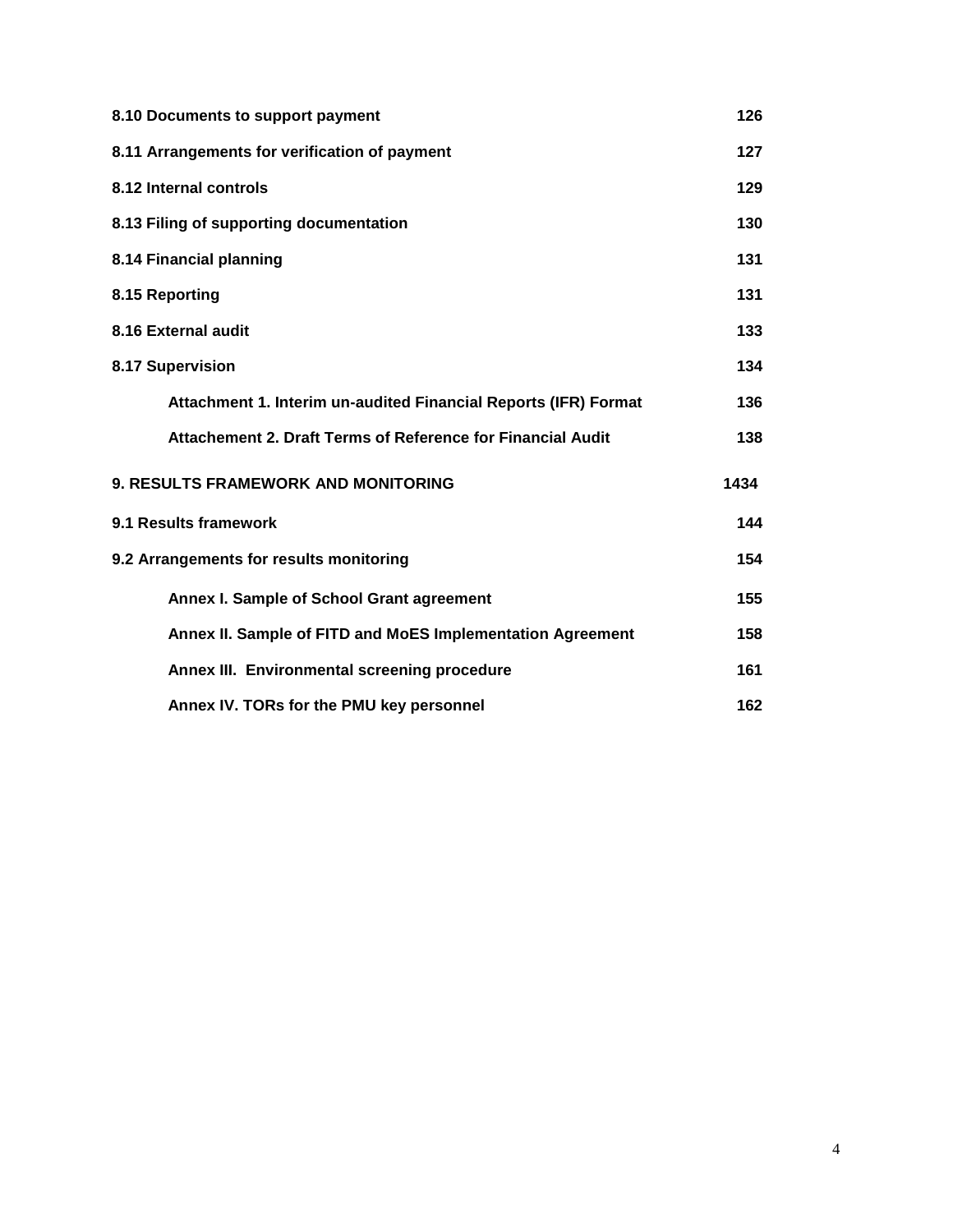**8.10 Documents to support payment** 126

**8.11 Arrangements for verification of payment** 127

**8.12 Internal controls** 129

**8.13 Filing of supporting documentation** 130

**8.14 Financial planning** 131

**8.15 Reporting** 131

**8.16 External audit** 133

**8.17 Supervision** 134

- **Attachment 1. Interim un-audited Financial Reports (IFR) Format** 136
- **Attachement 2. Draft Terms of Reference for Financial Audit** 138

**9. RESULTS FRAMEWORK AND MONITORING** 1434

**9.1 Results framework** 144

**9.2 Arrangements for results monitoring** 154

- **Annex I. Sample of School Grant agreement** 155
- **Annex II. Sample of FITD and MoES Implementation Agreement** 158
- **Annex III. Environmental screening procedure** 161
- **Annex IV. TORs for the PMU key personnel** 162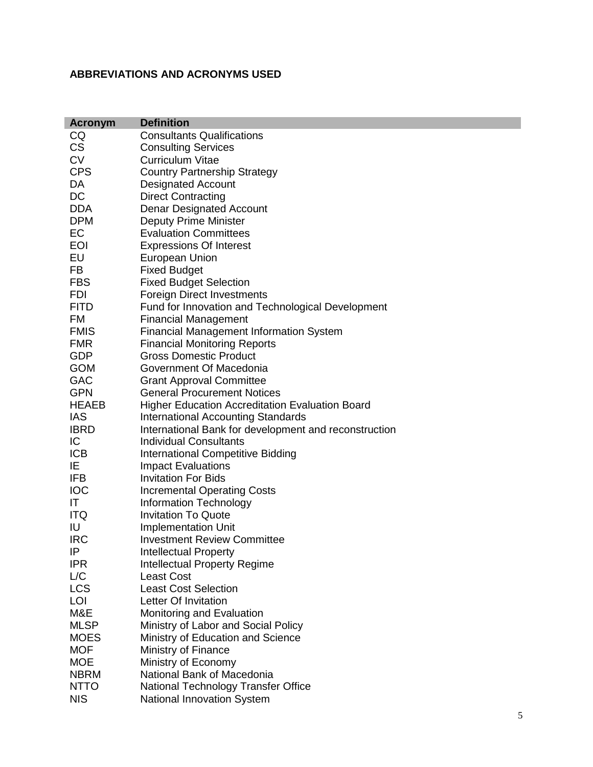**ABBREVIATIONS AND ACRONYMS USED**

| Acronym | Definition |
|---|---|
| CQ | Consultants Qualifications |
| CS | Consulting Services |
| CV | Curriculum Vitae |
| CPS | Country Partnership Strategy |
| DA | Designated Account |
| DC | Direct Contracting |
| DDA | Denar Designated Account |
| DPM | Deputy Prime Minister |
| EC | Evaluation Committees |
| EOI | Expressions Of Interest |
| EU | European Union |
| FB | Fixed Budget |
| FBS | Fixed Budget Selection |
| FDI | Foreign Direct Investments |
| FITD | Fund for Innovation and Technological Development |
| FM | Financial Management |
| FMIS | Financial Management Information System |
| FMR | Financial Monitoring Reports |
| GDP | Gross Domestic Product |
| GOM | Government Of Macedonia |
| GAC | Grant Approval Committee |
| GPN | General Procurement Notices |
| HEAEB | Higher Education Accreditation Evaluation Board |
| IAS | International Accounting Standards |
| IBRD | International Bank for development and reconstruction |
| IC | Individual Consultants |
| ICB | International Competitive Bidding |
| IE | Impact Evaluations |
| IFB | Invitation For Bids |
| IOC | Incremental Operating Costs |
| IT | Information Technology |
| ITQ | Invitation To Quote |
| IU | Implementation Unit |
| IRC | Investment Review Committee |
| IP | Intellectual Property |
| IPR | Intellectual Property Regime |
| L/C | Least Cost |
| LCS | Least Cost Selection |
| LOI | Letter Of Invitation |
| M&E | Monitoring and Evaluation |
| MLSP | Ministry of Labor and Social Policy |
| MOES | Ministry of Education and Science |
| MOF | Ministry of Finance |
| MOE | Ministry of Economy |
| NBRM | National Bank of Macedonia |
| NTTO | National Technology Transfer Office |
| NIS | National Innovation System |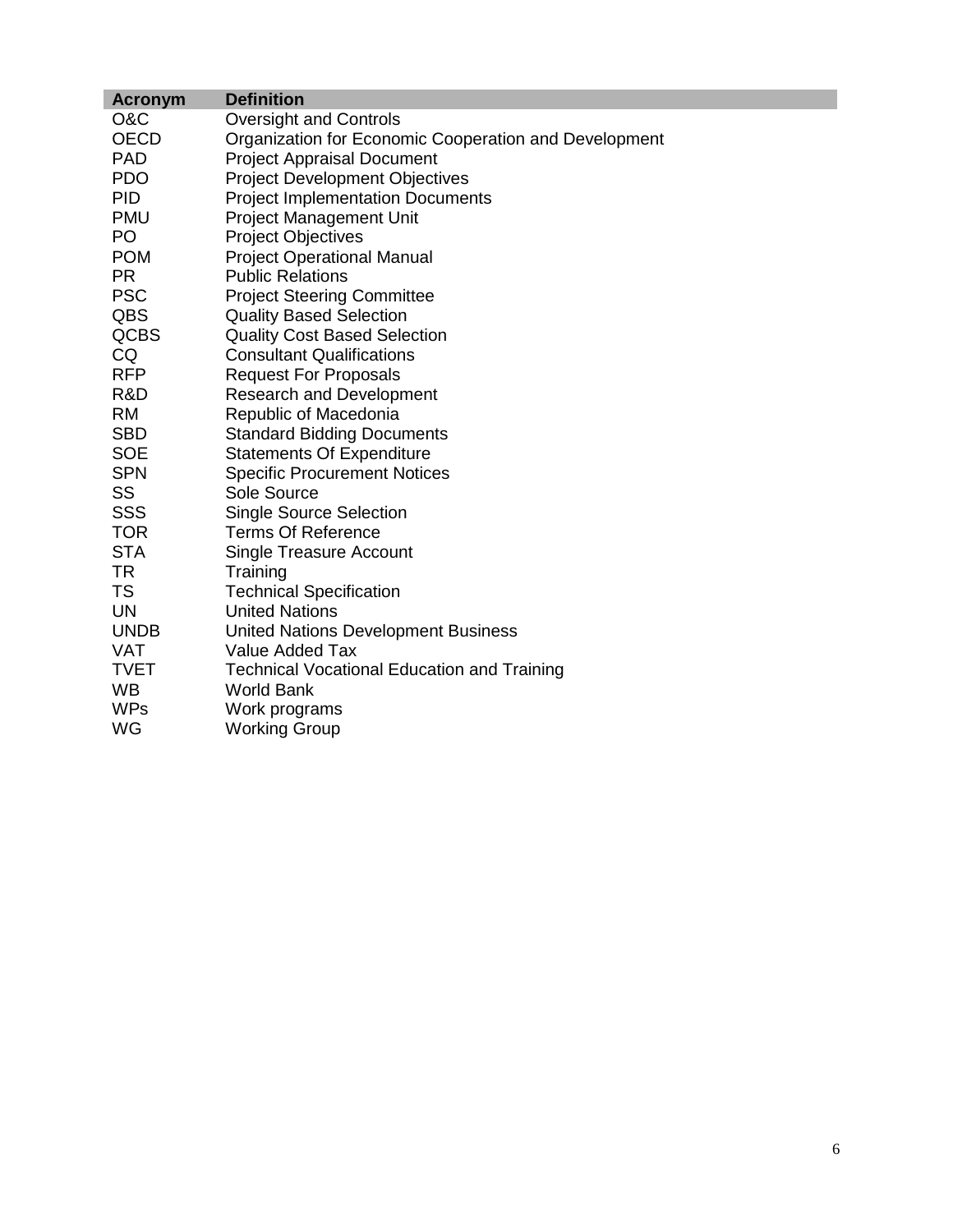| Acronym | Definition |
| --- | --- |
| O&C | Oversight and Controls |
| OECD | Organization for Economic Cooperation and Development |
| PAD | Project Appraisal Document |
| PDO | Project Development Objectives |
| PID | Project Implementation Documents |
| PMU | Project Management Unit |
| PO | Project Objectives |
| POM | Project Operational Manual |
| PR | Public Relations |
| PSC | Project Steering Committee |
| QBS | Quality Based Selection |
| QCBS | Quality Cost Based Selection |
| CQ | Consultant Qualifications |
| RFP | Request For Proposals |
| R&D | Research and Development |
| RM | Republic of Macedonia |
| SBD | Standard Bidding Documents |
| SOE | Statements Of Expenditure |
| SPN | Specific Procurement Notices |
| SS | Sole Source |
| SSS | Single Source Selection |
| TOR | Terms Of Reference |
| STA | Single Treasure Account |
| TR | Training |
| TS | Technical Specification |
| UN | United Nations |
| UNDB | United Nations Development Business |
| VAT | Value Added Tax |
| TVET | Technical Vocational Education and Training |
| WB | World Bank |
| WPs | Work programs |
| WG | Working Group |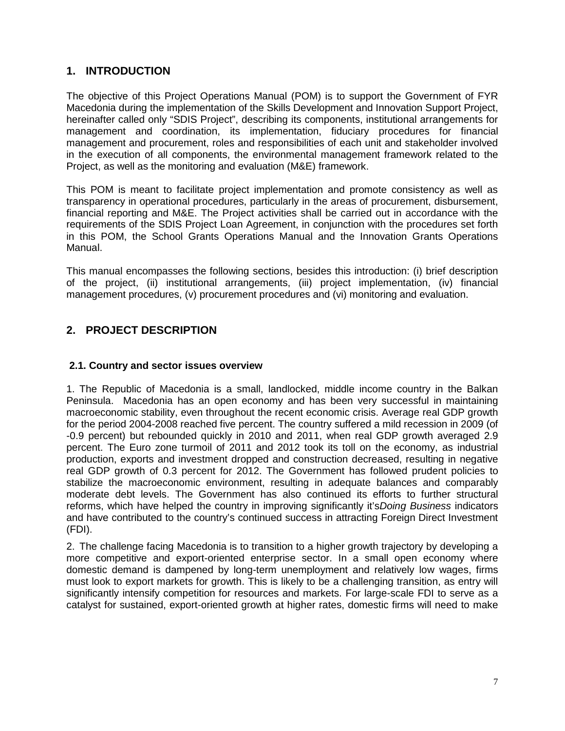# 1. INTRODUCTION

The objective of this Project Operations Manual (POM) is to support the Government of FYR Macedonia during the implementation of the Skills Development and Innovation Support Project, hereinafter called only "SDIS Project", describing its components, institutional arrangements for management and coordination, its implementation, fiduciary procedures for financial management and procurement, roles and responsibilities of each unit and stakeholder involved in the execution of all components, the environmental management framework related to the Project, as well as the monitoring and evaluation (M&E) framework.

This POM is meant to facilitate project implementation and promote consistency as well as transparency in operational procedures, particularly in the areas of procurement, disbursement, financial reporting and M&E. The Project activities shall be carried out in accordance with the requirements of the SDIS Project Loan Agreement, in conjunction with the procedures set forth in this POM, the School Grants Operations Manual and the Innovation Grants Operations Manual.

This manual encompasses the following sections, besides this introduction: (i) brief description of the project, (ii) institutional arrangements, (iii) project implementation, (iv) financial management procedures, (v) procurement procedures and (vi) monitoring and evaluation.

# 2. PROJECT DESCRIPTION

## 2.1. Country and sector issues overview

1. The Republic of Macedonia is a small, landlocked, middle income country in the Balkan Peninsula. Macedonia has an open economy and has been very successful in maintaining macroeconomic stability, even throughout the recent economic crisis. Average real GDP growth for the period 2004-2008 reached five percent. The country suffered a mild recession in 2009 (of -0.9 percent) but rebounded quickly in 2010 and 2011, when real GDP growth averaged 2.9 percent. The Euro zone turmoil of 2011 and 2012 took its toll on the economy, as industrial production, exports and investment dropped and construction decreased, resulting in negative real GDP growth of 0.3 percent for 2012. The Government has followed prudent policies to stabilize the macroeconomic environment, resulting in adequate balances and comparably moderate debt levels. The Government has also continued its efforts to further structural reforms, which have helped the country in improving significantly it's*Doing Business* indicators and have contributed to the country's continued success in attracting Foreign Direct Investment (FDI).

2. The challenge facing Macedonia is to transition to a higher growth trajectory by developing a more competitive and export-oriented enterprise sector. In a small open economy where domestic demand is dampened by long-term unemployment and relatively low wages, firms must look to export markets for growth. This is likely to be a challenging transition, as entry will significantly intensify competition for resources and markets. For large-scale FDI to serve as a catalyst for sustained, export-oriented growth at higher rates, domestic firms will need to make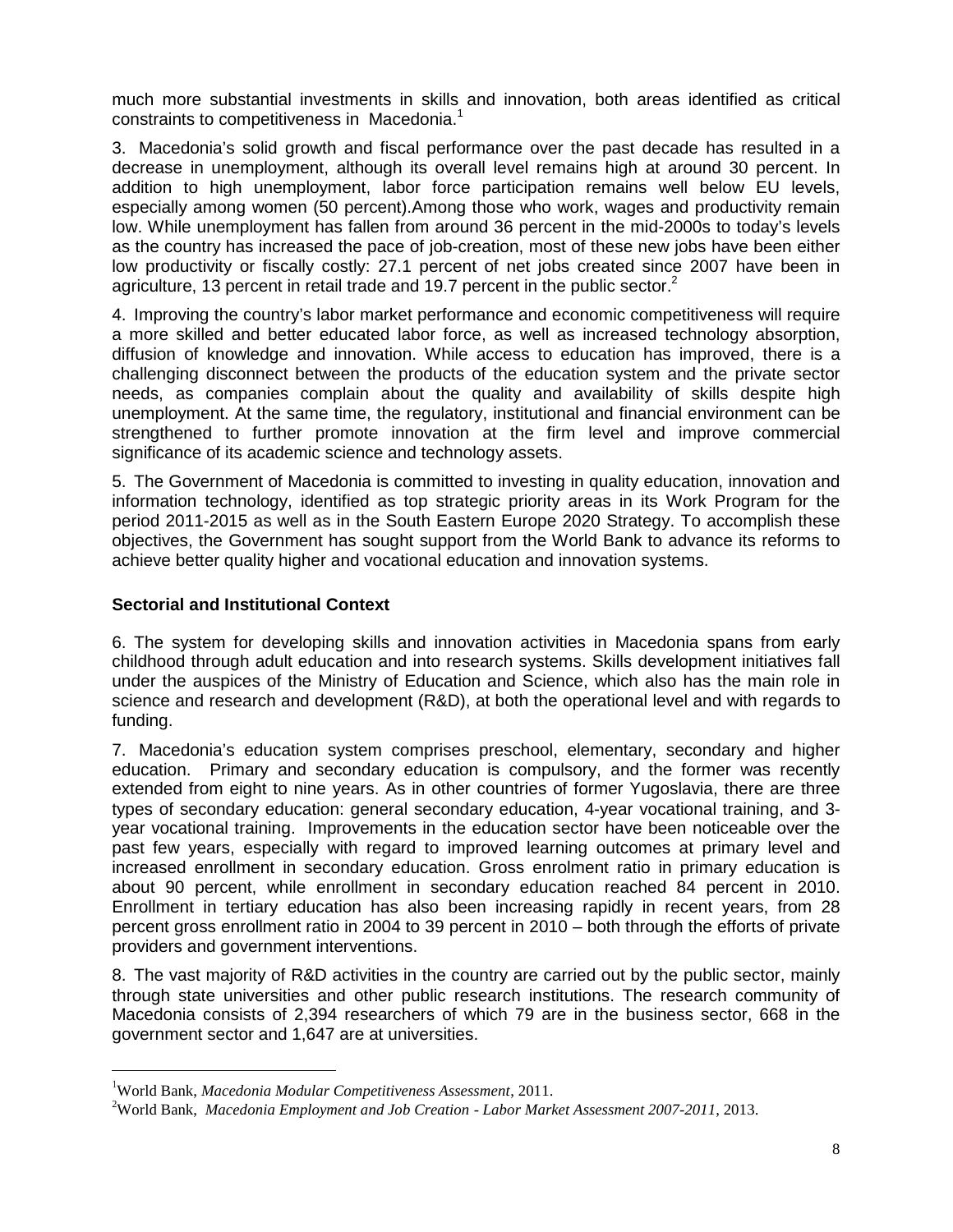much more substantial investments in skills and innovation, both areas identified as critical constraints to competitiveness in Macedonia.[1]

3. Macedonia's solid growth and fiscal performance over the past decade has resulted in a decrease in unemployment, although its overall level remains high at around 30 percent. In addition to high unemployment, labor force participation remains well below EU levels, especially among women (50 percent).Among those who work, wages and productivity remain low. While unemployment has fallen from around 36 percent in the mid-2000s to today's levels as the country has increased the pace of job-creation, most of these new jobs have been either low productivity or fiscally costly: 27.1 percent of net jobs created since 2007 have been in agriculture, 13 percent in retail trade and 19.7 percent in the public sector.[2]

4. Improving the country's labor market performance and economic competitiveness will require a more skilled and better educated labor force, as well as increased technology absorption, diffusion of knowledge and innovation. While access to education has improved, there is a challenging disconnect between the products of the education system and the private sector needs, as companies complain about the quality and availability of skills despite high unemployment. At the same time, the regulatory, institutional and financial environment can be strengthened to further promote innovation at the firm level and improve commercial significance of its academic science and technology assets.

5. The Government of Macedonia is committed to investing in quality education, innovation and information technology, identified as top strategic priority areas in its Work Program for the period 2011-2015 as well as in the South Eastern Europe 2020 Strategy. To accomplish these objectives, the Government has sought support from the World Bank to advance its reforms to achieve better quality higher and vocational education and innovation systems.

**Sectorial and Institutional Context**

6. The system for developing skills and innovation activities in Macedonia spans from early childhood through adult education and into research systems. Skills development initiatives fall under the auspices of the Ministry of Education and Science, which also has the main role in science and research and development (R&D), at both the operational level and with regards to funding.

7. Macedonia's education system comprises preschool, elementary, secondary and higher education. Primary and secondary education is compulsory, and the former was recently extended from eight to nine years. As in other countries of former Yugoslavia, there are three types of secondary education: general secondary education, 4-year vocational training, and 3-year vocational training. Improvements in the education sector have been noticeable over the past few years, especially with regard to improved learning outcomes at primary level and increased enrollment in secondary education. Gross enrolment ratio in primary education is about 90 percent, while enrollment in secondary education reached 84 percent in 2010. Enrollment in tertiary education has also been increasing rapidly in recent years, from 28 percent gross enrollment ratio in 2004 to 39 percent in 2010 – both through the efforts of private providers and government interventions.

8. The vast majority of R&D activities in the country are carried out by the public sector, mainly through state universities and other public research institutions. The research community of Macedonia consists of 2,394 researchers of which 79 are in the business sector, 668 in the government sector and 1,647 are at universities.

[1] World Bank, *Macedonia Modular Competitiveness Assessment*, 2011.

[2] World Bank, *Macedonia Employment and Job Creation - Labor Market Assessment 2007-2011*, 2013.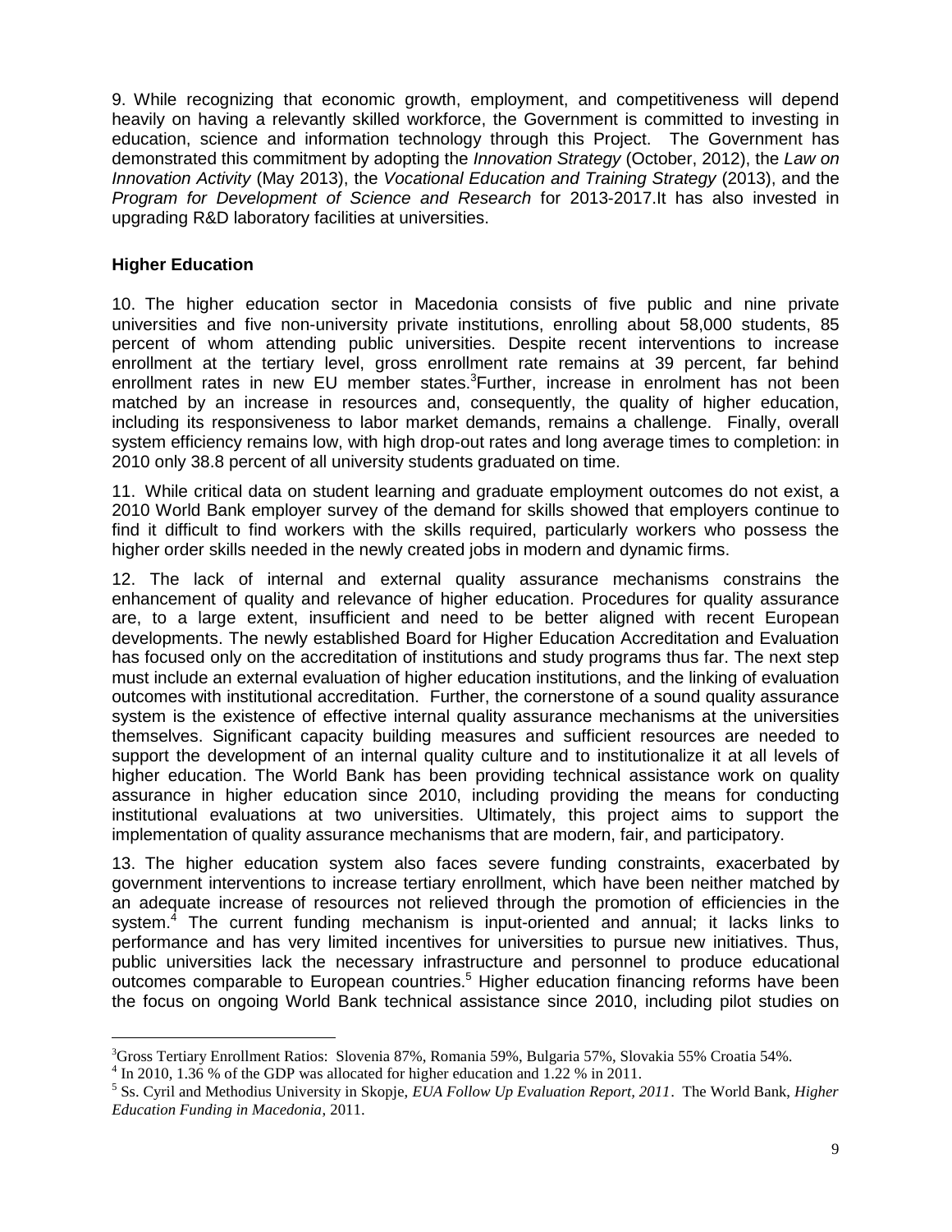9. While recognizing that economic growth, employment, and competitiveness will depend heavily on having a relevantly skilled workforce, the Government is committed to investing in education, science and information technology through this Project. The Government has demonstrated this commitment by adopting the *Innovation Strategy* (October, 2012), the *Law on Innovation Activity* (May 2013), the *Vocational Education and Training Strategy* (2013), and the *Program for Development of Science and Research* for 2013-2017.It has also invested in upgrading R&D laboratory facilities at universities.

**Higher Education**

10. The higher education sector in Macedonia consists of five public and nine private universities and five non-university private institutions, enrolling about 58,000 students, 85 percent of whom attending public universities. Despite recent interventions to increase enrollment at the tertiary level, gross enrollment rate remains at 39 percent, far behind enrollment rates in new EU member states.[3]Further, increase in enrolment has not been matched by an increase in resources and, consequently, the quality of higher education, including its responsiveness to labor market demands, remains a challenge. Finally, overall system efficiency remains low, with high drop-out rates and long average times to completion: in 2010 only 38.8 percent of all university students graduated on time.

11. While critical data on student learning and graduate employment outcomes do not exist, a 2010 World Bank employer survey of the demand for skills showed that employers continue to find it difficult to find workers with the skills required, particularly workers who possess the higher order skills needed in the newly created jobs in modern and dynamic firms.

12. The lack of internal and external quality assurance mechanisms constrains the enhancement of quality and relevance of higher education. Procedures for quality assurance are, to a large extent, insufficient and need to be better aligned with recent European developments. The newly established Board for Higher Education Accreditation and Evaluation has focused only on the accreditation of institutions and study programs thus far. The next step must include an external evaluation of higher education institutions, and the linking of evaluation outcomes with institutional accreditation. Further, the cornerstone of a sound quality assurance system is the existence of effective internal quality assurance mechanisms at the universities themselves. Significant capacity building measures and sufficient resources are needed to support the development of an internal quality culture and to institutionalize it at all levels of higher education. The World Bank has been providing technical assistance work on quality assurance in higher education since 2010, including providing the means for conducting institutional evaluations at two universities. Ultimately, this project aims to support the implementation of quality assurance mechanisms that are modern, fair, and participatory.

13. The higher education system also faces severe funding constraints, exacerbated by government interventions to increase tertiary enrollment, which have been neither matched by an adequate increase of resources not relieved through the promotion of efficiencies in the system.[4] The current funding mechanism is input-oriented and annual; it lacks links to performance and has very limited incentives for universities to pursue new initiatives. Thus, public universities lack the necessary infrastructure and personnel to produce educational outcomes comparable to European countries.[5] Higher education financing reforms have been the focus on ongoing World Bank technical assistance since 2010, including pilot studies on

---

[3]Gross Tertiary Enrollment Ratios: Slovenia 87%, Romania 59%, Bulgaria 57%, Slovakia 55% Croatia 54%.

[4] In 2010, 1.36 % of the GDP was allocated for higher education and 1.22 % in 2011.

[5] Ss. Cyril and Methodius University in Skopje, *EUA Follow Up Evaluation Report, 2011*. The World Bank, *Higher Education Funding in Macedonia*, 2011.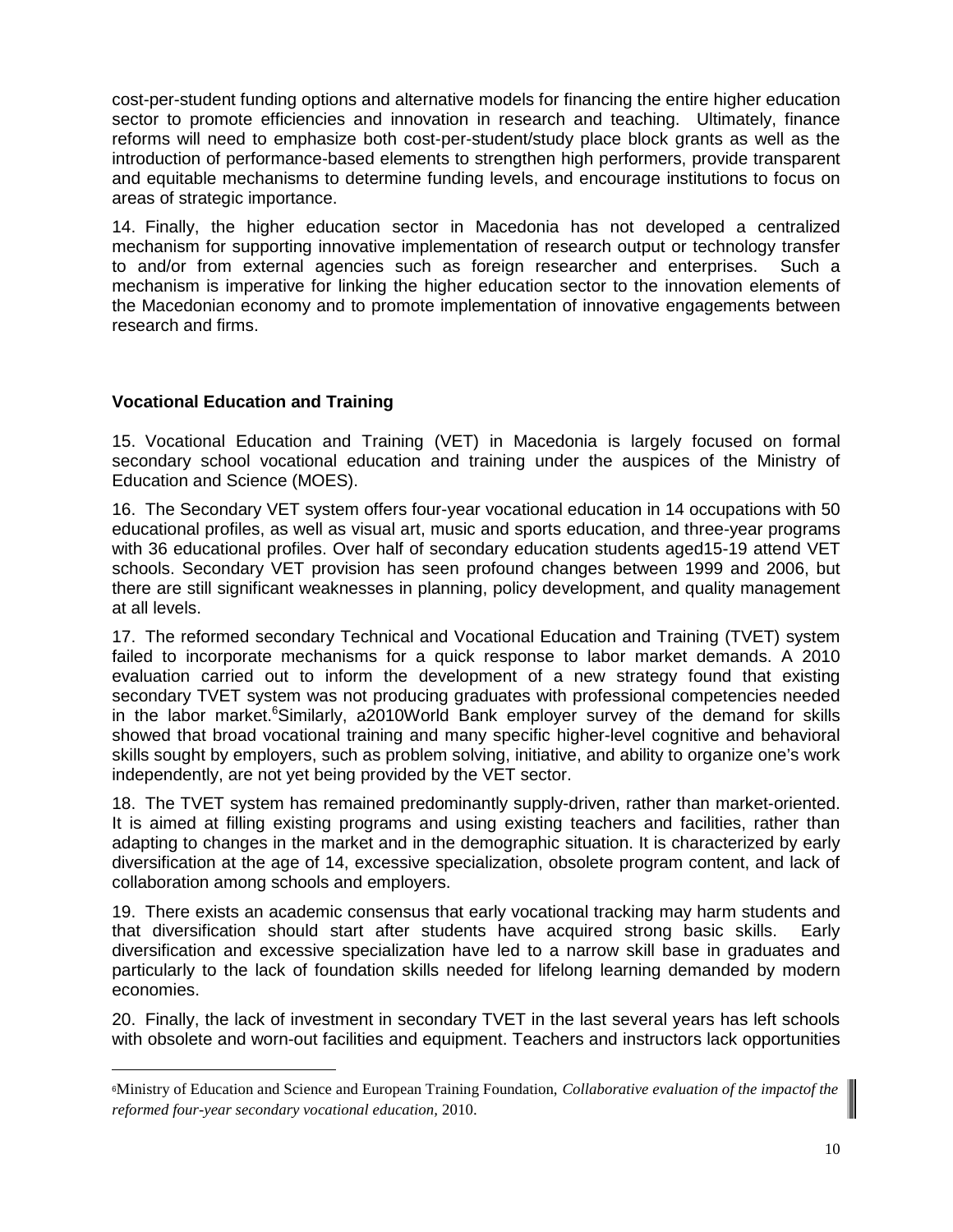cost-per-student funding options and alternative models for financing the entire higher education sector to promote efficiencies and innovation in research and teaching. Ultimately, finance reforms will need to emphasize both cost-per-student/study place block grants as well as the introduction of performance-based elements to strengthen high performers, provide transparent and equitable mechanisms to determine funding levels, and encourage institutions to focus on areas of strategic importance.

14. Finally, the higher education sector in Macedonia has not developed a centralized mechanism for supporting innovative implementation of research output or technology transfer to and/or from external agencies such as foreign researcher and enterprises. Such a mechanism is imperative for linking the higher education sector to the innovation elements of the Macedonian economy and to promote implementation of innovative engagements between research and firms.

**Vocational Education and Training**

15. Vocational Education and Training (VET) in Macedonia is largely focused on formal secondary school vocational education and training under the auspices of the Ministry of Education and Science (MOES).

16. The Secondary VET system offers four-year vocational education in 14 occupations with 50 educational profiles, as well as visual art, music and sports education, and three-year programs with 36 educational profiles. Over half of secondary education students aged15-19 attend VET schools. Secondary VET provision has seen profound changes between 1999 and 2006, but there are still significant weaknesses in planning, policy development, and quality management at all levels.

17. The reformed secondary Technical and Vocational Education and Training (TVET) system failed to incorporate mechanisms for a quick response to labor market demands. A 2010 evaluation carried out to inform the development of a new strategy found that existing secondary TVET system was not producing graduates with professional competencies needed in the labor market.[6]Similarly, a2010World Bank employer survey of the demand for skills showed that broad vocational training and many specific higher-level cognitive and behavioral skills sought by employers, such as problem solving, initiative, and ability to organize one's work independently, are not yet being provided by the VET sector.

18. The TVET system has remained predominantly supply-driven, rather than market-oriented. It is aimed at filling existing programs and using existing teachers and facilities, rather than adapting to changes in the market and in the demographic situation. It is characterized by early diversification at the age of 14, excessive specialization, obsolete program content, and lack of collaboration among schools and employers.

19. There exists an academic consensus that early vocational tracking may harm students and that diversification should start after students have acquired strong basic skills. Early diversification and excessive specialization have led to a narrow skill base in graduates and particularly to the lack of foundation skills needed for lifelong learning demanded by modern economies.

20. Finally, the lack of investment in secondary TVET in the last several years has left schools with obsolete and worn-out facilities and equipment. Teachers and instructors lack opportunities

[6]Ministry of Education and Science and European Training Foundation, *Collaborative evaluation of the impactof the reformed four-year secondary vocational education*, 2010.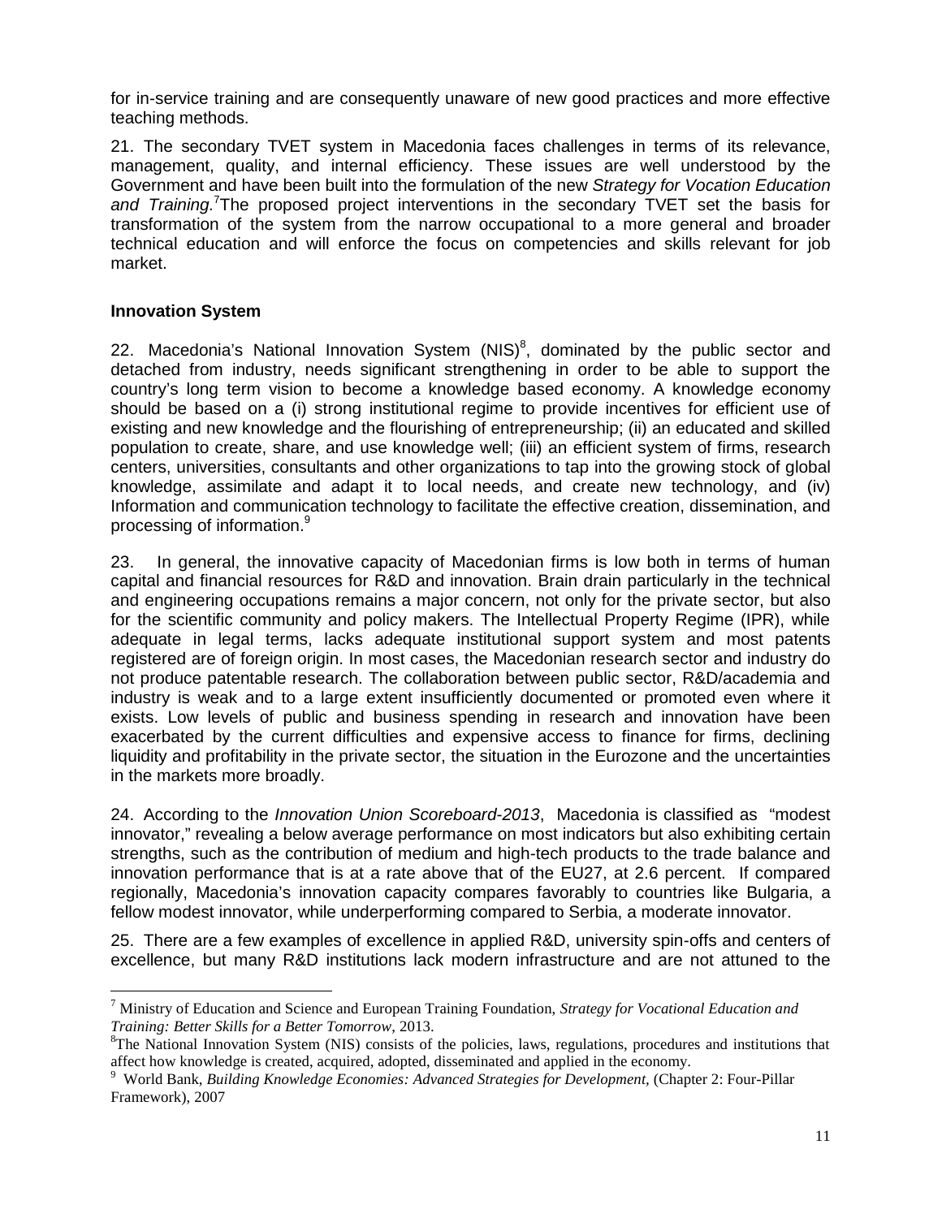for in-service training and are consequently unaware of new good practices and more effective teaching methods.

21. The secondary TVET system in Macedonia faces challenges in terms of its relevance, management, quality, and internal efficiency. These issues are well understood by the Government and have been built into the formulation of the new *Strategy for Vocation Education and Training.*[7] The proposed project interventions in the secondary TVET set the basis for transformation of the system from the narrow occupational to a more general and broader technical education and will enforce the focus on competencies and skills relevant for job market.

**Innovation System**

22. Macedonia's National Innovation System (NIS)[8], dominated by the public sector and detached from industry, needs significant strengthening in order to be able to support the country's long term vision to become a knowledge based economy. A knowledge economy should be based on a (i) strong institutional regime to provide incentives for efficient use of existing and new knowledge and the flourishing of entrepreneurship; (ii) an educated and skilled population to create, share, and use knowledge well; (iii) an efficient system of firms, research centers, universities, consultants and other organizations to tap into the growing stock of global knowledge, assimilate and adapt it to local needs, and create new technology, and (iv) Information and communication technology to facilitate the effective creation, dissemination, and processing of information.[9]

23. In general, the innovative capacity of Macedonian firms is low both in terms of human capital and financial resources for R&D and innovation. Brain drain particularly in the technical and engineering occupations remains a major concern, not only for the private sector, but also for the scientific community and policy makers. The Intellectual Property Regime (IPR), while adequate in legal terms, lacks adequate institutional support system and most patents registered are of foreign origin. In most cases, the Macedonian research sector and industry do not produce patentable research. The collaboration between public sector, R&D/academia and industry is weak and to a large extent insufficiently documented or promoted even where it exists. Low levels of public and business spending in research and innovation have been exacerbated by the current difficulties and expensive access to finance for firms, declining liquidity and profitability in the private sector, the situation in the Eurozone and the uncertainties in the markets more broadly.

24. According to the *Innovation Union Scoreboard-2013*, Macedonia is classified as "modest innovator," revealing a below average performance on most indicators but also exhibiting certain strengths, such as the contribution of medium and high-tech products to the trade balance and innovation performance that is at a rate above that of the EU27, at 2.6 percent. If compared regionally, Macedonia's innovation capacity compares favorably to countries like Bulgaria, a fellow modest innovator, while underperforming compared to Serbia, a moderate innovator.

25. There are a few examples of excellence in applied R&D, university spin-offs and centers of excellence, but many R&D institutions lack modern infrastructure and are not attuned to the

---

[7] Ministry of Education and Science and European Training Foundation, *Strategy for Vocational Education and Training: Better Skills for a Better Tomorrow*, 2013.

[8] The National Innovation System (NIS) consists of the policies, laws, regulations, procedures and institutions that affect how knowledge is created, acquired, adopted, disseminated and applied in the economy.

[9] World Bank, *Building Knowledge Economies: Advanced Strategies for Development,* (Chapter 2: Four-Pillar Framework), 2007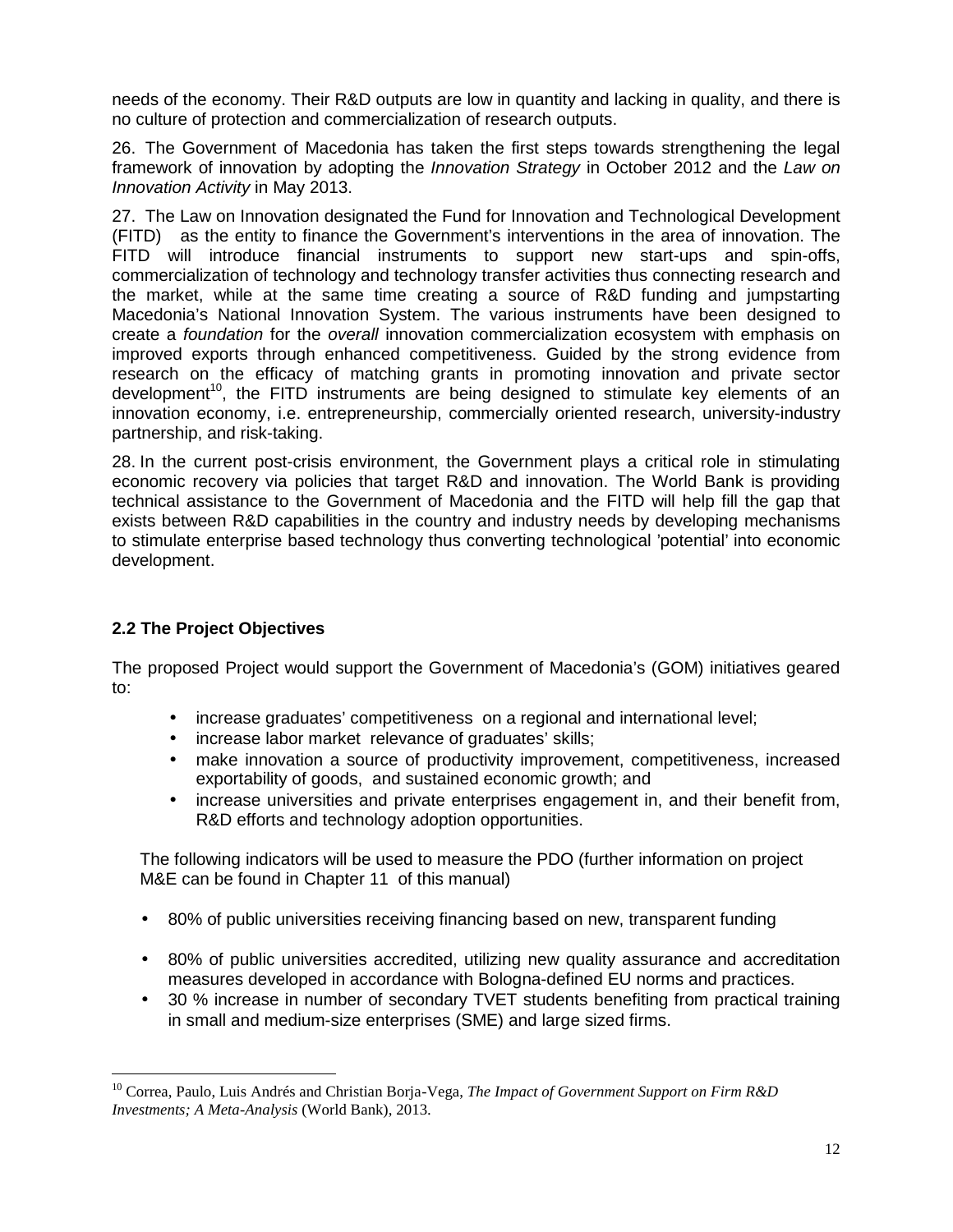needs of the economy. Their R&D outputs are low in quantity and lacking in quality, and there is no culture of protection and commercialization of research outputs.

26. The Government of Macedonia has taken the first steps towards strengthening the legal framework of innovation by adopting the *Innovation Strategy* in October 2012 and the *Law on Innovation Activity* in May 2013.

27. The Law on Innovation designated the Fund for Innovation and Technological Development (FITD) as the entity to finance the Government's interventions in the area of innovation. The FITD will introduce financial instruments to support new start-ups and spin-offs, commercialization of technology and technology transfer activities thus connecting research and the market, while at the same time creating a source of R&D funding and jumpstarting Macedonia's National Innovation System. The various instruments have been designed to create a *foundation* for the *overall* innovation commercialization ecosystem with emphasis on improved exports through enhanced competitiveness. Guided by the strong evidence from research on the efficacy of matching grants in promoting innovation and private sector development[10], the FITD instruments are being designed to stimulate key elements of an innovation economy, i.e. entrepreneurship, commercially oriented research, university-industry partnership, and risk-taking.

28. In the current post-crisis environment, the Government plays a critical role in stimulating economic recovery via policies that target R&D and innovation. The World Bank is providing technical assistance to the Government of Macedonia and the FITD will help fill the gap that exists between R&D capabilities in the country and industry needs by developing mechanisms to stimulate enterprise based technology thus converting technological 'potential' into economic development.

### 2.2 The Project Objectives

The proposed Project would support the Government of Macedonia's (GOM) initiatives geared to:

- increase graduates' competitiveness on a regional and international level;
- increase labor market relevance of graduates' skills;
- make innovation a source of productivity improvement, competitiveness, increased exportability of goods, and sustained economic growth; and
- increase universities and private enterprises engagement in, and their benefit from, R&D efforts and technology adoption opportunities.

The following indicators will be used to measure the PDO (further information on project M&E can be found in Chapter 11 of this manual)

- 80% of public universities receiving financing based on new, transparent funding
- 80% of public universities accredited, utilizing new quality assurance and accreditation measures developed in accordance with Bologna-defined EU norms and practices.
- 30 % increase in number of secondary TVET students benefiting from practical training in small and medium-size enterprises (SME) and large sized firms.

---

[10] Correa, Paulo, Luis Andrés and Christian Borja-Vega, *The Impact of Government Support on Firm R&D Investments; A Meta-Analysis* (World Bank), 2013.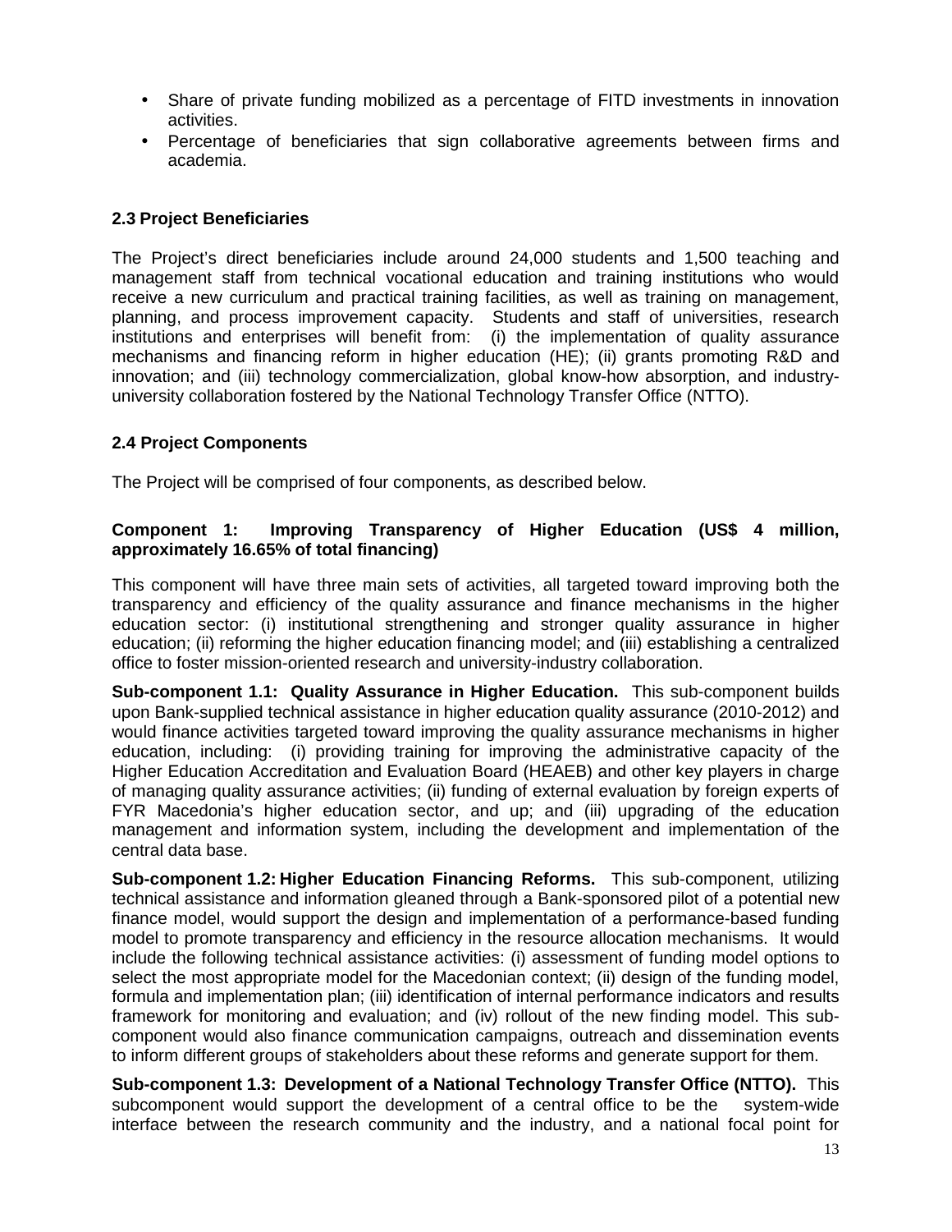- Share of private funding mobilized as a percentage of FITD investments in innovation activities.
- Percentage of beneficiaries that sign collaborative agreements between firms and academia.

### 2.3 Project Beneficiaries

The Project's direct beneficiaries include around 24,000 students and 1,500 teaching and management staff from technical vocational education and training institutions who would receive a new curriculum and practical training facilities, as well as training on management, planning, and process improvement capacity. Students and staff of universities, research institutions and enterprises will benefit from: (i) the implementation of quality assurance mechanisms and financing reform in higher education (HE); (ii) grants promoting R&D and innovation; and (iii) technology commercialization, global know-how absorption, and industry-university collaboration fostered by the National Technology Transfer Office (NTTO).

### 2.4 Project Components

The Project will be comprised of four components, as described below.

**Component 1: Improving Transparency of Higher Education (US$ 4 million, approximately 16.65% of total financing)**

This component will have three main sets of activities, all targeted toward improving both the transparency and efficiency of the quality assurance and finance mechanisms in the higher education sector: (i) institutional strengthening and stronger quality assurance in higher education; (ii) reforming the higher education financing model; and (iii) establishing a centralized office to foster mission-oriented research and university-industry collaboration.

**Sub-component 1.1: Quality Assurance in Higher Education.** This sub-component builds upon Bank-supplied technical assistance in higher education quality assurance (2010-2012) and would finance activities targeted toward improving the quality assurance mechanisms in higher education, including: (i) providing training for improving the administrative capacity of the Higher Education Accreditation and Evaluation Board (HEAEB) and other key players in charge of managing quality assurance activities; (ii) funding of external evaluation by foreign experts of FYR Macedonia's higher education sector, and up; and (iii) upgrading of the education management and information system, including the development and implementation of the central data base.

**Sub-component 1.2: Higher Education Financing Reforms.** This sub-component, utilizing technical assistance and information gleaned through a Bank-sponsored pilot of a potential new finance model, would support the design and implementation of a performance-based funding model to promote transparency and efficiency in the resource allocation mechanisms. It would include the following technical assistance activities: (i) assessment of funding model options to select the most appropriate model for the Macedonian context; (ii) design of the funding model, formula and implementation plan; (iii) identification of internal performance indicators and results framework for monitoring and evaluation; and (iv) rollout of the new finding model. This sub-component would also finance communication campaigns, outreach and dissemination events to inform different groups of stakeholders about these reforms and generate support for them.

**Sub-component 1.3: Development of a National Technology Transfer Office (NTTO).** This subcomponent would support the development of a central office to be the system-wide interface between the research community and the industry, and a national focal point for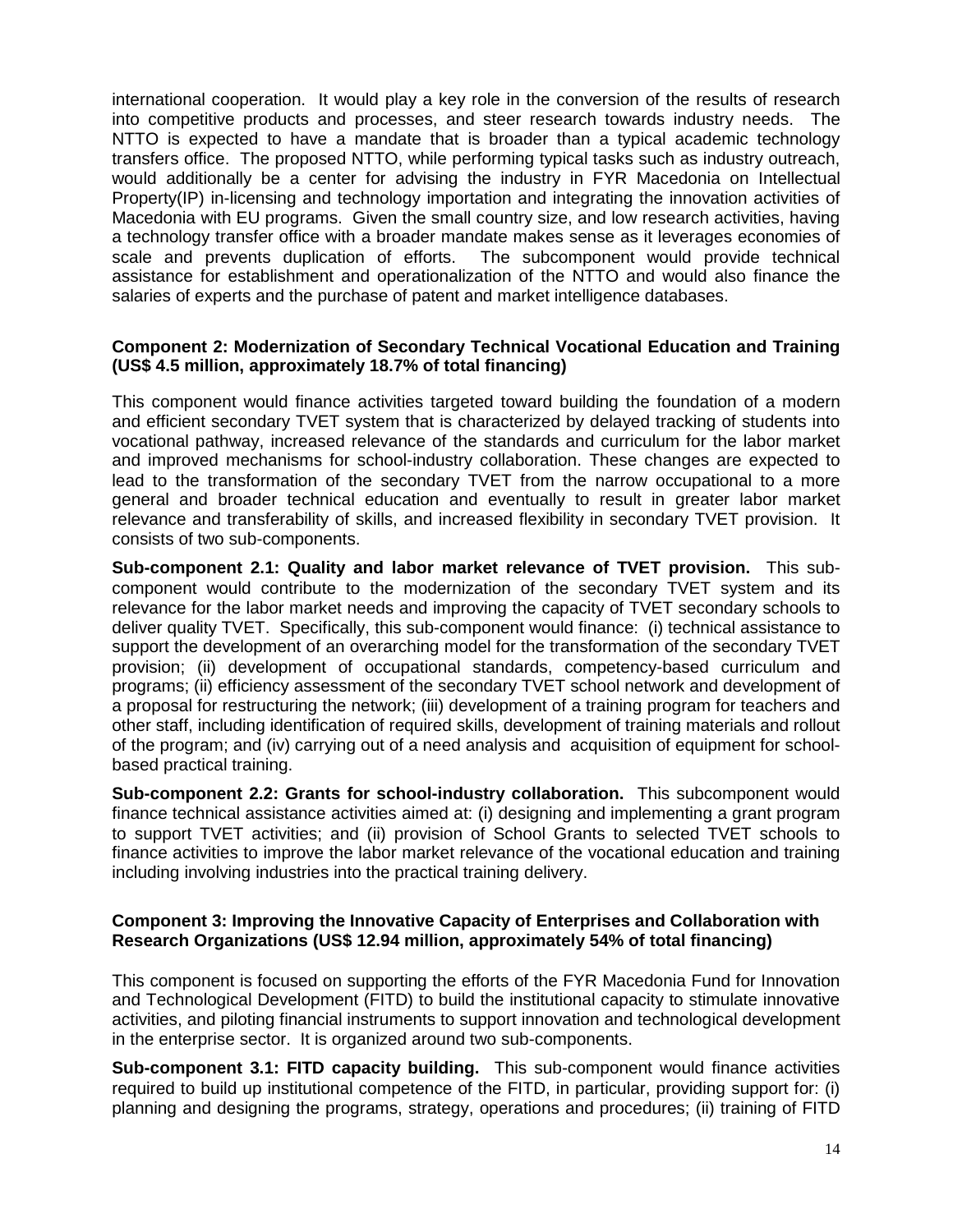international cooperation. It would play a key role in the conversion of the results of research into competitive products and processes, and steer research towards industry needs. The NTTO is expected to have a mandate that is broader than a typical academic technology transfers office. The proposed NTTO, while performing typical tasks such as industry outreach, would additionally be a center for advising the industry in FYR Macedonia on Intellectual Property(IP) in-licensing and technology importation and integrating the innovation activities of Macedonia with EU programs. Given the small country size, and low research activities, having a technology transfer office with a broader mandate makes sense as it leverages economies of scale and prevents duplication of efforts. The subcomponent would provide technical assistance for establishment and operationalization of the NTTO and would also finance the salaries of experts and the purchase of patent and market intelligence databases.

**Component 2: Modernization of Secondary Technical Vocational Education and Training (US$ 4.5 million, approximately 18.7% of total financing)**

This component would finance activities targeted toward building the foundation of a modern and efficient secondary TVET system that is characterized by delayed tracking of students into vocational pathway, increased relevance of the standards and curriculum for the labor market and improved mechanisms for school-industry collaboration. These changes are expected to lead to the transformation of the secondary TVET from the narrow occupational to a more general and broader technical education and eventually to result in greater labor market relevance and transferability of skills, and increased flexibility in secondary TVET provision. It consists of two sub-components.

**Sub-component 2.1: Quality and labor market relevance of TVET provision.** This sub-component would contribute to the modernization of the secondary TVET system and its relevance for the labor market needs and improving the capacity of TVET secondary schools to deliver quality TVET. Specifically, this sub-component would finance: (i) technical assistance to support the development of an overarching model for the transformation of the secondary TVET provision; (ii) development of occupational standards, competency-based curriculum and programs; (ii) efficiency assessment of the secondary TVET school network and development of a proposal for restructuring the network; (iii) development of a training program for teachers and other staff, including identification of required skills, development of training materials and rollout of the program; and (iv) carrying out of a need analysis and acquisition of equipment for school-based practical training.

**Sub-component 2.2: Grants for school-industry collaboration.** This subcomponent would finance technical assistance activities aimed at: (i) designing and implementing a grant program to support TVET activities; and (ii) provision of School Grants to selected TVET schools to finance activities to improve the labor market relevance of the vocational education and training including involving industries into the practical training delivery.

**Component 3: Improving the Innovative Capacity of Enterprises and Collaboration with Research Organizations (US$ 12.94 million, approximately 54% of total financing)**

This component is focused on supporting the efforts of the FYR Macedonia Fund for Innovation and Technological Development (FITD) to build the institutional capacity to stimulate innovative activities, and piloting financial instruments to support innovation and technological development in the enterprise sector. It is organized around two sub-components.

**Sub-component 3.1: FITD capacity building.** This sub-component would finance activities required to build up institutional competence of the FITD, in particular, providing support for: (i) planning and designing the programs, strategy, operations and procedures; (ii) training of FITD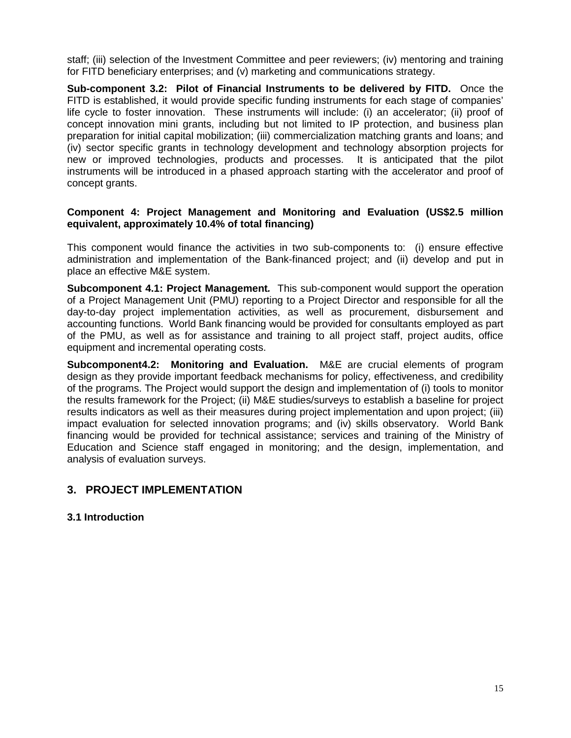staff; (iii) selection of the Investment Committee and peer reviewers; (iv) mentoring and training for FITD beneficiary enterprises; and (v) marketing and communications strategy.

**Sub-component 3.2: Pilot of Financial Instruments to be delivered by FITD.** Once the FITD is established, it would provide specific funding instruments for each stage of companies' life cycle to foster innovation. These instruments will include: (i) an accelerator; (ii) proof of concept innovation mini grants, including but not limited to IP protection, and business plan preparation for initial capital mobilization; (iii) commercialization matching grants and loans; and (iv) sector specific grants in technology development and technology absorption projects for new or improved technologies, products and processes. It is anticipated that the pilot instruments will be introduced in a phased approach starting with the accelerator and proof of concept grants.

**Component 4: Project Management and Monitoring and Evaluation (US$2.5 million equivalent, approximately 10.4% of total financing)**

This component would finance the activities in two sub-components to: (i) ensure effective administration and implementation of the Bank-financed project; and (ii) develop and put in place an effective M&E system.

**Subcomponent 4.1: Project Management.** This sub-component would support the operation of a Project Management Unit (PMU) reporting to a Project Director and responsible for all the day-to-day project implementation activities, as well as procurement, disbursement and accounting functions. World Bank financing would be provided for consultants employed as part of the PMU, as well as for assistance and training to all project staff, project audits, office equipment and incremental operating costs.

**Subcomponent4.2: Monitoring and Evaluation.** M&E are crucial elements of program design as they provide important feedback mechanisms for policy, effectiveness, and credibility of the programs. The Project would support the design and implementation of (i) tools to monitor the results framework for the Project; (ii) M&E studies/surveys to establish a baseline for project results indicators as well as their measures during project implementation and upon project; (iii) impact evaluation for selected innovation programs; and (iv) skills observatory. World Bank financing would be provided for technical assistance; services and training of the Ministry of Education and Science staff engaged in monitoring; and the design, implementation, and analysis of evaluation surveys.

## 3. PROJECT IMPLEMENTATION

### 3.1 Introduction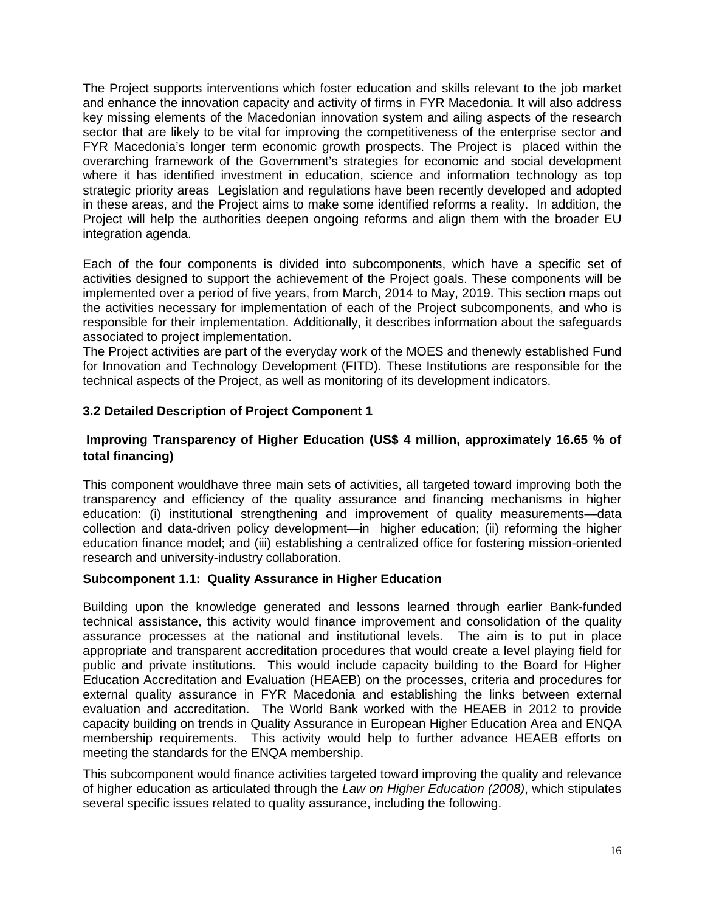The Project supports interventions which foster education and skills relevant to the job market and enhance the innovation capacity and activity of firms in FYR Macedonia. It will also address key missing elements of the Macedonian innovation system and ailing aspects of the research sector that are likely to be vital for improving the competitiveness of the enterprise sector and FYR Macedonia's longer term economic growth prospects. The Project is placed within the overarching framework of the Government's strategies for economic and social development where it has identified investment in education, science and information technology as top strategic priority areas Legislation and regulations have been recently developed and adopted in these areas, and the Project aims to make some identified reforms a reality. In addition, the Project will help the authorities deepen ongoing reforms and align them with the broader EU integration agenda.

Each of the four components is divided into subcomponents, which have a specific set of activities designed to support the achievement of the Project goals. These components will be implemented over a period of five years, from March, 2014 to May, 2019. This section maps out the activities necessary for implementation of each of the Project subcomponents, and who is responsible for their implementation. Additionally, it describes information about the safeguards associated to project implementation.
The Project activities are part of the everyday work of the MOES and thenewly established Fund for Innovation and Technology Development (FITD). These Institutions are responsible for the technical aspects of the Project, as well as monitoring of its development indicators.

### 3.2 Detailed Description of Project Component 1

**Improving Transparency of Higher Education (US$ 4 million, approximately 16.65 % of total financing)**

This component wouldhave three main sets of activities, all targeted toward improving both the transparency and efficiency of the quality assurance and financing mechanisms in higher education: (i) institutional strengthening and improvement of quality measurements—data collection and data-driven policy development—in higher education; (ii) reforming the higher education finance model; and (iii) establishing a centralized office for fostering mission-oriented research and university-industry collaboration.

#### Subcomponent 1.1: Quality Assurance in Higher Education

Building upon the knowledge generated and lessons learned through earlier Bank-funded technical assistance, this activity would finance improvement and consolidation of the quality assurance processes at the national and institutional levels. The aim is to put in place appropriate and transparent accreditation procedures that would create a level playing field for public and private institutions. This would include capacity building to the Board for Higher Education Accreditation and Evaluation (HEAEB) on the processes, criteria and procedures for external quality assurance in FYR Macedonia and establishing the links between external evaluation and accreditation. The World Bank worked with the HEAEB in 2012 to provide capacity building on trends in Quality Assurance in European Higher Education Area and ENQA membership requirements. This activity would help to further advance HEAEB efforts on meeting the standards for the ENQA membership.

This subcomponent would finance activities targeted toward improving the quality and relevance of higher education as articulated through the *Law on Higher Education (2008)*, which stipulates several specific issues related to quality assurance, including the following.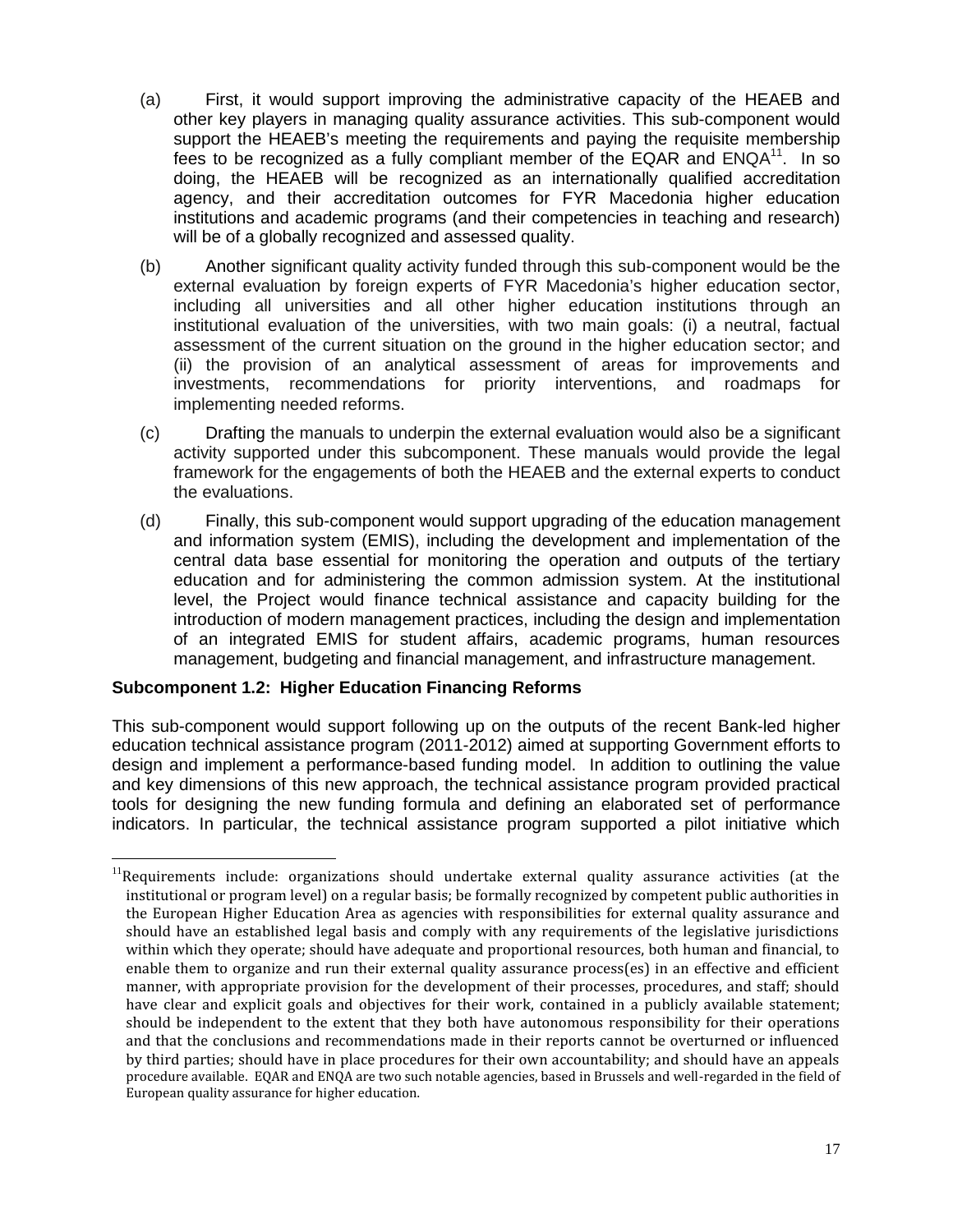(a) First, it would support improving the administrative capacity of the HEAEB and other key players in managing quality assurance activities. This sub-component would support the HEAEB's meeting the requirements and paying the requisite membership fees to be recognized as a fully compliant member of the EQAR and ENQA[11]. In so doing, the HEAEB will be recognized as an internationally qualified accreditation agency, and their accreditation outcomes for FYR Macedonia higher education institutions and academic programs (and their competencies in teaching and research) will be of a globally recognized and assessed quality.

(b) Another significant quality activity funded through this sub-component would be the external evaluation by foreign experts of FYR Macedonia's higher education sector, including all universities and all other higher education institutions through an institutional evaluation of the universities, with two main goals: (i) a neutral, factual assessment of the current situation on the ground in the higher education sector; and (ii) the provision of an analytical assessment of areas for improvements and investments, recommendations for priority interventions, and roadmaps for implementing needed reforms.

(c) Drafting the manuals to underpin the external evaluation would also be a significant activity supported under this subcomponent. These manuals would provide the legal framework for the engagements of both the HEAEB and the external experts to conduct the evaluations.

(d) Finally, this sub-component would support upgrading of the education management and information system (EMIS), including the development and implementation of the central data base essential for monitoring the operation and outputs of the tertiary education and for administering the common admission system. At the institutional level, the Project would finance technical assistance and capacity building for the introduction of modern management practices, including the design and implementation of an integrated EMIS for student affairs, academic programs, human resources management, budgeting and financial management, and infrastructure management.

**Subcomponent 1.2: Higher Education Financing Reforms**

This sub-component would support following up on the outputs of the recent Bank-led higher education technical assistance program (2011-2012) aimed at supporting Government efforts to design and implement a performance-based funding model. In addition to outlining the value and key dimensions of this new approach, the technical assistance program provided practical tools for designing the new funding formula and defining an elaborated set of performance indicators. In particular, the technical assistance program supported a pilot initiative which

---

[11] Requirements include: organizations should undertake external quality assurance activities (at the institutional or program level) on a regular basis; be formally recognized by competent public authorities in the European Higher Education Area as agencies with responsibilities for external quality assurance and should have an established legal basis and comply with any requirements of the legislative jurisdictions within which they operate; should have adequate and proportional resources, both human and financial, to enable them to organize and run their external quality assurance process(es) in an effective and efficient manner, with appropriate provision for the development of their processes, procedures, and staff; should have clear and explicit goals and objectives for their work, contained in a publicly available statement; should be independent to the extent that they both have autonomous responsibility for their operations and that the conclusions and recommendations made in their reports cannot be overturned or influenced by third parties; should have in place procedures for their own accountability; and should have an appeals procedure available. EQAR and ENQA are two such notable agencies, based in Brussels and well-regarded in the field of European quality assurance for higher education.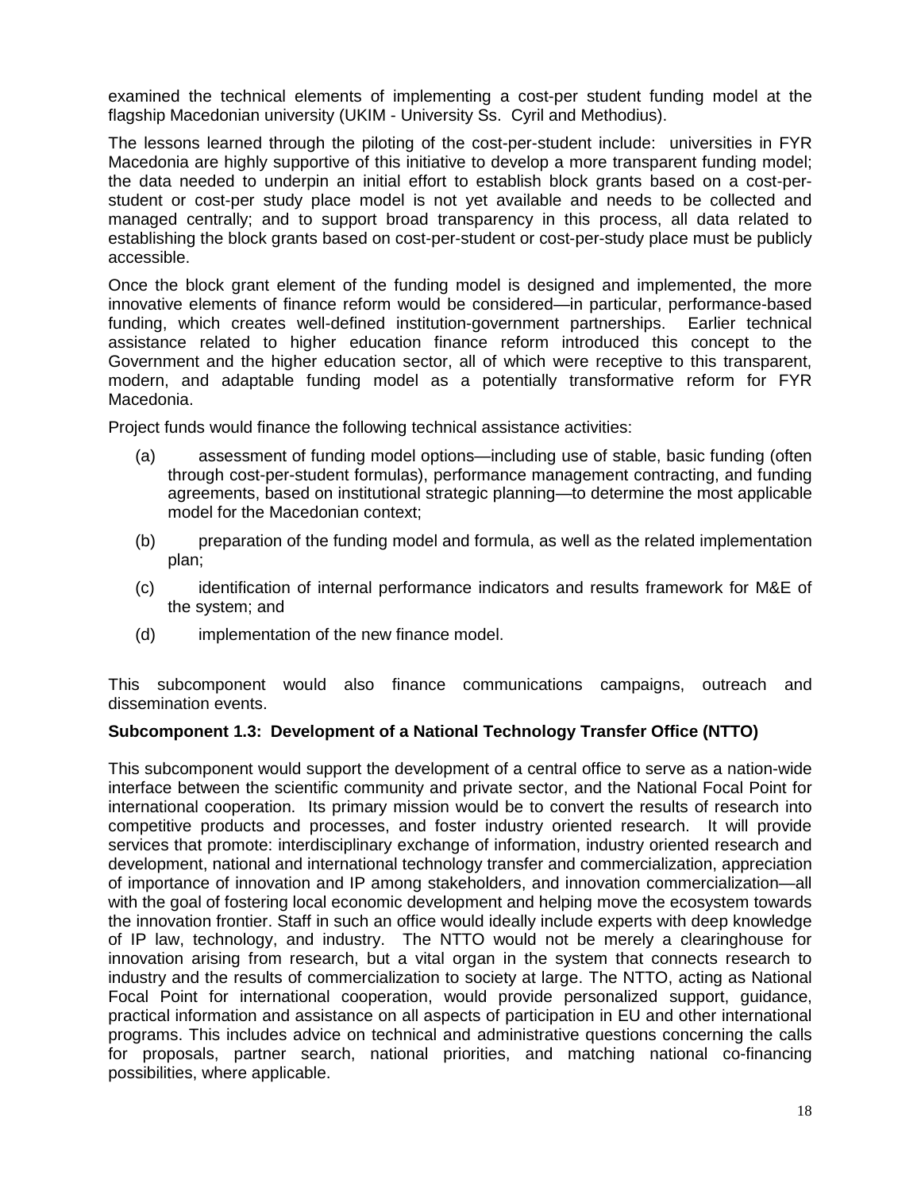examined the technical elements of implementing a cost-per student funding model at the flagship Macedonian university (UKIM - University Ss. Cyril and Methodius).

The lessons learned through the piloting of the cost-per-student include: universities in FYR Macedonia are highly supportive of this initiative to develop a more transparent funding model; the data needed to underpin an initial effort to establish block grants based on a cost-per-student or cost-per study place model is not yet available and needs to be collected and managed centrally; and to support broad transparency in this process, all data related to establishing the block grants based on cost-per-student or cost-per-study place must be publicly accessible.

Once the block grant element of the funding model is designed and implemented, the more innovative elements of finance reform would be considered—in particular, performance-based funding, which creates well-defined institution-government partnerships. Earlier technical assistance related to higher education finance reform introduced this concept to the Government and the higher education sector, all of which were receptive to this transparent, modern, and adaptable funding model as a potentially transformative reform for FYR Macedonia.

Project funds would finance the following technical assistance activities:

(a) assessment of funding model options—including use of stable, basic funding (often through cost-per-student formulas), performance management contracting, and funding agreements, based on institutional strategic planning—to determine the most applicable model for the Macedonian context;

(b) preparation of the funding model and formula, as well as the related implementation plan;

(c) identification of internal performance indicators and results framework for M&E of the system; and

(d) implementation of the new finance model.

This subcomponent would also finance communications campaigns, outreach and dissemination events.

**Subcomponent 1.3: Development of a National Technology Transfer Office (NTTO)**

This subcomponent would support the development of a central office to serve as a nation-wide interface between the scientific community and private sector, and the National Focal Point for international cooperation. Its primary mission would be to convert the results of research into competitive products and processes, and foster industry oriented research. It will provide services that promote: interdisciplinary exchange of information, industry oriented research and development, national and international technology transfer and commercialization, appreciation of importance of innovation and IP among stakeholders, and innovation commercialization—all with the goal of fostering local economic development and helping move the ecosystem towards the innovation frontier. Staff in such an office would ideally include experts with deep knowledge of IP law, technology, and industry. The NTTO would not be merely a clearinghouse for innovation arising from research, but a vital organ in the system that connects research to industry and the results of commercialization to society at large. The NTTO, acting as National Focal Point for international cooperation, would provide personalized support, guidance, practical information and assistance on all aspects of participation in EU and other international programs. This includes advice on technical and administrative questions concerning the calls for proposals, partner search, national priorities, and matching national co-financing possibilities, where applicable.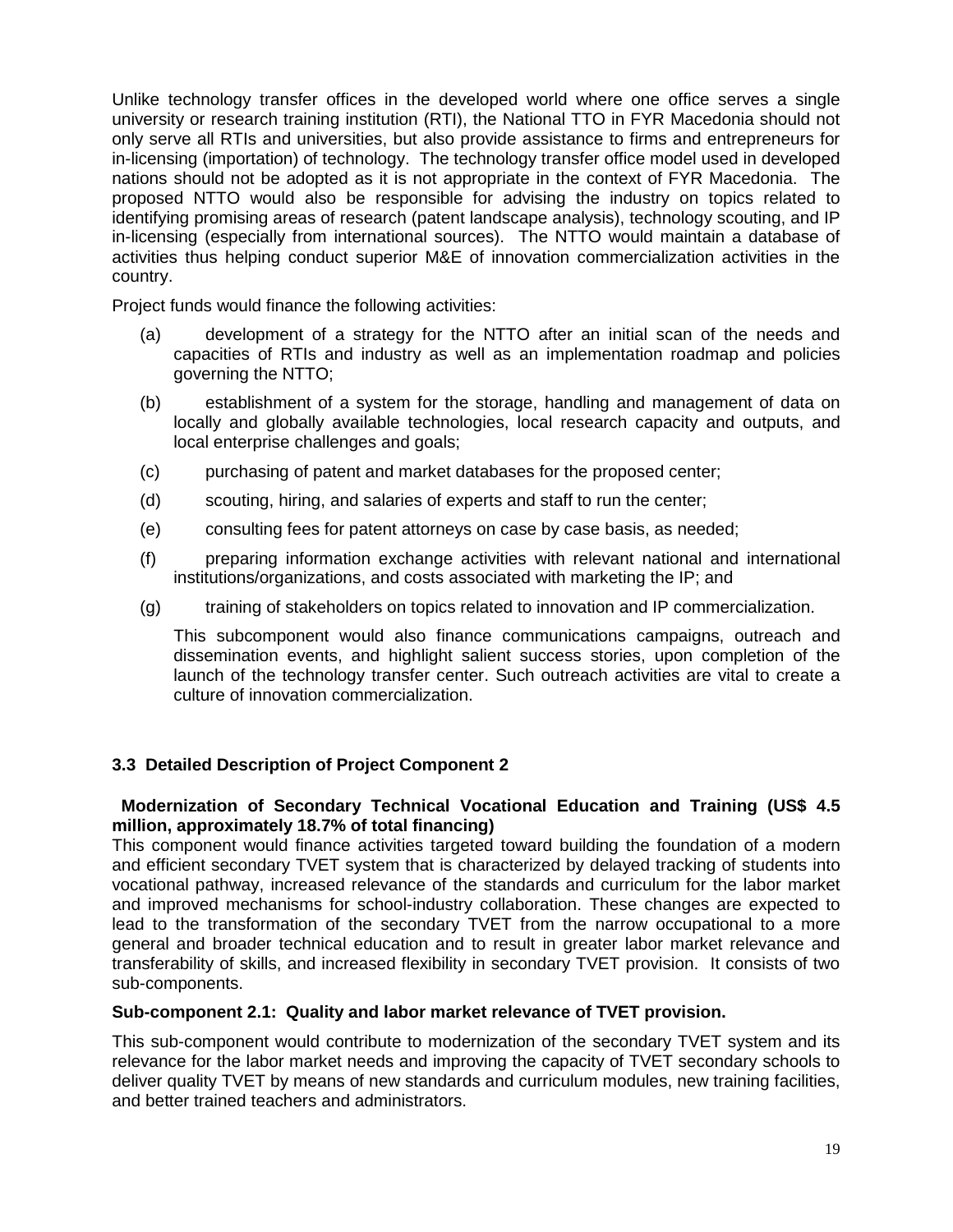Unlike technology transfer offices in the developed world where one office serves a single university or research training institution (RTI), the National TTO in FYR Macedonia should not only serve all RTIs and universities, but also provide assistance to firms and entrepreneurs for in-licensing (importation) of technology. The technology transfer office model used in developed nations should not be adopted as it is not appropriate in the context of FYR Macedonia. The proposed NTTO would also be responsible for advising the industry on topics related to identifying promising areas of research (patent landscape analysis), technology scouting, and IP in-licensing (especially from international sources). The NTTO would maintain a database of activities thus helping conduct superior M&E of innovation commercialization activities in the country.

Project funds would finance the following activities:

(a) development of a strategy for the NTTO after an initial scan of the needs and capacities of RTIs and industry as well as an implementation roadmap and policies governing the NTTO;

(b) establishment of a system for the storage, handling and management of data on locally and globally available technologies, local research capacity and outputs, and local enterprise challenges and goals;

(c) purchasing of patent and market databases for the proposed center;

(d) scouting, hiring, and salaries of experts and staff to run the center;

(e) consulting fees for patent attorneys on case by case basis, as needed;

(f) preparing information exchange activities with relevant national and international institutions/organizations, and costs associated with marketing the IP; and

(g) training of stakeholders on topics related to innovation and IP commercialization.

This subcomponent would also finance communications campaigns, outreach and dissemination events, and highlight salient success stories, upon completion of the launch of the technology transfer center. Such outreach activities are vital to create a culture of innovation commercialization.

### 3.3 Detailed Description of Project Component 2

**Modernization of Secondary Technical Vocational Education and Training (US$ 4.5 million, approximately 18.7% of total financing)**

This component would finance activities targeted toward building the foundation of a modern and efficient secondary TVET system that is characterized by delayed tracking of students into vocational pathway, increased relevance of the standards and curriculum for the labor market and improved mechanisms for school-industry collaboration. These changes are expected to lead to the transformation of the secondary TVET from the narrow occupational to a more general and broader technical education and to result in greater labor market relevance and transferability of skills, and increased flexibility in secondary TVET provision. It consists of two sub-components.

**Sub-component 2.1: Quality and labor market relevance of TVET provision.**

This sub-component would contribute to modernization of the secondary TVET system and its relevance for the labor market needs and improving the capacity of TVET secondary schools to deliver quality TVET by means of new standards and curriculum modules, new training facilities, and better trained teachers and administrators.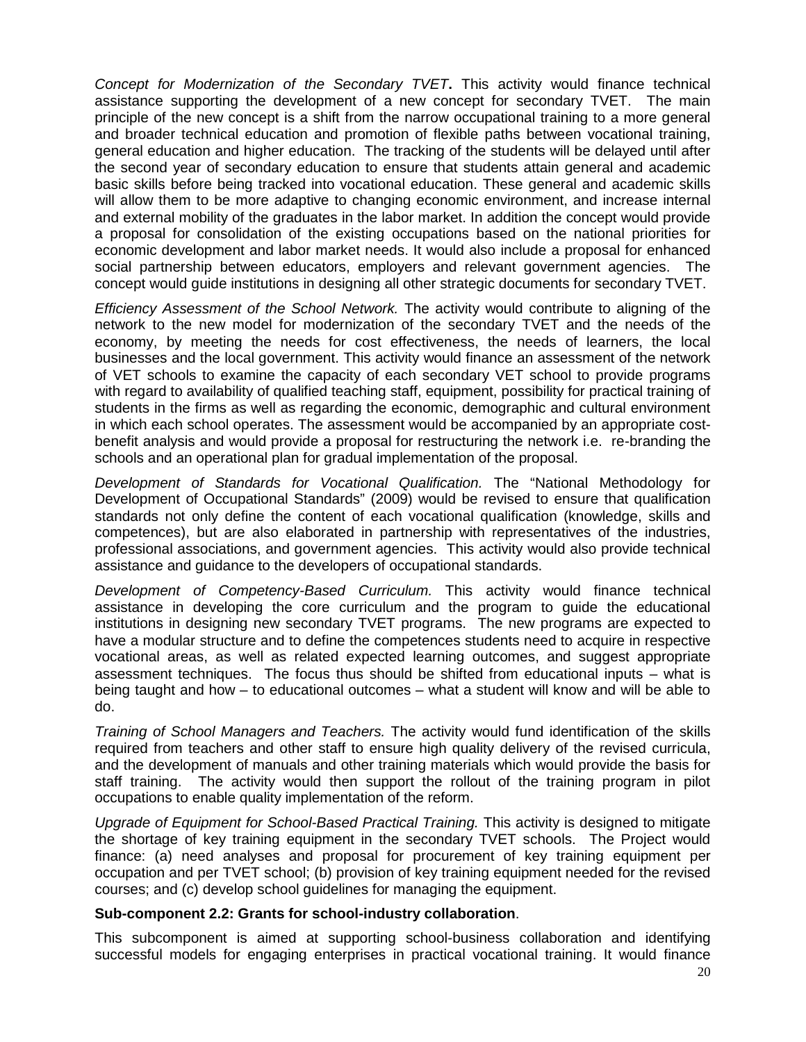*Concept for Modernization of the Secondary TVET***.** This activity would finance technical assistance supporting the development of a new concept for secondary TVET. The main principle of the new concept is a shift from the narrow occupational training to a more general and broader technical education and promotion of flexible paths between vocational training, general education and higher education. The tracking of the students will be delayed until after the second year of secondary education to ensure that students attain general and academic basic skills before being tracked into vocational education. These general and academic skills will allow them to be more adaptive to changing economic environment, and increase internal and external mobility of the graduates in the labor market. In addition the concept would provide a proposal for consolidation of the existing occupations based on the national priorities for economic development and labor market needs. It would also include a proposal for enhanced social partnership between educators, employers and relevant government agencies. The concept would guide institutions in designing all other strategic documents for secondary TVET.

*Efficiency Assessment of the School Network.* The activity would contribute to aligning of the network to the new model for modernization of the secondary TVET and the needs of the economy, by meeting the needs for cost effectiveness, the needs of learners, the local businesses and the local government. This activity would finance an assessment of the network of VET schools to examine the capacity of each secondary VET school to provide programs with regard to availability of qualified teaching staff, equipment, possibility for practical training of students in the firms as well as regarding the economic, demographic and cultural environment in which each school operates. The assessment would be accompanied by an appropriate cost-benefit analysis and would provide a proposal for restructuring the network i.e. re-branding the schools and an operational plan for gradual implementation of the proposal.

*Development of Standards for Vocational Qualification.* The "National Methodology for Development of Occupational Standards" (2009) would be revised to ensure that qualification standards not only define the content of each vocational qualification (knowledge, skills and competences), but are also elaborated in partnership with representatives of the industries, professional associations, and government agencies. This activity would also provide technical assistance and guidance to the developers of occupational standards.

*Development of Competency-Based Curriculum.* This activity would finance technical assistance in developing the core curriculum and the program to guide the educational institutions in designing new secondary TVET programs. The new programs are expected to have a modular structure and to define the competences students need to acquire in respective vocational areas, as well as related expected learning outcomes, and suggest appropriate assessment techniques. The focus thus should be shifted from educational inputs – what is being taught and how – to educational outcomes – what a student will know and will be able to do.

*Training of School Managers and Teachers.* The activity would fund identification of the skills required from teachers and other staff to ensure high quality delivery of the revised curricula, and the development of manuals and other training materials which would provide the basis for staff training. The activity would then support the rollout of the training program in pilot occupations to enable quality implementation of the reform.

*Upgrade of Equipment for School-Based Practical Training.* This activity is designed to mitigate the shortage of key training equipment in the secondary TVET schools. The Project would finance: (a) need analyses and proposal for procurement of key training equipment per occupation and per TVET school; (b) provision of key training equipment needed for the revised courses; and (c) develop school guidelines for managing the equipment.

**Sub-component 2.2: Grants for school-industry collaboration**.

This subcomponent is aimed at supporting school-business collaboration and identifying successful models for engaging enterprises in practical vocational training. It would finance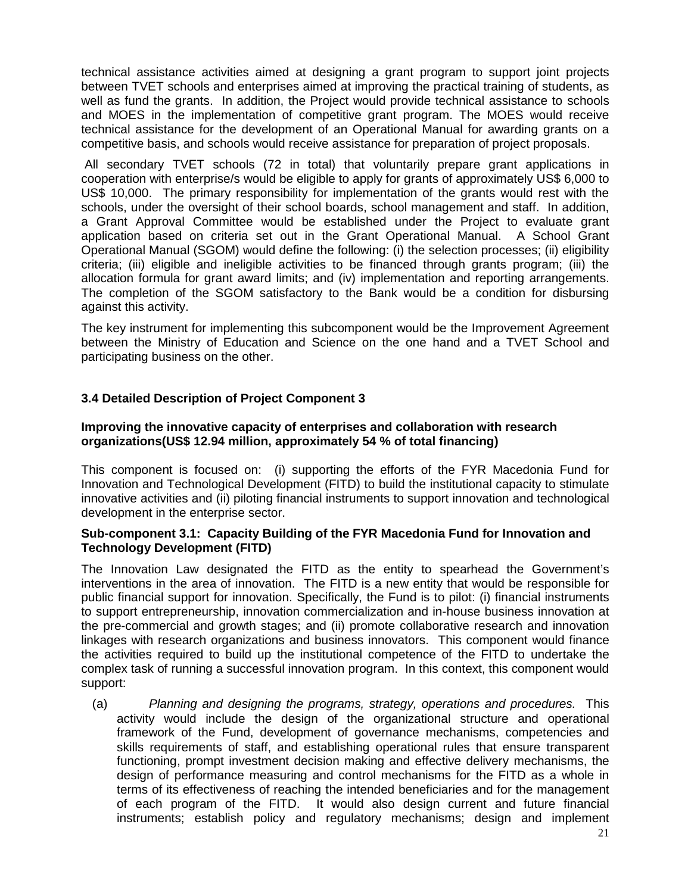technical assistance activities aimed at designing a grant program to support joint projects between TVET schools and enterprises aimed at improving the practical training of students, as well as fund the grants. In addition, the Project would provide technical assistance to schools and MOES in the implementation of competitive grant program. The MOES would receive technical assistance for the development of an Operational Manual for awarding grants on a competitive basis, and schools would receive assistance for preparation of project proposals.

All secondary TVET schools (72 in total) that voluntarily prepare grant applications in cooperation with enterprise/s would be eligible to apply for grants of approximately US$ 6,000 to US$ 10,000. The primary responsibility for implementation of the grants would rest with the schools, under the oversight of their school boards, school management and staff. In addition, a Grant Approval Committee would be established under the Project to evaluate grant application based on criteria set out in the Grant Operational Manual. A School Grant Operational Manual (SGOM) would define the following: (i) the selection processes; (ii) eligibility criteria; (iii) eligible and ineligible activities to be financed through grants program; (iv) the allocation formula for grant award limits; and (iv) implementation and reporting arrangements. The completion of the SGOM satisfactory to the Bank would be a condition for disbursing against this activity.

The key instrument for implementing this subcomponent would be the Improvement Agreement between the Ministry of Education and Science on the one hand and a TVET School and participating business on the other.

### 3.4 Detailed Description of Project Component 3

**Improving the innovative capacity of enterprises and collaboration with research organizations(US$ 12.94 million, approximately 54 % of total financing)**

This component is focused on: (i) supporting the efforts of the FYR Macedonia Fund for Innovation and Technological Development (FITD) to build the institutional capacity to stimulate innovative activities and (ii) piloting financial instruments to support innovation and technological development in the enterprise sector.

**Sub-component 3.1: Capacity Building of the FYR Macedonia Fund for Innovation and Technology Development (FITD)**

The Innovation Law designated the FITD as the entity to spearhead the Government's interventions in the area of innovation. The FITD is a new entity that would be responsible for public financial support for innovation. Specifically, the Fund is to pilot: (i) financial instruments to support entrepreneurship, innovation commercialization and in-house business innovation at the pre-commercial and growth stages; and (ii) promote collaborative research and innovation linkages with research organizations and business innovators. This component would finance the activities required to build up the institutional competence of the FITD to undertake the complex task of running a successful innovation program. In this context, this component would support:

(a) *Planning and designing the programs, strategy, operations and procedures.* This activity would include the design of the organizational structure and operational framework of the Fund, development of governance mechanisms, competencies and skills requirements of staff, and establishing operational rules that ensure transparent functioning, prompt investment decision making and effective delivery mechanisms, the design of performance measuring and control mechanisms for the FITD as a whole in terms of its effectiveness of reaching the intended beneficiaries and for the management of each program of the FITD. It would also design current and future financial instruments; establish policy and regulatory mechanisms; design and implement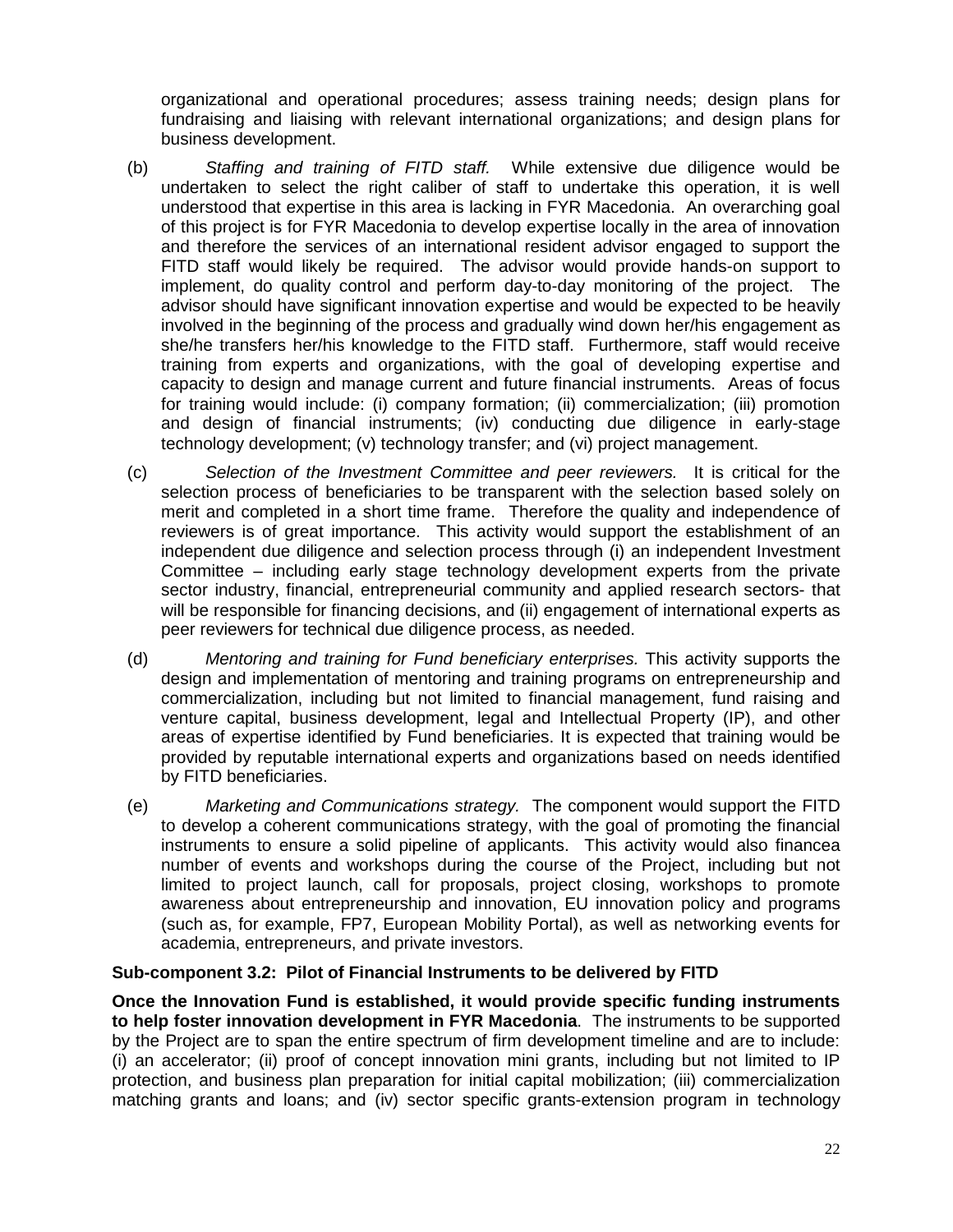organizational and operational procedures; assess training needs; design plans for fundraising and liaising with relevant international organizations; and design plans for business development.

(b) *Staffing and training of FITD staff.* While extensive due diligence would be undertaken to select the right caliber of staff to undertake this operation, it is well understood that expertise in this area is lacking in FYR Macedonia. An overarching goal of this project is for FYR Macedonia to develop expertise locally in the area of innovation and therefore the services of an international resident advisor engaged to support the FITD staff would likely be required. The advisor would provide hands-on support to implement, do quality control and perform day-to-day monitoring of the project. The advisor should have significant innovation expertise and would be expected to be heavily involved in the beginning of the process and gradually wind down her/his engagement as she/he transfers her/his knowledge to the FITD staff. Furthermore, staff would receive training from experts and organizations, with the goal of developing expertise and capacity to design and manage current and future financial instruments. Areas of focus for training would include: (i) company formation; (ii) commercialization; (iii) promotion and design of financial instruments; (iv) conducting due diligence in early-stage technology development; (v) technology transfer; and (vi) project management.

(c) *Selection of the Investment Committee and peer reviewers.* It is critical for the selection process of beneficiaries to be transparent with the selection based solely on merit and completed in a short time frame. Therefore the quality and independence of reviewers is of great importance. This activity would support the establishment of an independent due diligence and selection process through (i) an independent Investment Committee – including early stage technology development experts from the private sector industry, financial, entrepreneurial community and applied research sectors- that will be responsible for financing decisions, and (ii) engagement of international experts as peer reviewers for technical due diligence process, as needed.

(d) *Mentoring and training for Fund beneficiary enterprises.* This activity supports the design and implementation of mentoring and training programs on entrepreneurship and commercialization, including but not limited to financial management, fund raising and venture capital, business development, legal and Intellectual Property (IP), and other areas of expertise identified by Fund beneficiaries. It is expected that training would be provided by reputable international experts and organizations based on needs identified by FITD beneficiaries.

(e) *Marketing and Communications strategy.* The component would support the FITD to develop a coherent communications strategy, with the goal of promoting the financial instruments to ensure a solid pipeline of applicants. This activity would also financea number of events and workshops during the course of the Project, including but not limited to project launch, call for proposals, project closing, workshops to promote awareness about entrepreneurship and innovation, EU innovation policy and programs (such as, for example, FP7, European Mobility Portal), as well as networking events for academia, entrepreneurs, and private investors.

**Sub-component 3.2: Pilot of Financial Instruments to be delivered by FITD**

**Once the Innovation Fund is established, it would provide specific funding instruments to help foster innovation development in FYR Macedonia**. The instruments to be supported by the Project are to span the entire spectrum of firm development timeline and are to include: (i) an accelerator; (ii) proof of concept innovation mini grants, including but not limited to IP protection, and business plan preparation for initial capital mobilization; (iii) commercialization matching grants and loans; and (iv) sector specific grants-extension program in technology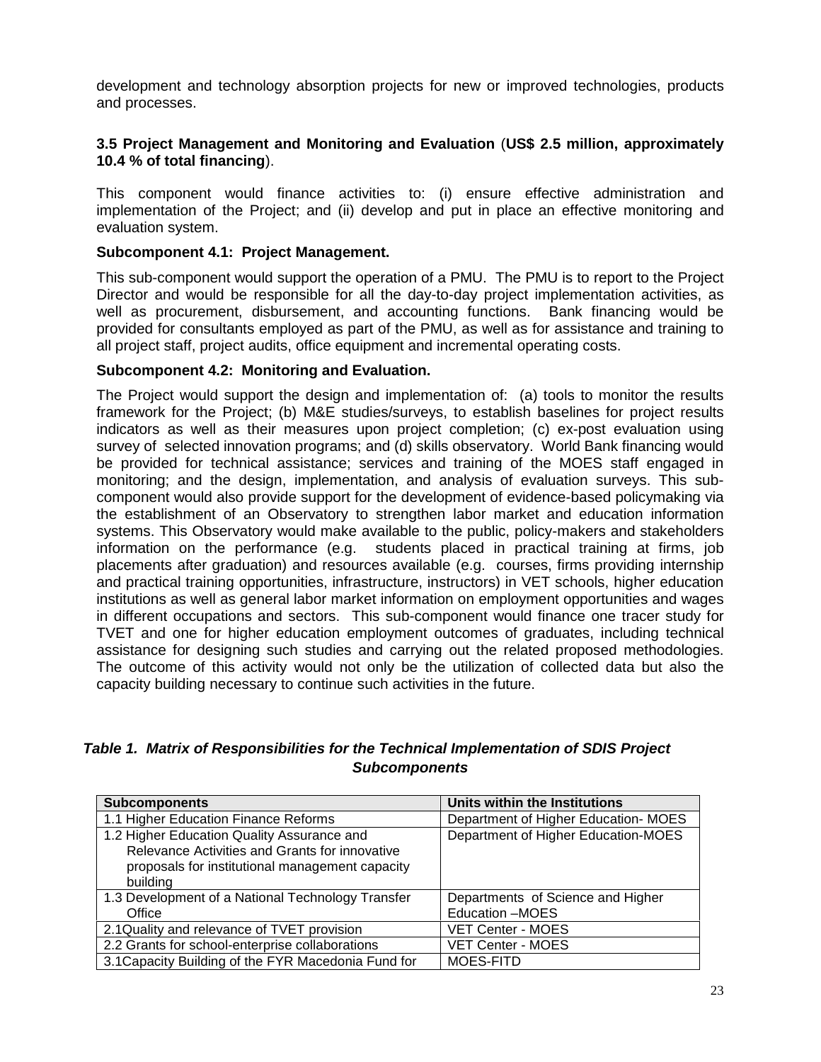development and technology absorption projects for new or improved technologies, products and processes.

### 3.5 Project Management and Monitoring and Evaluation (US$ 2.5 million, approximately 10.4 % of total financing).

This component would finance activities to: (i) ensure effective administration and implementation of the Project; and (ii) develop and put in place an effective monitoring and evaluation system.

**Subcomponent 4.1: Project Management.**

This sub-component would support the operation of a PMU. The PMU is to report to the Project Director and would be responsible for all the day-to-day project implementation activities, as well as procurement, disbursement, and accounting functions. Bank financing would be provided for consultants employed as part of the PMU, as well as for assistance and training to all project staff, project audits, office equipment and incremental operating costs.

**Subcomponent 4.2: Monitoring and Evaluation.**

The Project would support the design and implementation of: (a) tools to monitor the results framework for the Project; (b) M&E studies/surveys, to establish baselines for project results indicators as well as their measures upon project completion; (c) ex-post evaluation using survey of selected innovation programs; and (d) skills observatory. World Bank financing would be provided for technical assistance; services and training of the MOES staff engaged in monitoring; and the design, implementation, and analysis of evaluation surveys. This sub-component would also provide support for the development of evidence-based policymaking via the establishment of an Observatory to strengthen labor market and education information systems. This Observatory would make available to the public, policy-makers and stakeholders information on the performance (e.g. students placed in practical training at firms, job placements after graduation) and resources available (e.g. courses, firms providing internship and practical training opportunities, infrastructure, instructors) in VET schools, higher education institutions as well as general labor market information on employment opportunities and wages in different occupations and sectors. This sub-component would finance one tracer study for TVET and one for higher education employment outcomes of graduates, including technical assistance for designing such studies and carrying out the related proposed methodologies. The outcome of this activity would not only be the utilization of collected data but also the capacity building necessary to continue such activities in the future.

***Table 1. Matrix of Responsibilities for the Technical Implementation of SDIS Project Subcomponents***

| Subcomponents | Units within the Institutions |
|---|---|
| 1.1 Higher Education Finance Reforms | Department of Higher Education- MOES |
| 1.2 Higher Education Quality Assurance and Relevance Activities and Grants for innovative proposals for institutional management capacity building | Department of Higher Education-MOES |
| 1.3 Development of a National Technology Transfer Office | Departments of Science and Higher Education –MOES |
| 2.1Quality and relevance of TVET provision | VET Center - MOES |
| 2.2 Grants for school-enterprise collaborations | VET Center - MOES |
| 3.1Capacity Building of the FYR Macedonia Fund for | MOES-FITD |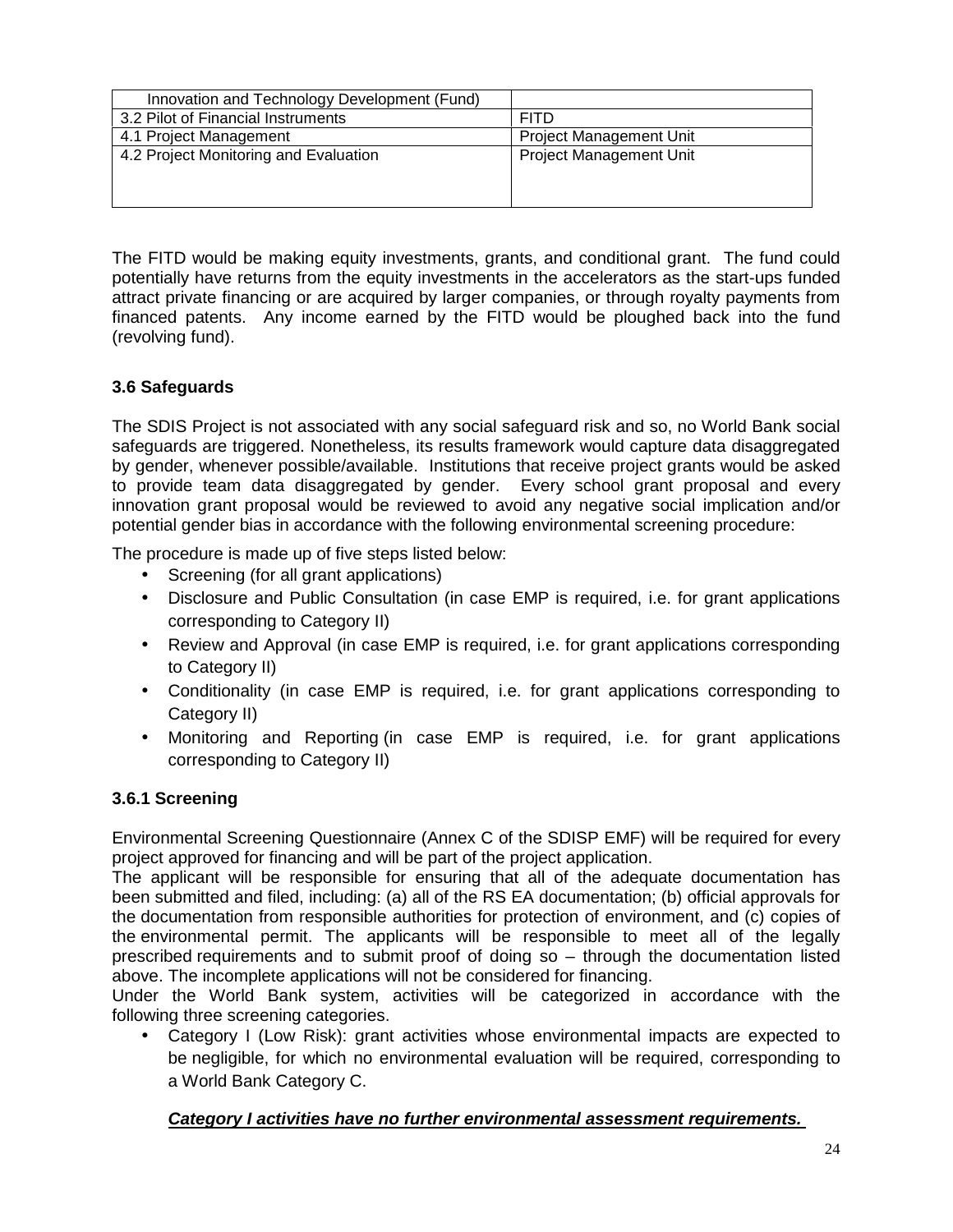| Innovation and Technology Development (Fund) | |
|---|---|
| 3.2 Pilot of Financial Instruments | FITD |
| 4.1 Project Management | Project Management Unit |
| 4.2 Project Monitoring and Evaluation | Project Management Unit |

The FITD would be making equity investments, grants, and conditional grant. The fund could potentially have returns from the equity investments in the accelerators as the start-ups funded attract private financing or are acquired by larger companies, or through royalty payments from financed patents. Any income earned by the FITD would be ploughed back into the fund (revolving fund).

### 3.6 Safeguards

The SDIS Project is not associated with any social safeguard risk and so, no World Bank social safeguards are triggered. Nonetheless, its results framework would capture data disaggregated by gender, whenever possible/available. Institutions that receive project grants would be asked to provide team data disaggregated by gender. Every school grant proposal and every innovation grant proposal would be reviewed to avoid any negative social implication and/or potential gender bias in accordance with the following environmental screening procedure:

The procedure is made up of five steps listed below:

- Screening (for all grant applications)
- Disclosure and Public Consultation (in case EMP is required, i.e. for grant applications corresponding to Category II)
- Review and Approval (in case EMP is required, i.e. for grant applications corresponding to Category II)
- Conditionality (in case EMP is required, i.e. for grant applications corresponding to Category II)
- Monitoring and Reporting (in case EMP is required, i.e. for grant applications corresponding to Category II)

#### 3.6.1 Screening

Environmental Screening Questionnaire (Annex C of the SDISP EMF) will be required for every project approved for financing and will be part of the project application.

The applicant will be responsible for ensuring that all of the adequate documentation has been submitted and filed, including: (a) all of the RS EA documentation; (b) official approvals for the documentation from responsible authorities for protection of environment, and (c) copies of the environmental permit. The applicants will be responsible to meet all of the legally prescribed requirements and to submit proof of doing so – through the documentation listed above. The incomplete applications will not be considered for financing.

Under the World Bank system, activities will be categorized in accordance with the following three screening categories.

- Category I (Low Risk): grant activities whose environmental impacts are expected to be negligible, for which no environmental evaluation will be required, corresponding to a World Bank Category C.

***Category I activities have no further environmental assessment requirements.***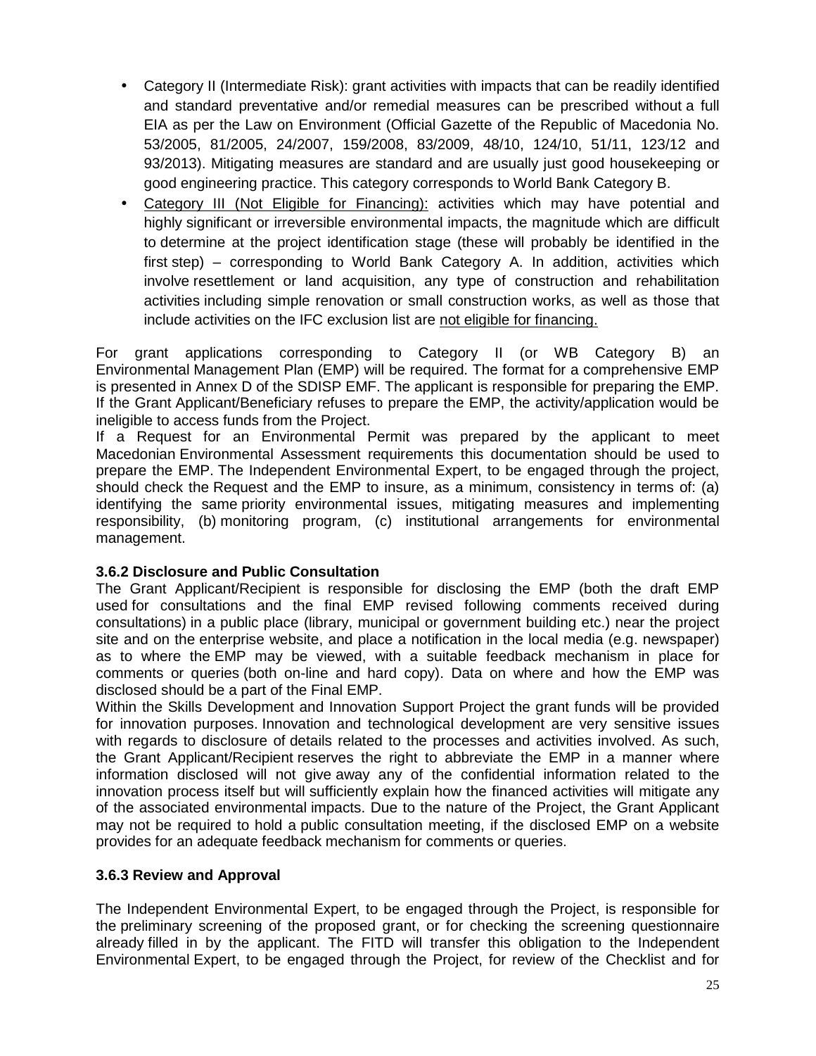- Category II (Intermediate Risk): grant activities with impacts that can be readily identified and standard preventative and/or remedial measures can be prescribed without a full EIA as per the Law on Environment (Official Gazette of the Republic of Macedonia No. 53/2005, 81/2005, 24/2007, 159/2008, 83/2009, 48/10, 124/10, 51/11, 123/12 and 93/2013). Mitigating measures are standard and are usually just good housekeeping or good engineering practice. This category corresponds to World Bank Category B.
- Category III (Not Eligible for Financing): activities which may have potential and highly significant or irreversible environmental impacts, the magnitude which are difficult to determine at the project identification stage (these will probably be identified in the first step) – corresponding to World Bank Category A. In addition, activities which involve resettlement or land acquisition, any type of construction and rehabilitation activities including simple renovation or small construction works, as well as those that include activities on the IFC exclusion list are not eligible for financing.

For grant applications corresponding to Category II (or WB Category B) an Environmental Management Plan (EMP) will be required. The format for a comprehensive EMP is presented in Annex D of the SDISP EMF. The applicant is responsible for preparing the EMP. If the Grant Applicant/Beneficiary refuses to prepare the EMP, the activity/application would be ineligible to access funds from the Project.

If a Request for an Environmental Permit was prepared by the applicant to meet Macedonian Environmental Assessment requirements this documentation should be used to prepare the EMP. The Independent Environmental Expert, to be engaged through the project, should check the Request and the EMP to insure, as a minimum, consistency in terms of: (a) identifying the same priority environmental issues, mitigating measures and implementing responsibility, (b) monitoring program, (c) institutional arrangements for environmental management.

### 3.6.2 Disclosure and Public Consultation

The Grant Applicant/Recipient is responsible for disclosing the EMP (both the draft EMP used for consultations and the final EMP revised following comments received during consultations) in a public place (library, municipal or government building etc.) near the project site and on the enterprise website, and place a notification in the local media (e.g. newspaper) as to where the EMP may be viewed, with a suitable feedback mechanism in place for comments or queries (both on-line and hard copy). Data on where and how the EMP was disclosed should be a part of the Final EMP.

Within the Skills Development and Innovation Support Project the grant funds will be provided for innovation purposes. Innovation and technological development are very sensitive issues with regards to disclosure of details related to the processes and activities involved. As such, the Grant Applicant/Recipient reserves the right to abbreviate the EMP in a manner where information disclosed will not give away any of the confidential information related to the innovation process itself but will sufficiently explain how the financed activities will mitigate any of the associated environmental impacts. Due to the nature of the Project, the Grant Applicant may not be required to hold a public consultation meeting, if the disclosed EMP on a website provides for an adequate feedback mechanism for comments or queries.

### 3.6.3 Review and Approval

The Independent Environmental Expert, to be engaged through the Project, is responsible for the preliminary screening of the proposed grant, or for checking the screening questionnaire already filled in by the applicant. The FITD will transfer this obligation to the Independent Environmental Expert, to be engaged through the Project, for review of the Checklist and for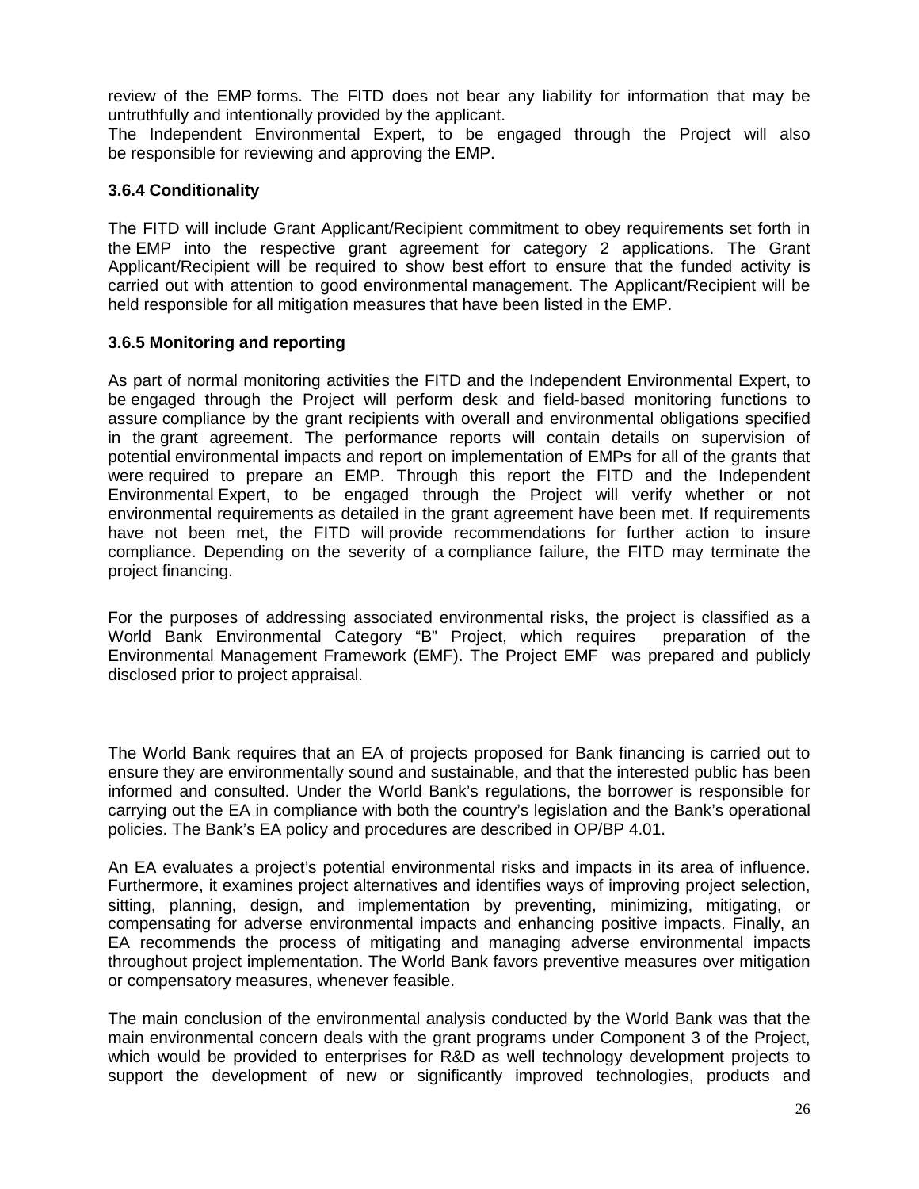review of the EMP forms. The FITD does not bear any liability for information that may be untruthfully and intentionally provided by the applicant.

The Independent Environmental Expert, to be engaged through the Project will also be responsible for reviewing and approving the EMP.

### 3.6.4 Conditionality

The FITD will include Grant Applicant/Recipient commitment to obey requirements set forth in the EMP into the respective grant agreement for category 2 applications. The Grant Applicant/Recipient will be required to show best effort to ensure that the funded activity is carried out with attention to good environmental management. The Applicant/Recipient will be held responsible for all mitigation measures that have been listed in the EMP.

### 3.6.5 Monitoring and reporting

As part of normal monitoring activities the FITD and the Independent Environmental Expert, to be engaged through the Project will perform desk and field-based monitoring functions to assure compliance by the grant recipients with overall and environmental obligations specified in the grant agreement. The performance reports will contain details on supervision of potential environmental impacts and report on implementation of EMPs for all of the grants that were required to prepare an EMP. Through this report the FITD and the Independent Environmental Expert, to be engaged through the Project will verify whether or not environmental requirements as detailed in the grant agreement have been met. If requirements have not been met, the FITD will provide recommendations for further action to insure compliance. Depending on the severity of a compliance failure, the FITD may terminate the project financing.

For the purposes of addressing associated environmental risks, the project is classified as a World Bank Environmental Category "B" Project, which requires preparation of the Environmental Management Framework (EMF). The Project EMF was prepared and publicly disclosed prior to project appraisal.

The World Bank requires that an EA of projects proposed for Bank financing is carried out to ensure they are environmentally sound and sustainable, and that the interested public has been informed and consulted. Under the World Bank's regulations, the borrower is responsible for carrying out the EA in compliance with both the country's legislation and the Bank's operational policies. The Bank's EA policy and procedures are described in OP/BP 4.01.

An EA evaluates a project's potential environmental risks and impacts in its area of influence. Furthermore, it examines project alternatives and identifies ways of improving project selection, sitting, planning, design, and implementation by preventing, minimizing, mitigating, or compensating for adverse environmental impacts and enhancing positive impacts. Finally, an EA recommends the process of mitigating and managing adverse environmental impacts throughout project implementation. The World Bank favors preventive measures over mitigation or compensatory measures, whenever feasible.

The main conclusion of the environmental analysis conducted by the World Bank was that the main environmental concern deals with the grant programs under Component 3 of the Project, which would be provided to enterprises for R&D as well technology development projects to support the development of new or significantly improved technologies, products and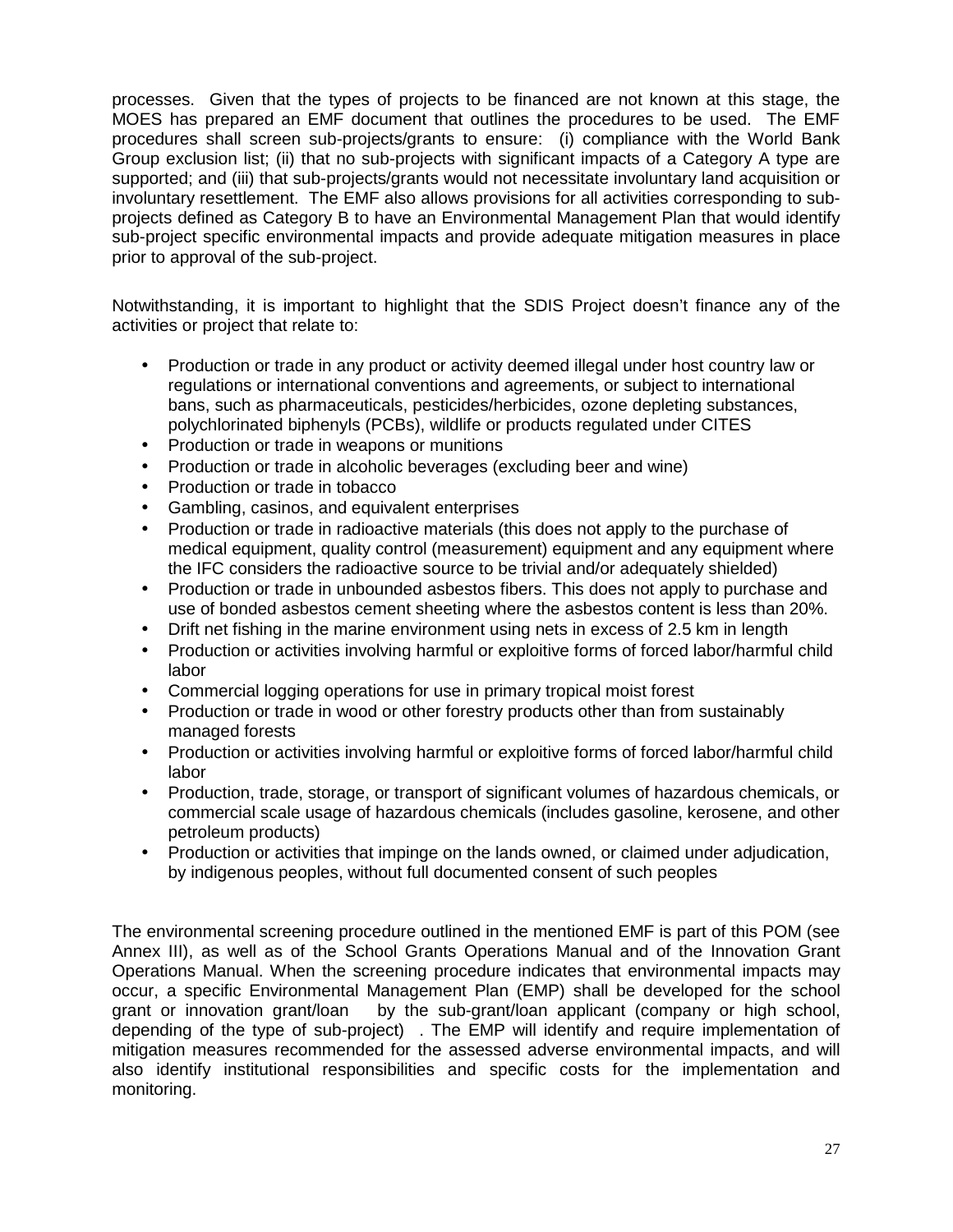processes. Given that the types of projects to be financed are not known at this stage, the MOES has prepared an EMF document that outlines the procedures to be used. The EMF procedures shall screen sub-projects/grants to ensure: (i) compliance with the World Bank Group exclusion list; (ii) that no sub-projects with significant impacts of a Category A type are supported; and (iii) that sub-projects/grants would not necessitate involuntary land acquisition or involuntary resettlement. The EMF also allows provisions for all activities corresponding to sub-projects defined as Category B to have an Environmental Management Plan that would identify sub-project specific environmental impacts and provide adequate mitigation measures in place prior to approval of the sub-project.

Notwithstanding, it is important to highlight that the SDIS Project doesn't finance any of the activities or project that relate to:

- Production or trade in any product or activity deemed illegal under host country law or regulations or international conventions and agreements, or subject to international bans, such as pharmaceuticals, pesticides/herbicides, ozone depleting substances, polychlorinated biphenyls (PCBs), wildlife or products regulated under CITES
- Production or trade in weapons or munitions
- Production or trade in alcoholic beverages (excluding beer and wine)
- Production or trade in tobacco
- Gambling, casinos, and equivalent enterprises
- Production or trade in radioactive materials (this does not apply to the purchase of medical equipment, quality control (measurement) equipment and any equipment where the IFC considers the radioactive source to be trivial and/or adequately shielded)
- Production or trade in unbounded asbestos fibers. This does not apply to purchase and use of bonded asbestos cement sheeting where the asbestos content is less than 20%.
- Drift net fishing in the marine environment using nets in excess of 2.5 km in length
- Production or activities involving harmful or exploitive forms of forced labor/harmful child labor
- Commercial logging operations for use in primary tropical moist forest
- Production or trade in wood or other forestry products other than from sustainably managed forests
- Production or activities involving harmful or exploitive forms of forced labor/harmful child labor
- Production, trade, storage, or transport of significant volumes of hazardous chemicals, or commercial scale usage of hazardous chemicals (includes gasoline, kerosene, and other petroleum products)
- Production or activities that impinge on the lands owned, or claimed under adjudication, by indigenous peoples, without full documented consent of such peoples

The environmental screening procedure outlined in the mentioned EMF is part of this POM (see Annex III), as well as of the School Grants Operations Manual and of the Innovation Grant Operations Manual. When the screening procedure indicates that environmental impacts may occur, a specific Environmental Management Plan (EMP) shall be developed for the school grant or innovation grant/loan by the sub-grant/loan applicant (company or high school, depending of the type of sub-project) . The EMP will identify and require implementation of mitigation measures recommended for the assessed adverse environmental impacts, and will also identify institutional responsibilities and specific costs for the implementation and monitoring.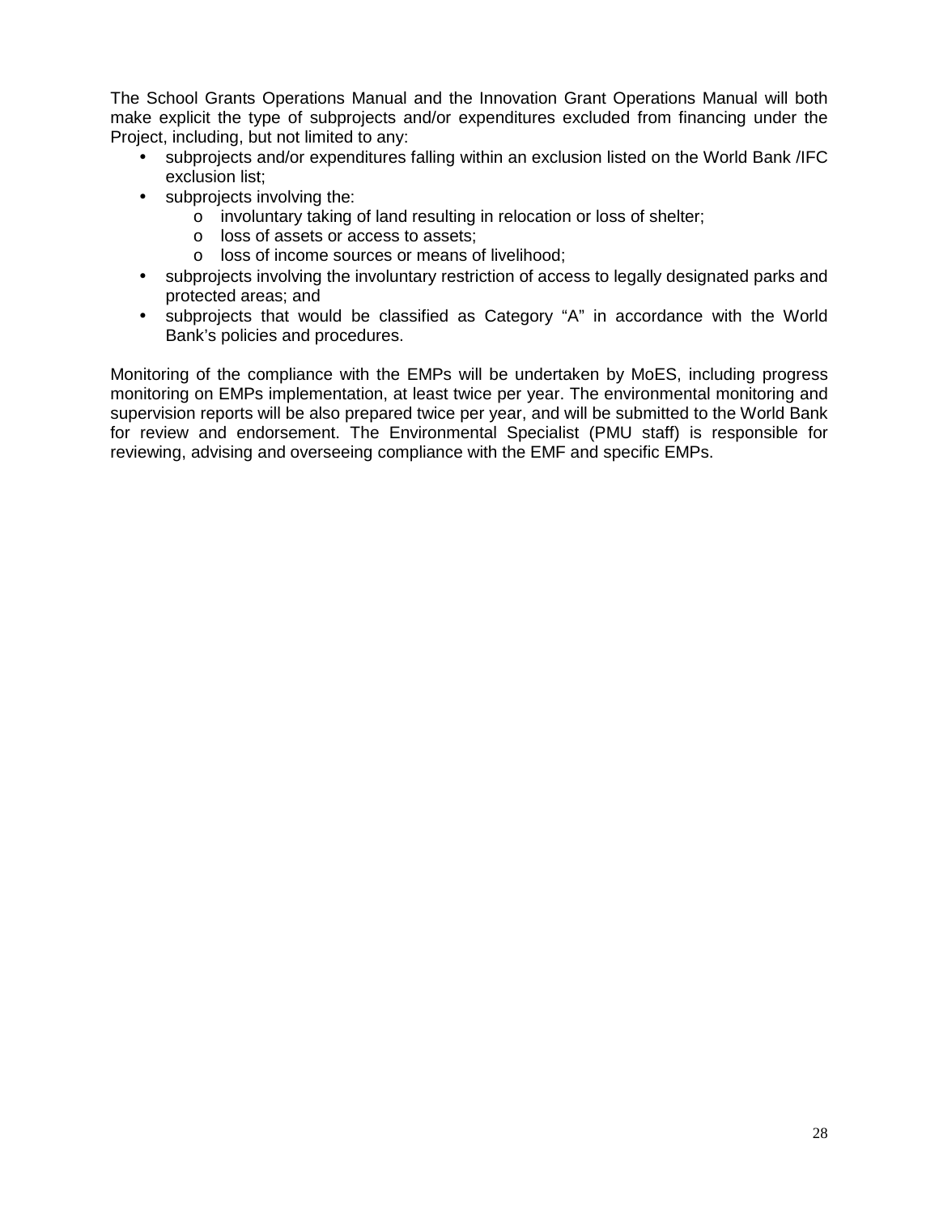The School Grants Operations Manual and the Innovation Grant Operations Manual will both make explicit the type of subprojects and/or expenditures excluded from financing under the Project, including, but not limited to any:

- subprojects and/or expenditures falling within an exclusion listed on the World Bank /IFC exclusion list;
- subprojects involving the:
    - involuntary taking of land resulting in relocation or loss of shelter;
    - loss of assets or access to assets;
    - loss of income sources or means of livelihood;
- subprojects involving the involuntary restriction of access to legally designated parks and protected areas; and
- subprojects that would be classified as Category "A" in accordance with the World Bank's policies and procedures.

Monitoring of the compliance with the EMPs will be undertaken by MoES, including progress monitoring on EMPs implementation, at least twice per year. The environmental monitoring and supervision reports will be also prepared twice per year, and will be submitted to the World Bank for review and endorsement. The Environmental Specialist (PMU staff) is responsible for reviewing, advising and overseeing compliance with the EMF and specific EMPs.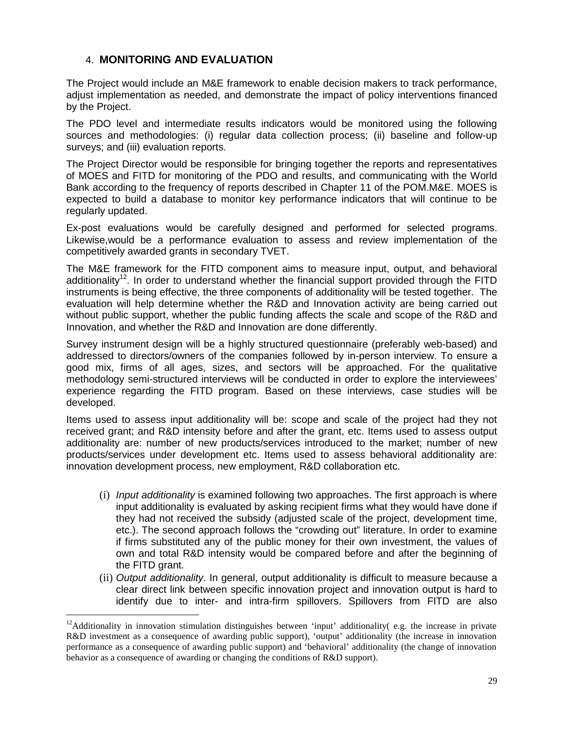## 4. MONITORING AND EVALUATION

The Project would include an M&E framework to enable decision makers to track performance, adjust implementation as needed, and demonstrate the impact of policy interventions financed by the Project.

The PDO level and intermediate results indicators would be monitored using the following sources and methodologies: (i) regular data collection process; (ii) baseline and follow-up surveys; and (iii) evaluation reports.

The Project Director would be responsible for bringing together the reports and representatives of MOES and FITD for monitoring of the PDO and results, and communicating with the World Bank according to the frequency of reports described in Chapter 11 of the POM.M&E. MOES is expected to build a database to monitor key performance indicators that will continue to be regularly updated.

Ex-post evaluations would be carefully designed and performed for selected programs. Likewise,would be a performance evaluation to assess and review implementation of the competitively awarded grants in secondary TVET.

The M&E framework for the FITD component aims to measure input, output, and behavioral additionality[12]. In order to understand whether the financial support provided through the FITD instruments is being effective, the three components of additionality will be tested together. The evaluation will help determine whether the R&D and Innovation activity are being carried out without public support, whether the public funding affects the scale and scope of the R&D and Innovation, and whether the R&D and Innovation are done differently.

Survey instrument design will be a highly structured questionnaire (preferably web-based) and addressed to directors/owners of the companies followed by in-person interview. To ensure a good mix, firms of all ages, sizes, and sectors will be approached. For the qualitative methodology semi-structured interviews will be conducted in order to explore the interviewees' experience regarding the FITD program. Based on these interviews, case studies will be developed.

Items used to assess input additionality will be: scope and scale of the project had they not received grant; and R&D intensity before and after the grant, etc. Items used to assess output additionality are: number of new products/services introduced to the market; number of new products/services under development etc. Items used to assess behavioral additionality are: innovation development process, new employment, R&D collaboration etc.

(i) *Input additionality* is examined following two approaches. The first approach is where input additionality is evaluated by asking recipient firms what they would have done if they had not received the subsidy (adjusted scale of the project, development time, etc.). The second approach follows the "crowding out" literature. In order to examine if firms substituted any of the public money for their own investment, the values of own and total R&D intensity would be compared before and after the beginning of the FITD grant.

(ii) *Output additionality*. In general, output additionality is difficult to measure because a clear direct link between specific innovation project and innovation output is hard to identify due to inter- and intra-firm spillovers. Spillovers from FITD are also

[12] Additionality in innovation stimulation distinguishes between 'input' additionality( e.g. the increase in private R&D investment as a consequence of awarding public support), 'output' additionality (the increase in innovation performance as a consequence of awarding public support) and 'behavioral' additionality (the change of innovation behavior as a consequence of awarding or changing the conditions of R&D support).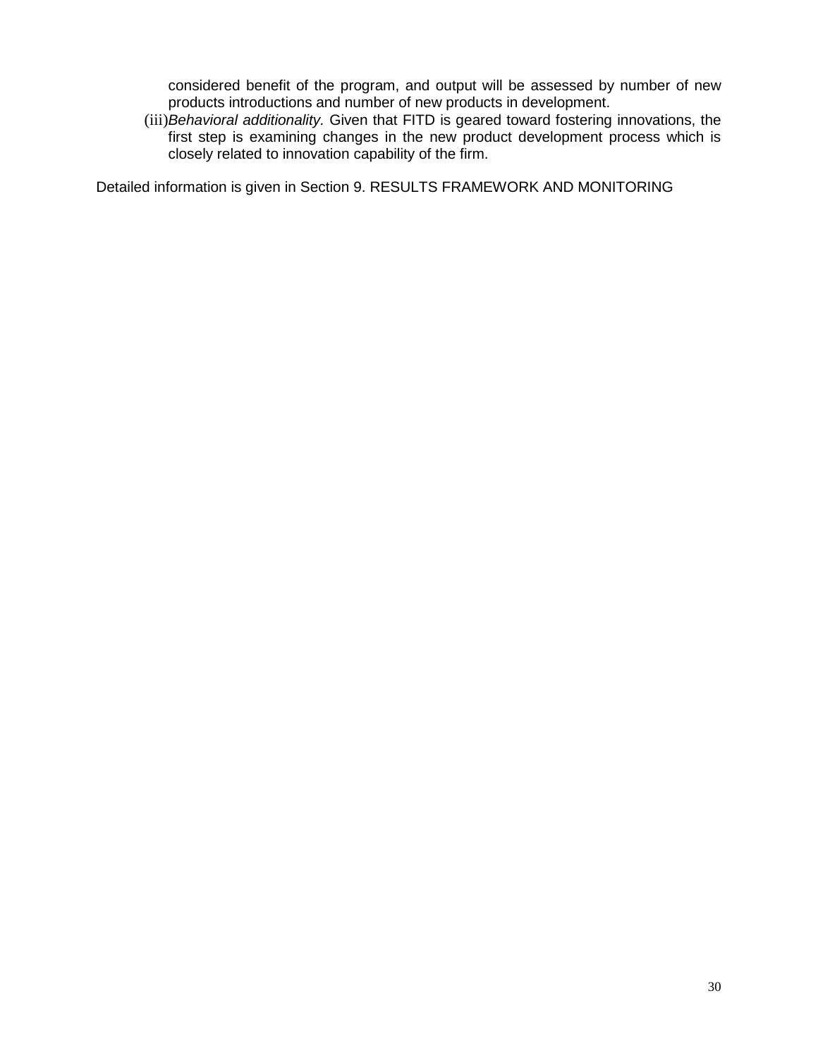considered benefit of the program, and output will be assessed by number of new products introductions and number of new products in development.

(iii) *Behavioral additionality.* Given that FITD is geared toward fostering innovations, the first step is examining changes in the new product development process which is closely related to innovation capability of the firm.

Detailed information is given in Section 9. RESULTS FRAMEWORK AND MONITORING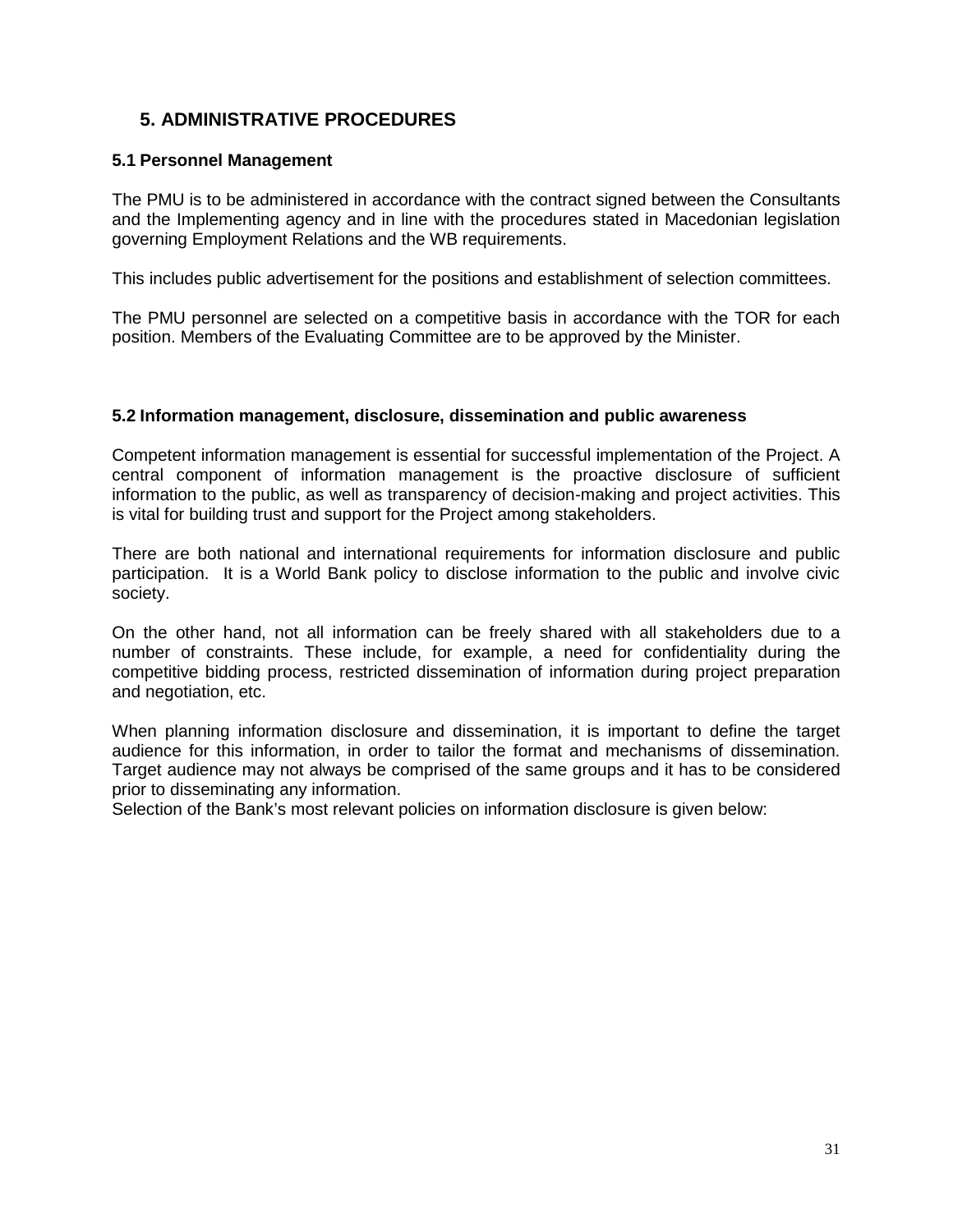# 5. ADMINISTRATIVE PROCEDURES

## 5.1 Personnel Management

The PMU is to be administered in accordance with the contract signed between the Consultants and the Implementing agency and in line with the procedures stated in Macedonian legislation governing Employment Relations and the WB requirements.

This includes public advertisement for the positions and establishment of selection committees.

The PMU personnel are selected on a competitive basis in accordance with the TOR for each position. Members of the Evaluating Committee are to be approved by the Minister.

## 5.2 Information management, disclosure, dissemination and public awareness

Competent information management is essential for successful implementation of the Project. A central component of information management is the proactive disclosure of sufficient information to the public, as well as transparency of decision-making and project activities. This is vital for building trust and support for the Project among stakeholders.

There are both national and international requirements for information disclosure and public participation. It is a World Bank policy to disclose information to the public and involve civic society.

On the other hand, not all information can be freely shared with all stakeholders due to a number of constraints. These include, for example, a need for confidentiality during the competitive bidding process, restricted dissemination of information during project preparation and negotiation, etc.

When planning information disclosure and dissemination, it is important to define the target audience for this information, in order to tailor the format and mechanisms of dissemination. Target audience may not always be comprised of the same groups and it has to be considered prior to disseminating any information.
Selection of the Bank's most relevant policies on information disclosure is given below: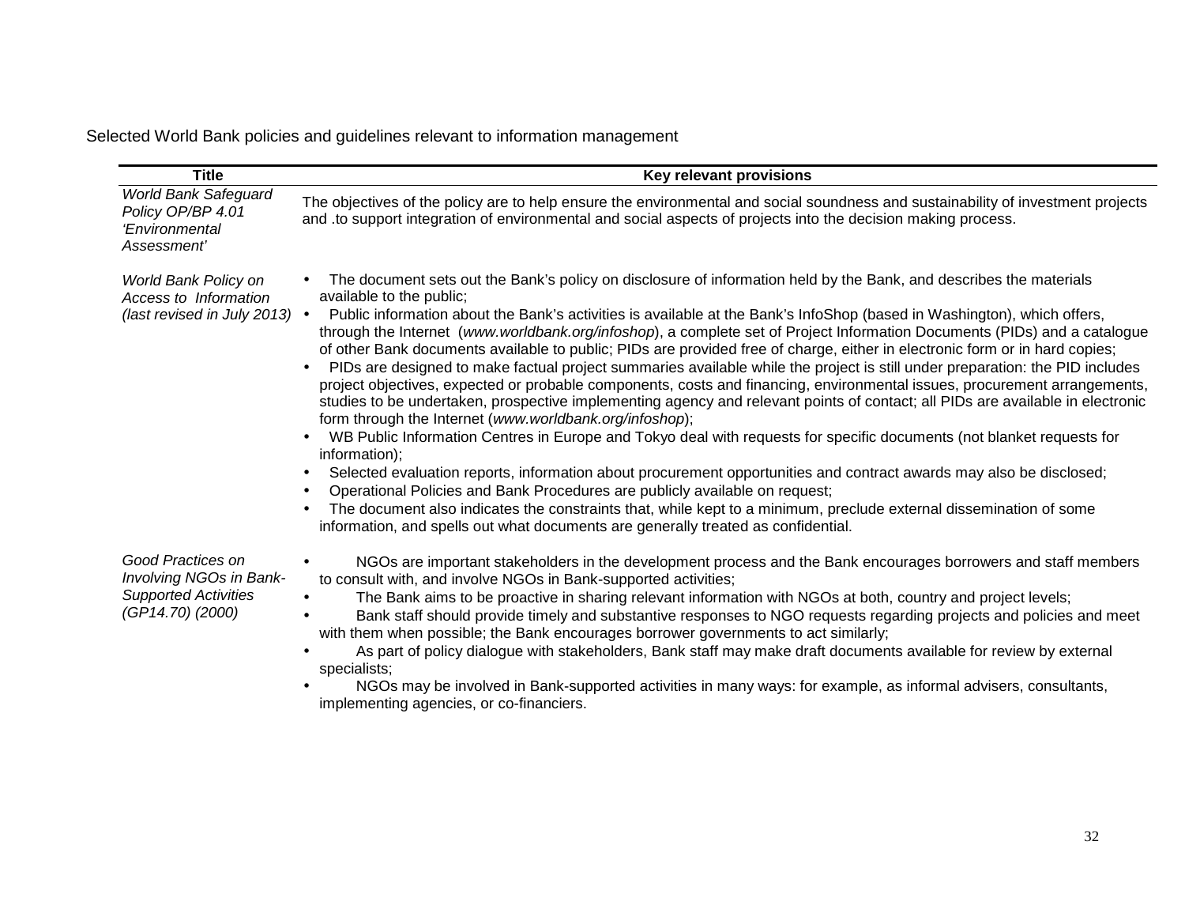Selected World Bank policies and guidelines relevant to information management

| Title | Key relevant provisions |
|---|---|
| *World Bank Safeguard Policy OP/BP 4.01 'Environmental Assessment'* | The objectives of the policy are to help ensure the environmental and social soundness and sustainability of investment projects and .to support integration of environmental and social aspects of projects into the decision making process. |
| *World Bank Policy on Access to Information (last revised in July 2013)* | • The document sets out the Bank's policy on disclosure of information held by the Bank, and describes the materials available to the public;<br>• Public information about the Bank's activities is available at the Bank's InfoShop (based in Washington), which offers, through the Internet (*www.worldbank.org/infoshop*), a complete set of Project Information Documents (PIDs) and a catalogue of other Bank documents available to public; PIDs are provided free of charge, either in electronic form or in hard copies;<br>• PIDs are designed to make factual project summaries available while the project is still under preparation: the PID includes project objectives, expected or probable components, costs and financing, environmental issues, procurement arrangements, studies to be undertaken, prospective implementing agency and relevant points of contact; all PIDs are available in electronic form through the Internet (*www.worldbank.org/infoshop*);<br>• WB Public Information Centres in Europe and Tokyo deal with requests for specific documents (not blanket requests for information);<br>• Selected evaluation reports, information about procurement opportunities and contract awards may also be disclosed;<br>• Operational Policies and Bank Procedures are publicly available on request;<br>• The document also indicates the constraints that, while kept to a minimum, preclude external dissemination of some information, and spells out what documents are generally treated as confidential. |
| *Good Practices on Involving NGOs in Bank-Supported Activities (GP14.70) (2000)* | • NGOs are important stakeholders in the development process and the Bank encourages borrowers and staff members to consult with, and involve NGOs in Bank-supported activities;<br>• The Bank aims to be proactive in sharing relevant information with NGOs at both, country and project levels;<br>• Bank staff should provide timely and substantive responses to NGO requests regarding projects and policies and meet with them when possible; the Bank encourages borrower governments to act similarly;<br>• As part of policy dialogue with stakeholders, Bank staff may make draft documents available for review by external specialists;<br>• NGOs may be involved in Bank-supported activities in many ways: for example, as informal advisers, consultants, implementing agencies, or co-financiers. |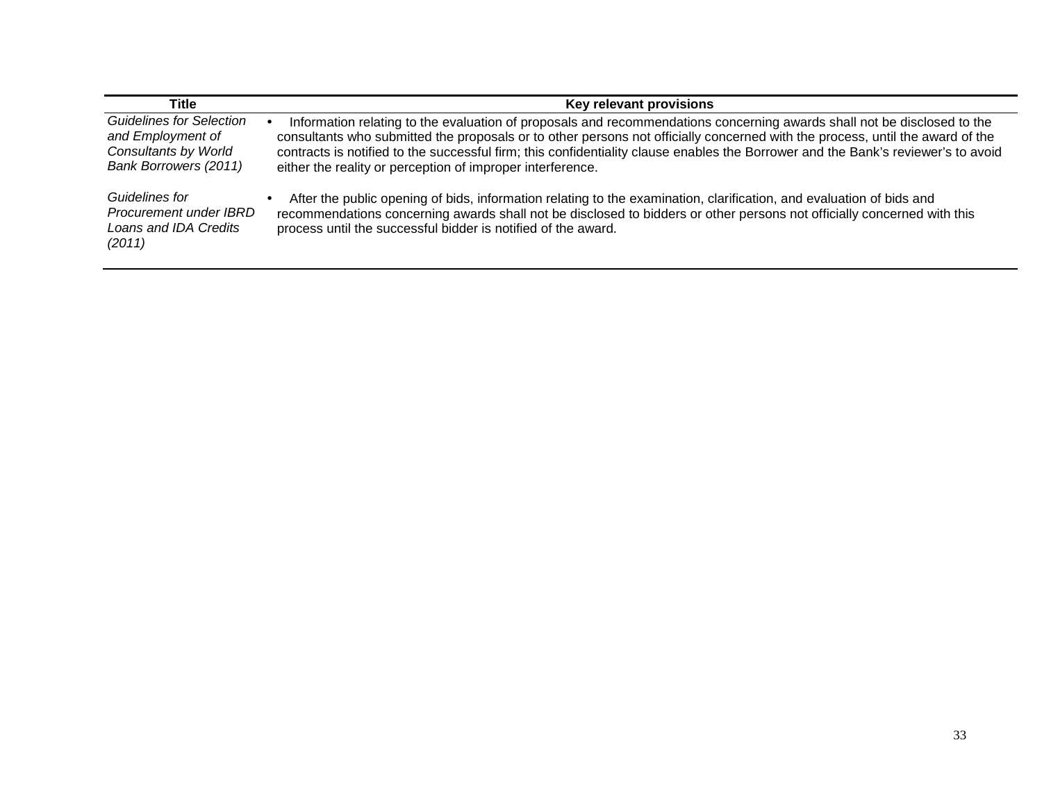| Title | Key relevant provisions |
|---|---|
| *Guidelines for Selection and Employment of Consultants by World Bank Borrowers (2011)* | • Information relating to the evaluation of proposals and recommendations concerning awards shall not be disclosed to the consultants who submitted the proposals or to other persons not officially concerned with the process, until the award of the contracts is notified to the successful firm; this confidentiality clause enables the Borrower and the Bank's reviewer's to avoid either the reality or perception of improper interference. |
| *Guidelines for Procurement under IBRD Loans and IDA Credits (2011)* | • After the public opening of bids, information relating to the examination, clarification, and evaluation of bids and recommendations concerning awards shall not be disclosed to bidders or other persons not officially concerned with this process until the successful bidder is notified of the award. |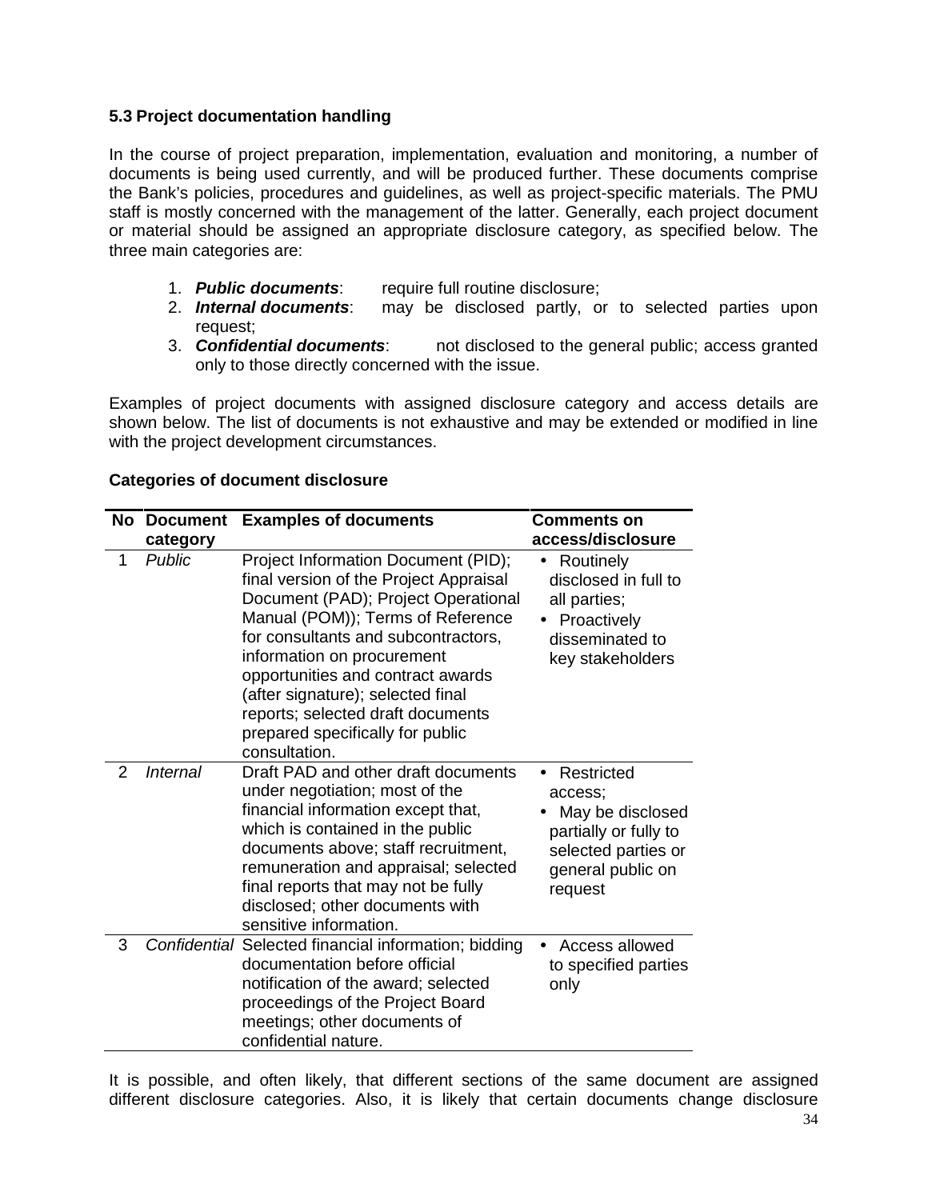### 5.3 Project documentation handling

In the course of project preparation, implementation, evaluation and monitoring, a number of documents is being used currently, and will be produced further. These documents comprise the Bank's policies, procedures and guidelines, as well as project-specific materials. The PMU staff is mostly concerned with the management of the latter. Generally, each project document or material should be assigned an appropriate disclosure category, as specified below. The three main categories are:

1. ***Public documents***: require full routine disclosure;
2. ***Internal documents***: may be disclosed partly, or to selected parties upon request;
3. ***Confidential documents***: not disclosed to the general public; access granted only to those directly concerned with the issue.

Examples of project documents with assigned disclosure category and access details are shown below. The list of documents is not exhaustive and may be extended or modified in line with the project development circumstances.

**Categories of document disclosure**

| No | Document category | Examples of documents | Comments on access/disclosure |
|---|---|---|---|
| 1 | *Public* | Project Information Document (PID); final version of the Project Appraisal Document (PAD); Project Operational Manual (POM)); Terms of Reference for consultants and subcontractors, information on procurement opportunities and contract awards (after signature); selected final reports; selected draft documents prepared specifically for public consultation. | • Routinely disclosed in full to all parties; • Proactively disseminated to key stakeholders |
| 2 | *Internal* | Draft PAD and other draft documents under negotiation; most of the financial information except that, which is contained in the public documents above; staff recruitment, remuneration and appraisal; selected final reports that may not be fully disclosed; other documents with sensitive information. | • Restricted access; • May be disclosed partially or fully to selected parties or general public on request |
| 3 | *Confidential* | Selected financial information; bidding documentation before official notification of the award; selected proceedings of the Project Board meetings; other documents of confidential nature. | • Access allowed to specified parties only |

It is possible, and often likely, that different sections of the same document are assigned different disclosure categories. Also, it is likely that certain documents change disclosure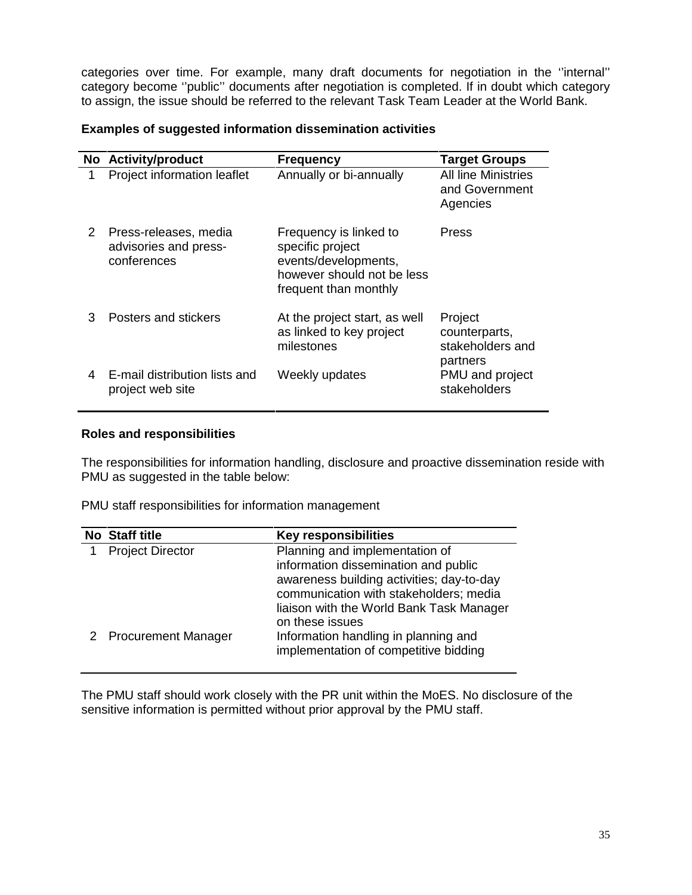categories over time. For example, many draft documents for negotiation in the ''internal'' category become ''public'' documents after negotiation is completed. If in doubt which category to assign, the issue should be referred to the relevant Task Team Leader at the World Bank.

**Examples of suggested information dissemination activities**

| No | Activity/product | Frequency | Target Groups |
|---|---|---|---|
| 1 | Project information leaflet | Annually or bi-annually | All line Ministries and Government Agencies |
| 2 | Press-releases, media advisories and press-conferences | Frequency is linked to specific project events/developments, however should not be less frequent than monthly | Press |
| 3 | Posters and stickers | At the project start, as well as linked to key project milestones | Project counterparts, stakeholders and partners |
| 4 | E-mail distribution lists and project web site | Weekly updates | PMU and project stakeholders |

**Roles and responsibilities**

The responsibilities for information handling, disclosure and proactive dissemination reside with PMU as suggested in the table below:

PMU staff responsibilities for information management

| No | Staff title | Key responsibilities |
|---|---|---|
| 1 | Project Director | Planning and implementation of information dissemination and public awareness building activities; day-to-day communication with stakeholders; media liaison with the World Bank Task Manager on these issues |
| 2 | Procurement Manager | Information handling in planning and implementation of competitive bidding |

The PMU staff should work closely with the PR unit within the MoES. No disclosure of the sensitive information is permitted without prior approval by the PMU staff.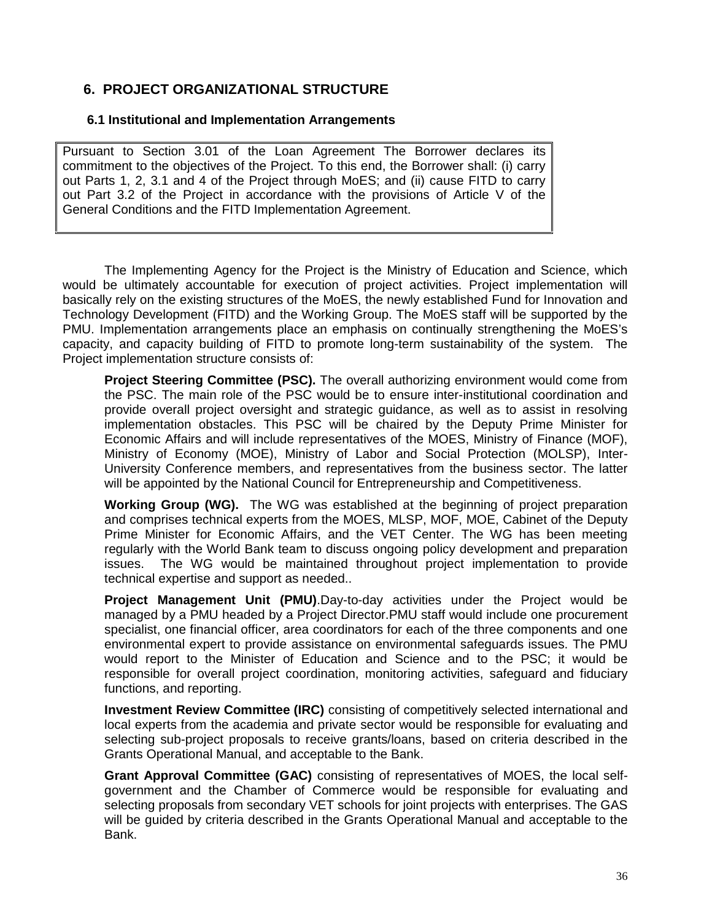## 6. PROJECT ORGANIZATIONAL STRUCTURE

### 6.1 Institutional and Implementation Arrangements

> Pursuant to Section 3.01 of the Loan Agreement The Borrower declares its commitment to the objectives of the Project. To this end, the Borrower shall: (i) carry out Parts 1, 2, 3.1 and 4 of the Project through MoES; and (ii) cause FITD to carry out Part 3.2 of the Project in accordance with the provisions of Article V of the General Conditions and the FITD Implementation Agreement.

The Implementing Agency for the Project is the Ministry of Education and Science, which would be ultimately accountable for execution of project activities. Project implementation will basically rely on the existing structures of the MoES, the newly established Fund for Innovation and Technology Development (FITD) and the Working Group. The MoES staff will be supported by the PMU. Implementation arrangements place an emphasis on continually strengthening the MoES's capacity, and capacity building of FITD to promote long-term sustainability of the system. The Project implementation structure consists of:

**Project Steering Committee (PSC).** The overall authorizing environment would come from the PSC. The main role of the PSC would be to ensure inter-institutional coordination and provide overall project oversight and strategic guidance, as well as to assist in resolving implementation obstacles. This PSC will be chaired by the Deputy Prime Minister for Economic Affairs and will include representatives of the MOES, Ministry of Finance (MOF), Ministry of Economy (MOE), Ministry of Labor and Social Protection (MOLSP), Inter-University Conference members, and representatives from the business sector. The latter will be appointed by the National Council for Entrepreneurship and Competitiveness.

**Working Group (WG).** The WG was established at the beginning of project preparation and comprises technical experts from the MOES, MLSP, MOF, MOE, Cabinet of the Deputy Prime Minister for Economic Affairs, and the VET Center. The WG has been meeting regularly with the World Bank team to discuss ongoing policy development and preparation issues. The WG would be maintained throughout project implementation to provide technical expertise and support as needed..

**Project Management Unit (PMU)**.Day-to-day activities under the Project would be managed by a PMU headed by a Project Director.PMU staff would include one procurement specialist, one financial officer, area coordinators for each of the three components and one environmental expert to provide assistance on environmental safeguards issues. The PMU would report to the Minister of Education and Science and to the PSC; it would be responsible for overall project coordination, monitoring activities, safeguard and fiduciary functions, and reporting.

**Investment Review Committee (IRC)** consisting of competitively selected international and local experts from the academia and private sector would be responsible for evaluating and selecting sub-project proposals to receive grants/loans, based on criteria described in the Grants Operational Manual, and acceptable to the Bank.

**Grant Approval Committee (GAC)** consisting of representatives of MOES, the local self-government and the Chamber of Commerce would be responsible for evaluating and selecting proposals from secondary VET schools for joint projects with enterprises. The GAS will be guided by criteria described in the Grants Operational Manual and acceptable to the Bank.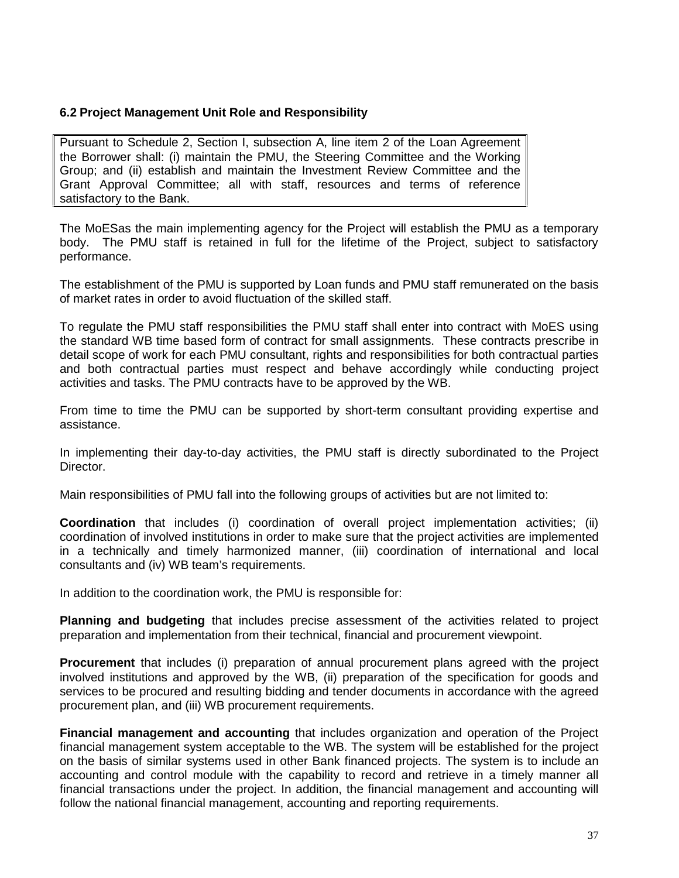### 6.2 Project Management Unit Role and Responsibility

> Pursuant to Schedule 2, Section I, subsection A, line item 2 of the Loan Agreement the Borrower shall: (i) maintain the PMU, the Steering Committee and the Working Group; and (ii) establish and maintain the Investment Review Committee and the Grant Approval Committee; all with staff, resources and terms of reference satisfactory to the Bank.

The MoESas the main implementing agency for the Project will establish the PMU as a temporary body. The PMU staff is retained in full for the lifetime of the Project, subject to satisfactory performance.

The establishment of the PMU is supported by Loan funds and PMU staff remunerated on the basis of market rates in order to avoid fluctuation of the skilled staff.

To regulate the PMU staff responsibilities the PMU staff shall enter into contract with MoES using the standard WB time based form of contract for small assignments. These contracts prescribe in detail scope of work for each PMU consultant, rights and responsibilities for both contractual parties and both contractual parties must respect and behave accordingly while conducting project activities and tasks. The PMU contracts have to be approved by the WB.

From time to time the PMU can be supported by short-term consultant providing expertise and assistance.

In implementing their day-to-day activities, the PMU staff is directly subordinated to the Project Director.

Main responsibilities of PMU fall into the following groups of activities but are not limited to:

**Coordination** that includes (i) coordination of overall project implementation activities; (ii) coordination of involved institutions in order to make sure that the project activities are implemented in a technically and timely harmonized manner, (iii) coordination of international and local consultants and (iv) WB team's requirements.

In addition to the coordination work, the PMU is responsible for:

**Planning and budgeting** that includes precise assessment of the activities related to project preparation and implementation from their technical, financial and procurement viewpoint.

**Procurement** that includes (i) preparation of annual procurement plans agreed with the project involved institutions and approved by the WB, (ii) preparation of the specification for goods and services to be procured and resulting bidding and tender documents in accordance with the agreed procurement plan, and (iii) WB procurement requirements.

**Financial management and accounting** that includes organization and operation of the Project financial management system acceptable to the WB. The system will be established for the project on the basis of similar systems used in other Bank financed projects. The system is to include an accounting and control module with the capability to record and retrieve in a timely manner all financial transactions under the project. In addition, the financial management and accounting will follow the national financial management, accounting and reporting requirements.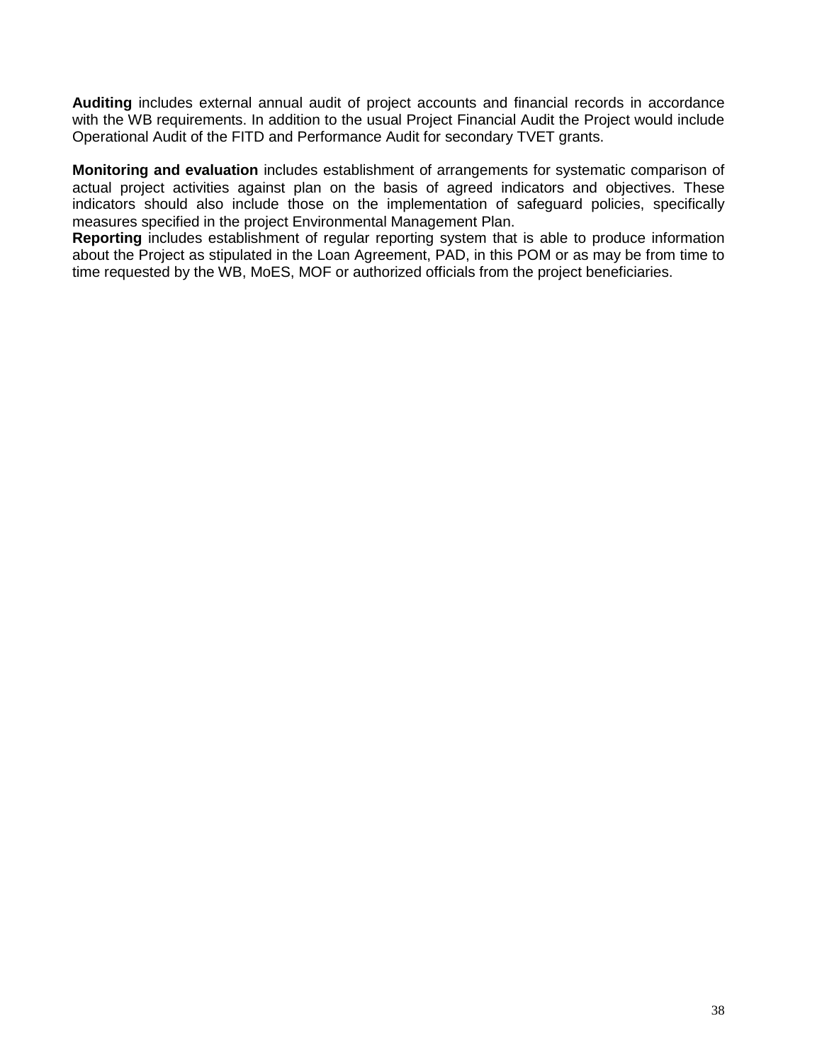**Auditing** includes external annual audit of project accounts and financial records in accordance with the WB requirements. In addition to the usual Project Financial Audit the Project would include Operational Audit of the FITD and Performance Audit for secondary TVET grants.

**Monitoring and evaluation** includes establishment of arrangements for systematic comparison of actual project activities against plan on the basis of agreed indicators and objectives. These indicators should also include those on the implementation of safeguard policies, specifically measures specified in the project Environmental Management Plan.

**Reporting** includes establishment of regular reporting system that is able to produce information about the Project as stipulated in the Loan Agreement, PAD, in this POM or as may be from time to time requested by the WB, MoES, MOF or authorized officials from the project beneficiaries.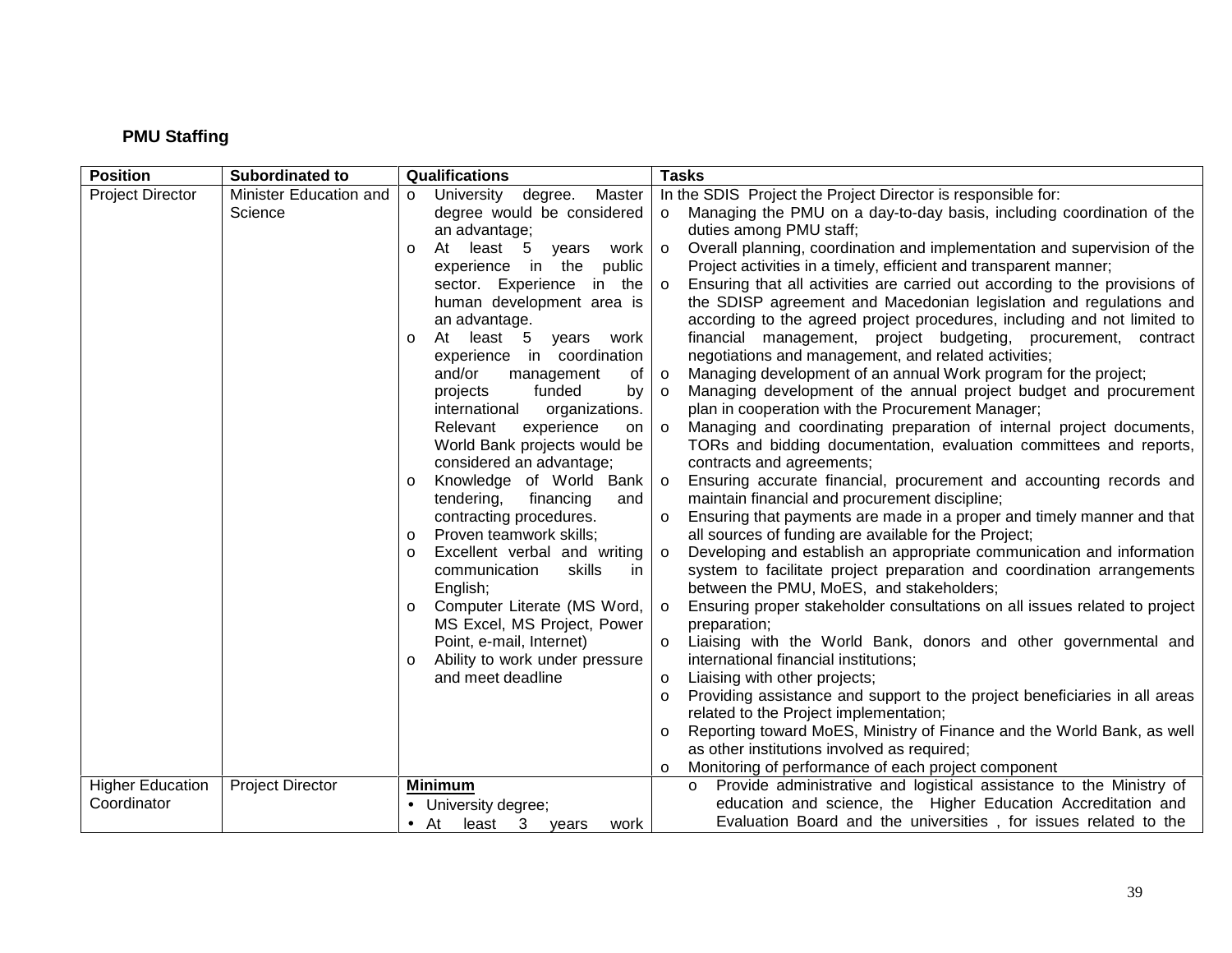**PMU Staffing**

| Position | Subordinated to | Qualifications | Tasks |
|---|---|---|---|
| Project Director | Minister Education and Science | o University degree. Master degree would be considered an advantage;<br>o At least 5 years work experience in the public sector. Experience in the human development area is an advantage.<br>o At least 5 years work experience in coordination and/or management of projects funded by international organizations. Relevant experience on World Bank projects would be considered an advantage;<br>o Knowledge of World Bank tendering, financing and contracting procedures.<br>o Proven teamwork skills;<br>o Excellent verbal and writing communication skills in English;<br>o Computer Literate (MS Word, MS Excel, MS Project, Power Point, e-mail, Internet)<br>o Ability to work under pressure and meet deadline | In the SDIS Project the Project Director is responsible for:<br>o Managing the PMU on a day-to-day basis, including coordination of the duties among PMU staff;<br>o Overall planning, coordination and implementation and supervision of the Project activities in a timely, efficient and transparent manner;<br>o Ensuring that all activities are carried out according to the provisions of the SDISP agreement and Macedonian legislation and regulations and according to the agreed project procedures, including and not limited to financial management, project budgeting, procurement, contract negotiations and management, and related activities;<br>o Managing development of an annual Work program for the project;<br>o Managing development of the annual project budget and procurement plan in cooperation with the Procurement Manager;<br>o Managing and coordinating preparation of internal project documents, TORs and bidding documentation, evaluation committees and reports, contracts and agreements;<br>o Ensuring accurate financial, procurement and accounting records and maintain financial and procurement discipline;<br>o Ensuring that payments are made in a proper and timely manner and that all sources of funding are available for the Project;<br>o Developing and establish an appropriate communication and information system to facilitate project preparation and coordination arrangements between the PMU, MoES, and stakeholders;<br>o Ensuring proper stakeholder consultations on all issues related to project preparation;<br>o Liaising with the World Bank, donors and other governmental and international financial institutions;<br>o Liaising with other projects;<br>o Providing assistance and support to the project beneficiaries in all areas related to the Project implementation;<br>o Reporting toward MoES, Ministry of Finance and the World Bank, as well as other institutions involved as required;<br>o Monitoring of performance of each project component |
| Higher Education Coordinator | Project Director | **Minimum**<br>• University degree;<br>• At least 3 years work | o Provide administrative and logistical assistance to the Ministry of education and science, the Higher Education Accreditation and Evaluation Board and the universities , for issues related to the |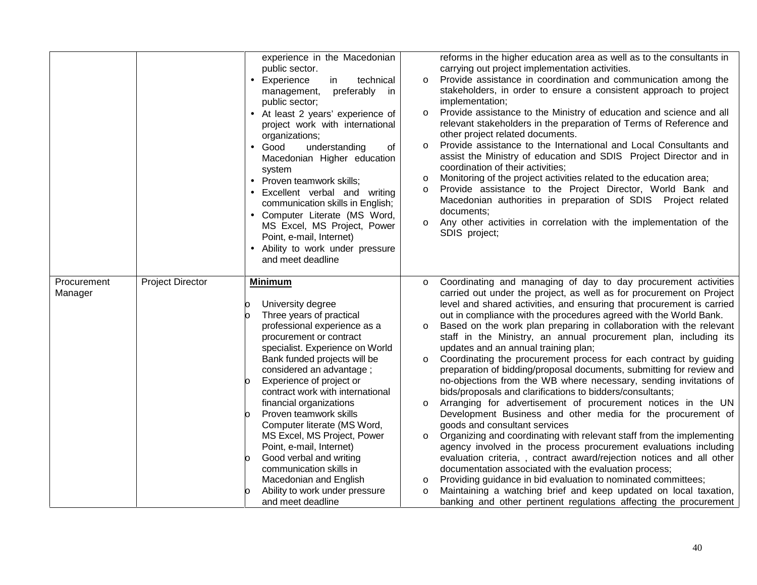| | | | |
|---|---|---|---|
| | | experience in the Macedonian public sector.<br>• Experience in technical management, preferably in public sector;<br>• At least 2 years' experience of project work with international organizations;<br>• Good understanding of Macedonian Higher education system<br>• Proven teamwork skills;<br>• Excellent verbal and writing communication skills in English;<br>• Computer Literate (MS Word, MS Excel, MS Project, Power Point, e-mail, Internet)<br>• Ability to work under pressure and meet deadline | reforms in the higher education area as well as to the consultants in carrying out project implementation activities.<br>o Provide assistance in coordination and communication among the stakeholders, in order to ensure a consistent approach to project implementation;<br>o Provide assistance to the Ministry of education and science and all relevant stakeholders in the preparation of Terms of Reference and other project related documents.<br>o Provide assistance to the International and Local Consultants and assist the Ministry of education and SDIS Project Director and in coordination of their activities;<br>o Monitoring of the project activities related to the education area;<br>o Provide assistance to the Project Director, World Bank and Macedonian authorities in preparation of SDIS Project related documents;<br>o Any other activities in correlation with the implementation of the SDIS project; |
| Procurement Manager | Project Director | **Minimum**<br><br>o University degree<br>o Three years of practical professional experience as a procurement or contract specialist. Experience on World Bank funded projects will be considered an advantage ;<br>o Experience of project or contract work with international financial organizations<br>o Proven teamwork skills Computer literate (MS Word, MS Excel, MS Project, Power Point, e-mail, Internet)<br>o Good verbal and writing communication skills in Macedonian and English<br>o Ability to work under pressure and meet deadline | o Coordinating and managing of day to day procurement activities carried out under the project, as well as for procurement on Project level and shared activities, and ensuring that procurement is carried out in compliance with the procedures agreed with the World Bank.<br>o Based on the work plan preparing in collaboration with the relevant staff in the Ministry, an annual procurement plan, including its updates and an annual training plan;<br>o Coordinating the procurement process for each contract by guiding preparation of bidding/proposal documents, submitting for review and no-objections from the WB where necessary, sending invitations of bids/proposals and clarifications to bidders/consultants;<br>o Arranging for advertisement of procurement notices in the UN Development Business and other media for the procurement of goods and consultant services<br>o Organizing and coordinating with relevant staff from the implementing agency involved in the process procurement evaluations including evaluation criteria, , contract award/rejection notices and all other documentation associated with the evaluation process;<br>o Providing guidance in bid evaluation to nominated committees;<br>o Maintaining a watching brief and keep updated on local taxation, banking and other pertinent regulations affecting the procurement |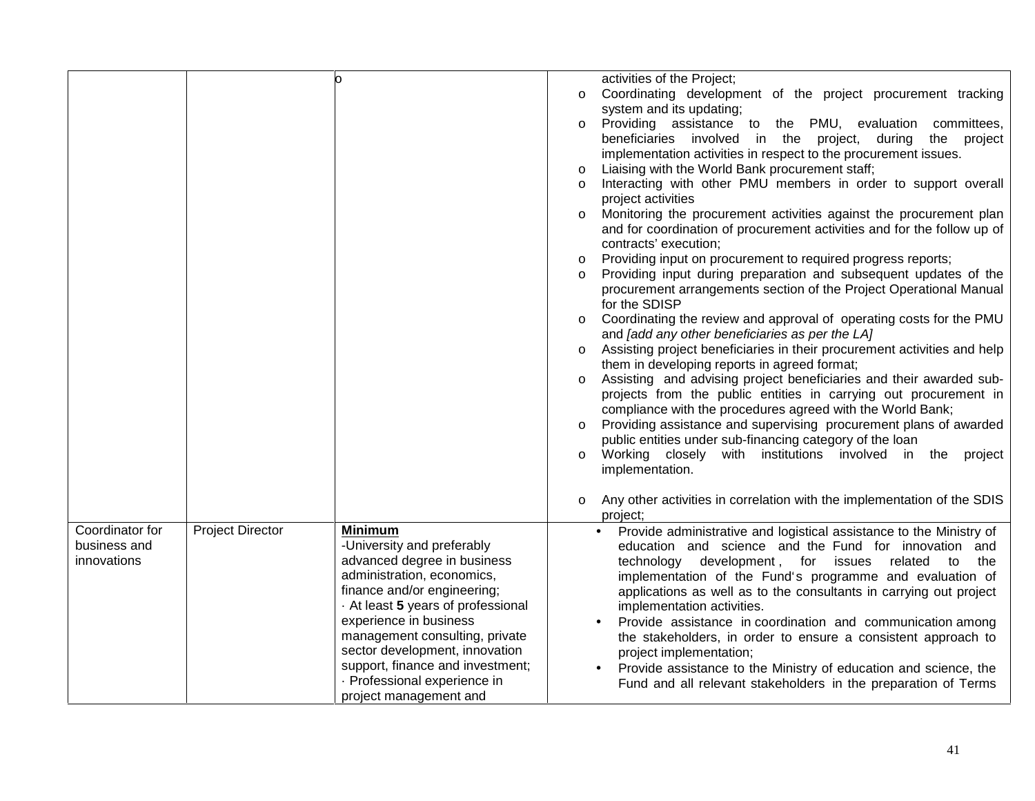| | | | |
|---|---|---|---|
| | | o | activities of the Project;<br>o Coordinating development of the project procurement tracking system and its updating;<br>o Providing assistance to the PMU, evaluation committees, beneficiaries involved in the project, during the project implementation activities in respect to the procurement issues.<br>o Liaising with the World Bank procurement staff;<br>o Interacting with other PMU members in order to support overall project activities<br>o Monitoring the procurement activities against the procurement plan and for coordination of procurement activities and for the follow up of contracts' execution;<br>o Providing input on procurement to required progress reports;<br>o Providing input during preparation and subsequent updates of the procurement arrangements section of the Project Operational Manual for the SDISP<br>o Coordinating the review and approval of operating costs for the PMU and *[add any other beneficiaries as per the LA]*<br>o Assisting project beneficiaries in their procurement activities and help them in developing reports in agreed format;<br>o Assisting and advising project beneficiaries and their awarded sub-projects from the public entities in carrying out procurement in compliance with the procedures agreed with the World Bank;<br>o Providing assistance and supervising procurement plans of awarded public entities under sub-financing category of the loan<br>o Working closely with institutions involved in the project implementation.<br><br>o Any other activities in correlation with the implementation of the SDIS project; |
| Coordinator for business and innovations | Project Director | **Minimum**<br>-University and preferably advanced degree in business administration, economics, finance and/or engineering;<br>· At least **5** years of professional experience in business management consulting, private sector development, innovation support, finance and investment;<br>· Professional experience in project management and | • Provide administrative and logistical assistance to the Ministry of education and science and the Fund for innovation and technology development , for issues related to the implementation of the Fund's programme and evaluation of applications as well as to the consultants in carrying out project implementation activities.<br>• Provide assistance in coordination and communication among the stakeholders, in order to ensure a consistent approach to project implementation;<br>• Provide assistance to the Ministry of education and science, the Fund and all relevant stakeholders in the preparation of Terms |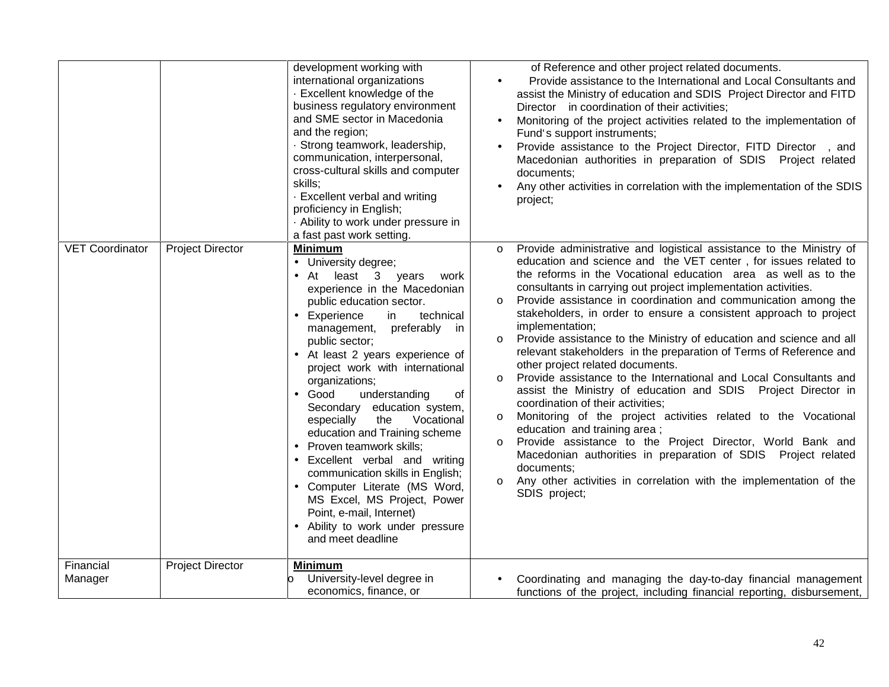| | | | |
|---|---|---|---|
| | | development working with international organizations<br>· Excellent knowledge of the business regulatory environment and SME sector in Macedonia and the region;<br>· Strong teamwork, leadership, communication, interpersonal, cross-cultural skills and computer skills;<br>· Excellent verbal and writing proficiency in English;<br>· Ability to work under pressure in a fast past work setting. | of Reference and other project related documents.<br>• Provide assistance to the International and Local Consultants and assist the Ministry of education and SDIS Project Director and FITD Director in coordination of their activities;<br>• Monitoring of the project activities related to the implementation of Fund's support instruments;<br>• Provide assistance to the Project Director, FITD Director , and Macedonian authorities in preparation of SDIS Project related documents;<br>• Any other activities in correlation with the implementation of the SDIS project; |
| VET Coordinator | Project Director | **Minimum**<br>• University degree;<br>• At least 3 years work experience in the Macedonian public education sector.<br>• Experience in technical management, preferably in public sector;<br>• At least 2 years experience of project work with international organizations;<br>• Good understanding of Secondary education system, especially the Vocational education and Training scheme<br>• Proven teamwork skills;<br>• Excellent verbal and writing communication skills in English;<br>• Computer Literate (MS Word, MS Excel, MS Project, Power Point, e-mail, Internet)<br>• Ability to work under pressure and meet deadline | o Provide administrative and logistical assistance to the Ministry of education and science and the VET center , for issues related to the reforms in the Vocational education area as well as to the consultants in carrying out project implementation activities.<br>o Provide assistance in coordination and communication among the stakeholders, in order to ensure a consistent approach to project implementation;<br>o Provide assistance to the Ministry of education and science and all relevant stakeholders in the preparation of Terms of Reference and other project related documents.<br>o Provide assistance to the International and Local Consultants and assist the Ministry of education and SDIS Project Director in coordination of their activities;<br>o Monitoring of the project activities related to the Vocational education and training area ;<br>o Provide assistance to the Project Director, World Bank and Macedonian authorities in preparation of SDIS Project related documents;<br>o Any other activities in correlation with the implementation of the SDIS project; |
| Financial Manager | Project Director | **Minimum**<br>o University-level degree in economics, finance, or | • Coordinating and managing the day-to-day financial management functions of the project, including financial reporting, disbursement, |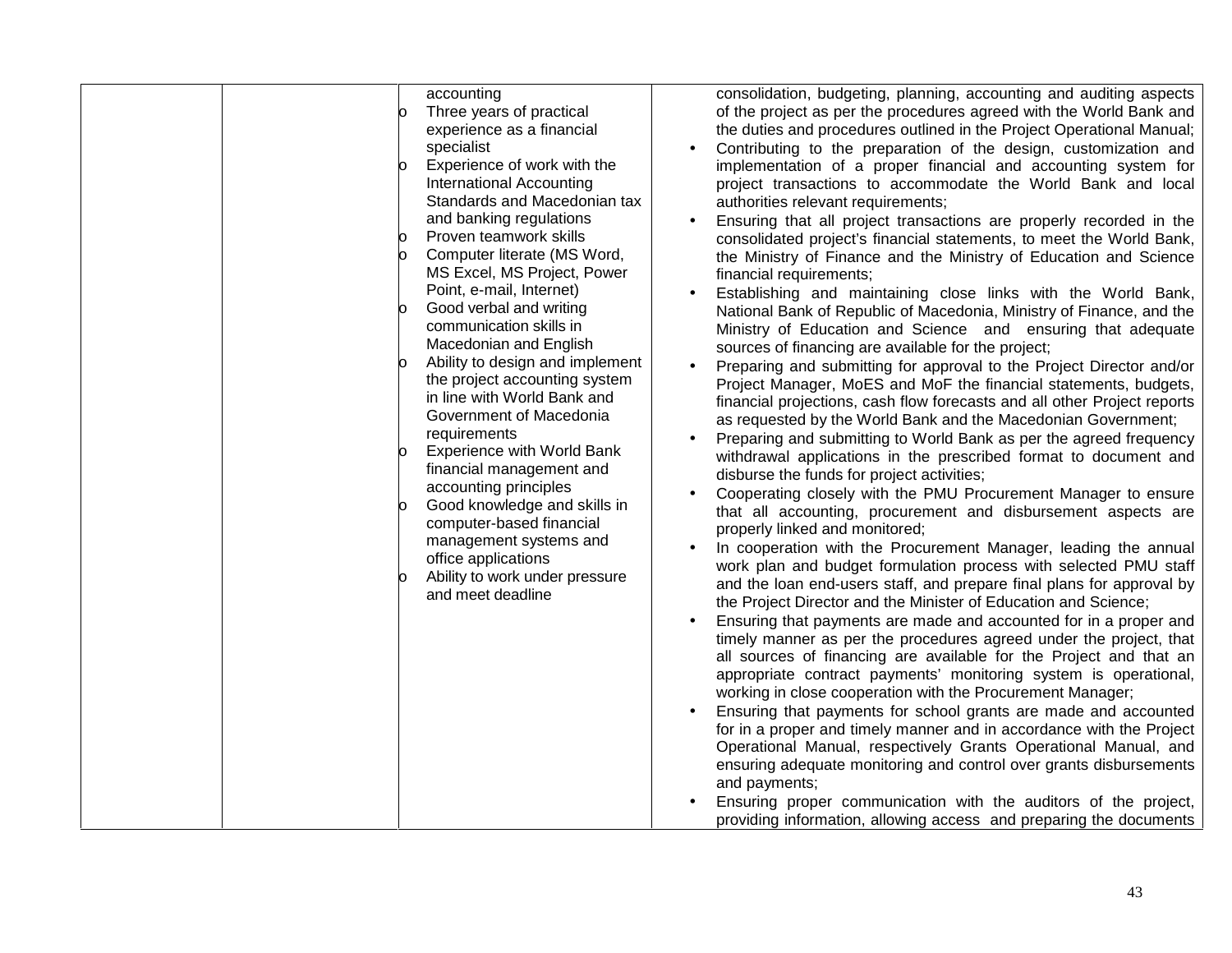| | | | |
|---|---|---|---|
| | | accounting<br>o Three years of practical experience as a financial specialist<br>o Experience of work with the International Accounting Standards and Macedonian tax and banking regulations<br>o Proven teamwork skills<br>o Computer literate (MS Word, MS Excel, MS Project, Power Point, e-mail, Internet)<br>o Good verbal and writing communication skills in Macedonian and English<br>o Ability to design and implement the project accounting system in line with World Bank and Government of Macedonia requirements<br>o Experience with World Bank financial management and accounting principles<br>o Good knowledge and skills in computer-based financial management systems and office applications<br>o Ability to work under pressure and meet deadline | consolidation, budgeting, planning, accounting and auditing aspects of the project as per the procedures agreed with the World Bank and the duties and procedures outlined in the Project Operational Manual;<br>• Contributing to the preparation of the design, customization and implementation of a proper financial and accounting system for project transactions to accommodate the World Bank and local authorities relevant requirements;<br>• Ensuring that all project transactions are properly recorded in the consolidated project's financial statements, to meet the World Bank, the Ministry of Finance and the Ministry of Education and Science financial requirements;<br>• Establishing and maintaining close links with the World Bank, National Bank of Republic of Macedonia, Ministry of Finance, and the Ministry of Education and Science and ensuring that adequate sources of financing are available for the project;<br>• Preparing and submitting for approval to the Project Director and/or Project Manager, MoES and MoF the financial statements, budgets, financial projections, cash flow forecasts and all other Project reports as requested by the World Bank and the Macedonian Government;<br>• Preparing and submitting to World Bank as per the agreed frequency withdrawal applications in the prescribed format to document and disburse the funds for project activities;<br>• Cooperating closely with the PMU Procurement Manager to ensure that all accounting, procurement and disbursement aspects are properly linked and monitored;<br>• In cooperation with the Procurement Manager, leading the annual work plan and budget formulation process with selected PMU staff and the loan end-users staff, and prepare final plans for approval by the Project Director and the Minister of Education and Science;<br>• Ensuring that payments are made and accounted for in a proper and timely manner as per the procedures agreed under the project, that all sources of financing are available for the Project and that an appropriate contract payments' monitoring system is operational, working in close cooperation with the Procurement Manager;<br>• Ensuring that payments for school grants are made and accounted for in a proper and timely manner and in accordance with the Project Operational Manual, respectively Grants Operational Manual, and ensuring adequate monitoring and control over grants disbursements and payments;<br>• Ensuring proper communication with the auditors of the project, providing information, allowing access and preparing the documents |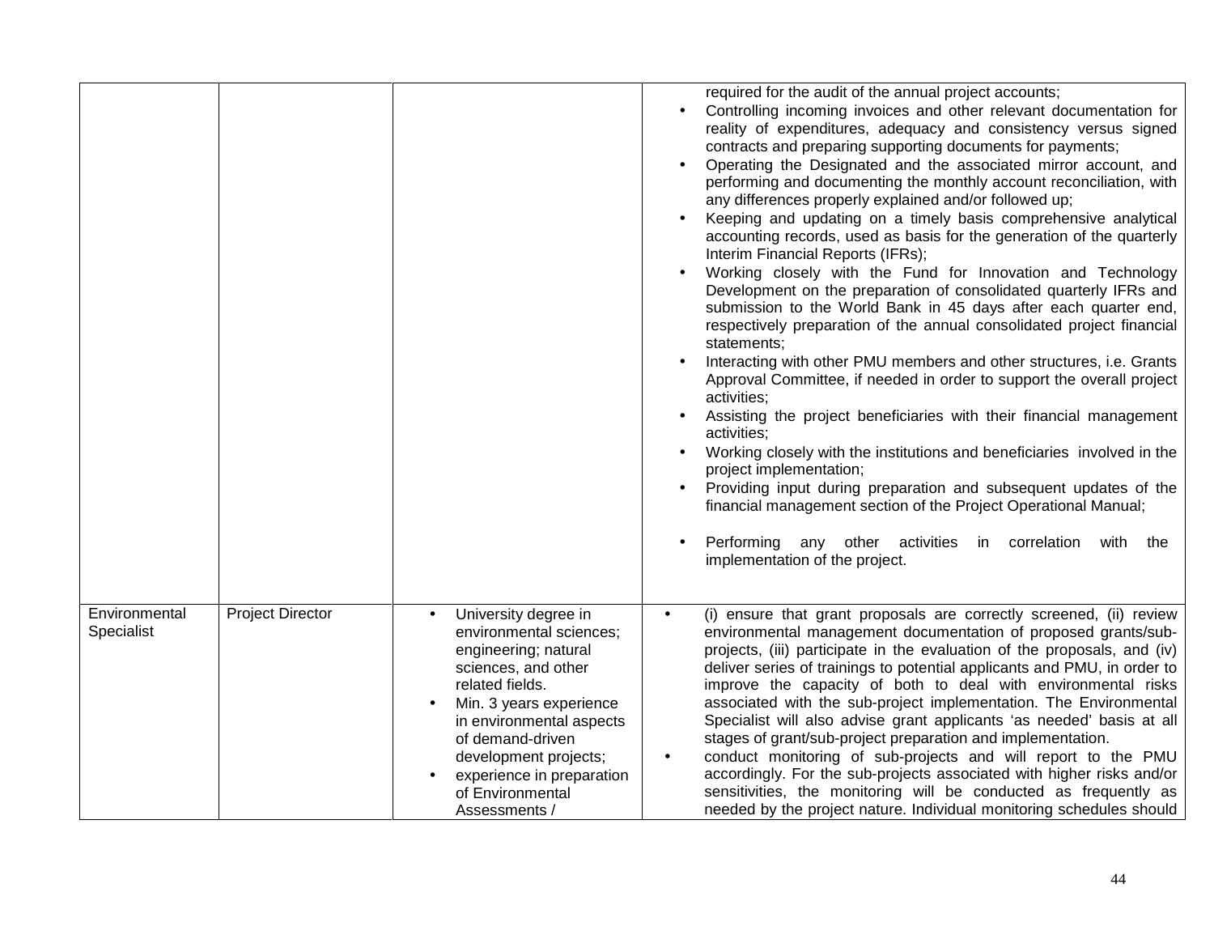| | | | |
|---|---|---|---|
| | | | required for the audit of the annual project accounts;<br>• Controlling incoming invoices and other relevant documentation for reality of expenditures, adequacy and consistency versus signed contracts and preparing supporting documents for payments;<br>• Operating the Designated and the associated mirror account, and performing and documenting the monthly account reconciliation, with any differences properly explained and/or followed up;<br>• Keeping and updating on a timely basis comprehensive analytical accounting records, used as basis for the generation of the quarterly Interim Financial Reports (IFRs);<br>• Working closely with the Fund for Innovation and Technology Development on the preparation of consolidated quarterly IFRs and submission to the World Bank in 45 days after each quarter end, respectively preparation of the annual consolidated project financial statements;<br>• Interacting with other PMU members and other structures, i.e. Grants Approval Committee, if needed in order to support the overall project activities;<br>• Assisting the project beneficiaries with their financial management activities;<br>• Working closely with the institutions and beneficiaries involved in the project implementation;<br>• Providing input during preparation and subsequent updates of the financial management section of the Project Operational Manual;<br>• Performing any other activities in correlation with the implementation of the project. |
| Environmental Specialist | Project Director | • University degree in environmental sciences; engineering; natural sciences, and other related fields.<br>• Min. 3 years experience in environmental aspects of demand-driven development projects;<br>• experience in preparation of Environmental Assessments / | • (i) ensure that grant proposals are correctly screened, (ii) review environmental management documentation of proposed grants/sub-projects, (iii) participate in the evaluation of the proposals, and (iv) deliver series of trainings to potential applicants and PMU, in order to improve the capacity of both to deal with environmental risks associated with the sub-project implementation. The Environmental Specialist will also advise grant applicants 'as needed' basis at all stages of grant/sub-project preparation and implementation.<br>• conduct monitoring of sub-projects and will report to the PMU accordingly. For the sub-projects associated with higher risks and/or sensitivities, the monitoring will be conducted as frequently as needed by the project nature. Individual monitoring schedules should |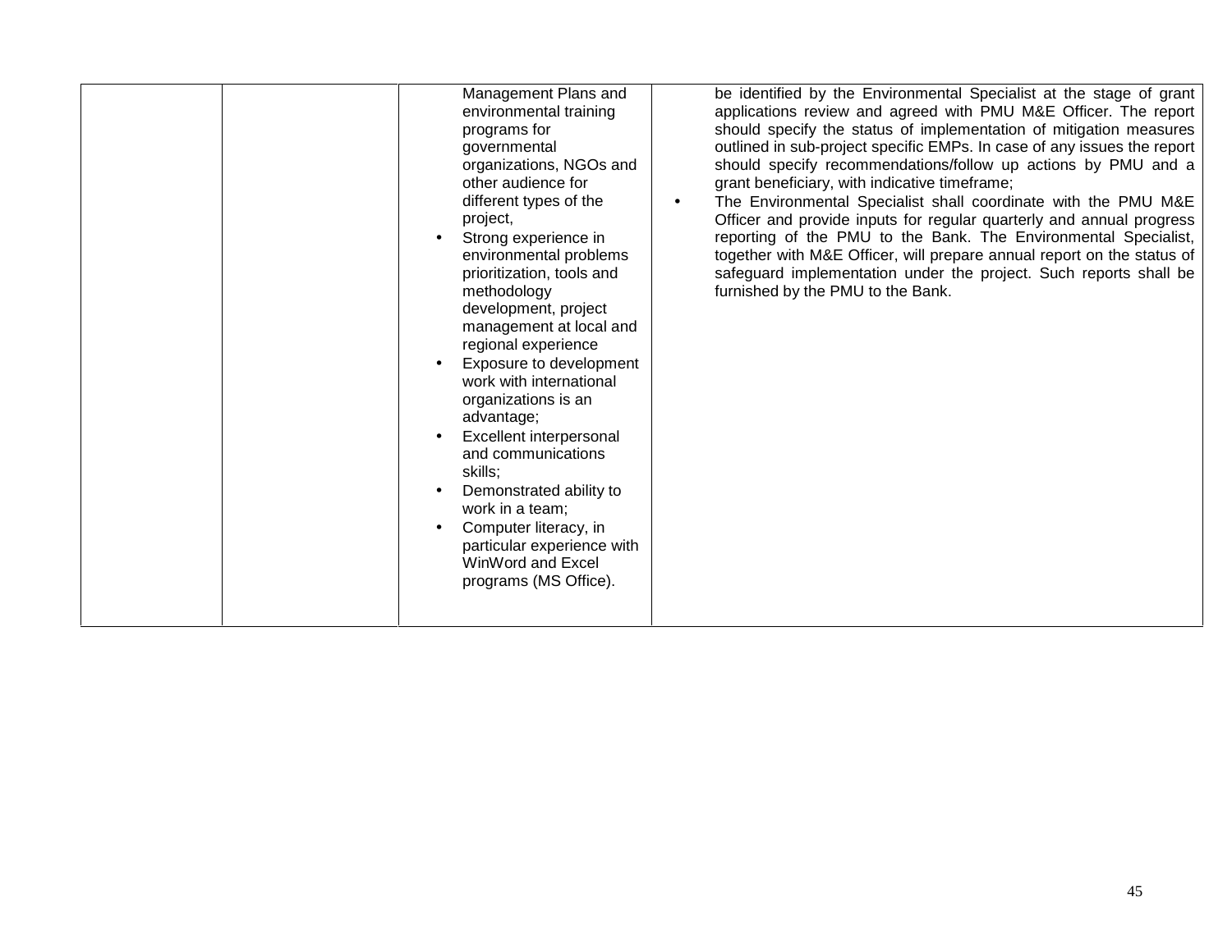|  |  |  |  |
|---|---|---|---|
|  |  | Management Plans and environmental training programs for governmental organizations, NGOs and other audience for different types of the project,<br>• Strong experience in environmental problems prioritization, tools and methodology development, project management at local and regional experience<br>• Exposure to development work with international organizations is an advantage;<br>• Excellent interpersonal and communications skills;<br>• Demonstrated ability to work in a team;<br>• Computer literacy, in particular experience with WinWord and Excel programs (MS Office). | be identified by the Environmental Specialist at the stage of grant applications review and agreed with PMU M&E Officer. The report should specify the status of implementation of mitigation measures outlined in sub-project specific EMPs. In case of any issues the report should specify recommendations/follow up actions by PMU and a grant beneficiary, with indicative timeframe;<br>• The Environmental Specialist shall coordinate with the PMU M&E Officer and provide inputs for regular quarterly and annual progress reporting of the PMU to the Bank. The Environmental Specialist, together with M&E Officer, will prepare annual report on the status of safeguard implementation under the project. Such reports shall be furnished by the PMU to the Bank. |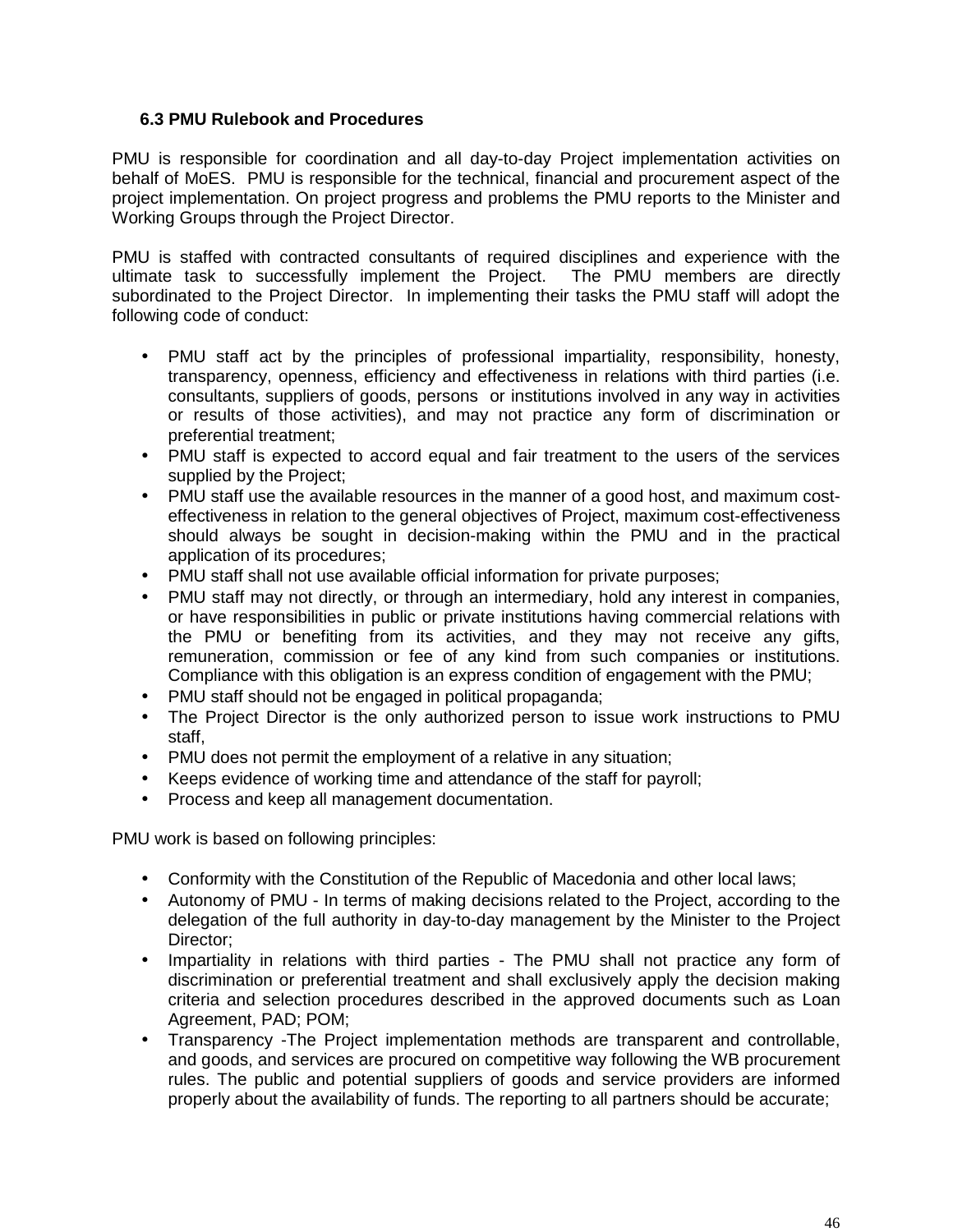### 6.3 PMU Rulebook and Procedures

PMU is responsible for coordination and all day-to-day Project implementation activities on behalf of MoES. PMU is responsible for the technical, financial and procurement aspect of the project implementation. On project progress and problems the PMU reports to the Minister and Working Groups through the Project Director.

PMU is staffed with contracted consultants of required disciplines and experience with the ultimate task to successfully implement the Project. The PMU members are directly subordinated to the Project Director. In implementing their tasks the PMU staff will adopt the following code of conduct:

- PMU staff act by the principles of professional impartiality, responsibility, honesty, transparency, openness, efficiency and effectiveness in relations with third parties (i.e. consultants, suppliers of goods, persons or institutions involved in any way in activities or results of those activities), and may not practice any form of discrimination or preferential treatment;
- PMU staff is expected to accord equal and fair treatment to the users of the services supplied by the Project;
- PMU staff use the available resources in the manner of a good host, and maximum cost-effectiveness in relation to the general objectives of Project, maximum cost-effectiveness should always be sought in decision-making within the PMU and in the practical application of its procedures;
- PMU staff shall not use available official information for private purposes;
- PMU staff may not directly, or through an intermediary, hold any interest in companies, or have responsibilities in public or private institutions having commercial relations with the PMU or benefiting from its activities, and they may not receive any gifts, remuneration, commission or fee of any kind from such companies or institutions. Compliance with this obligation is an express condition of engagement with the PMU;
- PMU staff should not be engaged in political propaganda;
- The Project Director is the only authorized person to issue work instructions to PMU staff,
- PMU does not permit the employment of a relative in any situation;
- Keeps evidence of working time and attendance of the staff for payroll;
- Process and keep all management documentation.

PMU work is based on following principles:

- Conformity with the Constitution of the Republic of Macedonia and other local laws;
- Autonomy of PMU - In terms of making decisions related to the Project, according to the delegation of the full authority in day-to-day management by the Minister to the Project Director;
- Impartiality in relations with third parties - The PMU shall not practice any form of discrimination or preferential treatment and shall exclusively apply the decision making criteria and selection procedures described in the approved documents such as Loan Agreement, PAD; POM;
- Transparency -The Project implementation methods are transparent and controllable, and goods, and services are procured on competitive way following the WB procurement rules. The public and potential suppliers of goods and service providers are informed properly about the availability of funds. The reporting to all partners should be accurate;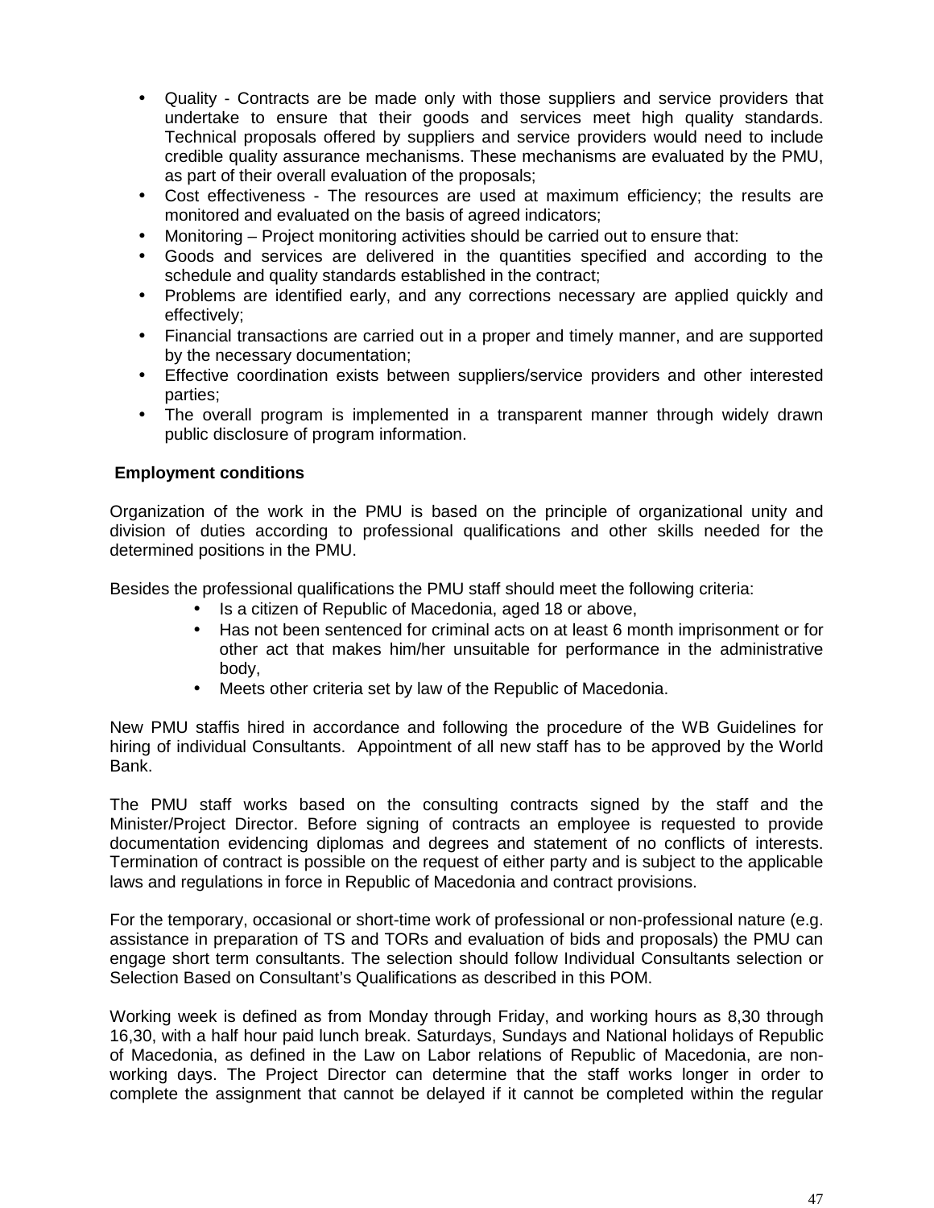- Quality - Contracts are be made only with those suppliers and service providers that undertake to ensure that their goods and services meet high quality standards. Technical proposals offered by suppliers and service providers would need to include credible quality assurance mechanisms. These mechanisms are evaluated by the PMU, as part of their overall evaluation of the proposals;
- Cost effectiveness - The resources are used at maximum efficiency; the results are monitored and evaluated on the basis of agreed indicators;
- Monitoring – Project monitoring activities should be carried out to ensure that:
- Goods and services are delivered in the quantities specified and according to the schedule and quality standards established in the contract;
- Problems are identified early, and any corrections necessary are applied quickly and effectively;
- Financial transactions are carried out in a proper and timely manner, and are supported by the necessary documentation;
- Effective coordination exists between suppliers/service providers and other interested parties;
- The overall program is implemented in a transparent manner through widely drawn public disclosure of program information.

**Employment conditions**

Organization of the work in the PMU is based on the principle of organizational unity and division of duties according to professional qualifications and other skills needed for the determined positions in the PMU.

Besides the professional qualifications the PMU staff should meet the following criteria:

- Is a citizen of Republic of Macedonia, aged 18 or above,
- Has not been sentenced for criminal acts on at least 6 month imprisonment or for other act that makes him/her unsuitable for performance in the administrative body,
- Meets other criteria set by law of the Republic of Macedonia.

New PMU staffis hired in accordance and following the procedure of the WB Guidelines for hiring of individual Consultants. Appointment of all new staff has to be approved by the World Bank.

The PMU staff works based on the consulting contracts signed by the staff and the Minister/Project Director. Before signing of contracts an employee is requested to provide documentation evidencing diplomas and degrees and statement of no conflicts of interests. Termination of contract is possible on the request of either party and is subject to the applicable laws and regulations in force in Republic of Macedonia and contract provisions.

For the temporary, occasional or short-time work of professional or non-professional nature (e.g. assistance in preparation of TS and TORs and evaluation of bids and proposals) the PMU can engage short term consultants. The selection should follow Individual Consultants selection or Selection Based on Consultant's Qualifications as described in this POM.

Working week is defined as from Monday through Friday, and working hours as 8,30 through 16,30, with a half hour paid lunch break. Saturdays, Sundays and National holidays of Republic of Macedonia, as defined in the Law on Labor relations of Republic of Macedonia, are non-working days. The Project Director can determine that the staff works longer in order to complete the assignment that cannot be delayed if it cannot be completed within the regular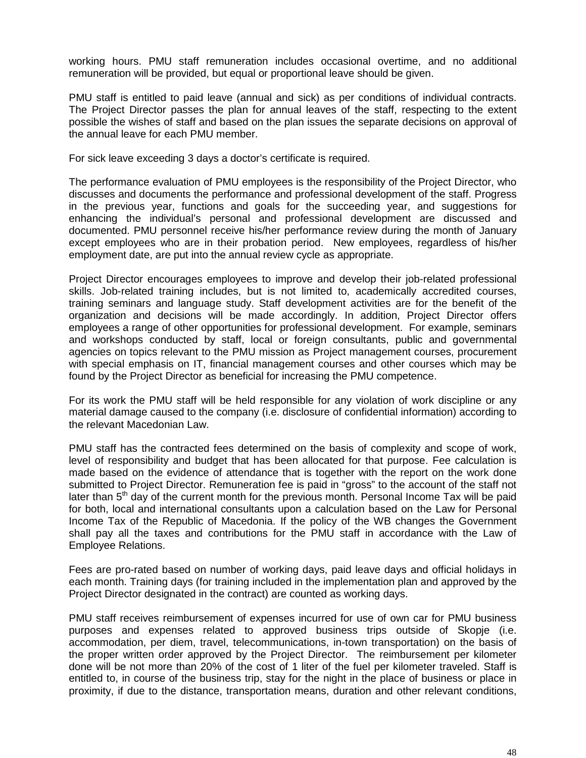working hours. PMU staff remuneration includes occasional overtime, and no additional remuneration will be provided, but equal or proportional leave should be given.

PMU staff is entitled to paid leave (annual and sick) as per conditions of individual contracts. The Project Director passes the plan for annual leaves of the staff, respecting to the extent possible the wishes of staff and based on the plan issues the separate decisions on approval of the annual leave for each PMU member.

For sick leave exceeding 3 days a doctor's certificate is required.

The performance evaluation of PMU employees is the responsibility of the Project Director, who discusses and documents the performance and professional development of the staff. Progress in the previous year, functions and goals for the succeeding year, and suggestions for enhancing the individual's personal and professional development are discussed and documented. PMU personnel receive his/her performance review during the month of January except employees who are in their probation period. New employees, regardless of his/her employment date, are put into the annual review cycle as appropriate.

Project Director encourages employees to improve and develop their job-related professional skills. Job-related training includes, but is not limited to, academically accredited courses, training seminars and language study. Staff development activities are for the benefit of the organization and decisions will be made accordingly. In addition, Project Director offers employees a range of other opportunities for professional development. For example, seminars and workshops conducted by staff, local or foreign consultants, public and governmental agencies on topics relevant to the PMU mission as Project management courses, procurement with special emphasis on IT, financial management courses and other courses which may be found by the Project Director as beneficial for increasing the PMU competence.

For its work the PMU staff will be held responsible for any violation of work discipline or any material damage caused to the company (i.e. disclosure of confidential information) according to the relevant Macedonian Law.

PMU staff has the contracted fees determined on the basis of complexity and scope of work, level of responsibility and budget that has been allocated for that purpose. Fee calculation is made based on the evidence of attendance that is together with the report on the work done submitted to Project Director. Remuneration fee is paid in "gross" to the account of the staff not later than 5th day of the current month for the previous month. Personal Income Tax will be paid for both, local and international consultants upon a calculation based on the Law for Personal Income Tax of the Republic of Macedonia. If the policy of the WB changes the Government shall pay all the taxes and contributions for the PMU staff in accordance with the Law of Employee Relations.

Fees are pro-rated based on number of working days, paid leave days and official holidays in each month. Training days (for training included in the implementation plan and approved by the Project Director designated in the contract) are counted as working days.

PMU staff receives reimbursement of expenses incurred for use of own car for PMU business purposes and expenses related to approved business trips outside of Skopje (i.e. accommodation, per diem, travel, telecommunications, in-town transportation) on the basis of the proper written order approved by the Project Director. The reimbursement per kilometer done will be not more than 20% of the cost of 1 liter of the fuel per kilometer traveled. Staff is entitled to, in course of the business trip, stay for the night in the place of business or place in proximity, if due to the distance, transportation means, duration and other relevant conditions,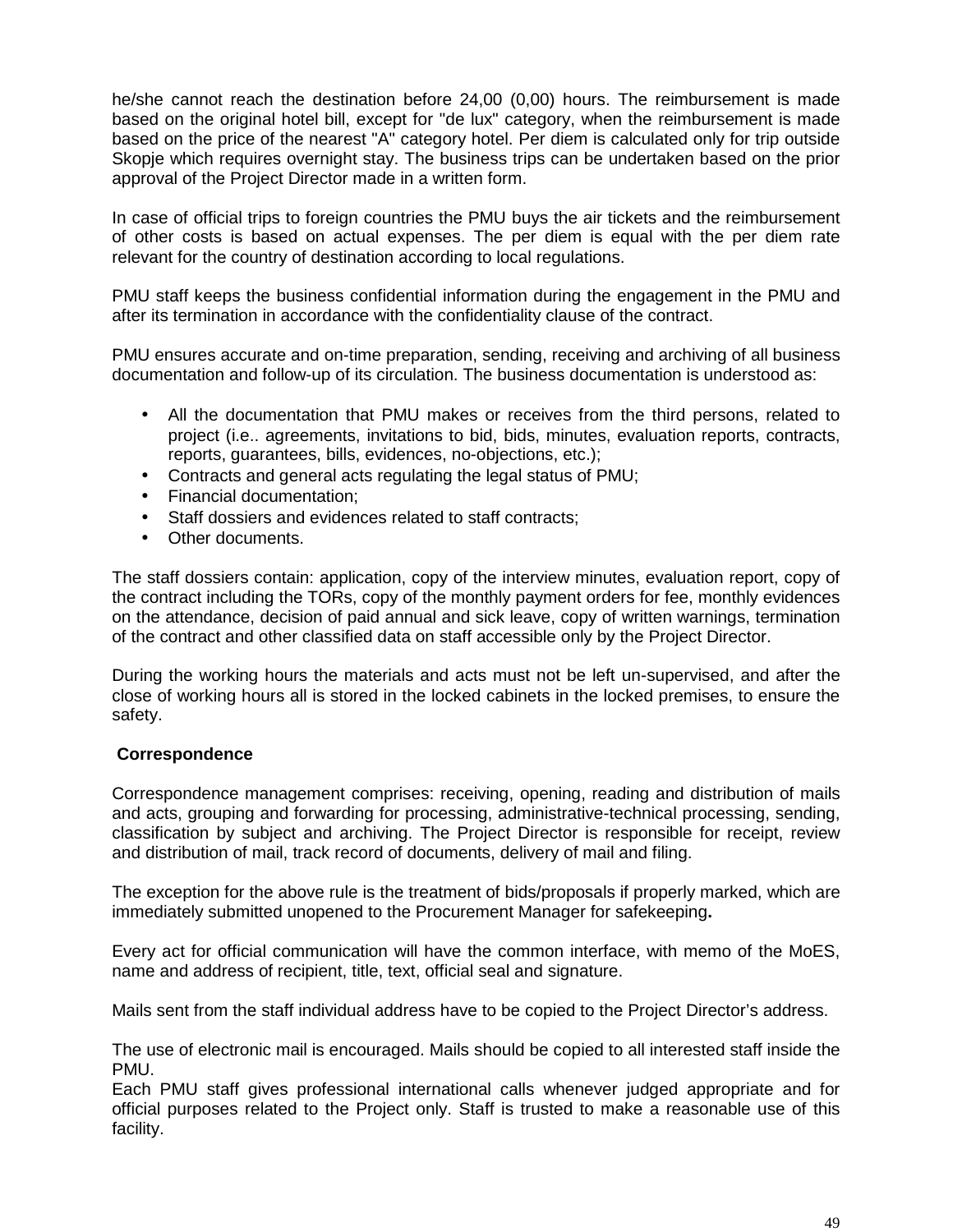he/she cannot reach the destination before 24,00 (0,00) hours. The reimbursement is made based on the original hotel bill, except for "de lux" category, when the reimbursement is made based on the price of the nearest "A" category hotel. Per diem is calculated only for trip outside Skopje which requires overnight stay. The business trips can be undertaken based on the prior approval of the Project Director made in a written form.

In case of official trips to foreign countries the PMU buys the air tickets and the reimbursement of other costs is based on actual expenses. The per diem is equal with the per diem rate relevant for the country of destination according to local regulations.

PMU staff keeps the business confidential information during the engagement in the PMU and after its termination in accordance with the confidentiality clause of the contract.

PMU ensures accurate and on-time preparation, sending, receiving and archiving of all business documentation and follow-up of its circulation. The business documentation is understood as:

- All the documentation that PMU makes or receives from the third persons, related to project (i.e.. agreements, invitations to bid, bids, minutes, evaluation reports, contracts, reports, guarantees, bills, evidences, no-objections, etc.);
- Contracts and general acts regulating the legal status of PMU;
- Financial documentation;
- Staff dossiers and evidences related to staff contracts;
- Other documents.

The staff dossiers contain: application, copy of the interview minutes, evaluation report, copy of the contract including the TORs, copy of the monthly payment orders for fee, monthly evidences on the attendance, decision of paid annual and sick leave, copy of written warnings, termination of the contract and other classified data on staff accessible only by the Project Director.

During the working hours the materials and acts must not be left un-supervised, and after the close of working hours all is stored in the locked cabinets in the locked premises, to ensure the safety.

**Correspondence**

Correspondence management comprises: receiving, opening, reading and distribution of mails and acts, grouping and forwarding for processing, administrative-technical processing, sending, classification by subject and archiving. The Project Director is responsible for receipt, review and distribution of mail, track record of documents, delivery of mail and filing.

The exception for the above rule is the treatment of bids/proposals if properly marked, which are immediately submitted unopened to the Procurement Manager for safekeeping**.**

Every act for official communication will have the common interface, with memo of the MoES, name and address of recipient, title, text, official seal and signature.

Mails sent from the staff individual address have to be copied to the Project Director's address.

The use of electronic mail is encouraged. Mails should be copied to all interested staff inside the PMU.
Each PMU staff gives professional international calls whenever judged appropriate and for official purposes related to the Project only. Staff is trusted to make a reasonable use of this facility.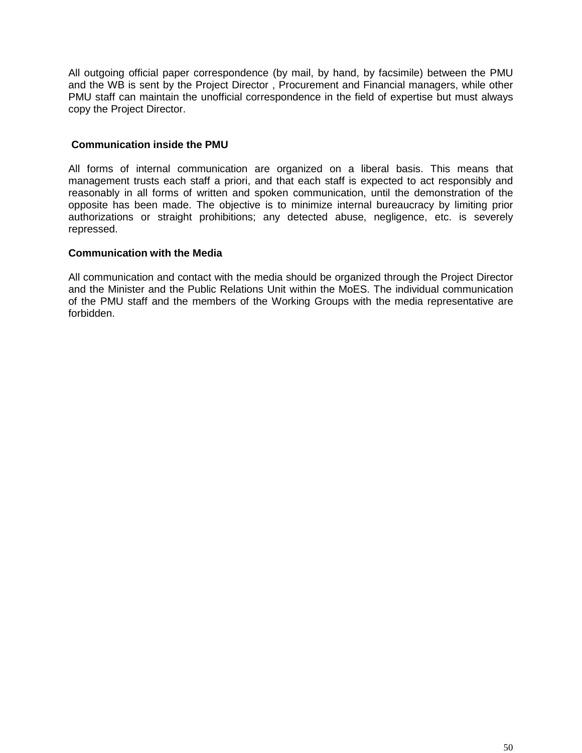All outgoing official paper correspondence (by mail, by hand, by facsimile) between the PMU and the WB is sent by the Project Director , Procurement and Financial managers, while other PMU staff can maintain the unofficial correspondence in the field of expertise but must always copy the Project Director.

**Communication inside the PMU**

All forms of internal communication are organized on a liberal basis. This means that management trusts each staff a priori, and that each staff is expected to act responsibly and reasonably in all forms of written and spoken communication, until the demonstration of the opposite has been made. The objective is to minimize internal bureaucracy by limiting prior authorizations or straight prohibitions; any detected abuse, negligence, etc. is severely repressed.

**Communication with the Media**

All communication and contact with the media should be organized through the Project Director and the Minister and the Public Relations Unit within the MoES. The individual communication of the PMU staff and the members of the Working Groups with the media representative are forbidden.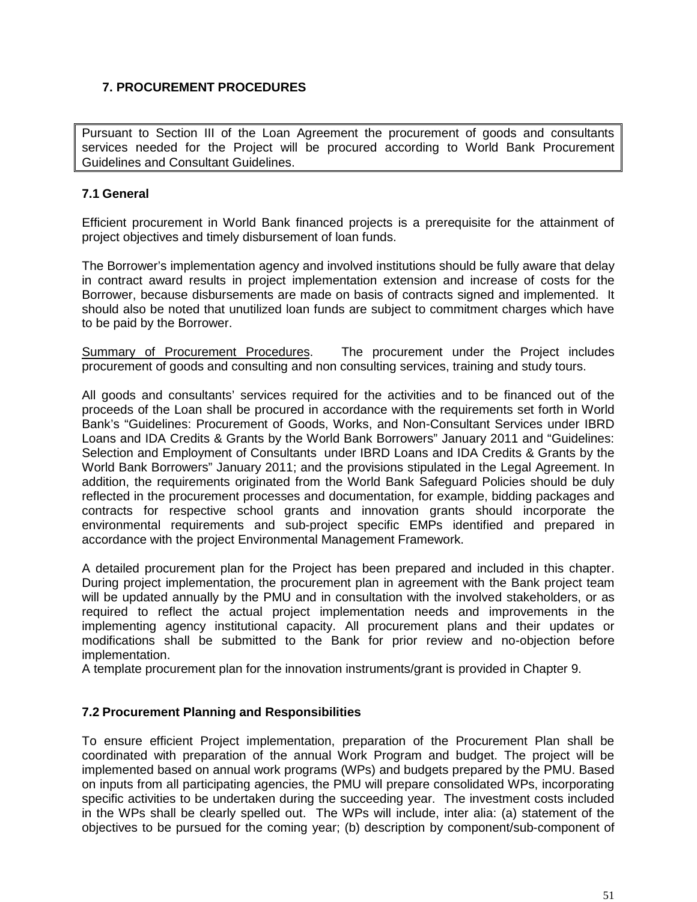## 7. PROCUREMENT PROCEDURES

| Pursuant to Section III of the Loan Agreement the procurement of goods and consultants services needed for the Project will be procured according to World Bank Procurement Guidelines and Consultant Guidelines. |
|---|

### 7.1 General

Efficient procurement in World Bank financed projects is a prerequisite for the attainment of project objectives and timely disbursement of loan funds.

The Borrower's implementation agency and involved institutions should be fully aware that delay in contract award results in project implementation extension and increase of costs for the Borrower, because disbursements are made on basis of contracts signed and implemented. It should also be noted that unutilized loan funds are subject to commitment charges which have to be paid by the Borrower.

<u>Summary of Procurement Procedures</u>. The procurement under the Project includes procurement of goods and consulting and non consulting services, training and study tours.

All goods and consultants' services required for the activities and to be financed out of the proceeds of the Loan shall be procured in accordance with the requirements set forth in World Bank's "Guidelines: Procurement of Goods, Works, and Non-Consultant Services under IBRD Loans and IDA Credits & Grants by the World Bank Borrowers" January 2011 and "Guidelines: Selection and Employment of Consultants under IBRD Loans and IDA Credits & Grants by the World Bank Borrowers" January 2011; and the provisions stipulated in the Legal Agreement. In addition, the requirements originated from the World Bank Safeguard Policies should be duly reflected in the procurement processes and documentation, for example, bidding packages and contracts for respective school grants and innovation grants should incorporate the environmental requirements and sub-project specific EMPs identified and prepared in accordance with the project Environmental Management Framework.

A detailed procurement plan for the Project has been prepared and included in this chapter. During project implementation, the procurement plan in agreement with the Bank project team will be updated annually by the PMU and in consultation with the involved stakeholders, or as required to reflect the actual project implementation needs and improvements in the implementing agency institutional capacity. All procurement plans and their updates or modifications shall be submitted to the Bank for prior review and no-objection before implementation.
A template procurement plan for the innovation instruments/grant is provided in Chapter 9.

### 7.2 Procurement Planning and Responsibilities

To ensure efficient Project implementation, preparation of the Procurement Plan shall be coordinated with preparation of the annual Work Program and budget. The project will be implemented based on annual work programs (WPs) and budgets prepared by the PMU. Based on inputs from all participating agencies, the PMU will prepare consolidated WPs, incorporating specific activities to be undertaken during the succeeding year. The investment costs included in the WPs shall be clearly spelled out. The WPs will include, inter alia: (a) statement of the objectives to be pursued for the coming year; (b) description by component/sub-component of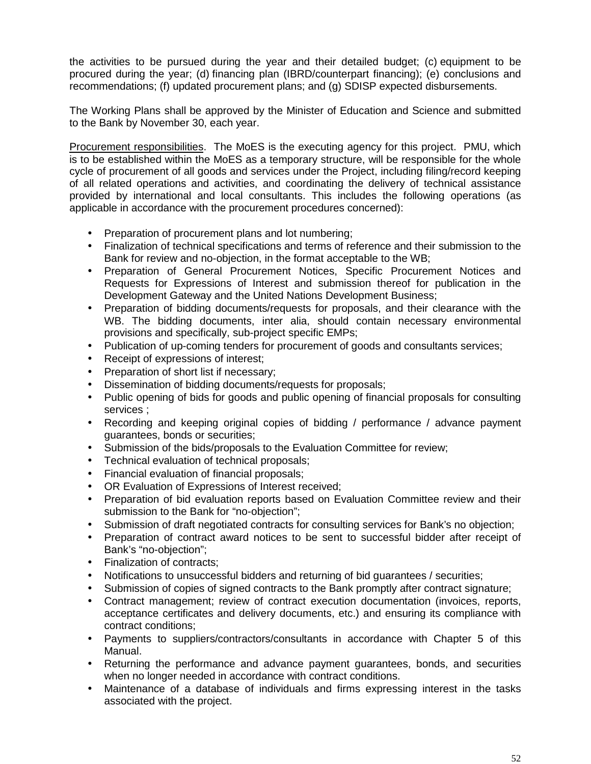the activities to be pursued during the year and their detailed budget; (c) equipment to be procured during the year; (d) financing plan (IBRD/counterpart financing); (e) conclusions and recommendations; (f) updated procurement plans; and (g) SDISP expected disbursements.

The Working Plans shall be approved by the Minister of Education and Science and submitted to the Bank by November 30, each year.

Procurement responsibilities. The MoES is the executing agency for this project. PMU, which is to be established within the MoES as a temporary structure, will be responsible for the whole cycle of procurement of all goods and services under the Project, including filing/record keeping of all related operations and activities, and coordinating the delivery of technical assistance provided by international and local consultants. This includes the following operations (as applicable in accordance with the procurement procedures concerned):

- Preparation of procurement plans and lot numbering;
- Finalization of technical specifications and terms of reference and their submission to the Bank for review and no-objection, in the format acceptable to the WB;
- Preparation of General Procurement Notices, Specific Procurement Notices and Requests for Expressions of Interest and submission thereof for publication in the Development Gateway and the United Nations Development Business;
- Preparation of bidding documents/requests for proposals, and their clearance with the WB. The bidding documents, inter alia, should contain necessary environmental provisions and specifically, sub-project specific EMPs;
- Publication of up-coming tenders for procurement of goods and consultants services;
- Receipt of expressions of interest;
- Preparation of short list if necessary;
- Dissemination of bidding documents/requests for proposals;
- Public opening of bids for goods and public opening of financial proposals for consulting services ;
- Recording and keeping original copies of bidding / performance / advance payment guarantees, bonds or securities;
- Submission of the bids/proposals to the Evaluation Committee for review;
- Technical evaluation of technical proposals;
- Financial evaluation of financial proposals;
- OR Evaluation of Expressions of Interest received;
- Preparation of bid evaluation reports based on Evaluation Committee review and their submission to the Bank for "no-objection";
- Submission of draft negotiated contracts for consulting services for Bank's no objection;
- Preparation of contract award notices to be sent to successful bidder after receipt of Bank's "no-objection";
- Finalization of contracts;
- Notifications to unsuccessful bidders and returning of bid guarantees / securities;
- Submission of copies of signed contracts to the Bank promptly after contract signature;
- Contract management; review of contract execution documentation (invoices, reports, acceptance certificates and delivery documents, etc.) and ensuring its compliance with contract conditions;
- Payments to suppliers/contractors/consultants in accordance with Chapter 5 of this Manual.
- Returning the performance and advance payment guarantees, bonds, and securities when no longer needed in accordance with contract conditions.
- Maintenance of a database of individuals and firms expressing interest in the tasks associated with the project.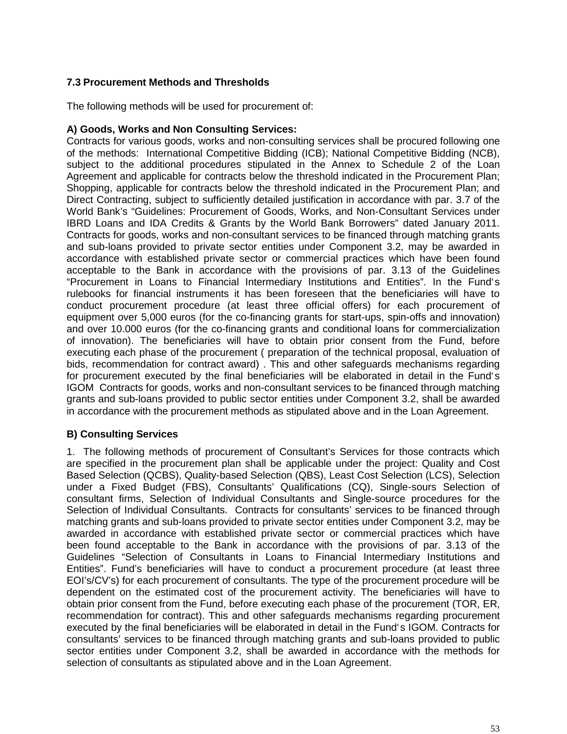### 7.3 Procurement Methods and Thresholds

The following methods will be used for procurement of:

**A) Goods, Works and Non Consulting Services:**

Contracts for various goods, works and non-consulting services shall be procured following one of the methods: International Competitive Bidding (ICB); National Competitive Bidding (NCB), subject to the additional procedures stipulated in the Annex to Schedule 2 of the Loan Agreement and applicable for contracts below the threshold indicated in the Procurement Plan; Shopping, applicable for contracts below the threshold indicated in the Procurement Plan; and Direct Contracting, subject to sufficiently detailed justification in accordance with par. 3.7 of the World Bank's "Guidelines: Procurement of Goods, Works, and Non-Consultant Services under IBRD Loans and IDA Credits & Grants by the World Bank Borrowers" dated January 2011. Contracts for goods, works and non-consultant services to be financed through matching grants and sub-loans provided to private sector entities under Component 3.2, may be awarded in accordance with established private sector or commercial practices which have been found acceptable to the Bank in accordance with the provisions of par. 3.13 of the Guidelines "Procurement in Loans to Financial Intermediary Institutions and Entities". In the Fund's rulebooks for financial instruments it has been foreseen that the beneficiaries will have to conduct procurement procedure (at least three official offers) for each procurement of equipment over 5,000 euros (for the co-financing grants for start-ups, spin-offs and innovation) and over 10.000 euros (for the co-financing grants and conditional loans for commercialization of innovation). The beneficiaries will have to obtain prior consent from the Fund, before executing each phase of the procurement ( preparation of the technical proposal, evaluation of bids, recommendation for contract award) . This and other safeguards mechanisms regarding for procurement executed by the final beneficiaries will be elaborated in detail in the Fund's IGOM Contracts for goods, works and non-consultant services to be financed through matching grants and sub-loans provided to public sector entities under Component 3.2, shall be awarded in accordance with the procurement methods as stipulated above and in the Loan Agreement.

**B) Consulting Services**

1. The following methods of procurement of Consultant's Services for those contracts which are specified in the procurement plan shall be applicable under the project: Quality and Cost Based Selection (QCBS), Quality-based Selection (QBS), Least Cost Selection (LCS), Selection under a Fixed Budget (FBS), Consultants' Qualifications (CQ), Single-sours Selection of consultant firms, Selection of Individual Consultants and Single-source procedures for the Selection of Individual Consultants. Contracts for consultants' services to be financed through matching grants and sub-loans provided to private sector entities under Component 3.2, may be awarded in accordance with established private sector or commercial practices which have been found acceptable to the Bank in accordance with the provisions of par. 3.13 of the Guidelines "Selection of Consultants in Loans to Financial Intermediary Institutions and Entities". Fund's beneficiaries will have to conduct a procurement procedure (at least three EOI's/CV's) for each procurement of consultants. The type of the procurement procedure will be dependent on the estimated cost of the procurement activity. The beneficiaries will have to obtain prior consent from the Fund, before executing each phase of the procurement (TOR, ER, recommendation for contract). This and other safeguards mechanisms regarding procurement executed by the final beneficiaries will be elaborated in detail in the Fund's IGOM. Contracts for consultants' services to be financed through matching grants and sub-loans provided to public sector entities under Component 3.2, shall be awarded in accordance with the methods for selection of consultants as stipulated above and in the Loan Agreement.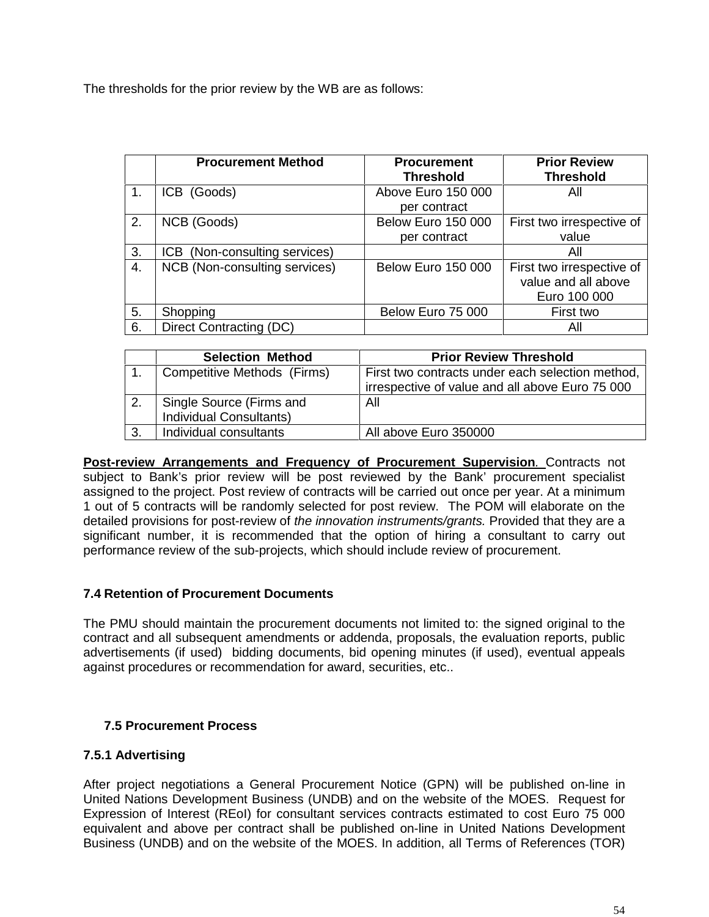The thresholds for the prior review by the WB are as follows:

| | Procurement Method | Procurement Threshold | Prior Review Threshold |
|---|---|---|---|
| 1. | ICB (Goods) | Above Euro 150 000 per contract | All |
| 2. | NCB (Goods) | Below Euro 150 000 per contract | First two irrespective of value |
| 3. | ICB (Non-consulting services) | | All |
| 4. | NCB (Non-consulting services) | Below Euro 150 000 | First two irrespective of value and all above Euro 100 000 |
| 5. | Shopping | Below Euro 75 000 | First two |
| 6. | Direct Contracting (DC) | | All |

| | Selection Method | Prior Review Threshold |
|---|---|---|
| 1. | Competitive Methods (Firms) | First two contracts under each selection method, irrespective of value and all above Euro 75 000 |
| 2. | Single Source (Firms and Individual Consultants) | All |
| 3. | Individual consultants | All above Euro 350000 |

**Post-review Arrangements and Frequency of Procurement Supervision**. Contracts not subject to Bank's prior review will be post reviewed by the Bank' procurement specialist assigned to the project. Post review of contracts will be carried out once per year. At a minimum 1 out of 5 contracts will be randomly selected for post review. The POM will elaborate on the detailed provisions for post-review of *the innovation instruments/grants.* Provided that they are a significant number, it is recommended that the option of hiring a consultant to carry out performance review of the sub-projects, which should include review of procurement.

### 7.4 Retention of Procurement Documents

The PMU should maintain the procurement documents not limited to: the signed original to the contract and all subsequent amendments or addenda, proposals, the evaluation reports, public advertisements (if used) bidding documents, bid opening minutes (if used), eventual appeals against procedures or recommendation for award, securities, etc..

### 7.5 Procurement Process

#### 7.5.1 Advertising

After project negotiations a General Procurement Notice (GPN) will be published on-line in United Nations Development Business (UNDB) and on the website of the MOES. Request for Expression of Interest (REoI) for consultant services contracts estimated to cost Euro 75 000 equivalent and above per contract shall be published on-line in United Nations Development Business (UNDB) and on the website of the MOES. In addition, all Terms of References (TOR)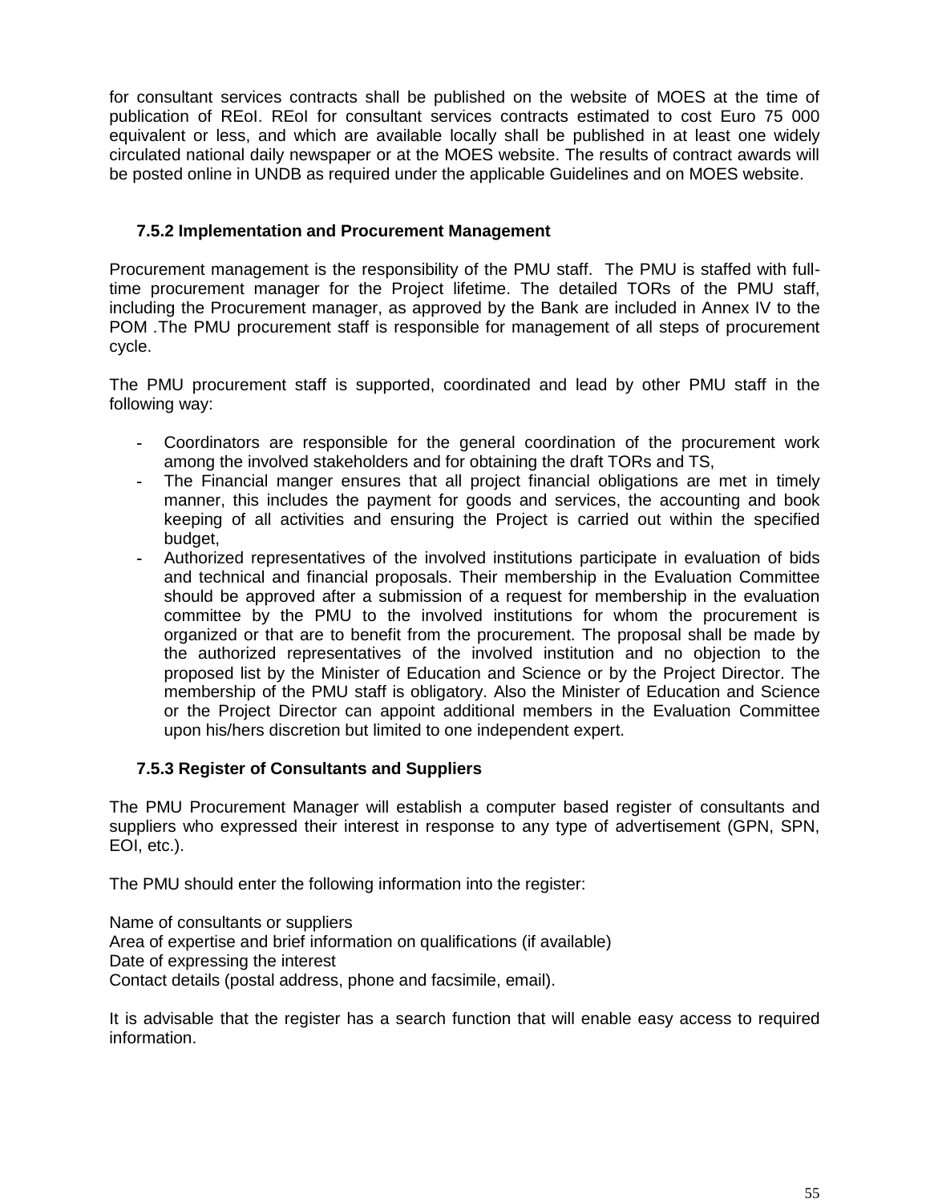for consultant services contracts shall be published on the website of MOES at the time of publication of REoI. REoI for consultant services contracts estimated to cost Euro 75 000 equivalent or less, and which are available locally shall be published in at least one widely circulated national daily newspaper or at the MOES website. The results of contract awards will be posted online in UNDB as required under the applicable Guidelines and on MOES website.

### 7.5.2 Implementation and Procurement Management

Procurement management is the responsibility of the PMU staff. The PMU is staffed with full-time procurement manager for the Project lifetime. The detailed TORs of the PMU staff, including the Procurement manager, as approved by the Bank are included in Annex IV to the POM .The PMU procurement staff is responsible for management of all steps of procurement cycle.

The PMU procurement staff is supported, coordinated and lead by other PMU staff in the following way:

- Coordinators are responsible for the general coordination of the procurement work among the involved stakeholders and for obtaining the draft TORs and TS,
- The Financial manger ensures that all project financial obligations are met in timely manner, this includes the payment for goods and services, the accounting and book keeping of all activities and ensuring the Project is carried out within the specified budget,
- Authorized representatives of the involved institutions participate in evaluation of bids and technical and financial proposals. Their membership in the Evaluation Committee should be approved after a submission of a request for membership in the evaluation committee by the PMU to the involved institutions for whom the procurement is organized or that are to benefit from the procurement. The proposal shall be made by the authorized representatives of the involved institution and no objection to the proposed list by the Minister of Education and Science or by the Project Director. The membership of the PMU staff is obligatory. Also the Minister of Education and Science or the Project Director can appoint additional members in the Evaluation Committee upon his/hers discretion but limited to one independent expert.

### 7.5.3 Register of Consultants and Suppliers

The PMU Procurement Manager will establish a computer based register of consultants and suppliers who expressed their interest in response to any type of advertisement (GPN, SPN, EOI, etc.).

The PMU should enter the following information into the register:

Name of consultants or suppliers
Area of expertise and brief information on qualifications (if available)
Date of expressing the interest
Contact details (postal address, phone and facsimile, email).

It is advisable that the register has a search function that will enable easy access to required information.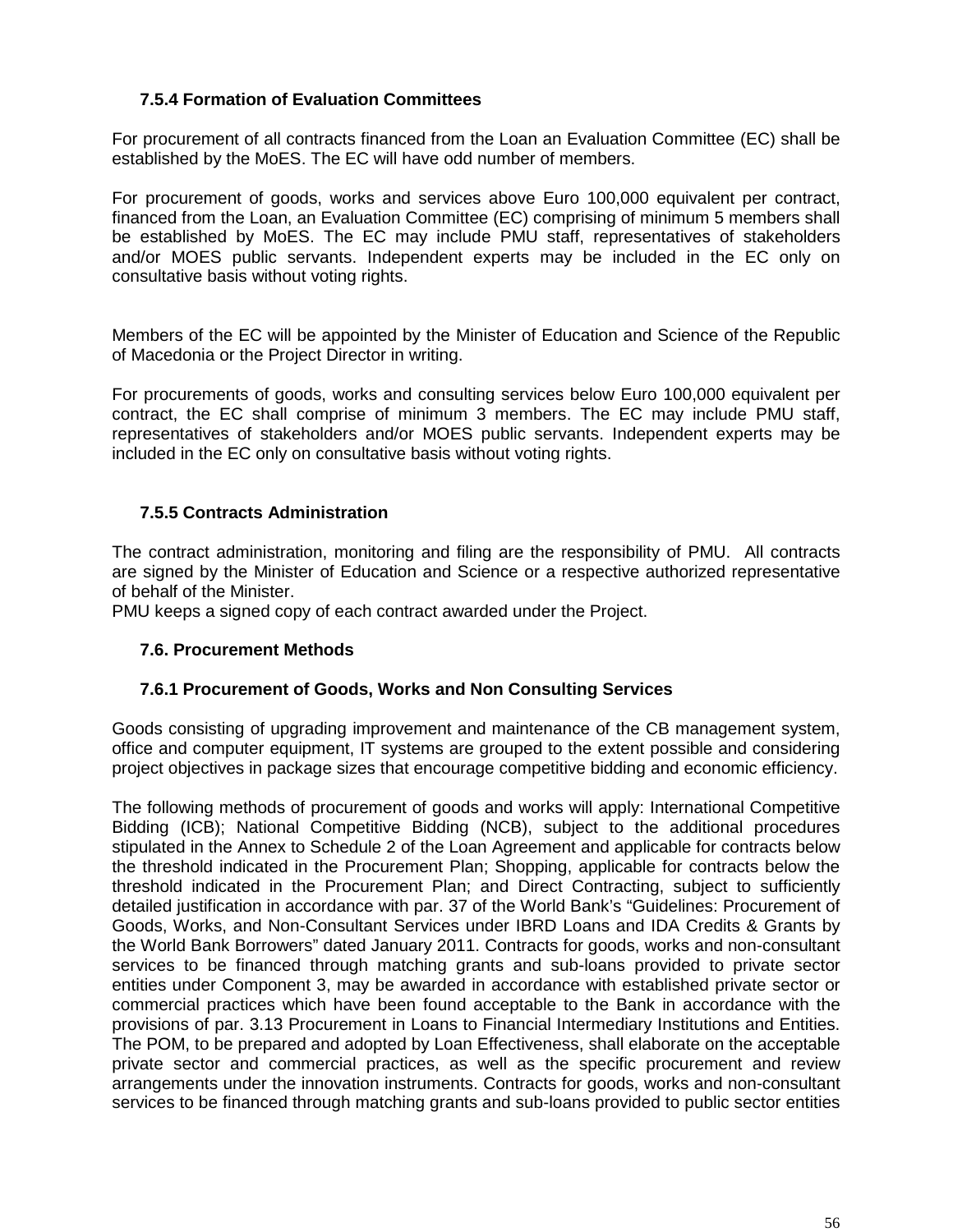### 7.5.4 Formation of Evaluation Committees

For procurement of all contracts financed from the Loan an Evaluation Committee (EC) shall be established by the MoES. The EC will have odd number of members.

For procurement of goods, works and services above Euro 100,000 equivalent per contract, financed from the Loan, an Evaluation Committee (EC) comprising of minimum 5 members shall be established by MoES. The EC may include PMU staff, representatives of stakeholders and/or MOES public servants. Independent experts may be included in the EC only on consultative basis without voting rights.

Members of the EC will be appointed by the Minister of Education and Science of the Republic of Macedonia or the Project Director in writing.

For procurements of goods, works and consulting services below Euro 100,000 equivalent per contract, the EC shall comprise of minimum 3 members. The EC may include PMU staff, representatives of stakeholders and/or MOES public servants. Independent experts may be included in the EC only on consultative basis without voting rights.

### 7.5.5 Contracts Administration

The contract administration, monitoring and filing are the responsibility of PMU. All contracts are signed by the Minister of Education and Science or a respective authorized representative of behalf of the Minister.
PMU keeps a signed copy of each contract awarded under the Project.

### 7.6. Procurement Methods

### 7.6.1 Procurement of Goods, Works and Non Consulting Services

Goods consisting of upgrading improvement and maintenance of the CB management system, office and computer equipment, IT systems are grouped to the extent possible and considering project objectives in package sizes that encourage competitive bidding and economic efficiency.

The following methods of procurement of goods and works will apply: International Competitive Bidding (ICB); National Competitive Bidding (NCB), subject to the additional procedures stipulated in the Annex to Schedule 2 of the Loan Agreement and applicable for contracts below the threshold indicated in the Procurement Plan; Shopping, applicable for contracts below the threshold indicated in the Procurement Plan; and Direct Contracting, subject to sufficiently detailed justification in accordance with par. 37 of the World Bank's "Guidelines: Procurement of Goods, Works, and Non-Consultant Services under IBRD Loans and IDA Credits & Grants by the World Bank Borrowers" dated January 2011. Contracts for goods, works and non-consultant services to be financed through matching grants and sub-loans provided to private sector entities under Component 3, may be awarded in accordance with established private sector or commercial practices which have been found acceptable to the Bank in accordance with the provisions of par. 3.13 Procurement in Loans to Financial Intermediary Institutions and Entities. The POM, to be prepared and adopted by Loan Effectiveness, shall elaborate on the acceptable private sector and commercial practices, as well as the specific procurement and review arrangements under the innovation instruments. Contracts for goods, works and non-consultant services to be financed through matching grants and sub-loans provided to public sector entities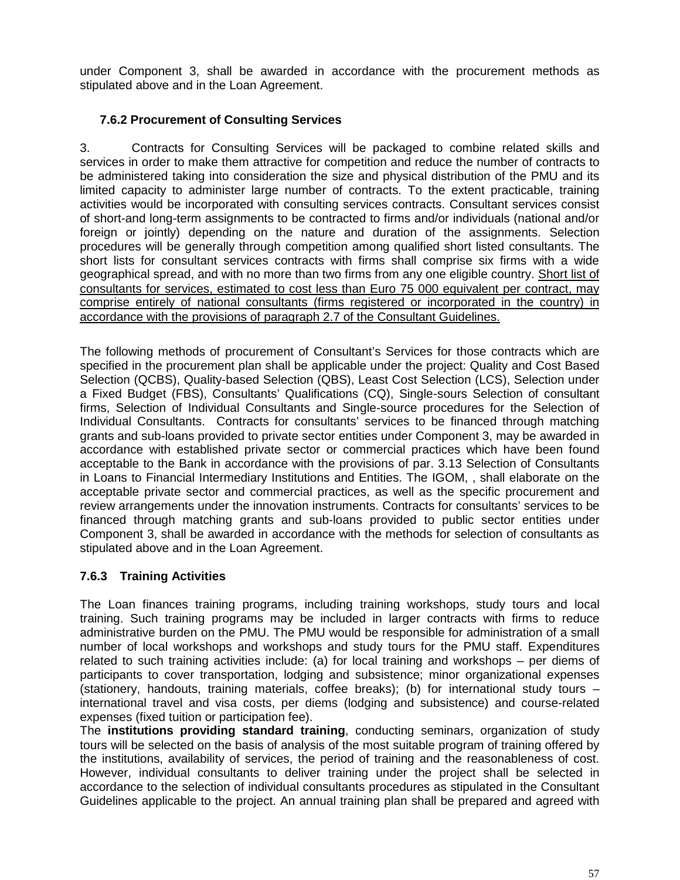under Component 3, shall be awarded in accordance with the procurement methods as stipulated above and in the Loan Agreement.

### 7.6.2 Procurement of Consulting Services

3. Contracts for Consulting Services will be packaged to combine related skills and services in order to make them attractive for competition and reduce the number of contracts to be administered taking into consideration the size and physical distribution of the PMU and its limited capacity to administer large number of contracts. To the extent practicable, training activities would be incorporated with consulting services contracts. Consultant services consist of short-and long-term assignments to be contracted to firms and/or individuals (national and/or foreign or jointly) depending on the nature and duration of the assignments. Selection procedures will be generally through competition among qualified short listed consultants. The short lists for consultant services contracts with firms shall comprise six firms with a wide geographical spread, and with no more than two firms from any one eligible country. <u>Short list of consultants for services, estimated to cost less than Euro 75 000 equivalent per contract, may comprise entirely of national consultants (firms registered or incorporated in the country) in accordance with the provisions of paragraph 2.7 of the Consultant Guidelines.</u>

The following methods of procurement of Consultant's Services for those contracts which are specified in the procurement plan shall be applicable under the project: Quality and Cost Based Selection (QCBS), Quality-based Selection (QBS), Least Cost Selection (LCS), Selection under a Fixed Budget (FBS), Consultants' Qualifications (CQ), Single-sours Selection of consultant firms, Selection of Individual Consultants and Single-source procedures for the Selection of Individual Consultants. Contracts for consultants' services to be financed through matching grants and sub-loans provided to private sector entities under Component 3, may be awarded in accordance with established private sector or commercial practices which have been found acceptable to the Bank in accordance with the provisions of par. 3.13 Selection of Consultants in Loans to Financial Intermediary Institutions and Entities. The IGOM, , shall elaborate on the acceptable private sector and commercial practices, as well as the specific procurement and review arrangements under the innovation instruments. Contracts for consultants' services to be financed through matching grants and sub-loans provided to public sector entities under Component 3, shall be awarded in accordance with the methods for selection of consultants as stipulated above and in the Loan Agreement.

### 7.6.3 Training Activities

The Loan finances training programs, including training workshops, study tours and local training. Such training programs may be included in larger contracts with firms to reduce administrative burden on the PMU. The PMU would be responsible for administration of a small number of local workshops and workshops and study tours for the PMU staff. Expenditures related to such training activities include: (a) for local training and workshops – per diems of participants to cover transportation, lodging and subsistence; minor organizational expenses (stationery, handouts, training materials, coffee breaks); (b) for international study tours – international travel and visa costs, per diems (lodging and subsistence) and course-related expenses (fixed tuition or participation fee).

The **institutions providing standard training**, conducting seminars, organization of study tours will be selected on the basis of analysis of the most suitable program of training offered by the institutions, availability of services, the period of training and the reasonableness of cost. However, individual consultants to deliver training under the project shall be selected in accordance to the selection of individual consultants procedures as stipulated in the Consultant Guidelines applicable to the project. An annual training plan shall be prepared and agreed with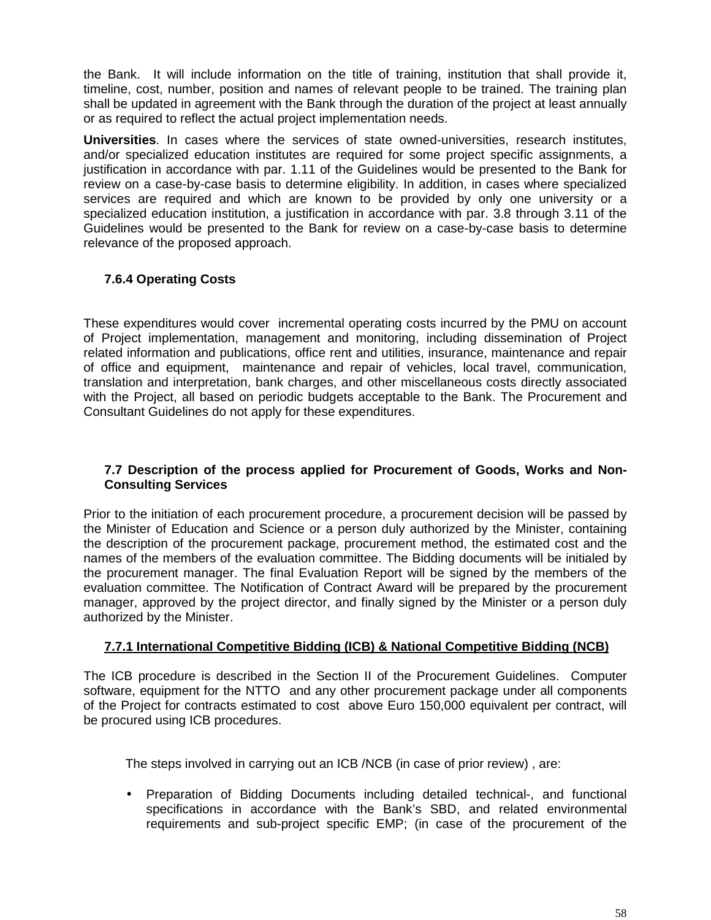the Bank. It will include information on the title of training, institution that shall provide it, timeline, cost, number, position and names of relevant people to be trained. The training plan shall be updated in agreement with the Bank through the duration of the project at least annually or as required to reflect the actual project implementation needs.

**Universities**. In cases where the services of state owned-universities, research institutes, and/or specialized education institutes are required for some project specific assignments, a justification in accordance with par. 1.11 of the Guidelines would be presented to the Bank for review on a case-by-case basis to determine eligibility. In addition, in cases where specialized services are required and which are known to be provided by only one university or a specialized education institution, a justification in accordance with par. 3.8 through 3.11 of the Guidelines would be presented to the Bank for review on a case-by-case basis to determine relevance of the proposed approach.

### 7.6.4 Operating Costs

These expenditures would cover incremental operating costs incurred by the PMU on account of Project implementation, management and monitoring, including dissemination of Project related information and publications, office rent and utilities, insurance, maintenance and repair of office and equipment, maintenance and repair of vehicles, local travel, communication, translation and interpretation, bank charges, and other miscellaneous costs directly associated with the Project, all based on periodic budgets acceptable to the Bank. The Procurement and Consultant Guidelines do not apply for these expenditures.

## 7.7 Description of the process applied for Procurement of Goods, Works and Non-Consulting Services

Prior to the initiation of each procurement procedure, a procurement decision will be passed by the Minister of Education and Science or a person duly authorized by the Minister, containing the description of the procurement package, procurement method, the estimated cost and the names of the members of the evaluation committee. The Bidding documents will be initialed by the procurement manager. The final Evaluation Report will be signed by the members of the evaluation committee. The Notification of Contract Award will be prepared by the procurement manager, approved by the project director, and finally signed by the Minister or a person duly authorized by the Minister.

### 7.7.1 International Competitive Bidding (ICB) & National Competitive Bidding (NCB)

The ICB procedure is described in the Section II of the Procurement Guidelines. Computer software, equipment for the NTTO and any other procurement package under all components of the Project for contracts estimated to cost above Euro 150,000 equivalent per contract, will be procured using ICB procedures.

The steps involved in carrying out an ICB /NCB (in case of prior review) , are:

- Preparation of Bidding Documents including detailed technical-, and functional specifications in accordance with the Bank's SBD, and related environmental requirements and sub-project specific EMP; (in case of the procurement of the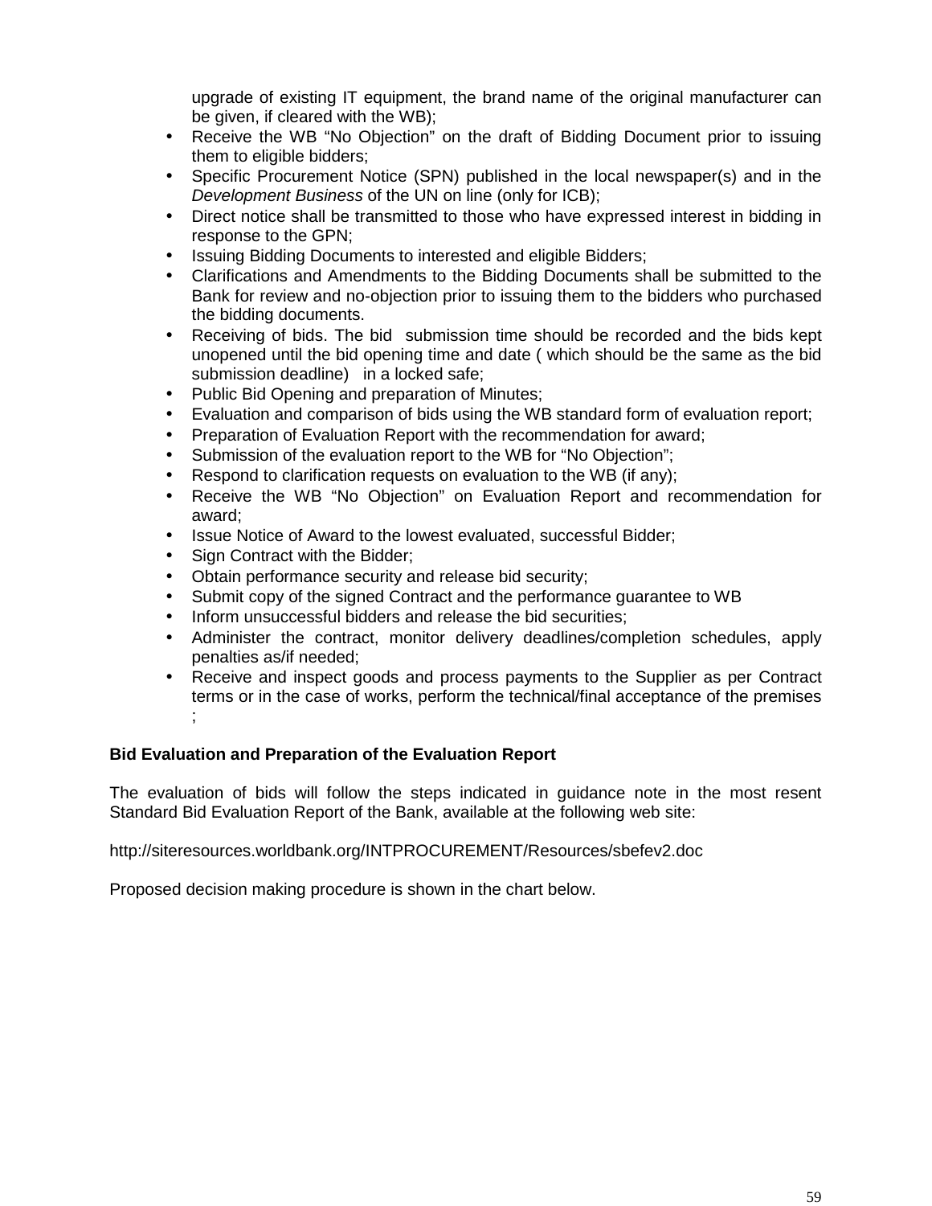upgrade of existing IT equipment, the brand name of the original manufacturer can be given, if cleared with the WB);

- Receive the WB "No Objection" on the draft of Bidding Document prior to issuing them to eligible bidders;
- Specific Procurement Notice (SPN) published in the local newspaper(s) and in the *Development Business* of the UN on line (only for ICB);
- Direct notice shall be transmitted to those who have expressed interest in bidding in response to the GPN;
- Issuing Bidding Documents to interested and eligible Bidders;
- Clarifications and Amendments to the Bidding Documents shall be submitted to the Bank for review and no-objection prior to issuing them to the bidders who purchased the bidding documents.
- Receiving of bids. The bid submission time should be recorded and the bids kept unopened until the bid opening time and date ( which should be the same as the bid submission deadline) in a locked safe;
- Public Bid Opening and preparation of Minutes;
- Evaluation and comparison of bids using the WB standard form of evaluation report;
- Preparation of Evaluation Report with the recommendation for award;
- Submission of the evaluation report to the WB for "No Objection";
- Respond to clarification requests on evaluation to the WB (if any);
- Receive the WB "No Objection" on Evaluation Report and recommendation for award;
- Issue Notice of Award to the lowest evaluated, successful Bidder;
- Sign Contract with the Bidder;
- Obtain performance security and release bid security;
- Submit copy of the signed Contract and the performance guarantee to WB
- Inform unsuccessful bidders and release the bid securities;
- Administer the contract, monitor delivery deadlines/completion schedules, apply penalties as/if needed;
- Receive and inspect goods and process payments to the Supplier as per Contract terms or in the case of works, perform the technical/final acceptance of the premises ;

**Bid Evaluation and Preparation of the Evaluation Report**

The evaluation of bids will follow the steps indicated in guidance note in the most resent Standard Bid Evaluation Report of the Bank, available at the following web site:

http://siteresources.worldbank.org/INTPROCUREMENT/Resources/sbefev2.doc

Proposed decision making procedure is shown in the chart below.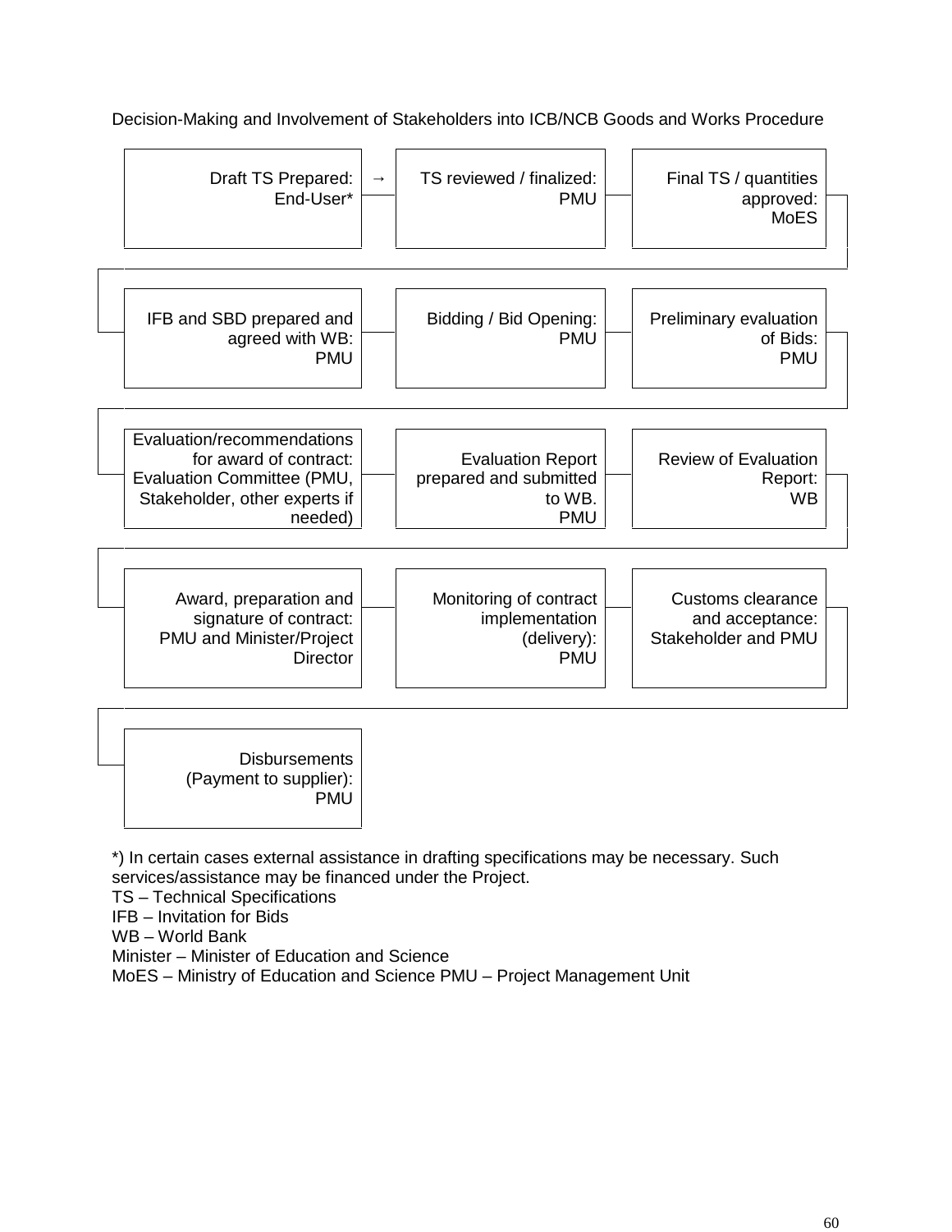Decision-Making and Involvement of Stakeholders into ICB/NCB Goods and Works Procedure

| | | |
|---|---|---|
| Draft TS Prepared: End-User* → | TS reviewed / finalized: PMU | Final TS / quantities approved: MoES |
| IFB and SBD prepared and agreed with WB: PMU | Bidding / Bid Opening: PMU | Preliminary evaluation of Bids: PMU |
| Evaluation/recommendations for award of contract: Evaluation Committee (PMU, Stakeholder, other experts if needed) | Evaluation Report prepared and submitted to WB. PMU | Review of Evaluation Report: WB |
| Award, preparation and signature of contract: PMU and Minister/Project Director | Monitoring of contract implementation (delivery): PMU | Customs clearance and acceptance: Stakeholder and PMU |
| Disbursements (Payment to supplier): PMU | | |

*) In certain cases external assistance in drafting specifications may be necessary. Such services/assistance may be financed under the Project.
TS – Technical Specifications
IFB – Invitation for Bids
WB – World Bank
Minister – Minister of Education and Science
MoES – Ministry of Education and Science PMU – Project Management Unit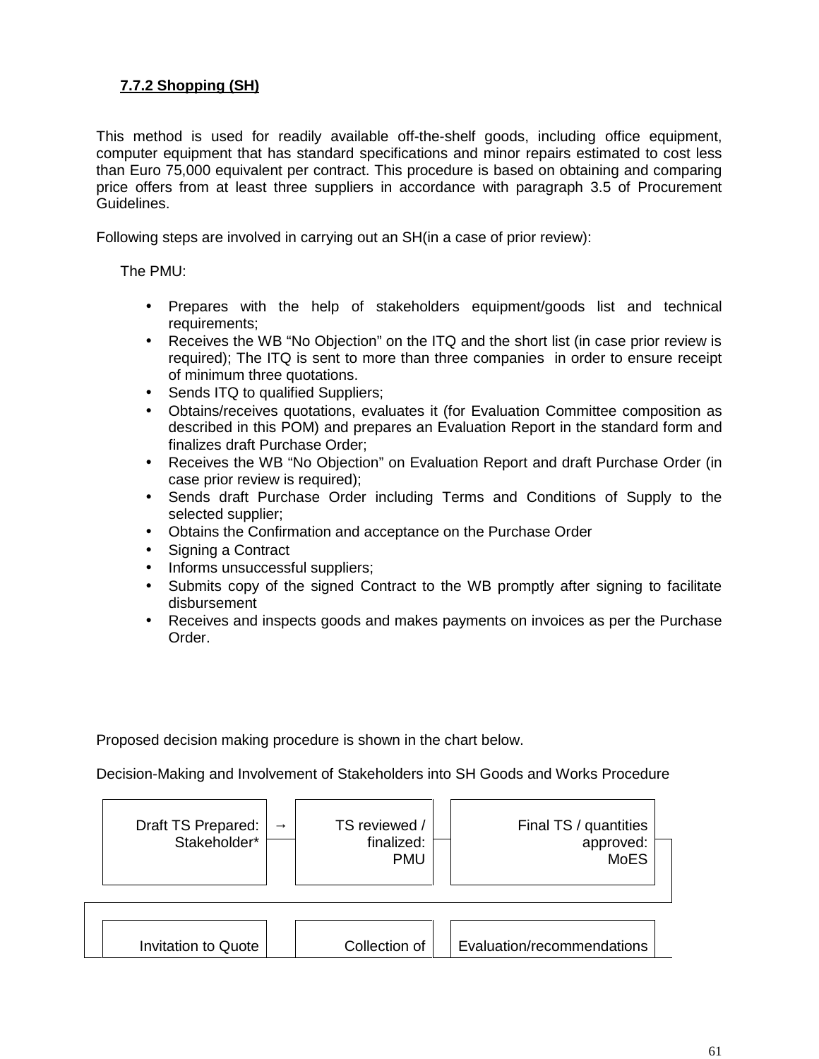### 7.7.2 Shopping (SH)

This method is used for readily available off-the-shelf goods, including office equipment, computer equipment that has standard specifications and minor repairs estimated to cost less than Euro 75,000 equivalent per contract. This procedure is based on obtaining and comparing price offers from at least three suppliers in accordance with paragraph 3.5 of Procurement Guidelines.

Following steps are involved in carrying out an SH(in a case of prior review):

The PMU:

- Prepares with the help of stakeholders equipment/goods list and technical requirements;
- Receives the WB “No Objection” on the ITQ and the short list (in case prior review is required); The ITQ is sent to more than three companies in order to ensure receipt of minimum three quotations.
- Sends ITQ to qualified Suppliers;
- Obtains/receives quotations, evaluates it (for Evaluation Committee composition as described in this POM) and prepares an Evaluation Report in the standard form and finalizes draft Purchase Order;
- Receives the WB “No Objection” on Evaluation Report and draft Purchase Order (in case prior review is required);
- Sends draft Purchase Order including Terms and Conditions of Supply to the selected supplier;
- Obtains the Confirmation and acceptance on the Purchase Order
- Signing a Contract
- Informs unsuccessful suppliers;
- Submits copy of the signed Contract to the WB promptly after signing to facilitate disbursement
- Receives and inspects goods and makes payments on invoices as per the Purchase Order.

Proposed decision making procedure is shown in the chart below.

Decision-Making and Involvement of Stakeholders into SH Goods and Works Procedure

| Draft TS Prepared: Stakeholder* | → | TS reviewed / finalized: PMU | | Final TS / quantities approved: MoES |
|---|---|---|---|---|
| Invitation to Quote | | Collection of | | Evaluation/recommendations |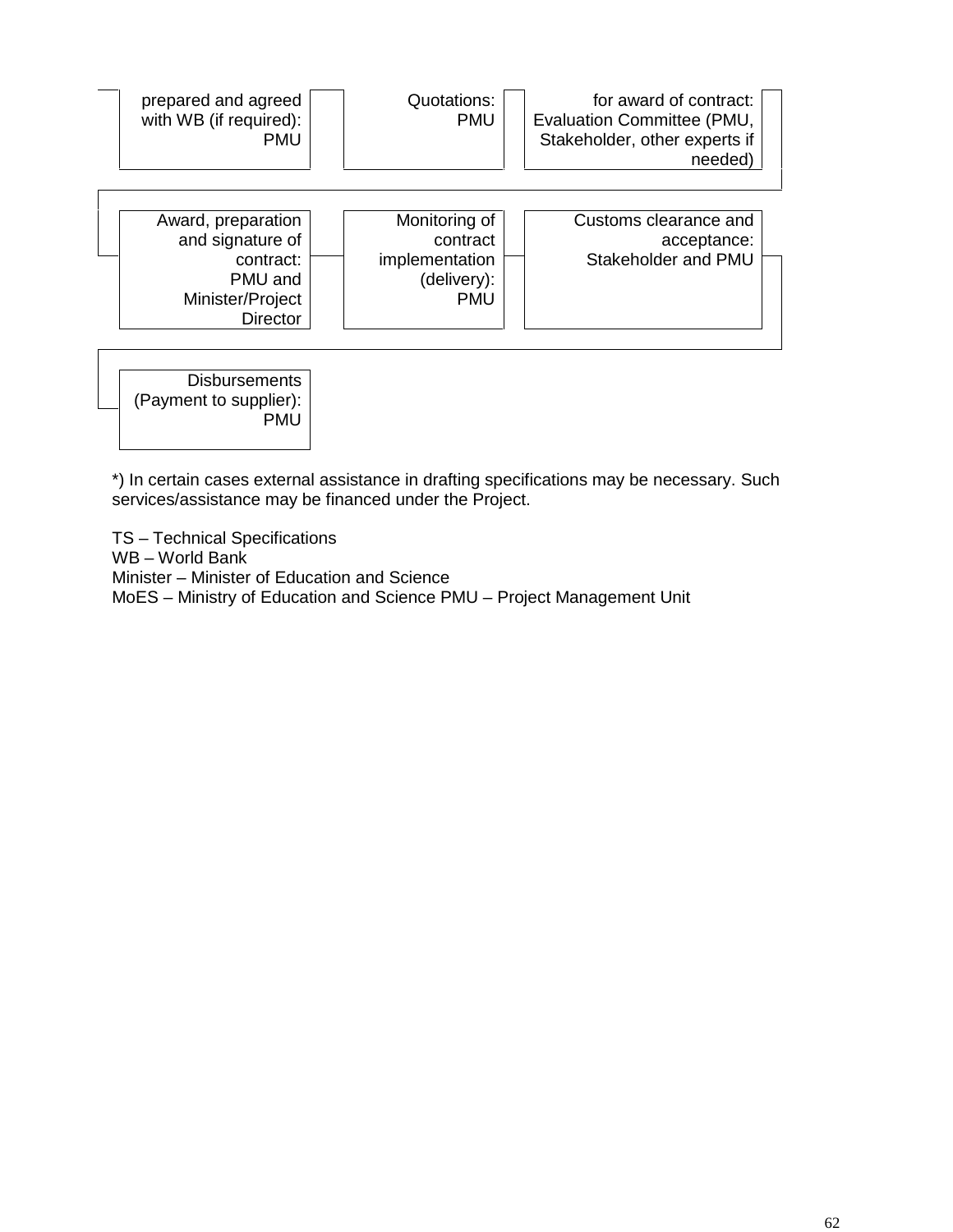prepared and agreed with WB (if required): PMU

Quotations: PMU

for award of contract: Evaluation Committee (PMU, Stakeholder, other experts if needed)

Award, preparation and signature of contract: PMU and Minister/Project Director

Monitoring of contract implementation (delivery): PMU

Customs clearance and acceptance: Stakeholder and PMU

Disbursements (Payment to supplier): PMU

*) In certain cases external assistance in drafting specifications may be necessary. Such services/assistance may be financed under the Project.

TS – Technical Specifications
WB – World Bank
Minister – Minister of Education and Science
MoES – Ministry of Education and Science PMU – Project Management Unit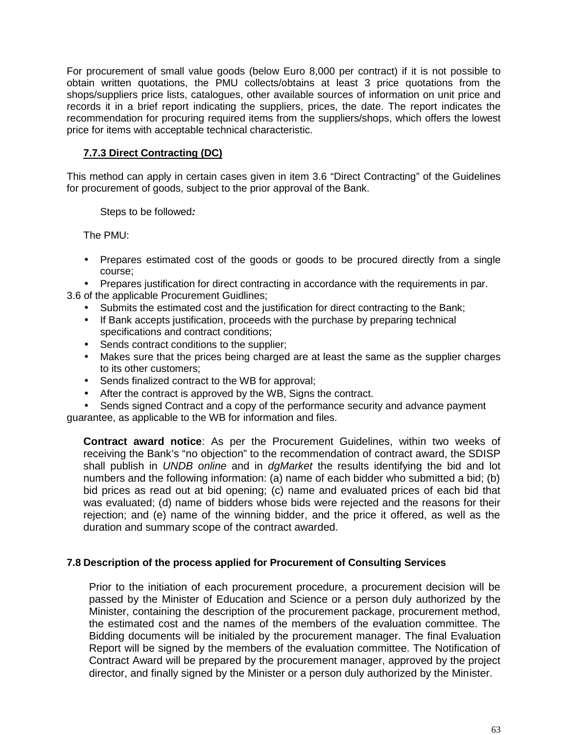For procurement of small value goods (below Euro 8,000 per contract) if it is not possible to obtain written quotations, the PMU collects/obtains at least 3 price quotations from the shops/suppliers price lists, catalogues, other available sources of information on unit price and records it in a brief report indicating the suppliers, prices, the date. The report indicates the recommendation for procuring required items from the suppliers/shops, which offers the lowest price for items with acceptable technical characteristic.

### 7.7.3 Direct Contracting (DC)

This method can apply in certain cases given in item 3.6 "Direct Contracting" of the Guidelines for procurement of goods, subject to the prior approval of the Bank.

Steps to be followed*:*

The PMU:

- Prepares estimated cost of the goods or goods to be procured directly from a single course;
- Prepares justification for direct contracting in accordance with the requirements in par. 3.6 of the applicable Procurement Guidlines;
- Submits the estimated cost and the justification for direct contracting to the Bank;
- If Bank accepts justification, proceeds with the purchase by preparing technical specifications and contract conditions;
- Sends contract conditions to the supplier;
- Makes sure that the prices being charged are at least the same as the supplier charges to its other customers;
- Sends finalized contract to the WB for approval;
- After the contract is approved by the WB, Signs the contract.
- Sends signed Contract and a copy of the performance security and advance payment guarantee, as applicable to the WB for information and files.

**Contract award notice**: As per the Procurement Guidelines, within two weeks of receiving the Bank's "no objection" to the recommendation of contract award, the SDISP shall publish in *UNDB online* and in *dgMarket* the results identifying the bid and lot numbers and the following information: (a) name of each bidder who submitted a bid; (b) bid prices as read out at bid opening; (c) name and evaluated prices of each bid that was evaluated; (d) name of bidders whose bids were rejected and the reasons for their rejection; and (e) name of the winning bidder, and the price it offered, as well as the duration and summary scope of the contract awarded.

## 7.8 Description of the process applied for Procurement of Consulting Services

Prior to the initiation of each procurement procedure, a procurement decision will be passed by the Minister of Education and Science or a person duly authorized by the Minister, containing the description of the procurement package, procurement method, the estimated cost and the names of the members of the evaluation committee. The Bidding documents will be initialed by the procurement manager. The final Evaluation Report will be signed by the members of the evaluation committee. The Notification of Contract Award will be prepared by the procurement manager, approved by the project director, and finally signed by the Minister or a person duly authorized by the Minister.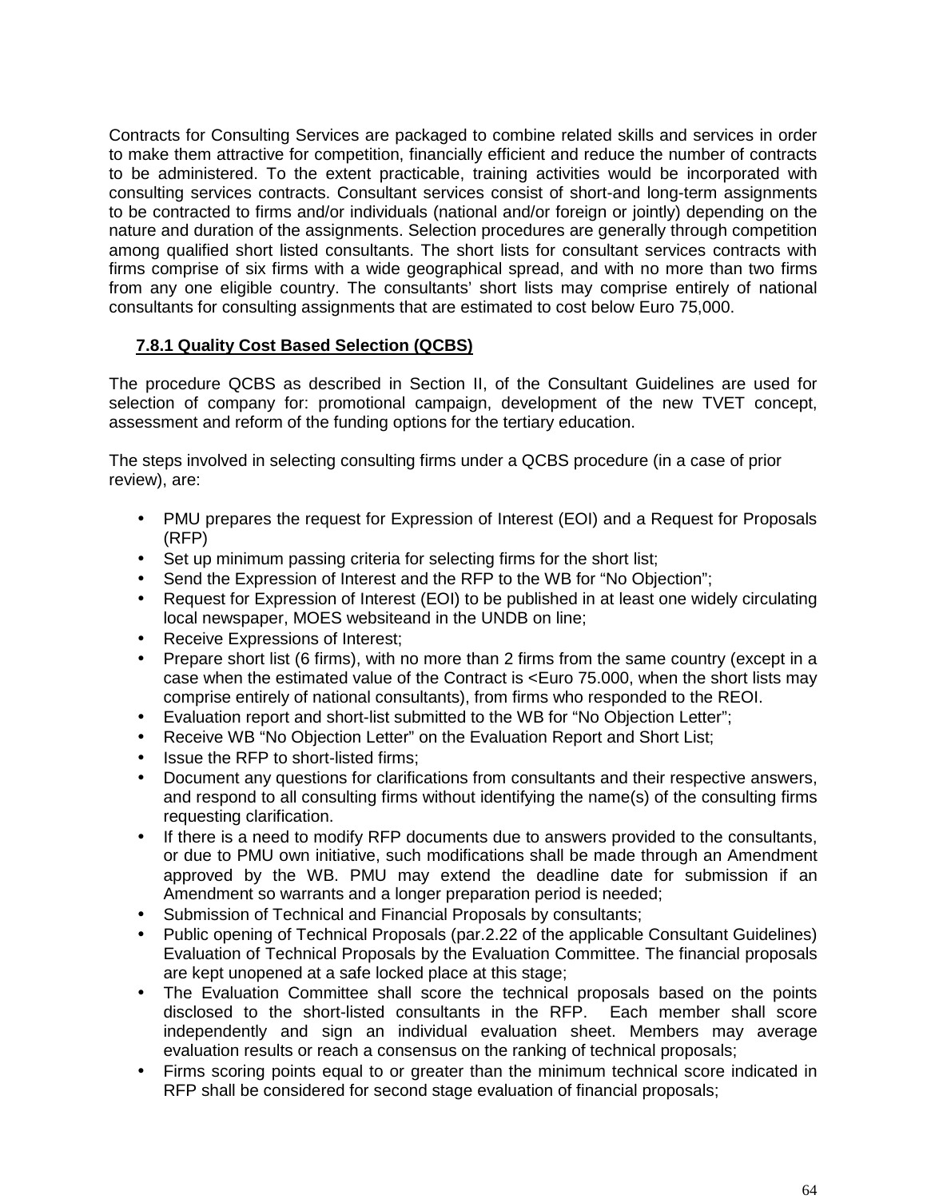Contracts for Consulting Services are packaged to combine related skills and services in order to make them attractive for competition, financially efficient and reduce the number of contracts to be administered. To the extent practicable, training activities would be incorporated with consulting services contracts. Consultant services consist of short-and long-term assignments to be contracted to firms and/or individuals (national and/or foreign or jointly) depending on the nature and duration of the assignments. Selection procedures are generally through competition among qualified short listed consultants. The short lists for consultant services contracts with firms comprise of six firms with a wide geographical spread, and with no more than two firms from any one eligible country. The consultants' short lists may comprise entirely of national consultants for consulting assignments that are estimated to cost below Euro 75,000.

### 7.8.1 Quality Cost Based Selection (QCBS)

The procedure QCBS as described in Section II, of the Consultant Guidelines are used for selection of company for: promotional campaign, development of the new TVET concept, assessment and reform of the funding options for the tertiary education.

The steps involved in selecting consulting firms under a QCBS procedure (in a case of prior review), are:

- PMU prepares the request for Expression of Interest (EOI) and a Request for Proposals (RFP)
- Set up minimum passing criteria for selecting firms for the short list;
- Send the Expression of Interest and the RFP to the WB for "No Objection";
- Request for Expression of Interest (EOI) to be published in at least one widely circulating local newspaper, MOES websiteand in the UNDB on line;
- Receive Expressions of Interest;
- Prepare short list (6 firms), with no more than 2 firms from the same country (except in a case when the estimated value of the Contract is <Euro 75.000, when the short lists may comprise entirely of national consultants), from firms who responded to the REOI.
- Evaluation report and short-list submitted to the WB for "No Objection Letter";
- Receive WB "No Objection Letter" on the Evaluation Report and Short List;
- Issue the RFP to short-listed firms;
- Document any questions for clarifications from consultants and their respective answers, and respond to all consulting firms without identifying the name(s) of the consulting firms requesting clarification.
- If there is a need to modify RFP documents due to answers provided to the consultants, or due to PMU own initiative, such modifications shall be made through an Amendment approved by the WB. PMU may extend the deadline date for submission if an Amendment so warrants and a longer preparation period is needed;
- Submission of Technical and Financial Proposals by consultants;
- Public opening of Technical Proposals (par.2.22 of the applicable Consultant Guidelines) Evaluation of Technical Proposals by the Evaluation Committee. The financial proposals are kept unopened at a safe locked place at this stage;
- The Evaluation Committee shall score the technical proposals based on the points disclosed to the short-listed consultants in the RFP. Each member shall score independently and sign an individual evaluation sheet. Members may average evaluation results or reach a consensus on the ranking of technical proposals;
- Firms scoring points equal to or greater than the minimum technical score indicated in RFP shall be considered for second stage evaluation of financial proposals;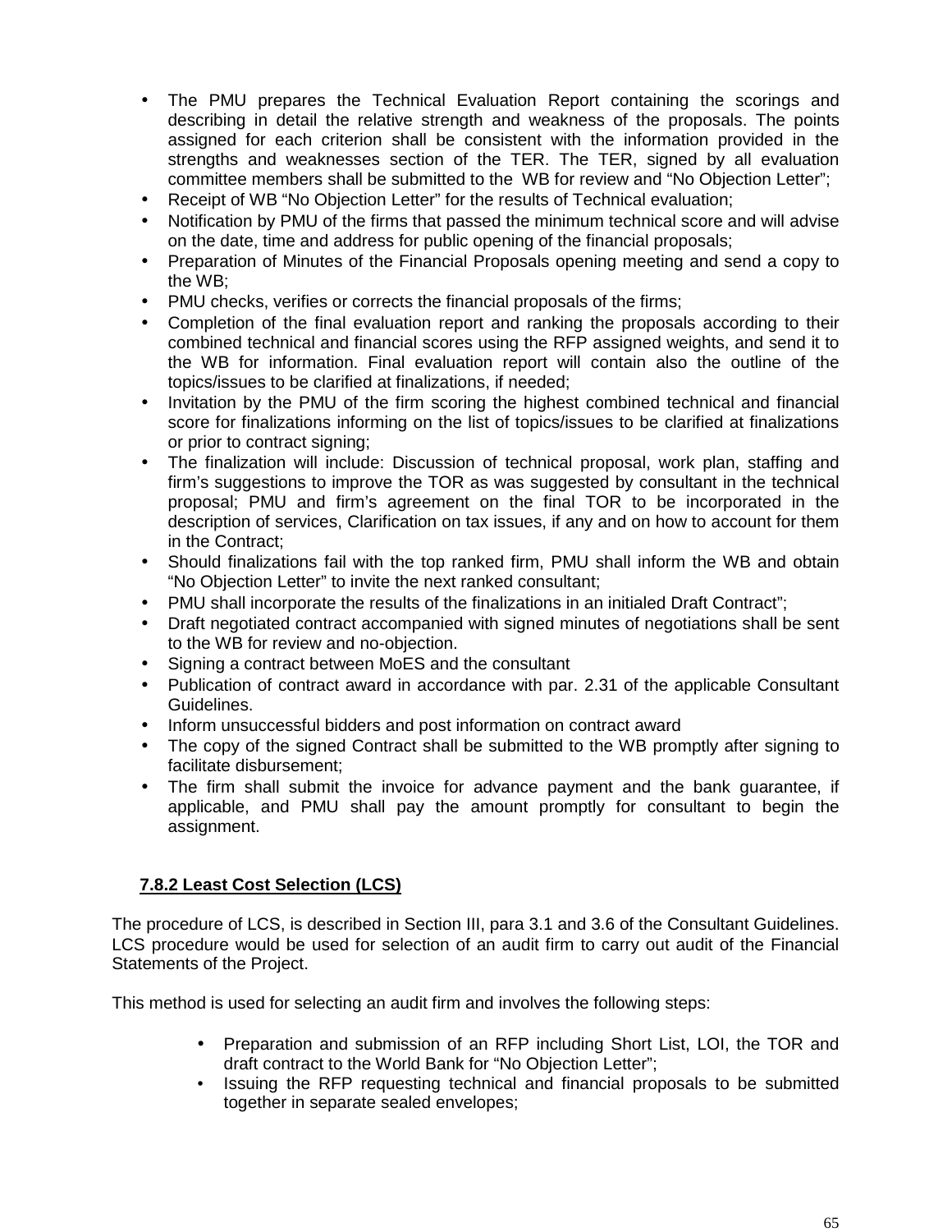- The PMU prepares the Technical Evaluation Report containing the scorings and describing in detail the relative strength and weakness of the proposals. The points assigned for each criterion shall be consistent with the information provided in the strengths and weaknesses section of the TER. The TER, signed by all evaluation committee members shall be submitted to the WB for review and "No Objection Letter";
- Receipt of WB "No Objection Letter" for the results of Technical evaluation;
- Notification by PMU of the firms that passed the minimum technical score and will advise on the date, time and address for public opening of the financial proposals;
- Preparation of Minutes of the Financial Proposals opening meeting and send a copy to the WB;
- PMU checks, verifies or corrects the financial proposals of the firms;
- Completion of the final evaluation report and ranking the proposals according to their combined technical and financial scores using the RFP assigned weights, and send it to the WB for information. Final evaluation report will contain also the outline of the topics/issues to be clarified at finalizations, if needed;
- Invitation by the PMU of the firm scoring the highest combined technical and financial score for finalizations informing on the list of topics/issues to be clarified at finalizations or prior to contract signing;
- The finalization will include: Discussion of technical proposal, work plan, staffing and firm's suggestions to improve the TOR as was suggested by consultant in the technical proposal; PMU and firm's agreement on the final TOR to be incorporated in the description of services, Clarification on tax issues, if any and on how to account for them in the Contract;
- Should finalizations fail with the top ranked firm, PMU shall inform the WB and obtain "No Objection Letter" to invite the next ranked consultant;
- PMU shall incorporate the results of the finalizations in an initialed Draft Contract";
- Draft negotiated contract accompanied with signed minutes of negotiations shall be sent to the WB for review and no-objection.
- Signing a contract between MoES and the consultant
- Publication of contract award in accordance with par. 2.31 of the applicable Consultant Guidelines.
- Inform unsuccessful bidders and post information on contract award
- The copy of the signed Contract shall be submitted to the WB promptly after signing to facilitate disbursement;
- The firm shall submit the invoice for advance payment and the bank guarantee, if applicable, and PMU shall pay the amount promptly for consultant to begin the assignment.

### 7.8.2 Least Cost Selection (LCS)

The procedure of LCS, is described in Section III, para 3.1 and 3.6 of the Consultant Guidelines. LCS procedure would be used for selection of an audit firm to carry out audit of the Financial Statements of the Project.

This method is used for selecting an audit firm and involves the following steps:

- Preparation and submission of an RFP including Short List, LOI, the TOR and draft contract to the World Bank for "No Objection Letter";
- Issuing the RFP requesting technical and financial proposals to be submitted together in separate sealed envelopes;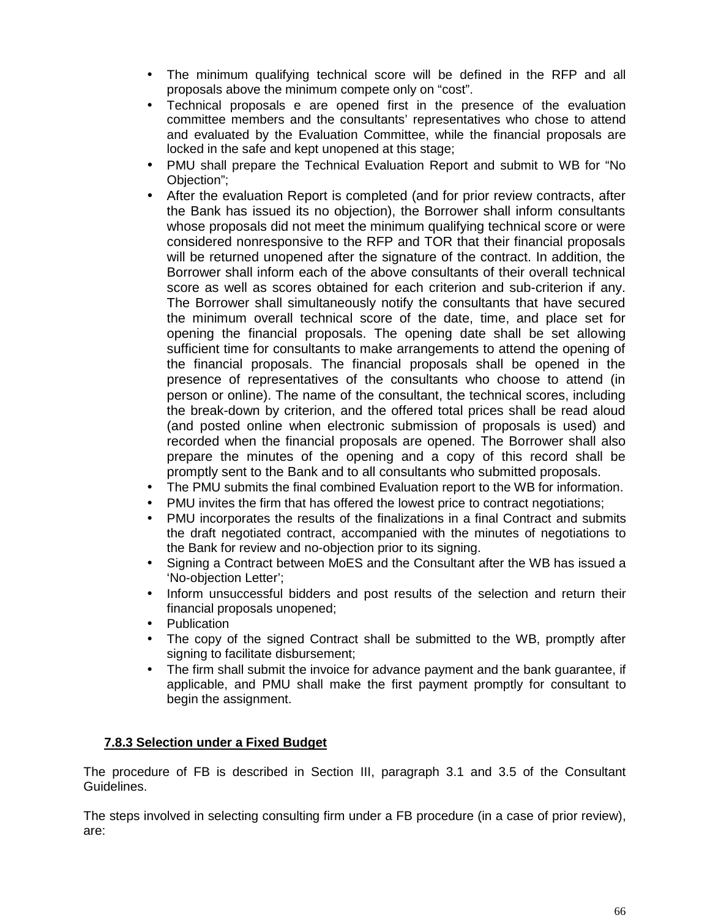- The minimum qualifying technical score will be defined in the RFP and all proposals above the minimum compete only on “cost”.
- Technical proposals e are opened first in the presence of the evaluation committee members and the consultants’ representatives who chose to attend and evaluated by the Evaluation Committee, while the financial proposals are locked in the safe and kept unopened at this stage;
- PMU shall prepare the Technical Evaluation Report and submit to WB for “No Objection”;
- After the evaluation Report is completed (and for prior review contracts, after the Bank has issued its no objection), the Borrower shall inform consultants whose proposals did not meet the minimum qualifying technical score or were considered nonresponsive to the RFP and TOR that their financial proposals will be returned unopened after the signature of the contract. In addition, the Borrower shall inform each of the above consultants of their overall technical score as well as scores obtained for each criterion and sub-criterion if any. The Borrower shall simultaneously notify the consultants that have secured the minimum overall technical score of the date, time, and place set for opening the financial proposals. The opening date shall be set allowing sufficient time for consultants to make arrangements to attend the opening of the financial proposals. The financial proposals shall be opened in the presence of representatives of the consultants who choose to attend (in person or online). The name of the consultant, the technical scores, including the break-down by criterion, and the offered total prices shall be read aloud (and posted online when electronic submission of proposals is used) and recorded when the financial proposals are opened. The Borrower shall also prepare the minutes of the opening and a copy of this record shall be promptly sent to the Bank and to all consultants who submitted proposals.
- The PMU submits the final combined Evaluation report to the WB for information.
- PMU invites the firm that has offered the lowest price to contract negotiations;
- PMU incorporates the results of the finalizations in a final Contract and submits the draft negotiated contract, accompanied with the minutes of negotiations to the Bank for review and no-objection prior to its signing.
- Signing a Contract between MoES and the Consultant after the WB has issued a ‘No-objection Letter’;
- Inform unsuccessful bidders and post results of the selection and return their financial proposals unopened;
- Publication
- The copy of the signed Contract shall be submitted to the WB, promptly after signing to facilitate disbursement;
- The firm shall submit the invoice for advance payment and the bank guarantee, if applicable, and PMU shall make the first payment promptly for consultant to begin the assignment.

#### 7.8.3 Selection under a Fixed Budget

The procedure of FB is described in Section III, paragraph 3.1 and 3.5 of the Consultant Guidelines.

The steps involved in selecting consulting firm under a FB procedure (in a case of prior review), are: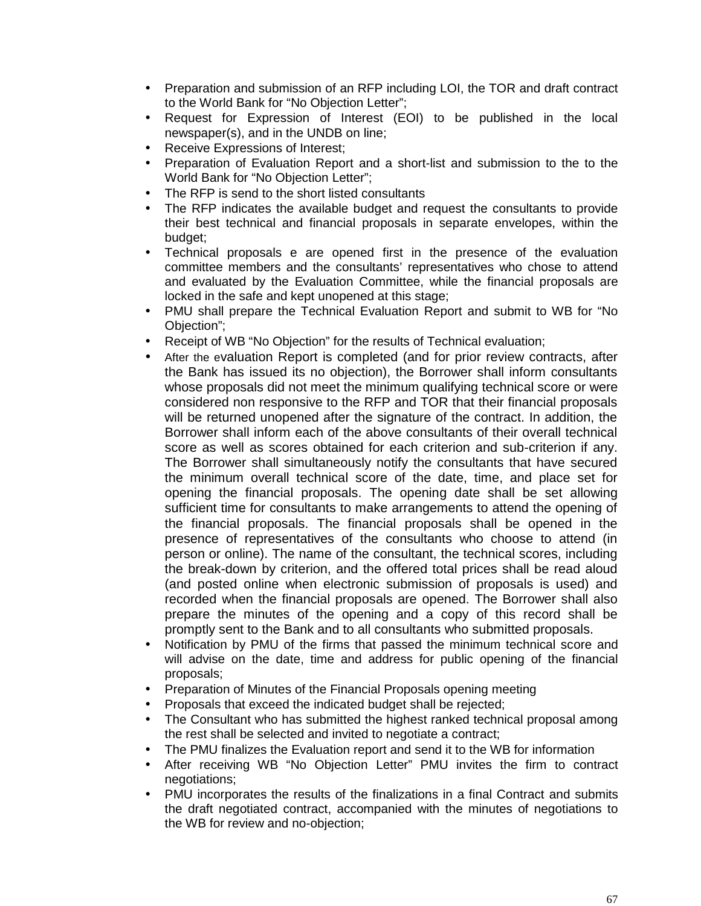- Preparation and submission of an RFP including LOI, the TOR and draft contract to the World Bank for "No Objection Letter";
- Request for Expression of Interest (EOI) to be published in the local newspaper(s), and in the UNDB on line;
- Receive Expressions of Interest;
- Preparation of Evaluation Report and a short-list and submission to the to the World Bank for "No Objection Letter";
- The RFP is send to the short listed consultants
- The RFP indicates the available budget and request the consultants to provide their best technical and financial proposals in separate envelopes, within the budget;
- Technical proposals e are opened first in the presence of the evaluation committee members and the consultants' representatives who chose to attend and evaluated by the Evaluation Committee, while the financial proposals are locked in the safe and kept unopened at this stage;
- PMU shall prepare the Technical Evaluation Report and submit to WB for "No Objection";
- Receipt of WB "No Objection" for the results of Technical evaluation;
- After the evaluation Report is completed (and for prior review contracts, after the Bank has issued its no objection), the Borrower shall inform consultants whose proposals did not meet the minimum qualifying technical score or were considered non responsive to the RFP and TOR that their financial proposals will be returned unopened after the signature of the contract. In addition, the Borrower shall inform each of the above consultants of their overall technical score as well as scores obtained for each criterion and sub-criterion if any. The Borrower shall simultaneously notify the consultants that have secured the minimum overall technical score of the date, time, and place set for opening the financial proposals. The opening date shall be set allowing sufficient time for consultants to make arrangements to attend the opening of the financial proposals. The financial proposals shall be opened in the presence of representatives of the consultants who choose to attend (in person or online). The name of the consultant, the technical scores, including the break-down by criterion, and the offered total prices shall be read aloud (and posted online when electronic submission of proposals is used) and recorded when the financial proposals are opened. The Borrower shall also prepare the minutes of the opening and a copy of this record shall be promptly sent to the Bank and to all consultants who submitted proposals.
- Notification by PMU of the firms that passed the minimum technical score and will advise on the date, time and address for public opening of the financial proposals;
- Preparation of Minutes of the Financial Proposals opening meeting
- Proposals that exceed the indicated budget shall be rejected;
- The Consultant who has submitted the highest ranked technical proposal among the rest shall be selected and invited to negotiate a contract;
- The PMU finalizes the Evaluation report and send it to the WB for information
- After receiving WB "No Objection Letter" PMU invites the firm to contract negotiations;
- PMU incorporates the results of the finalizations in a final Contract and submits the draft negotiated contract, accompanied with the minutes of negotiations to the WB for review and no-objection;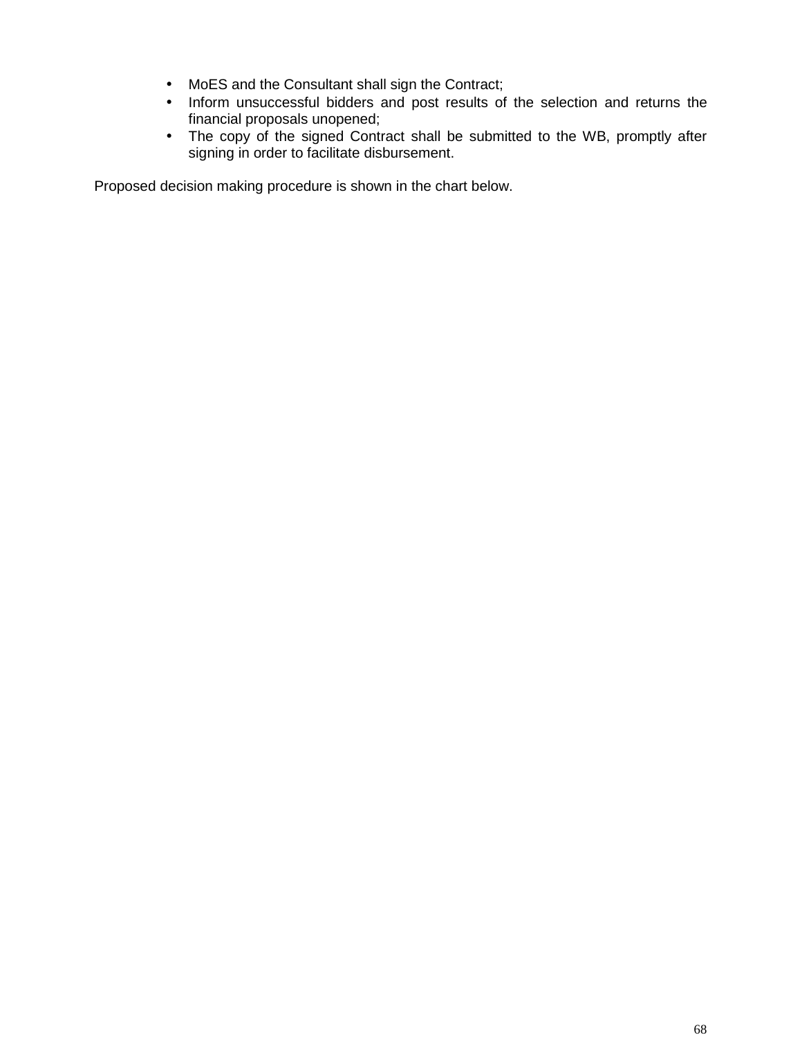- MoES and the Consultant shall sign the Contract;
- Inform unsuccessful bidders and post results of the selection and returns the financial proposals unopened;
- The copy of the signed Contract shall be submitted to the WB, promptly after signing in order to facilitate disbursement.

Proposed decision making procedure is shown in the chart below.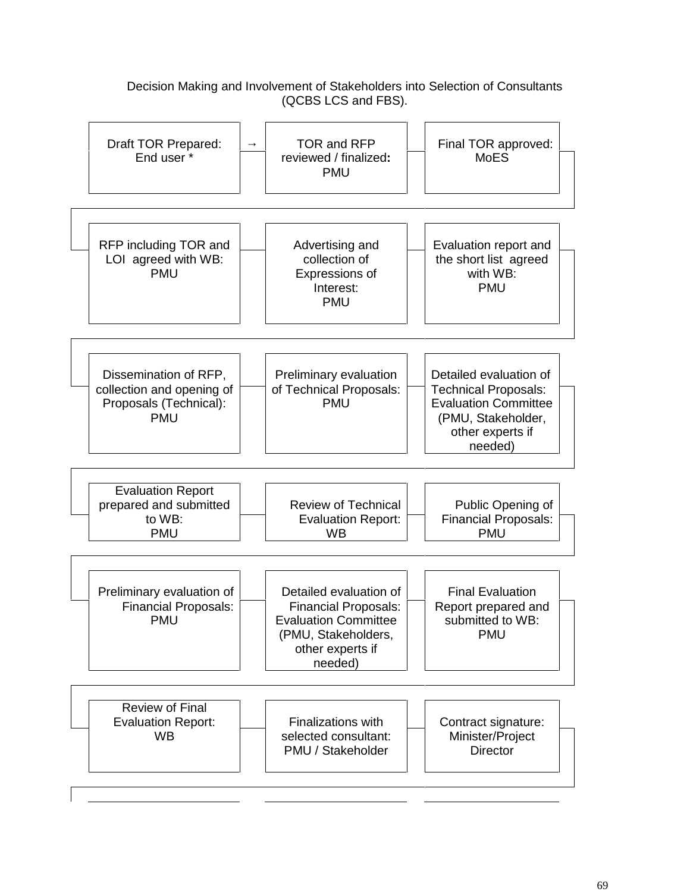Decision Making and Involvement of Stakeholders into Selection of Consultants (QCBS LCS and FBS).

| | | |
|---|---|---|
| Draft TOR Prepared: End user * | → TOR and RFP reviewed / finalized**:** PMU | Final TOR approved: MoES |
| RFP including TOR and LOI agreed with WB: PMU | Advertising and collection of Expressions of Interest: PMU | Evaluation report and the short list agreed with WB: PMU |
| Dissemination of RFP, collection and opening of Proposals (Technical): PMU | Preliminary evaluation of Technical Proposals: PMU | Detailed evaluation of Technical Proposals: Evaluation Committee (PMU, Stakeholder, other experts if needed) |
| Evaluation Report prepared and submitted to WB: PMU | Review of Technical Evaluation Report: WB | Public Opening of Financial Proposals: PMU |
| Preliminary evaluation of Financial Proposals: PMU | Detailed evaluation of Financial Proposals: Evaluation Committee (PMU, Stakeholders, other experts if needed) | Final Evaluation Report prepared and submitted to WB: PMU |
| Review of Final Evaluation Report: WB | Finalizations with selected consultant: PMU / Stakeholder | Contract signature: Minister/Project Director |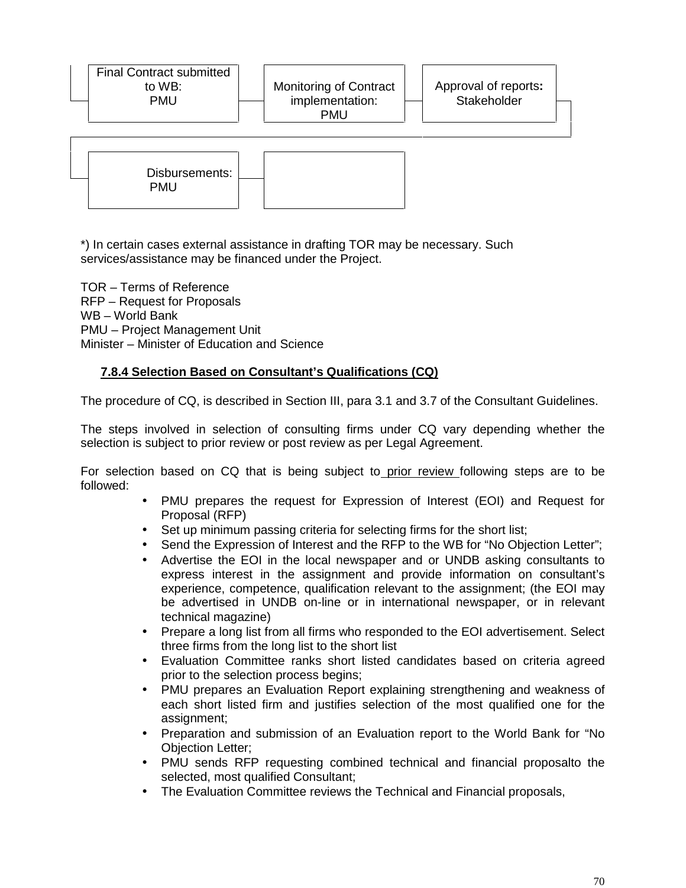Final Contract submitted to WB: PMU → Monitoring of Contract implementation: PMU → Approval of reports: Stakeholder

→ Disbursements: PMU →

*) In certain cases external assistance in drafting TOR may be necessary. Such services/assistance may be financed under the Project.

TOR – Terms of Reference
RFP – Request for Proposals
WB – World Bank
PMU – Project Management Unit
Minister – Minister of Education and Science

### 7.8.4 Selection Based on Consultant's Qualifications (CQ)

The procedure of CQ, is described in Section III, para 3.1 and 3.7 of the Consultant Guidelines.

The steps involved in selection of consulting firms under CQ vary depending whether the selection is subject to prior review or post review as per Legal Agreement.

For selection based on CQ that is being subject to prior review following steps are to be followed:

- PMU prepares the request for Expression of Interest (EOI) and Request for Proposal (RFP)
- Set up minimum passing criteria for selecting firms for the short list;
- Send the Expression of Interest and the RFP to the WB for "No Objection Letter";
- Advertise the EOI in the local newspaper and or UNDB asking consultants to express interest in the assignment and provide information on consultant's experience, competence, qualification relevant to the assignment; (the EOI may be advertised in UNDB on-line or in international newspaper, or in relevant technical magazine)
- Prepare a long list from all firms who responded to the EOI advertisement. Select three firms from the long list to the short list
- Evaluation Committee ranks short listed candidates based on criteria agreed prior to the selection process begins;
- PMU prepares an Evaluation Report explaining strengthening and weakness of each short listed firm and justifies selection of the most qualified one for the assignment;
- Preparation and submission of an Evaluation report to the World Bank for "No Objection Letter;
- PMU sends RFP requesting combined technical and financial proposalto the selected, most qualified Consultant;
- The Evaluation Committee reviews the Technical and Financial proposals,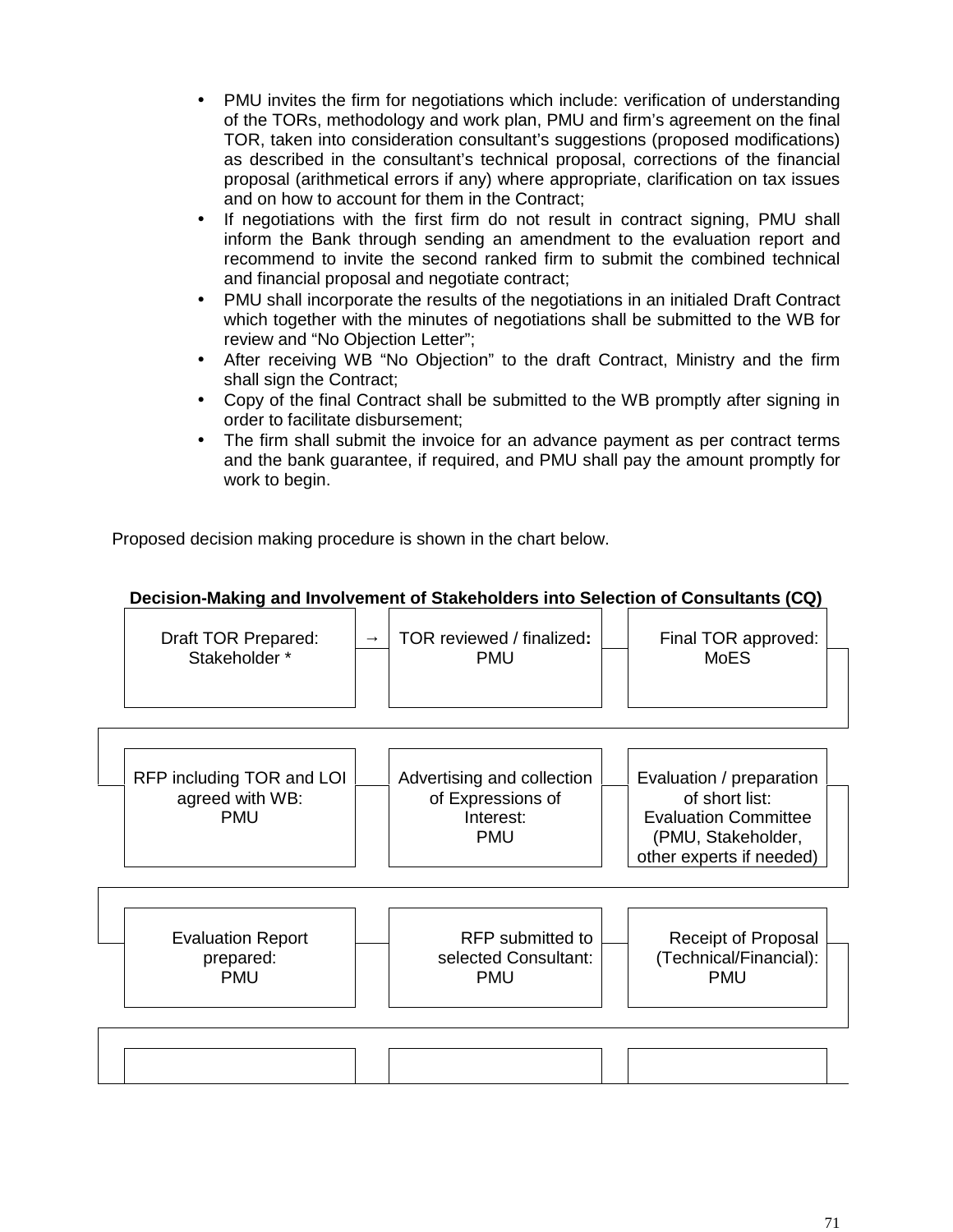- PMU invites the firm for negotiations which include: verification of understanding of the TORs, methodology and work plan, PMU and firm's agreement on the final TOR, taken into consideration consultant's suggestions (proposed modifications) as described in the consultant's technical proposal, corrections of the financial proposal (arithmetical errors if any) where appropriate, clarification on tax issues and on how to account for them in the Contract;
- If negotiations with the first firm do not result in contract signing, PMU shall inform the Bank through sending an amendment to the evaluation report and recommend to invite the second ranked firm to submit the combined technical and financial proposal and negotiate contract;
- PMU shall incorporate the results of the negotiations in an initialed Draft Contract which together with the minutes of negotiations shall be submitted to the WB for review and "No Objection Letter";
- After receiving WB "No Objection" to the draft Contract, Ministry and the firm shall sign the Contract;
- Copy of the final Contract shall be submitted to the WB promptly after signing in order to facilitate disbursement;
- The firm shall submit the invoice for an advance payment as per contract terms and the bank guarantee, if required, and PMU shall pay the amount promptly for work to begin.

Proposed decision making procedure is shown in the chart below.

**Decision-Making and Involvement of Stakeholders into Selection of Consultants (CQ)**

| | | |
|---|---|---|
| Draft TOR Prepared: Stakeholder * | → TOR reviewed / finalized**:** PMU | Final TOR approved: MoES |
| RFP including TOR and LOI agreed with WB: PMU | Advertising and collection of Expressions of Interest: PMU | Evaluation / preparation of short list: Evaluation Committee (PMU, Stakeholder, other experts if needed) |
| Evaluation Report prepared: PMU | RFP submitted to selected Consultant: PMU | Receipt of Proposal (Technical/Financial): PMU |
| | | |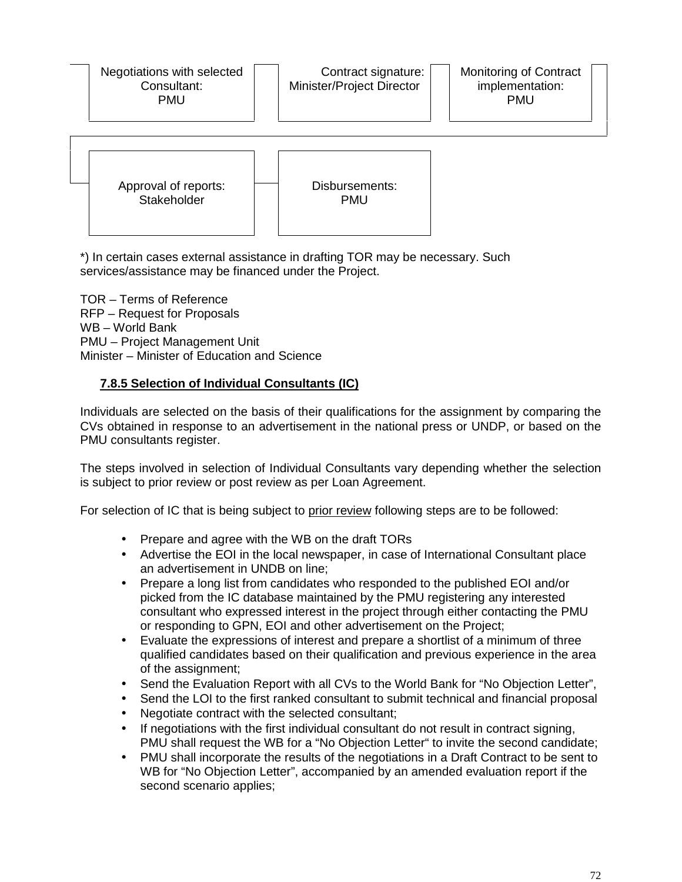Negotiations with selected Consultant: PMU → Contract signature: Minister/Project Director → Monitoring of Contract implementation: PMU

→ Approval of reports: Stakeholder → Disbursements: PMU

*) In certain cases external assistance in drafting TOR may be necessary. Such services/assistance may be financed under the Project.

TOR – Terms of Reference
RFP – Request for Proposals
WB – World Bank
PMU – Project Management Unit
Minister – Minister of Education and Science

### 7.8.5 Selection of Individual Consultants (IC)

Individuals are selected on the basis of their qualifications for the assignment by comparing the CVs obtained in response to an advertisement in the national press or UNDP, or based on the PMU consultants register.

The steps involved in selection of Individual Consultants vary depending whether the selection is subject to prior review or post review as per Loan Agreement.

For selection of IC that is being subject to <u>prior review</u> following steps are to be followed:

- Prepare and agree with the WB on the draft TORs
- Advertise the EOI in the local newspaper, in case of International Consultant place an advertisement in UNDB on line;
- Prepare a long list from candidates who responded to the published EOI and/or picked from the IC database maintained by the PMU registering any interested consultant who expressed interest in the project through either contacting the PMU or responding to GPN, EOI and other advertisement on the Project;
- Evaluate the expressions of interest and prepare a shortlist of a minimum of three qualified candidates based on their qualification and previous experience in the area of the assignment;
- Send the Evaluation Report with all CVs to the World Bank for "No Objection Letter",
- Send the LOI to the first ranked consultant to submit technical and financial proposal
- Negotiate contract with the selected consultant;
- If negotiations with the first individual consultant do not result in contract signing, PMU shall request the WB for a "No Objection Letter" to invite the second candidate;
- PMU shall incorporate the results of the negotiations in a Draft Contract to be sent to WB for "No Objection Letter", accompanied by an amended evaluation report if the second scenario applies;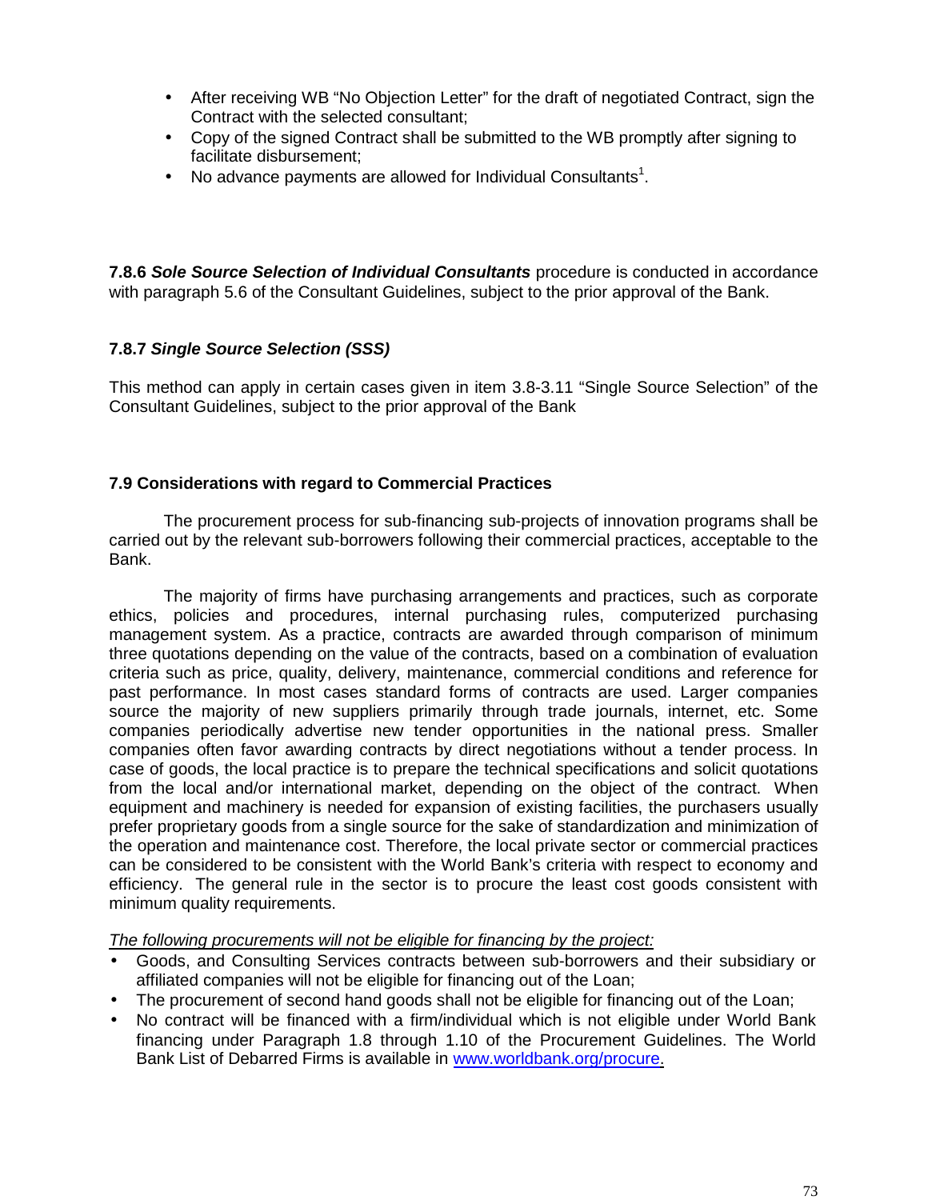- After receiving WB “No Objection Letter” for the draft of negotiated Contract, sign the Contract with the selected consultant;
- Copy of the signed Contract shall be submitted to the WB promptly after signing to facilitate disbursement;
- No advance payments are allowed for Individual Consultants[1].

**7.8.6 *Sole Source Selection of Individual Consultants*** procedure is conducted in accordance with paragraph 5.6 of the Consultant Guidelines, subject to the prior approval of the Bank.

**7.8.7 *Single Source Selection (SSS)***

This method can apply in certain cases given in item 3.8-3.11 “Single Source Selection” of the Consultant Guidelines, subject to the prior approval of the Bank

**7.9 Considerations with regard to Commercial Practices**

The procurement process for sub-financing sub-projects of innovation programs shall be carried out by the relevant sub-borrowers following their commercial practices, acceptable to the Bank.

The majority of firms have purchasing arrangements and practices, such as corporate ethics, policies and procedures, internal purchasing rules, computerized purchasing management system. As a practice, contracts are awarded through comparison of minimum three quotations depending on the value of the contracts, based on a combination of evaluation criteria such as price, quality, delivery, maintenance, commercial conditions and reference for past performance. In most cases standard forms of contracts are used. Larger companies source the majority of new suppliers primarily through trade journals, internet, etc. Some companies periodically advertise new tender opportunities in the national press. Smaller companies often favor awarding contracts by direct negotiations without a tender process. In case of goods, the local practice is to prepare the technical specifications and solicit quotations from the local and/or international market, depending on the object of the contract. When equipment and machinery is needed for expansion of existing facilities, the purchasers usually prefer proprietary goods from a single source for the sake of standardization and minimization of the operation and maintenance cost. Therefore, the local private sector or commercial practices can be considered to be consistent with the World Bank’s criteria with respect to economy and efficiency. The general rule in the sector is to procure the least cost goods consistent with minimum quality requirements.

*The following procurements will not be eligible for financing by the project:*

- Goods, and Consulting Services contracts between sub-borrowers and their subsidiary or affiliated companies will not be eligible for financing out of the Loan;
- The procurement of second hand goods shall not be eligible for financing out of the Loan;
- No contract will be financed with a firm/individual which is not eligible under World Bank financing under Paragraph 1.8 through 1.10 of the Procurement Guidelines. The World Bank List of Debarred Firms is available in www.worldbank.org/procure.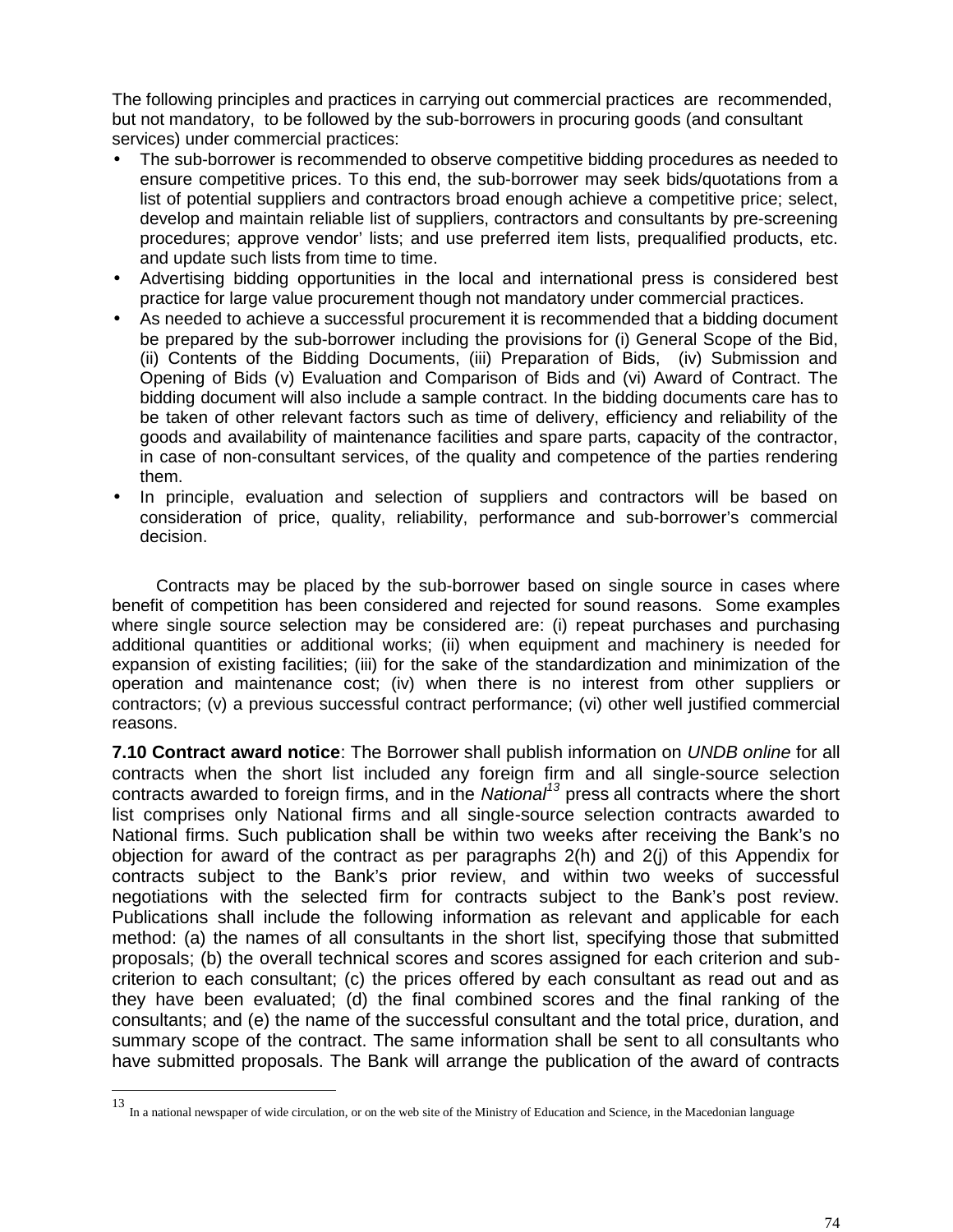The following principles and practices in carrying out commercial practices are recommended, but not mandatory, to be followed by the sub-borrowers in procuring goods (and consultant services) under commercial practices:

- The sub-borrower is recommended to observe competitive bidding procedures as needed to ensure competitive prices. To this end, the sub-borrower may seek bids/quotations from a list of potential suppliers and contractors broad enough achieve a competitive price; select, develop and maintain reliable list of suppliers, contractors and consultants by pre-screening procedures; approve vendor' lists; and use preferred item lists, prequalified products, etc. and update such lists from time to time.
- Advertising bidding opportunities in the local and international press is considered best practice for large value procurement though not mandatory under commercial practices.
- As needed to achieve a successful procurement it is recommended that a bidding document be prepared by the sub-borrower including the provisions for (i) General Scope of the Bid, (ii) Contents of the Bidding Documents, (iii) Preparation of Bids, (iv) Submission and Opening of Bids (v) Evaluation and Comparison of Bids and (vi) Award of Contract. The bidding document will also include a sample contract. In the bidding documents care has to be taken of other relevant factors such as time of delivery, efficiency and reliability of the goods and availability of maintenance facilities and spare parts, capacity of the contractor, in case of non-consultant services, of the quality and competence of the parties rendering them.
- In principle, evaluation and selection of suppliers and contractors will be based on consideration of price, quality, reliability, performance and sub-borrower's commercial decision.

Contracts may be placed by the sub-borrower based on single source in cases where benefit of competition has been considered and rejected for sound reasons. Some examples where single source selection may be considered are: (i) repeat purchases and purchasing additional quantities or additional works; (ii) when equipment and machinery is needed for expansion of existing facilities; (iii) for the sake of the standardization and minimization of the operation and maintenance cost; (iv) when there is no interest from other suppliers or contractors; (v) a previous successful contract performance; (vi) other well justified commercial reasons.

**7.10 Contract award notice**: The Borrower shall publish information on *UNDB online* for all contracts when the short list included any foreign firm and all single-source selection contracts awarded to foreign firms, and in the *National*[13] press all contracts where the short list comprises only National firms and all single-source selection contracts awarded to National firms. Such publication shall be within two weeks after receiving the Bank's no objection for award of the contract as per paragraphs 2(h) and 2(j) of this Appendix for contracts subject to the Bank's prior review, and within two weeks of successful negotiations with the selected firm for contracts subject to the Bank's post review. Publications shall include the following information as relevant and applicable for each method: (a) the names of all consultants in the short list, specifying those that submitted proposals; (b) the overall technical scores and scores assigned for each criterion and sub-criterion to each consultant; (c) the prices offered by each consultant as read out and as they have been evaluated; (d) the final combined scores and the final ranking of the consultants; and (e) the name of the successful consultant and the total price, duration, and summary scope of the contract. The same information shall be sent to all consultants who have submitted proposals. The Bank will arrange the publication of the award of contracts

[13] In a national newspaper of wide circulation, or on the web site of the Ministry of Education and Science, in the Macedonian language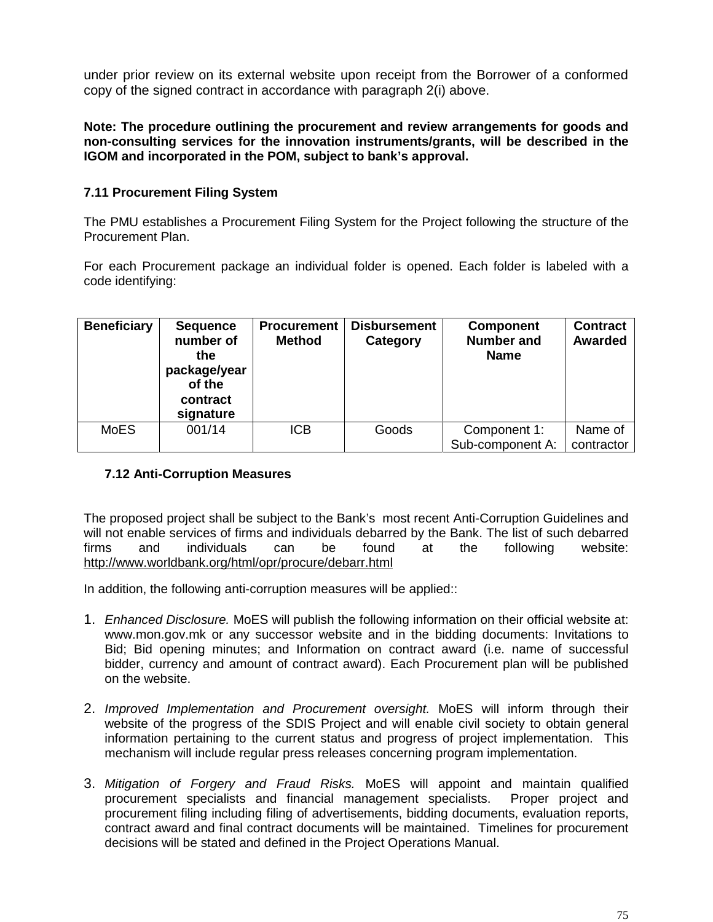under prior review on its external website upon receipt from the Borrower of a conformed copy of the signed contract in accordance with paragraph 2(i) above.

**Note: The procedure outlining the procurement and review arrangements for goods and non-consulting services for the innovation instruments/grants, will be described in the IGOM and incorporated in the POM, subject to bank's approval.**

### 7.11 Procurement Filing System

The PMU establishes a Procurement Filing System for the Project following the structure of the Procurement Plan.

For each Procurement package an individual folder is opened. Each folder is labeled with a code identifying:

| Beneficiary | Sequence number of the package/year of the contract signature | Procurement Method | Disbursement Category | Component Number and Name | Contract Awarded |
|---|---|---|---|---|---|
| MoES | 001/14 | ICB | Goods | Component 1: Sub-component A: | Name of contractor |

### 7.12 Anti-Corruption Measures

The proposed project shall be subject to the Bank's most recent Anti-Corruption Guidelines and will not enable services of firms and individuals debarred by the Bank. The list of such debarred firms and individuals can be found at the following website: http://www.worldbank.org/html/opr/procure/debarr.html

In addition, the following anti-corruption measures will be applied::

1. *Enhanced Disclosure.* MoES will publish the following information on their official website at: www.mon.gov.mk or any successor website and in the bidding documents: Invitations to Bid; Bid opening minutes; and Information on contract award (i.e. name of successful bidder, currency and amount of contract award). Each Procurement plan will be published on the website.

2. *Improved Implementation and Procurement oversight.* MoES will inform through their website of the progress of the SDIS Project and will enable civil society to obtain general information pertaining to the current status and progress of project implementation. This mechanism will include regular press releases concerning program implementation.

3. *Mitigation of Forgery and Fraud Risks.* MoES will appoint and maintain qualified procurement specialists and financial management specialists. Proper project and procurement filing including filing of advertisements, bidding documents, evaluation reports, contract award and final contract documents will be maintained. Timelines for procurement decisions will be stated and defined in the Project Operations Manual.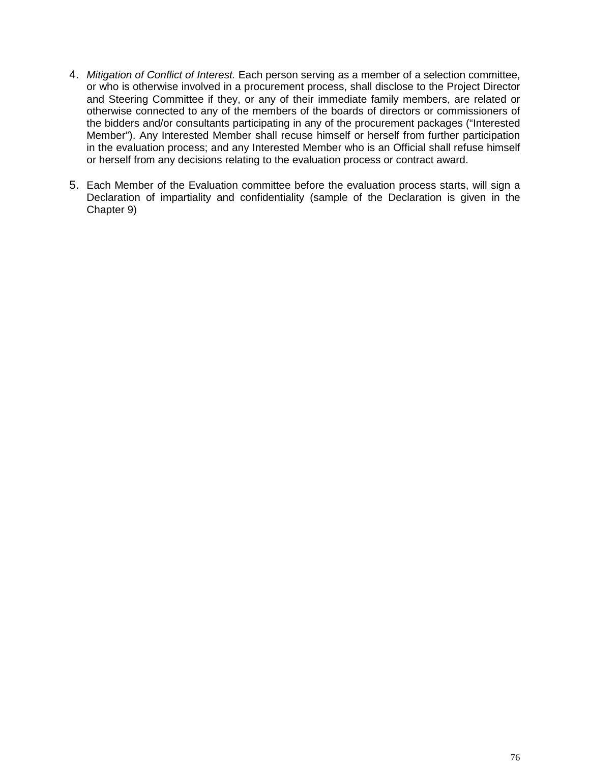4. *Mitigation of Conflict of Interest.* Each person serving as a member of a selection committee, or who is otherwise involved in a procurement process, shall disclose to the Project Director and Steering Committee if they, or any of their immediate family members, are related or otherwise connected to any of the members of the boards of directors or commissioners of the bidders and/or consultants participating in any of the procurement packages ("Interested Member"). Any Interested Member shall recuse himself or herself from further participation in the evaluation process; and any Interested Member who is an Official shall refuse himself or herself from any decisions relating to the evaluation process or contract award.

5. Each Member of the Evaluation committee before the evaluation process starts, will sign a Declaration of impartiality and confidentiality (sample of the Declaration is given in the Chapter 9)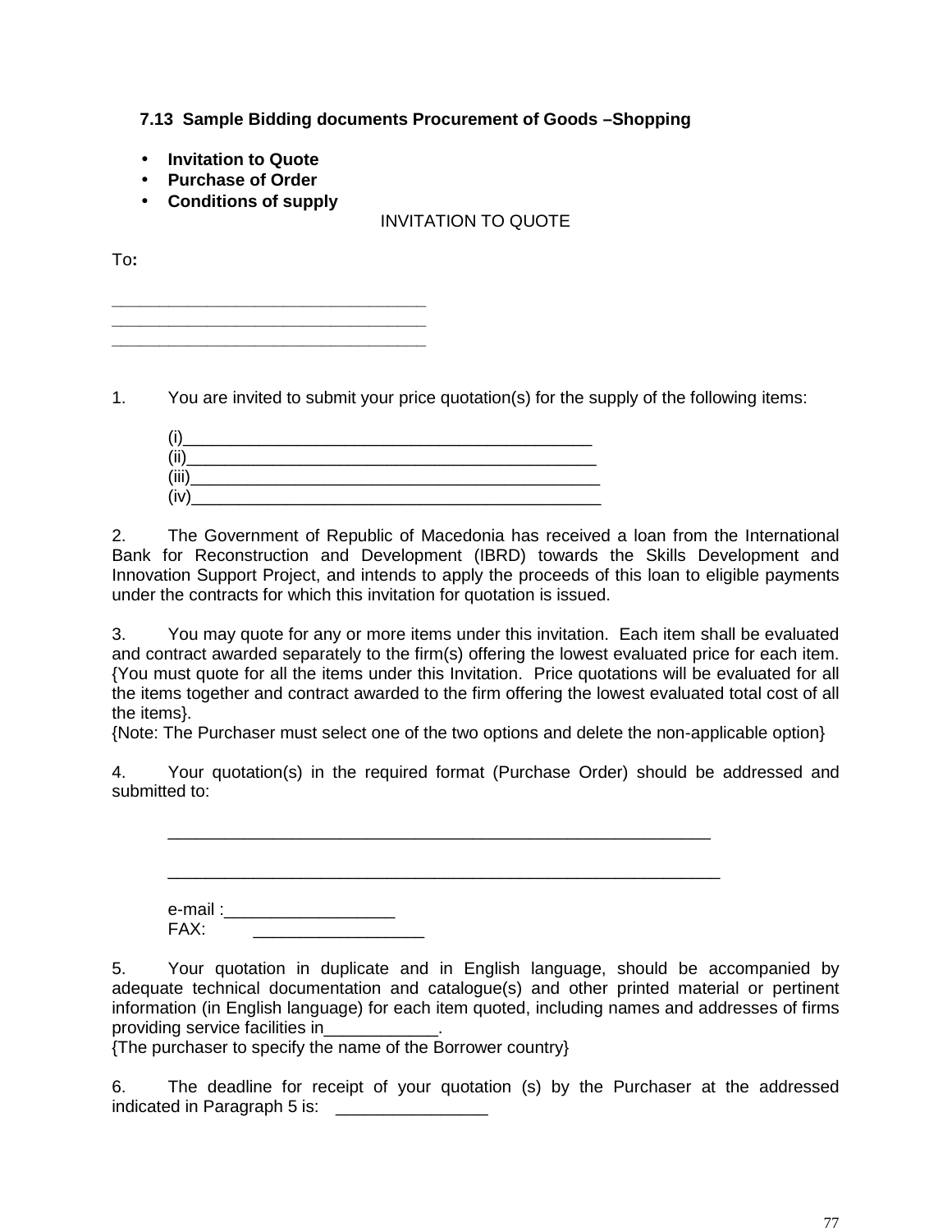### 7.13 Sample Bidding documents Procurement of Goods –Shopping

- **Invitation to Quote**
- **Purchase of Order**
- **Conditions of supply**

INVITATION TO QUOTE

To**:**

________________________________
________________________________
________________________________

1. You are invited to submit your price quotation(s) for the supply of the following items:

   (i)___________________________________________
   (ii)___________________________________________
   (iii)___________________________________________
   (iv)___________________________________________

2. The Government of Republic of Macedonia has received a loan from the International Bank for Reconstruction and Development (IBRD) towards the Skills Development and Innovation Support Project, and intends to apply the proceeds of this loan to eligible payments under the contracts for which this invitation for quotation is issued.

3. You may quote for any or more items under this invitation. Each item shall be evaluated and contract awarded separately to the firm(s) offering the lowest evaluated price for each item. {You must quote for all the items under this Invitation. Price quotations will be evaluated for all the items together and contract awarded to the firm offering the lowest evaluated total cost of all the items}.
{Note: The Purchaser must select one of the two options and delete the non-applicable option}

4. Your quotation(s) in the required format (Purchase Order) should be addressed and submitted to:

   ___________________________________________________________

   ___________________________________________________________

   e-mail :_________________
   FAX: _________________

5. Your quotation in duplicate and in English language, should be accompanied by adequate technical documentation and catalogue(s) and other printed material or pertinent information (in English language) for each item quoted, including names and addresses of firms providing service facilities in____________.
{The purchaser to specify the name of the Borrower country}

6. The deadline for receipt of your quotation (s) by the Purchaser at the addressed indicated in Paragraph 5 is: ________________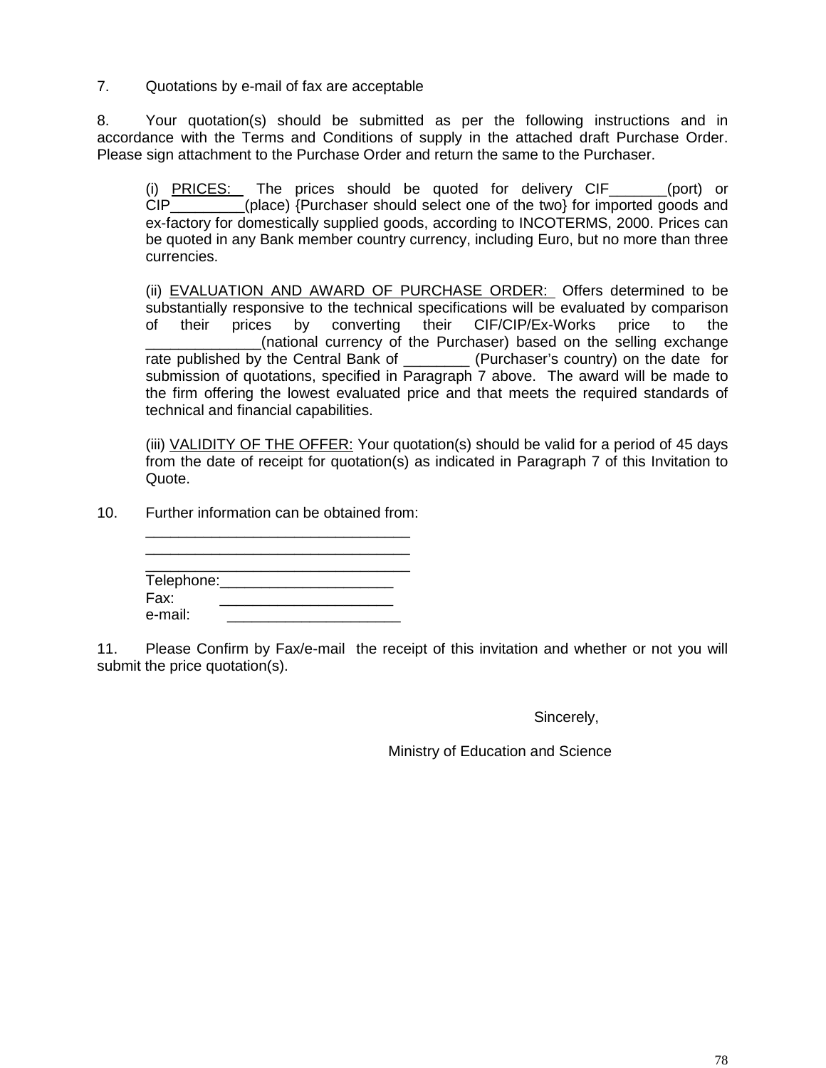7. Quotations by e-mail of fax are acceptable

8. Your quotation(s) should be submitted as per the following instructions and in accordance with the Terms and Conditions of supply in the attached draft Purchase Order. Please sign attachment to the Purchase Order and return the same to the Purchaser.

(i) PRICES: The prices should be quoted for delivery CIF_______(port) or CIP_________(place) {Purchaser should select one of the two} for imported goods and ex-factory for domestically supplied goods, according to INCOTERMS, 2000. Prices can be quoted in any Bank member country currency, including Euro, but no more than three currencies.

(ii) EVALUATION AND AWARD OF PURCHASE ORDER: Offers determined to be substantially responsive to the technical specifications will be evaluated by comparison of their prices by converting their CIF/CIP/Ex-Works price to the ______________(national currency of the Purchaser) based on the selling exchange rate published by the Central Bank of ________ (Purchaser's country) on the date for submission of quotations, specified in Paragraph 7 above. The award will be made to the firm offering the lowest evaluated price and that meets the required standards of technical and financial capabilities.

(iii) VALIDITY OF THE OFFER: Your quotation(s) should be valid for a period of 45 days from the date of receipt for quotation(s) as indicated in Paragraph 7 of this Invitation to Quote.

10. Further information can be obtained from:

________________________________
________________________________
________________________________
Telephone:_____________________
Fax: _____________________
e-mail: _____________________

11. Please Confirm by Fax/e-mail the receipt of this invitation and whether or not you will submit the price quotation(s).

Sincerely,

Ministry of Education and Science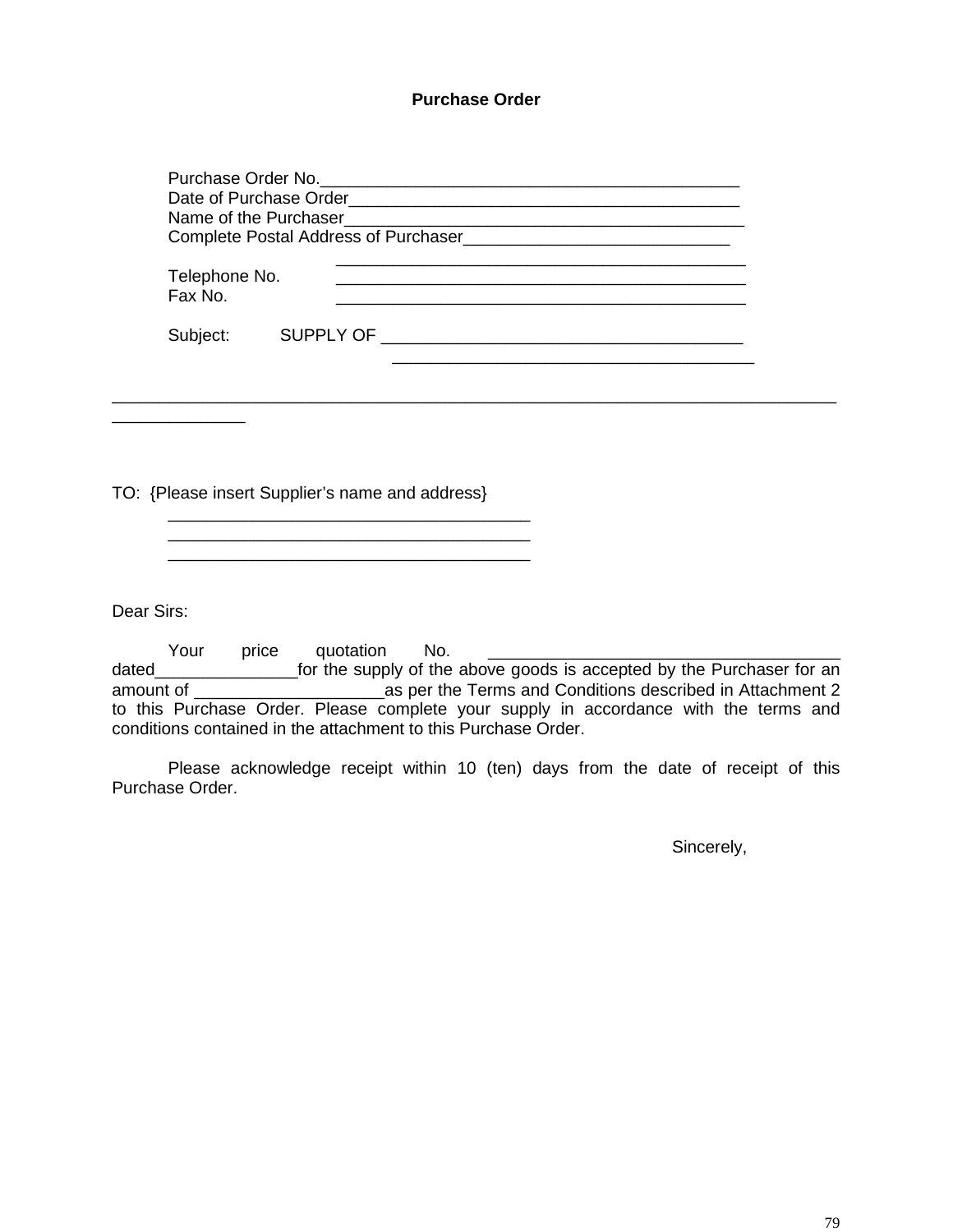**Purchase Order**

Purchase Order No.\_\_\_\_\_\_\_\_\_\_\_\_\_\_\_\_\_\_\_\_\_\_\_\_\_\_\_\_\_\_\_\_\_\_\_\_\_\_\_\_\_\_\_\_\_
Date of Purchase Order\_\_\_\_\_\_\_\_\_\_\_\_\_\_\_\_\_\_\_\_\_\_\_\_\_\_\_\_\_\_\_\_\_\_\_\_\_\_\_\_\_
Name of the Purchaser\_\_\_\_\_\_\_\_\_\_\_\_\_\_\_\_\_\_\_\_\_\_\_\_\_\_\_\_\_\_\_\_\_\_\_\_\_\_\_\_\_\_\_
Complete Postal Address of Purchaser\_\_\_\_\_\_\_\_\_\_\_\_\_\_\_\_\_\_\_\_\_\_\_\_\_\_\_\_\_
\_\_\_\_\_\_\_\_\_\_\_\_\_\_\_\_\_\_\_\_\_\_\_\_\_\_\_\_\_\_\_\_\_\_\_\_\_\_\_\_\_\_\_\_\_
Telephone No. \_\_\_\_\_\_\_\_\_\_\_\_\_\_\_\_\_\_\_\_\_\_\_\_\_\_\_\_\_\_\_\_\_\_\_\_\_\_\_\_\_\_\_\_\_
Fax No. \_\_\_\_\_\_\_\_\_\_\_\_\_\_\_\_\_\_\_\_\_\_\_\_\_\_\_\_\_\_\_\_\_\_\_\_\_\_\_\_\_\_\_\_\_

Subject: SUPPLY OF \_\_\_\_\_\_\_\_\_\_\_\_\_\_\_\_\_\_\_\_\_\_\_\_\_\_\_\_\_\_\_\_\_\_\_\_\_\_\_
\_\_\_\_\_\_\_\_\_\_\_\_\_\_\_\_\_\_\_\_\_\_\_\_\_\_\_\_\_\_\_\_\_\_\_\_\_\_\_\_

\_\_\_\_\_\_\_\_\_\_\_\_\_\_\_\_\_\_\_\_\_\_\_\_\_\_\_\_\_\_\_\_\_\_\_\_\_\_\_\_\_\_\_\_\_\_\_\_\_\_\_\_\_\_\_\_\_\_\_\_\_\_\_\_\_\_\_\_\_\_\_\_\_\_\_\_\_\_
\_\_\_\_\_\_\_\_\_\_\_\_\_\_\_

TO: {Please insert Supplier's name and address}
\_\_\_\_\_\_\_\_\_\_\_\_\_\_\_\_\_\_\_\_\_\_\_\_\_\_\_\_\_\_\_\_\_\_\_\_\_\_\_\_
\_\_\_\_\_\_\_\_\_\_\_\_\_\_\_\_\_\_\_\_\_\_\_\_\_\_\_\_\_\_\_\_\_\_\_\_\_\_\_\_
\_\_\_\_\_\_\_\_\_\_\_\_\_\_\_\_\_\_\_\_\_\_\_\_\_\_\_\_\_\_\_\_\_\_\_\_\_\_\_\_

Dear Sirs:

Your price quotation No. \_\_\_\_\_\_\_\_\_\_\_\_\_\_\_\_\_\_\_\_\_\_\_\_\_\_\_\_\_\_\_\_\_\_\_\_\_\_ dated\_\_\_\_\_\_\_\_\_\_\_\_\_\_\_\_for the supply of the above goods is accepted by the Purchaser for an amount of \_\_\_\_\_\_\_\_\_\_\_\_\_\_\_\_\_\_\_\_\_as per the Terms and Conditions described in Attachment 2 to this Purchase Order. Please complete your supply in accordance with the terms and conditions contained in the attachment to this Purchase Order.

Please acknowledge receipt within 10 (ten) days from the date of receipt of this Purchase Order.

Sincerely,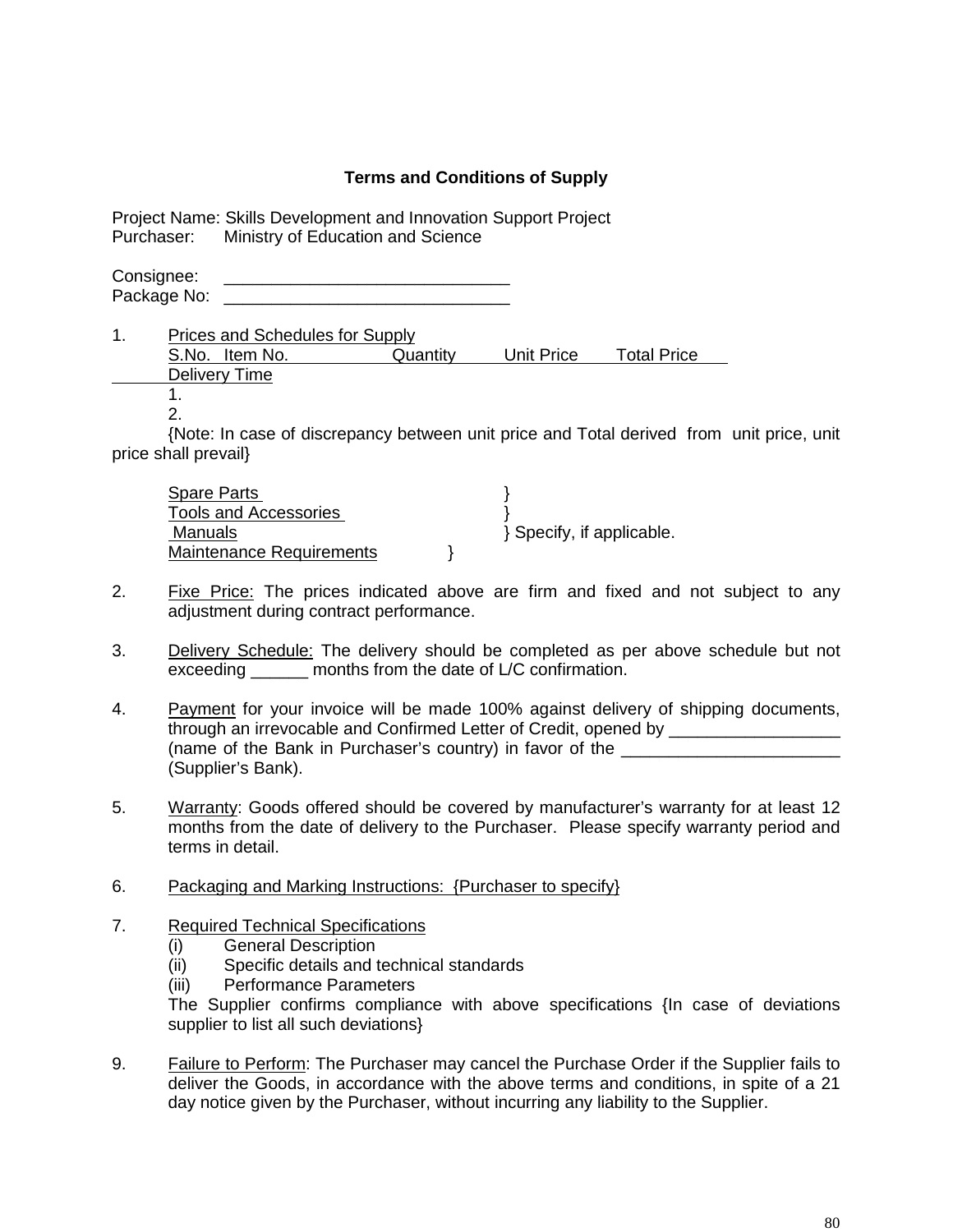**Terms and Conditions of Supply**

Project Name: Skills Development and Innovation Support Project
Purchaser: Ministry of Education and Science

Consignee: ______________________________
Package No: ______________________________

1. Prices and Schedules for Supply

| S.No. | Item No. | Quantity | Unit Price | Total Price | Delivery Time |
|---|---|---|---|---|---|
| 1. | | | | | |
| 2. | | | | | |

{Note: In case of discrepancy between unit price and Total derived from unit price, unit price shall prevail}

Spare Parts }
Tools and Accessories }
Manuals } Specify, if applicable.
Maintenance Requirements }

2. Fixe Price: The prices indicated above are firm and fixed and not subject to any adjustment during contract performance.

3. Delivery Schedule: The delivery should be completed as per above schedule but not exceeding ______ months from the date of L/C confirmation.

4. Payment for your invoice will be made 100% against delivery of shipping documents, through an irrevocable and Confirmed Letter of Credit, opened by __________________ (name of the Bank in Purchaser's country) in favor of the _______________________ (Supplier's Bank).

5. Warranty: Goods offered should be covered by manufacturer's warranty for at least 12 months from the date of delivery to the Purchaser. Please specify warranty period and terms in detail.

6. Packaging and Marking Instructions: {Purchaser to specify}

7. Required Technical Specifications
   (i) General Description
   (ii) Specific details and technical standards
   (iii) Performance Parameters

   The Supplier confirms compliance with above specifications {In case of deviations supplier to list all such deviations}

9. Failure to Perform: The Purchaser may cancel the Purchase Order if the Supplier fails to deliver the Goods, in accordance with the above terms and conditions, in spite of a 21 day notice given by the Purchaser, without incurring any liability to the Supplier.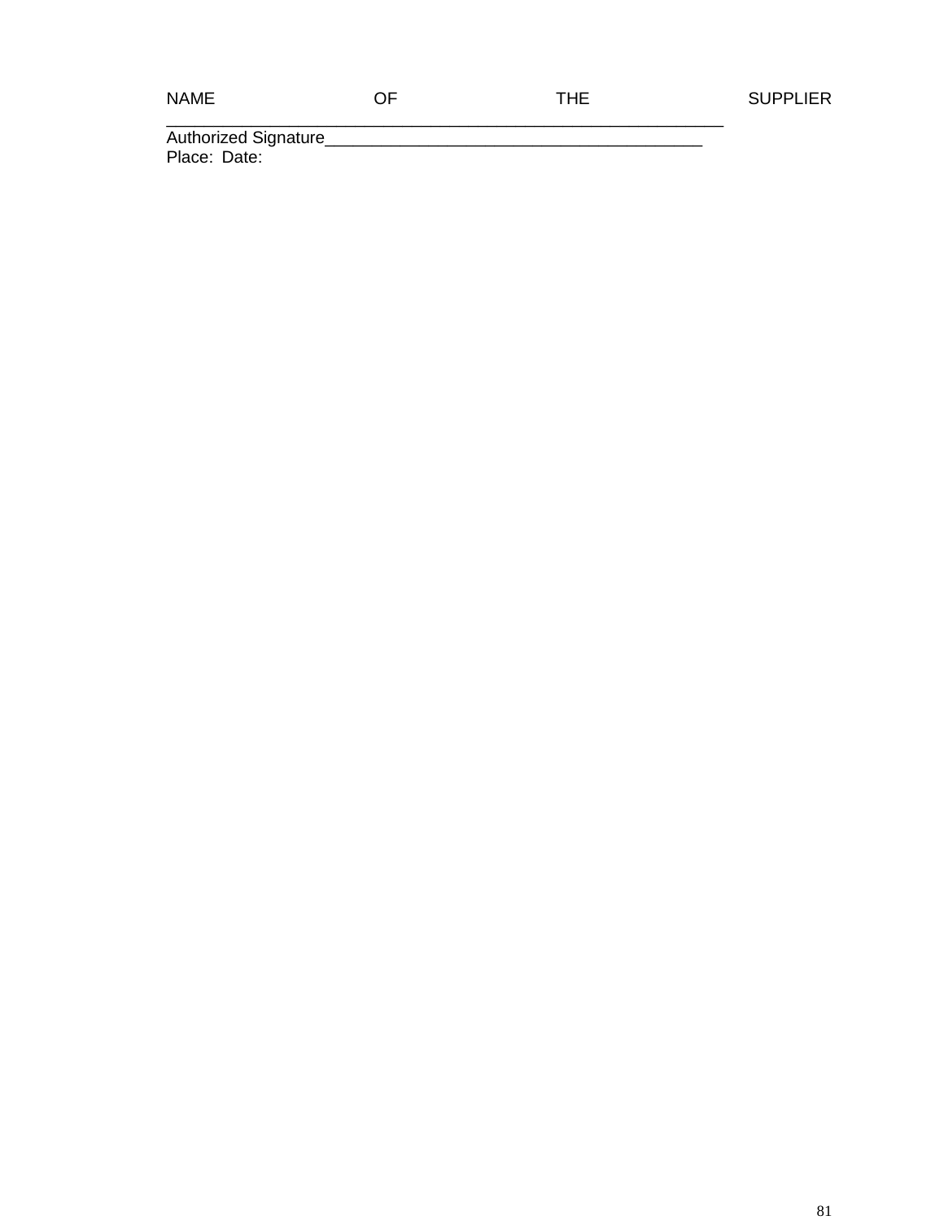NAME OF THE SUPPLIER ______________________________________________________________

Authorized Signature________________________________________

Place: Date: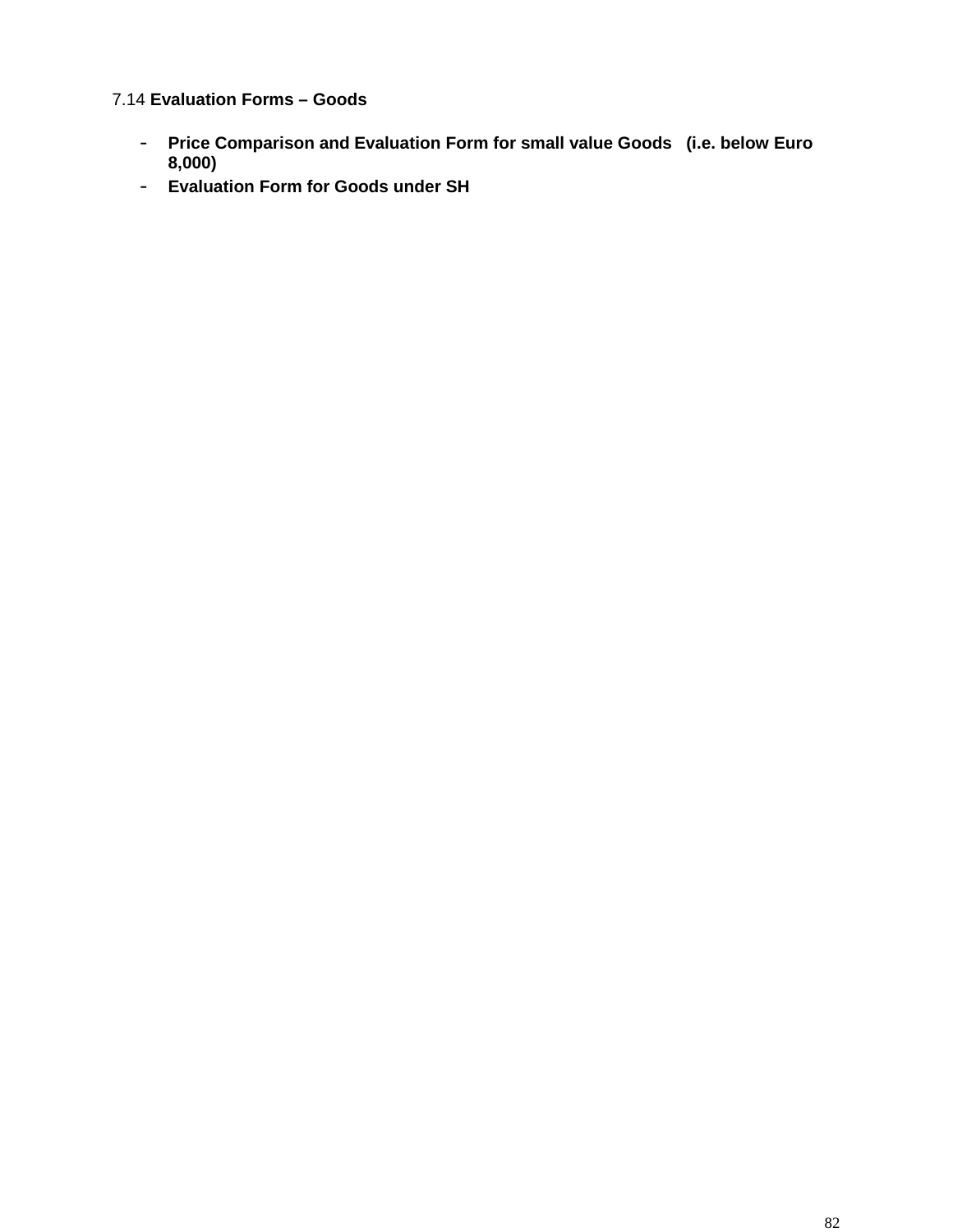### 7.14 **Evaluation Forms – Goods**

- **Price Comparison and Evaluation Form for small value Goods (i.e. below Euro 8,000)**
- **Evaluation Form for Goods under SH**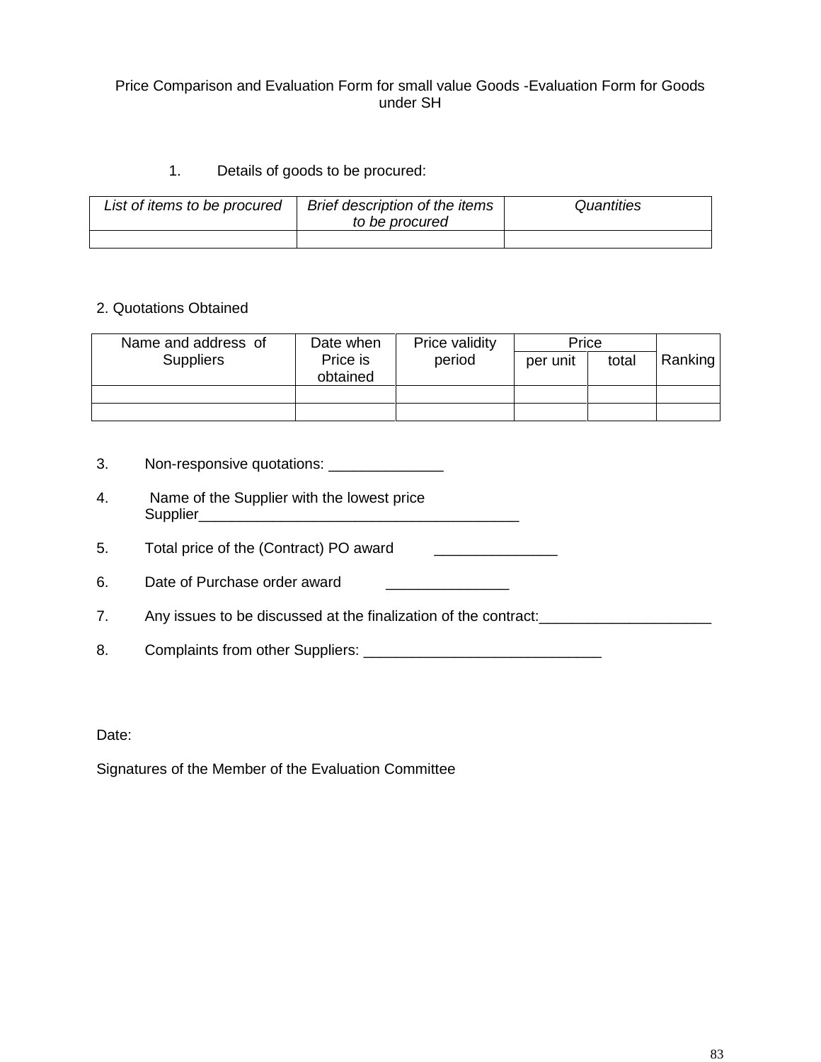# Price Comparison and Evaluation Form for small value Goods -Evaluation Form for Goods under SH

1. Details of goods to be procured:

| *List of items to be procured* | *Brief description of the items to be procured* | *Quantities* |
|---|---|---|
| | | |

2. Quotations Obtained

| Name and address of Suppliers | Date when Price is obtained | Price validity period | Price | | Ranking |
|---|---|---|---|---|---|
| | | | per unit | total | |
| | | | | | |
| | | | | | |

3. Non-responsive quotations: ______________

4. Name of the Supplier with the lowest price Supplier_______________________________________

5. Total price of the (Contract) PO award _______________

6. Date of Purchase order award _______________

7. Any issues to be discussed at the finalization of the contract:_____________________

8. Complaints from other Suppliers: _____________________________

Date:

Signatures of the Member of the Evaluation Committee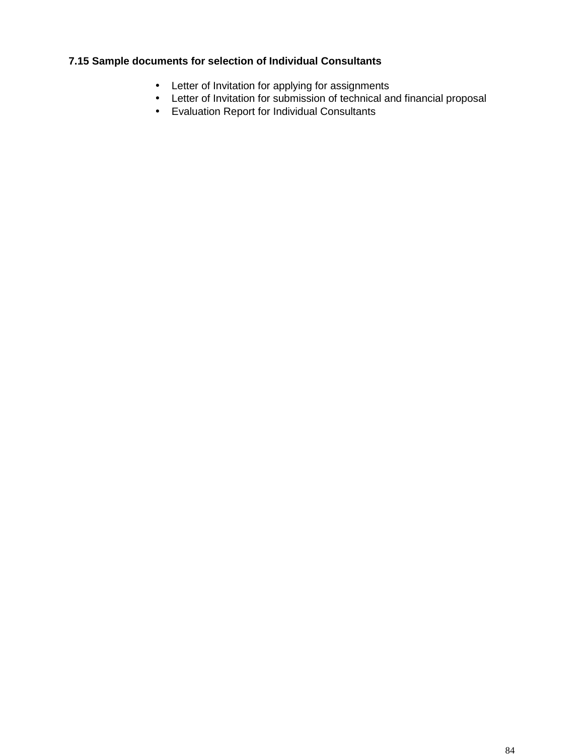### 7.15 Sample documents for selection of Individual Consultants

- Letter of Invitation for applying for assignments
- Letter of Invitation for submission of technical and financial proposal
- Evaluation Report for Individual Consultants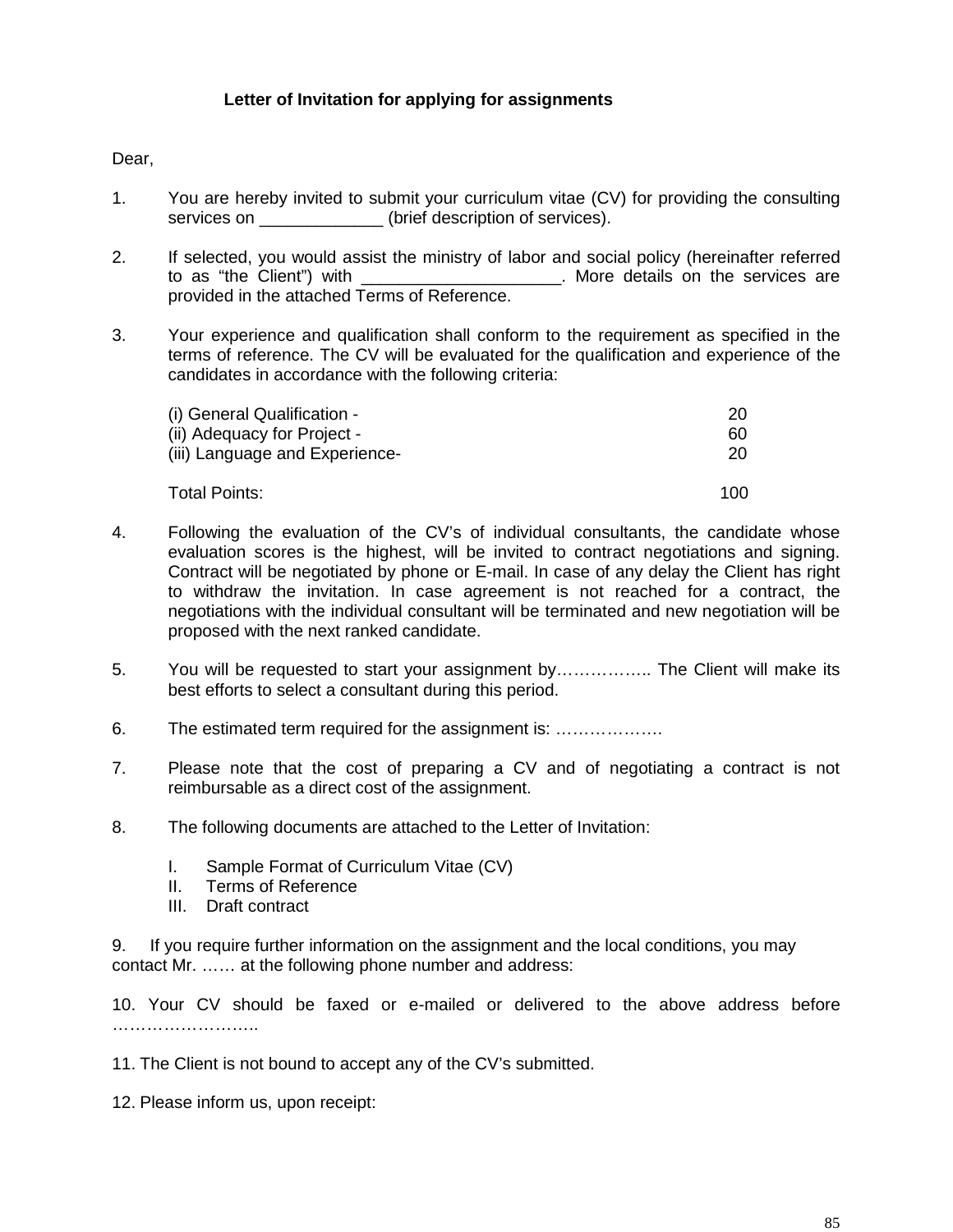### Letter of Invitation for applying for assignments

Dear,

1. You are hereby invited to submit your curriculum vitae (CV) for providing the consulting services on _____________ (brief description of services).

2. If selected, you would assist the ministry of labor and social policy (hereinafter referred to as "the Client") with _____________________. More details on the services are provided in the attached Terms of Reference.

3. Your experience and qualification shall conform to the requirement as specified in the terms of reference. The CV will be evaluated for the qualification and experience of the candidates in accordance with the following criteria:

| | |
|---|---|
| (i) General Qualification - | 20 |
| (ii) Adequacy for Project - | 60 |
| (iii) Language and Experience- | 20 |
| Total Points: | 100 |

4. Following the evaluation of the CV's of individual consultants, the candidate whose evaluation scores is the highest, will be invited to contract negotiations and signing. Contract will be negotiated by phone or E-mail. In case of any delay the Client has right to withdraw the invitation. In case agreement is not reached for a contract, the negotiations with the individual consultant will be terminated and new negotiation will be proposed with the next ranked candidate.

5. You will be requested to start your assignment by…………….. The Client will make its best efforts to select a consultant during this period.

6. The estimated term required for the assignment is: ……………….

7. Please note that the cost of preparing a CV and of negotiating a contract is not reimbursable as a direct cost of the assignment.

8. The following documents are attached to the Letter of Invitation:

   I. Sample Format of Curriculum Vitae (CV)
   II. Terms of Reference
   III. Draft contract

9. If you require further information on the assignment and the local conditions, you may contact Mr. …… at the following phone number and address:

10. Your CV should be faxed or e-mailed or delivered to the above address before ……………………..

11. The Client is not bound to accept any of the CV's submitted.

12. Please inform us, upon receipt: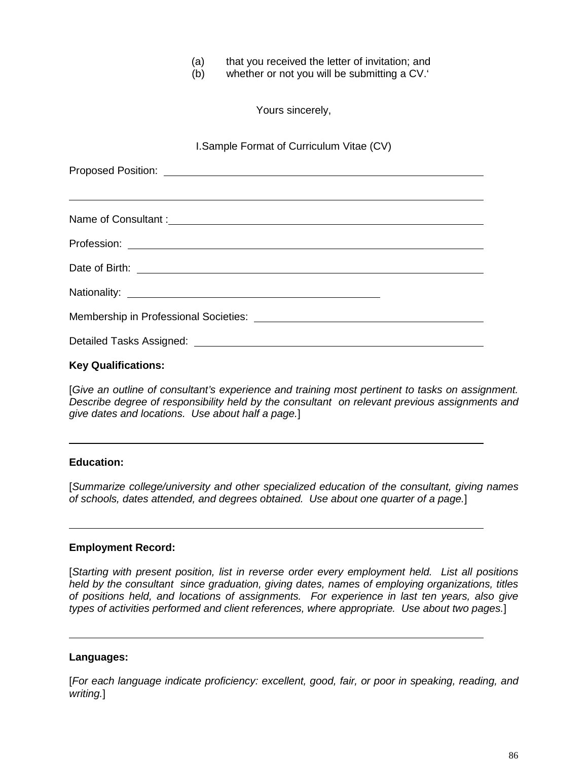(a) that you received the letter of invitation; and
(b) whether or not you will be submitting a CV.'

Yours sincerely,

I.Sample Format of Curriculum Vitae (CV)

Proposed Position: ______________________________________________

______________________________________________

Name of Consultant :______________________________________________

Profession: ______________________________________________

Date of Birth: ______________________________________________

Nationality: ______________________________

Membership in Professional Societies: ______________________________

Detailed Tasks Assigned: ______________________________________

**Key Qualifications:**

[*Give an outline of consultant's experience and training most pertinent to tasks on assignment. Describe degree of responsibility held by the consultant on relevant previous assignments and give dates and locations. Use about half a page.*]

______________________________________________

**Education:**

[*Summarize college/university and other specialized education of the consultant, giving names of schools, dates attended, and degrees obtained. Use about one quarter of a page.*]

______________________________________________

**Employment Record:**

[*Starting with present position, list in reverse order every employment held. List all positions held by the consultant since graduation, giving dates, names of employing organizations, titles of positions held, and locations of assignments. For experience in last ten years, also give types of activities performed and client references, where appropriate. Use about two pages.*]

______________________________________________

**Languages:**

[*For each language indicate proficiency: excellent, good, fair, or poor in speaking, reading, and writing.*]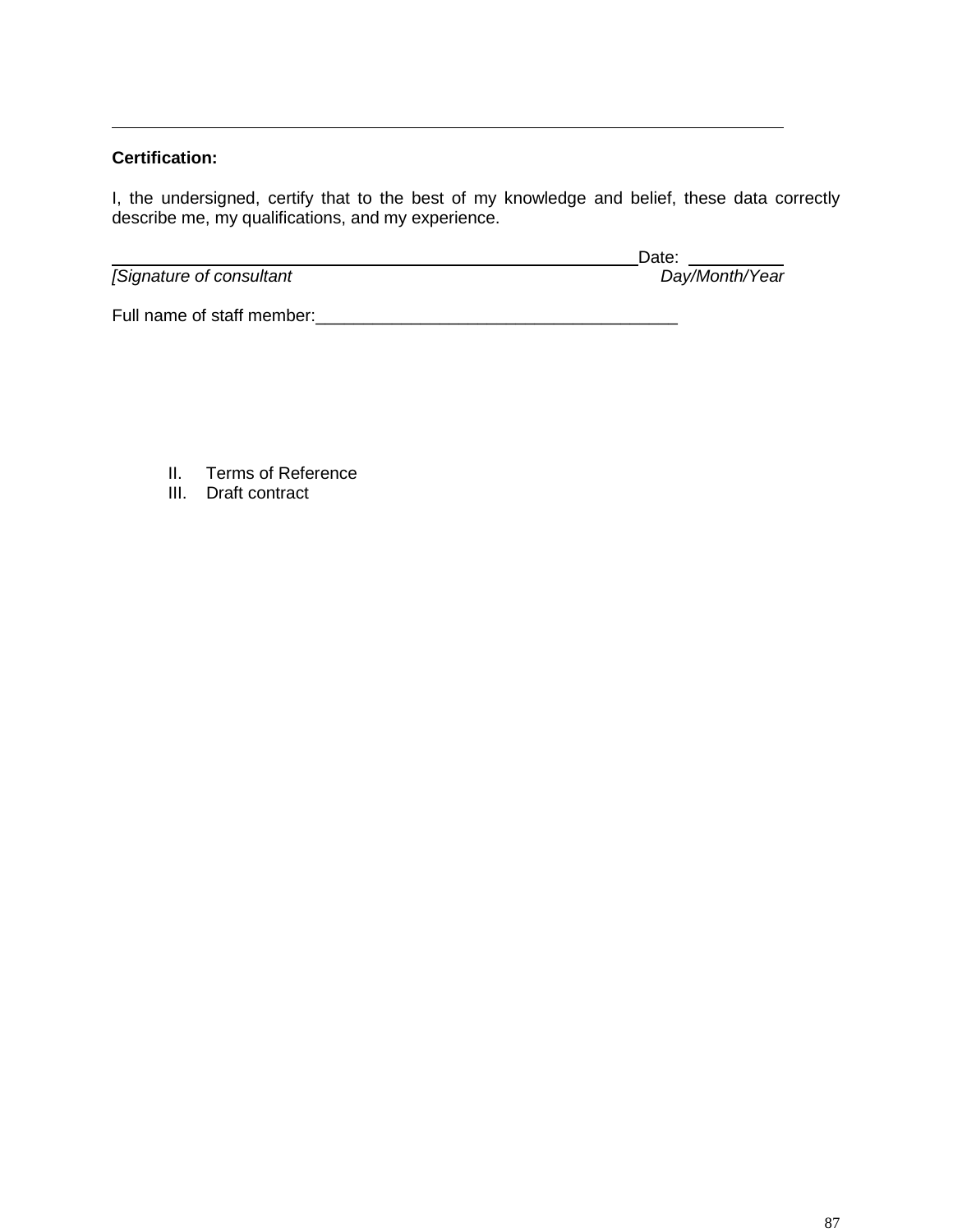---

**Certification:**

I, the undersigned, certify that to the best of my knowledge and belief, these data correctly describe me, my qualifications, and my experience.

_______________________________________________ Date: __________

*[Signature of consultant* *Day/Month/Year*

Full name of staff member:_______________________________________

II. Terms of Reference

III. Draft contract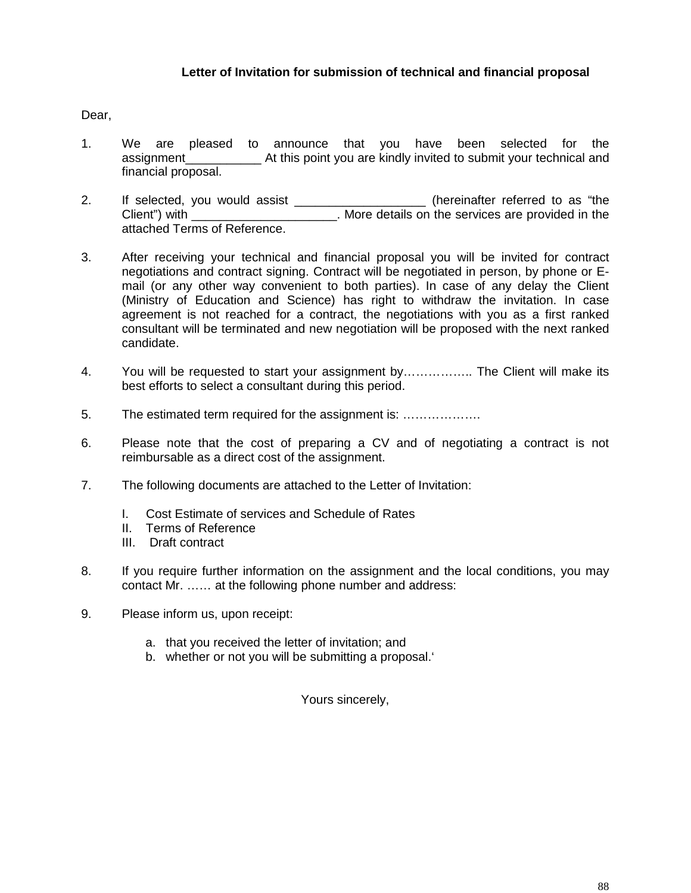**Letter of Invitation for submission of technical and financial proposal**

Dear,

1. We are pleased to announce that you have been selected for the assignment___________ At this point you are kindly invited to submit your technical and financial proposal.

2. If selected, you would assist ___________________ (hereinafter referred to as “the Client”) with _____________________. More details on the services are provided in the attached Terms of Reference.

3. After receiving your technical and financial proposal you will be invited for contract negotiations and contract signing. Contract will be negotiated in person, by phone or E-mail (or any other way convenient to both parties). In case of any delay the Client (Ministry of Education and Science) has right to withdraw the invitation. In case agreement is not reached for a contract, the negotiations with you as a first ranked consultant will be terminated and new negotiation will be proposed with the next ranked candidate.

4. You will be requested to start your assignment by…………….. The Client will make its best efforts to select a consultant during this period.

5. The estimated term required for the assignment is: ……………….

6. Please note that the cost of preparing a CV and of negotiating a contract is not reimbursable as a direct cost of the assignment.

7. The following documents are attached to the Letter of Invitation:

   I. Cost Estimate of services and Schedule of Rates
   II. Terms of Reference
   III. Draft contract

8. If you require further information on the assignment and the local conditions, you may contact Mr. …… at the following phone number and address:

9. Please inform us, upon receipt:

   a. that you received the letter of invitation; and
   b. whether or not you will be submitting a proposal.‘

Yours sincerely,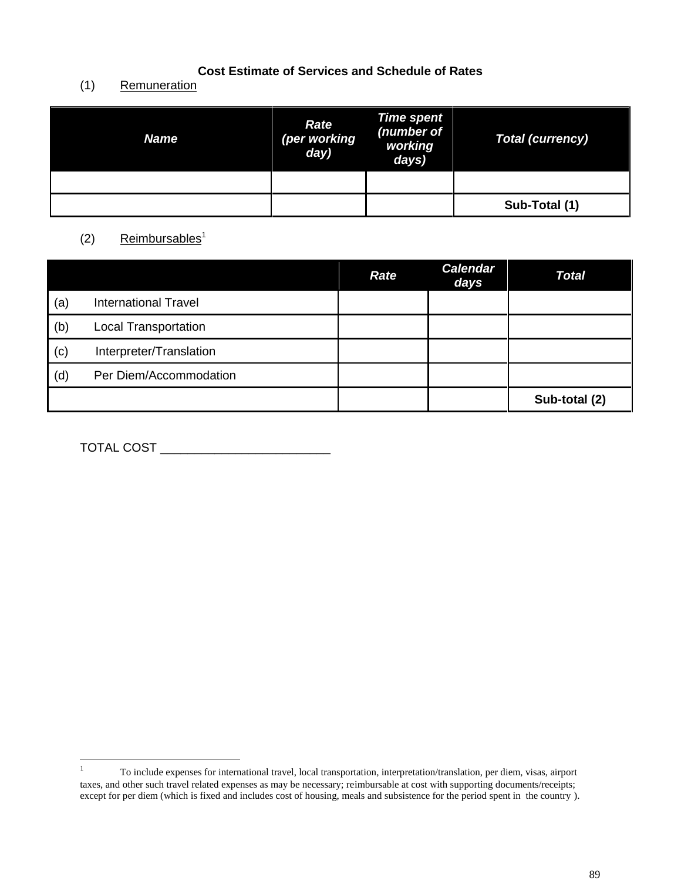**Cost Estimate of Services and Schedule of Rates**

(1) Remuneration

| Name | Rate (per working day) | Time spent (number of working days) | Total (currency) |
|---|---|---|---|
| | | | |
| | | | **Sub-Total (1)** |

(2) Reimbursables[1]

| | Rate | Calendar days | Total |
|---|---|---|---|
| (a) International Travel | | | |
| (b) Local Transportation | | | |
| (c) Interpreter/Translation | | | |
| (d) Per Diem/Accommodation | | | |
| | | | **Sub-total (2)** |

TOTAL COST _________________________

---

[1] To include expenses for international travel, local transportation, interpretation/translation, per diem, visas, airport taxes, and other such travel related expenses as may be necessary; reimbursable at cost with supporting documents/receipts; except for per diem (which is fixed and includes cost of housing, meals and subsistence for the period spent in the country ).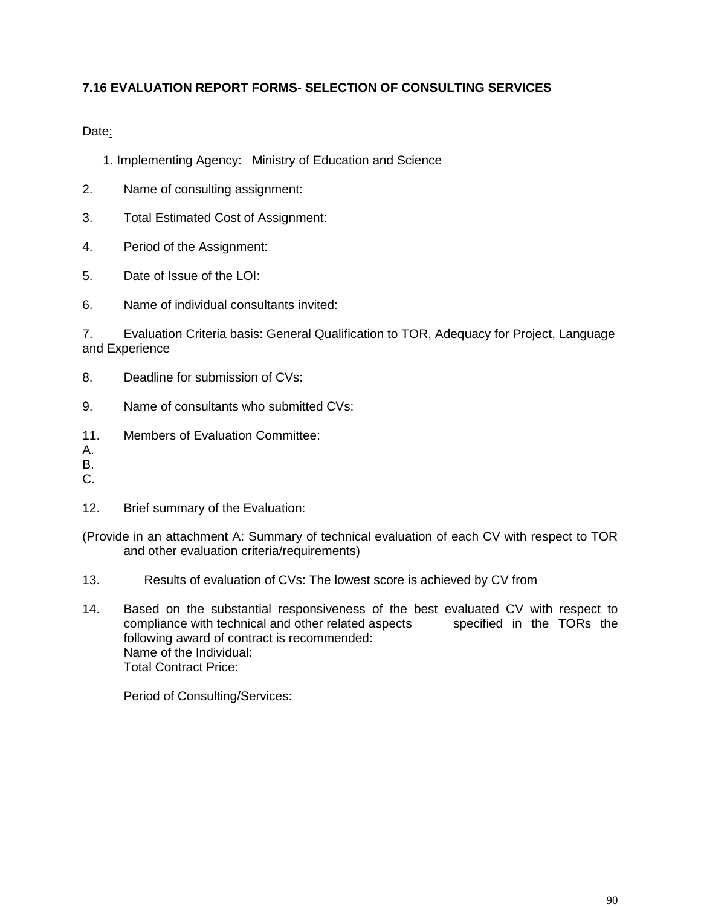### 7.16 EVALUATION REPORT FORMS- SELECTION OF CONSULTING SERVICES

Date:

1. Implementing Agency: Ministry of Education and Science

2. Name of consulting assignment:

3. Total Estimated Cost of Assignment:

4. Period of the Assignment:

5. Date of Issue of the LOI:

6. Name of individual consultants invited:

7. Evaluation Criteria basis: General Qualification to TOR, Adequacy for Project, Language and Experience

8. Deadline for submission of CVs:

9. Name of consultants who submitted CVs:

11. Members of Evaluation Committee:

A.  
B.  
C.

12. Brief summary of the Evaluation:

(Provide in an attachment A: Summary of technical evaluation of each CV with respect to TOR and other evaluation criteria/requirements)

13. Results of evaluation of CVs: The lowest score is achieved by CV from

14. Based on the substantial responsiveness of the best evaluated CV with respect to compliance with technical and other related aspects specified in the TORs the following award of contract is recommended:  
Name of the Individual:  
Total Contract Price:

Period of Consulting/Services: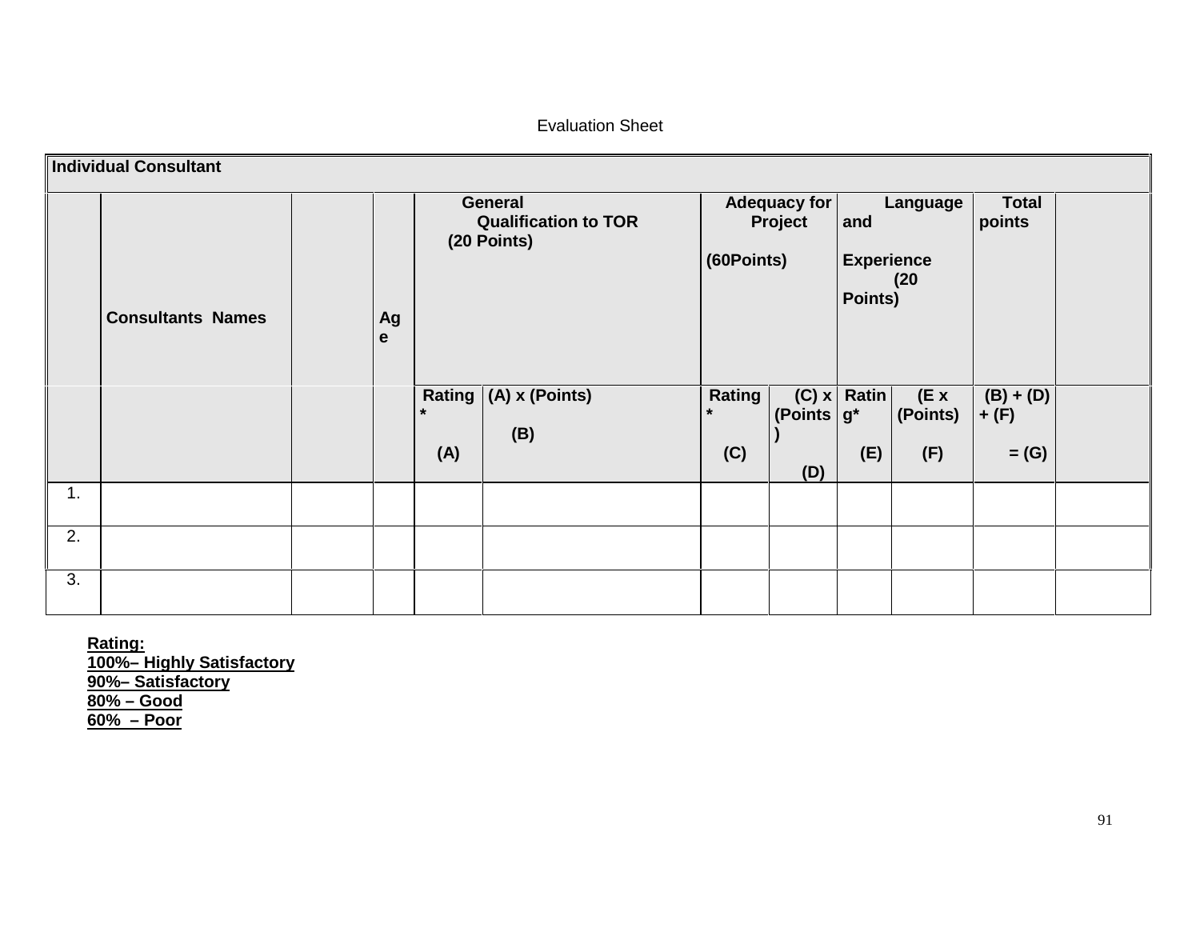Evaluation Sheet

| Individual Consultant | | | | | | | | | | | |
|---|---|---|---|---|---|---|---|---|---|---|---|
| | Consultants Names | | Age | General Qualification to TOR (20 Points) | | Adequacy for Project (60Points) | | Language and Experience (20 Points) | | Total points | |
| | | | | Rating* (A) | (A) x (Points) (B) | Rating* (C) | (C) x (Points) (D) | Rating* (E) | (E x (Points) (F) | (B) + (D) + (F) = (G) | |
| 1. | | | | | | | | | | | |
| 2. | | | | | | | | | | | |
| 3. | | | | | | | | | | | |

**Rating:**
**100%– Highly Satisfactory**
**90%– Satisfactory**
**80% – Good**
**60% – Poor**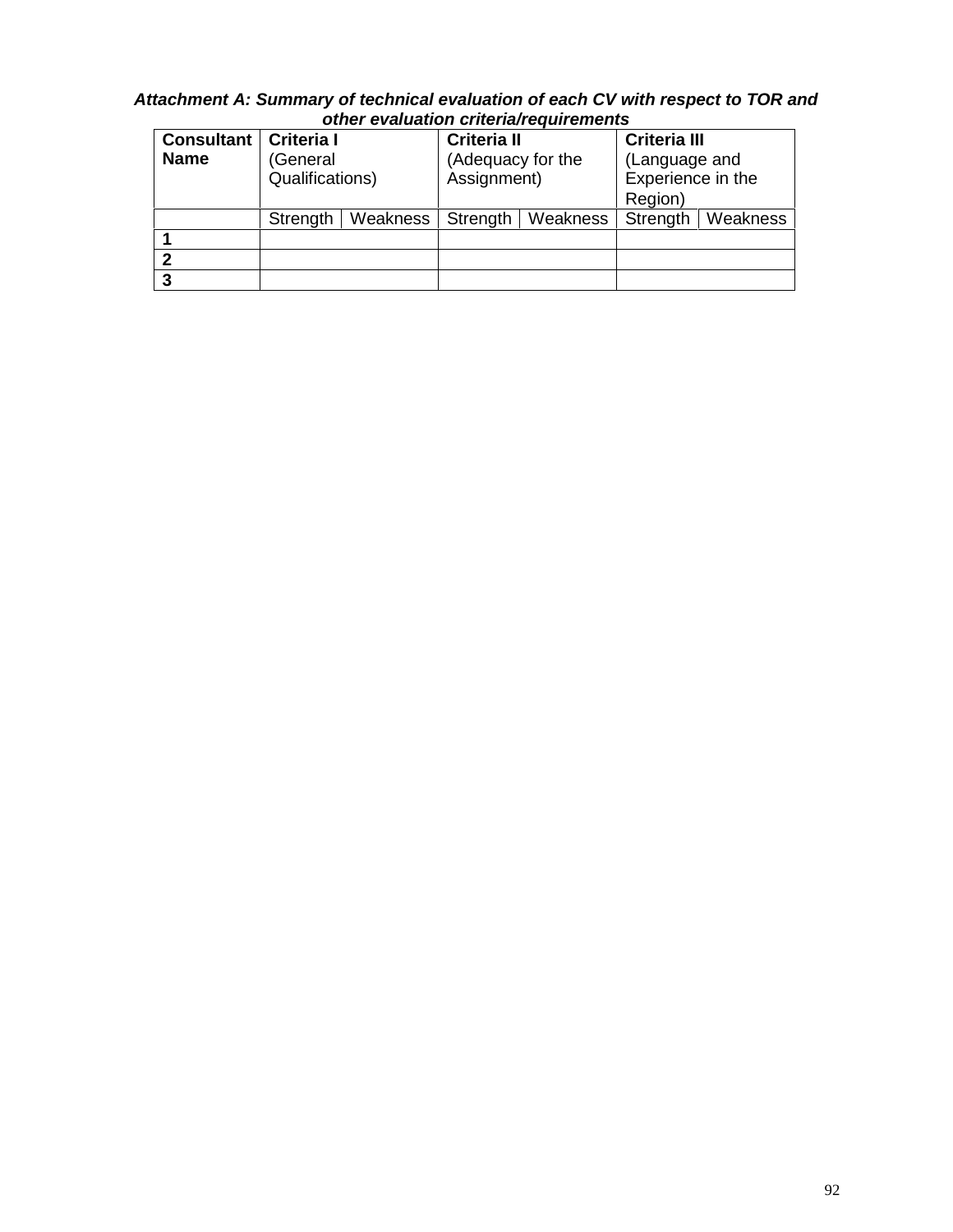***Attachment A: Summary of technical evaluation of each CV with respect to TOR and other evaluation criteria/requirements***

| **Consultant Name** | **Criteria I** (General Qualifications) | | **Criteria II** (Adequacy for the Assignment) | | **Criteria III** (Language and Experience in the Region) | |
|---|---|---|---|---|---|---|
| | Strength | Weakness | Strength | Weakness | Strength | Weakness |
| **1** | | | | | | |
| **2** | | | | | | |
| **3** | | | | | | |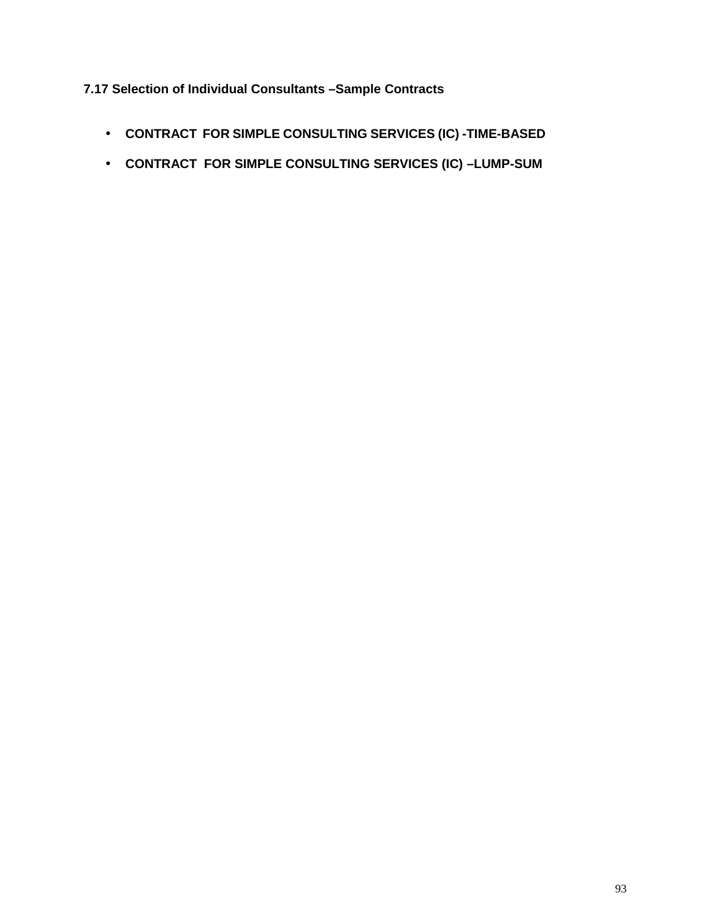**7.17 Selection of Individual Consultants –Sample Contracts**

- **CONTRACT FOR SIMPLE CONSULTING SERVICES (IC) -TIME-BASED**
- **CONTRACT FOR SIMPLE CONSULTING SERVICES (IC) –LUMP-SUM**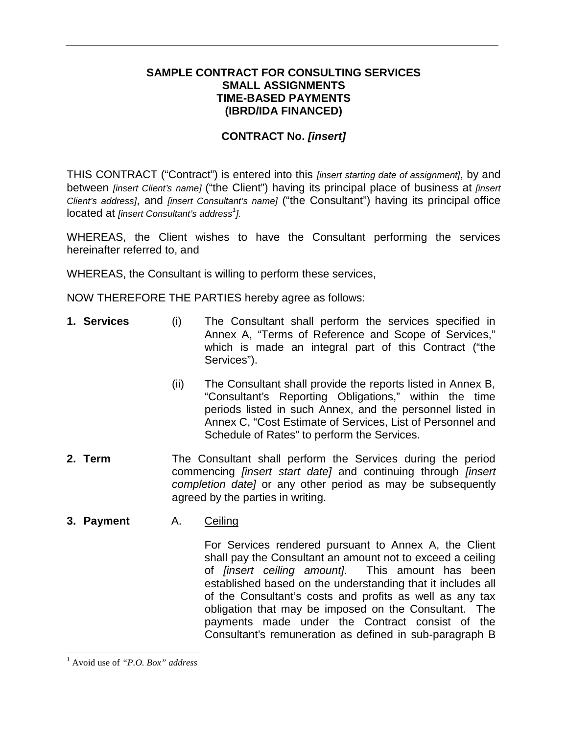**SAMPLE CONTRACT FOR CONSULTING SERVICES**
**SMALL ASSIGNMENTS**
**TIME-BASED PAYMENTS**
**(IBRD/IDA FINANCED)**

**CONTRACT No. *[insert]***

THIS CONTRACT ("Contract") is entered into this *[insert starting date of assignment]*, by and between *[insert Client's name]* ("the Client") having its principal place of business at *[insert Client's address]*, and *[insert Consultant's name]* ("the Consultant") having its principal office located at *[insert Consultant's address[1]].*

WHEREAS, the Client wishes to have the Consultant performing the services hereinafter referred to, and

WHEREAS, the Consultant is willing to perform these services,

NOW THEREFORE THE PARTIES hereby agree as follows:

**1. Services**

(i) The Consultant shall perform the services specified in Annex A, "Terms of Reference and Scope of Services," which is made an integral part of this Contract ("the Services").

(ii) The Consultant shall provide the reports listed in Annex B, "Consultant's Reporting Obligations," within the time periods listed in such Annex, and the personnel listed in Annex C, "Cost Estimate of Services, List of Personnel and Schedule of Rates" to perform the Services.

**2. Term**

The Consultant shall perform the Services during the period commencing *[insert start date]* and continuing through *[insert completion date]* or any other period as may be subsequently agreed by the parties in writing.

**3. Payment**

A. Ceiling

For Services rendered pursuant to Annex A, the Client shall pay the Consultant an amount not to exceed a ceiling of *[insert ceiling amount].* This amount has been established based on the understanding that it includes all of the Consultant's costs and profits as well as any tax obligation that may be imposed on the Consultant. The payments made under the Contract consist of the Consultant's remuneration as defined in sub-paragraph B

---

[1] Avoid use of *"P.O. Box" address*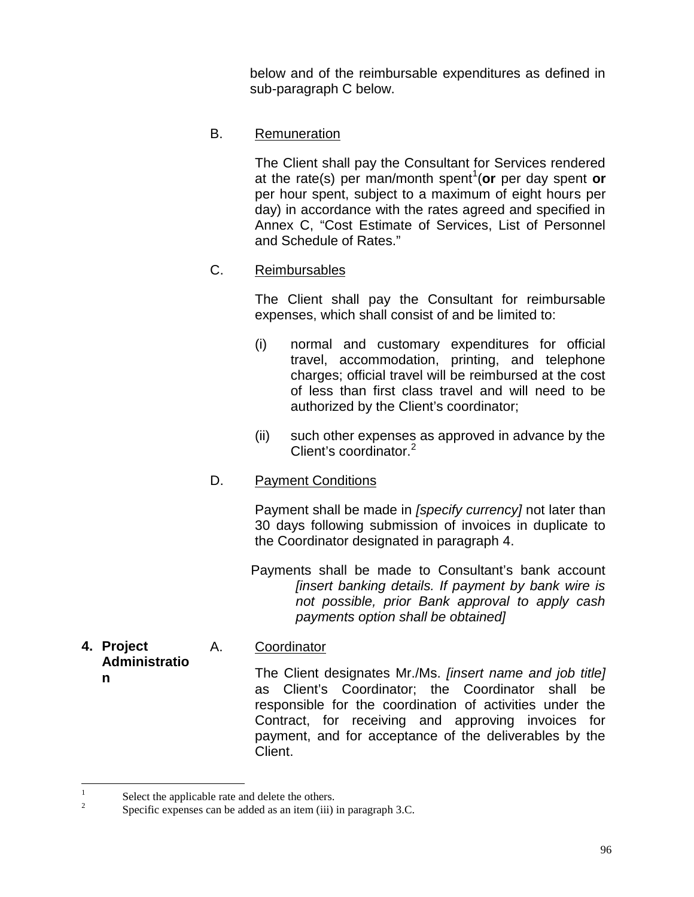below and of the reimbursable expenditures as defined in sub-paragraph C below.

B. Remuneration

The Client shall pay the Consultant for Services rendered at the rate(s) per man/month spent[1](**or** per day spent **or** per hour spent, subject to a maximum of eight hours per day) in accordance with the rates agreed and specified in Annex C, “Cost Estimate of Services, List of Personnel and Schedule of Rates.”

C. Reimbursables

The Client shall pay the Consultant for reimbursable expenses, which shall consist of and be limited to:

(i) normal and customary expenditures for official travel, accommodation, printing, and telephone charges; official travel will be reimbursed at the cost of less than first class travel and will need to be authorized by the Client’s coordinator;

(ii) such other expenses as approved in advance by the Client’s coordinator.[2]

D. Payment Conditions

Payment shall be made in *[specify currency]* not later than 30 days following submission of invoices in duplicate to the Coordinator designated in paragraph 4.

Payments shall be made to Consultant’s bank account *[insert banking details. If payment by bank wire is not possible, prior Bank approval to apply cash payments option shall be obtained]*

**4. Project Administration**

A. Coordinator

The Client designates Mr./Ms. *[insert name and job title]* as Client’s Coordinator; the Coordinator shall be responsible for the coordination of activities under the Contract, for receiving and approving invoices for payment, and for acceptance of the deliverables by the Client.

---

[1] Select the applicable rate and delete the others.

[2] Specific expenses can be added as an item (iii) in paragraph 3.C.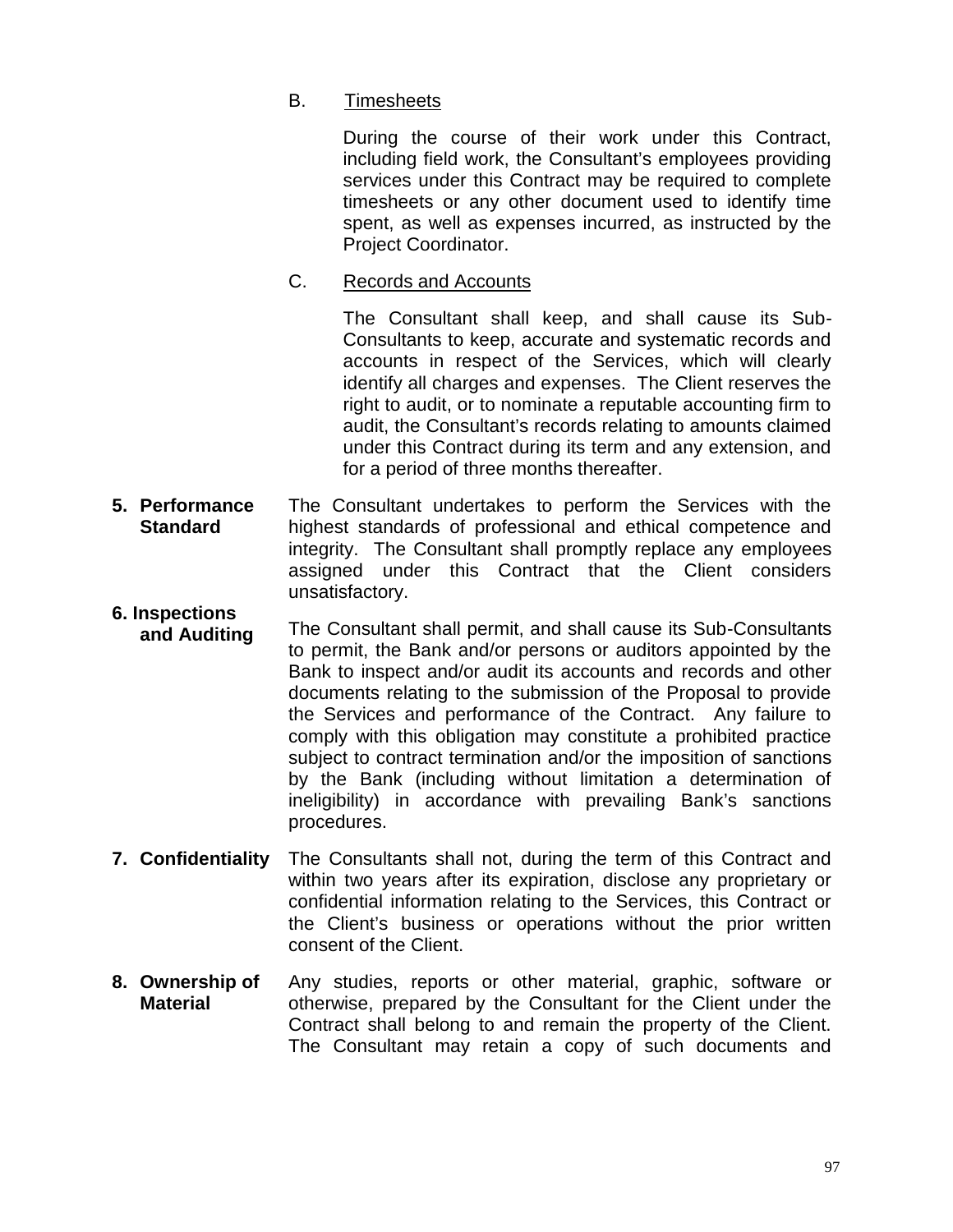B. Timesheets

During the course of their work under this Contract, including field work, the Consultant's employees providing services under this Contract may be required to complete timesheets or any other document used to identify time spent, as well as expenses incurred, as instructed by the Project Coordinator.

C. Records and Accounts

The Consultant shall keep, and shall cause its Sub-Consultants to keep, accurate and systematic records and accounts in respect of the Services, which will clearly identify all charges and expenses. The Client reserves the right to audit, or to nominate a reputable accounting firm to audit, the Consultant's records relating to amounts claimed under this Contract during its term and any extension, and for a period of three months thereafter.

**5. Performance Standard**

The Consultant undertakes to perform the Services with the highest standards of professional and ethical competence and integrity. The Consultant shall promptly replace any employees assigned under this Contract that the Client considers unsatisfactory.

**6. Inspections and Auditing**

The Consultant shall permit, and shall cause its Sub-Consultants to permit, the Bank and/or persons or auditors appointed by the Bank to inspect and/or audit its accounts and records and other documents relating to the submission of the Proposal to provide the Services and performance of the Contract. Any failure to comply with this obligation may constitute a prohibited practice subject to contract termination and/or the imposition of sanctions by the Bank (including without limitation a determination of ineligibility) in accordance with prevailing Bank's sanctions procedures.

**7. Confidentiality**

The Consultants shall not, during the term of this Contract and within two years after its expiration, disclose any proprietary or confidential information relating to the Services, this Contract or the Client's business or operations without the prior written consent of the Client.

**8. Ownership of Material**

Any studies, reports or other material, graphic, software or otherwise, prepared by the Consultant for the Client under the Contract shall belong to and remain the property of the Client. The Consultant may retain a copy of such documents and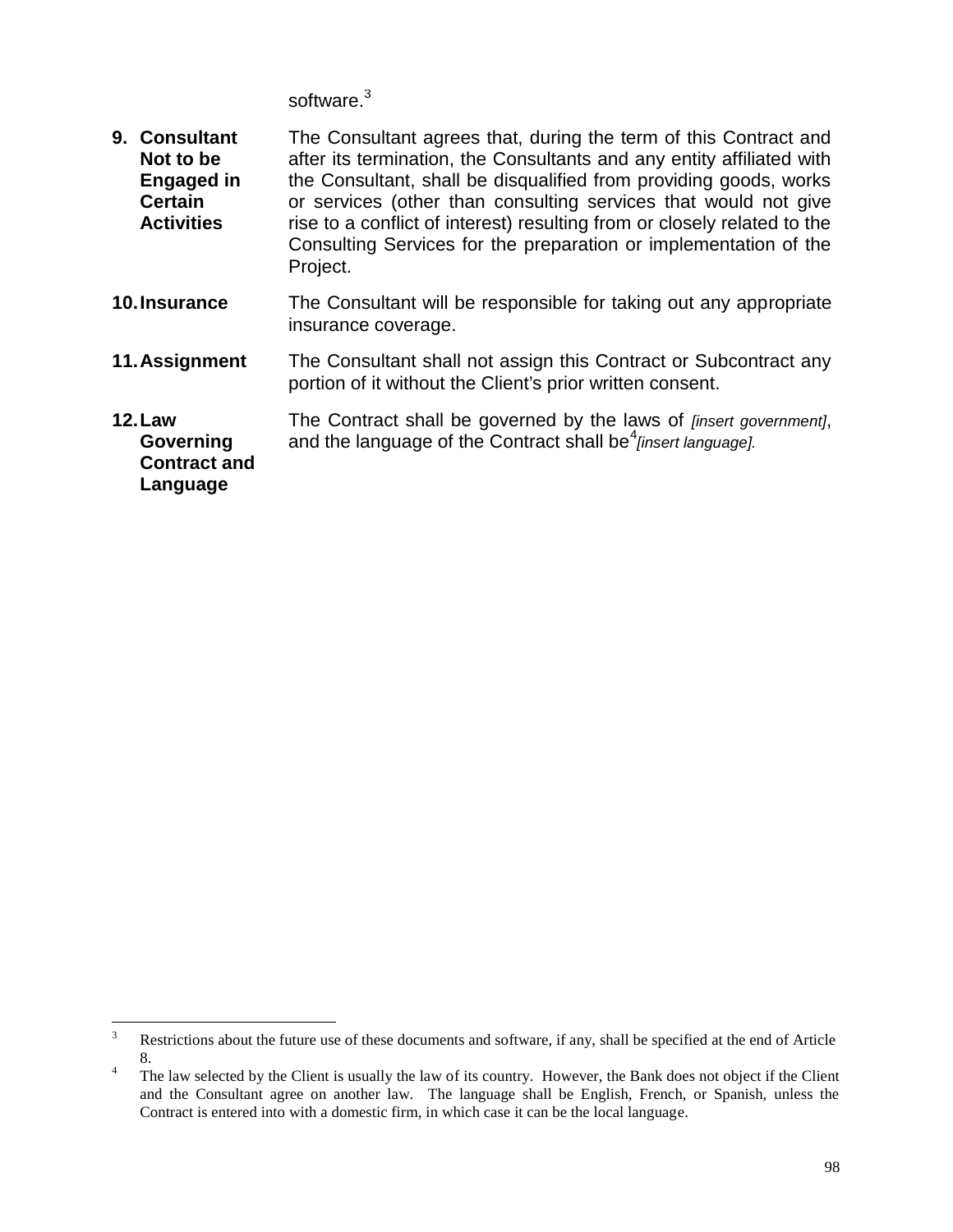software.[3]

**9. Consultant Not to be Engaged in Certain Activities**

The Consultant agrees that, during the term of this Contract and after its termination, the Consultants and any entity affiliated with the Consultant, shall be disqualified from providing goods, works or services (other than consulting services that would not give rise to a conflict of interest) resulting from or closely related to the Consulting Services for the preparation or implementation of the Project.

**10. Insurance**

The Consultant will be responsible for taking out any appropriate insurance coverage.

**11. Assignment**

The Consultant shall not assign this Contract or Subcontract any portion of it without the Client's prior written consent.

**12. Law Governing Contract and Language**

The Contract shall be governed by the laws of *[insert government]*, and the language of the Contract shall be[4] *[insert language].*

---

[3] Restrictions about the future use of these documents and software, if any, shall be specified at the end of Article 8.

[4] The law selected by the Client is usually the law of its country. However, the Bank does not object if the Client and the Consultant agree on another law. The language shall be English, French, or Spanish, unless the Contract is entered into with a domestic firm, in which case it can be the local language.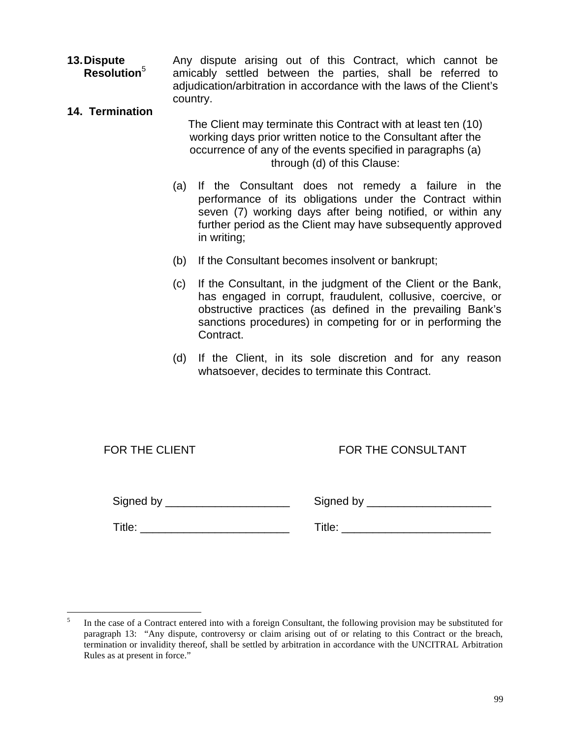**13. Dispute Resolution**[5]

Any dispute arising out of this Contract, which cannot be amicably settled between the parties, shall be referred to adjudication/arbitration in accordance with the laws of the Client's country.

**14. Termination**

The Client may terminate this Contract with at least ten (10) working days prior written notice to the Consultant after the occurrence of any of the events specified in paragraphs (a) through (d) of this Clause:

(a) If the Consultant does not remedy a failure in the performance of its obligations under the Contract within seven (7) working days after being notified, or within any further period as the Client may have subsequently approved in writing;

(b) If the Consultant becomes insolvent or bankrupt;

(c) If the Consultant, in the judgment of the Client or the Bank, has engaged in corrupt, fraudulent, collusive, coercive, or obstructive practices (as defined in the prevailing Bank's sanctions procedures) in competing for or in performing the Contract.

(d) If the Client, in its sole discretion and for any reason whatsoever, decides to terminate this Contract.

| FOR THE CLIENT | FOR THE CONSULTANT |
|---|---|
| Signed by ____________________ | Signed by ____________________ |
| Title: ________________________ | Title: ________________________ |

---

[5] In the case of a Contract entered into with a foreign Consultant, the following provision may be substituted for paragraph 13: "Any dispute, controversy or claim arising out of or relating to this Contract or the breach, termination or invalidity thereof, shall be settled by arbitration in accordance with the UNCITRAL Arbitration Rules as at present in force."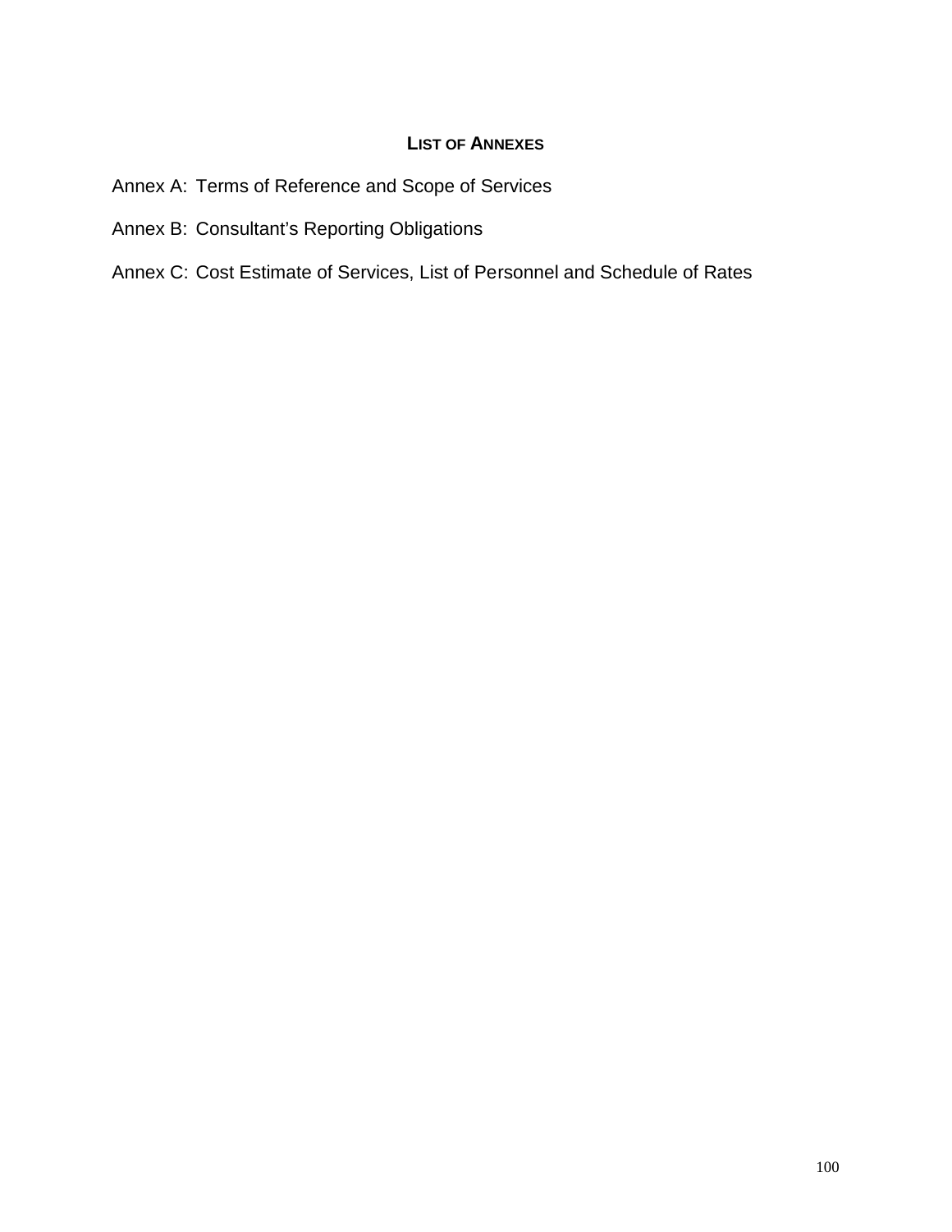## LIST OF ANNEXES

Annex A: Terms of Reference and Scope of Services

Annex B: Consultant's Reporting Obligations

Annex C: Cost Estimate of Services, List of Personnel and Schedule of Rates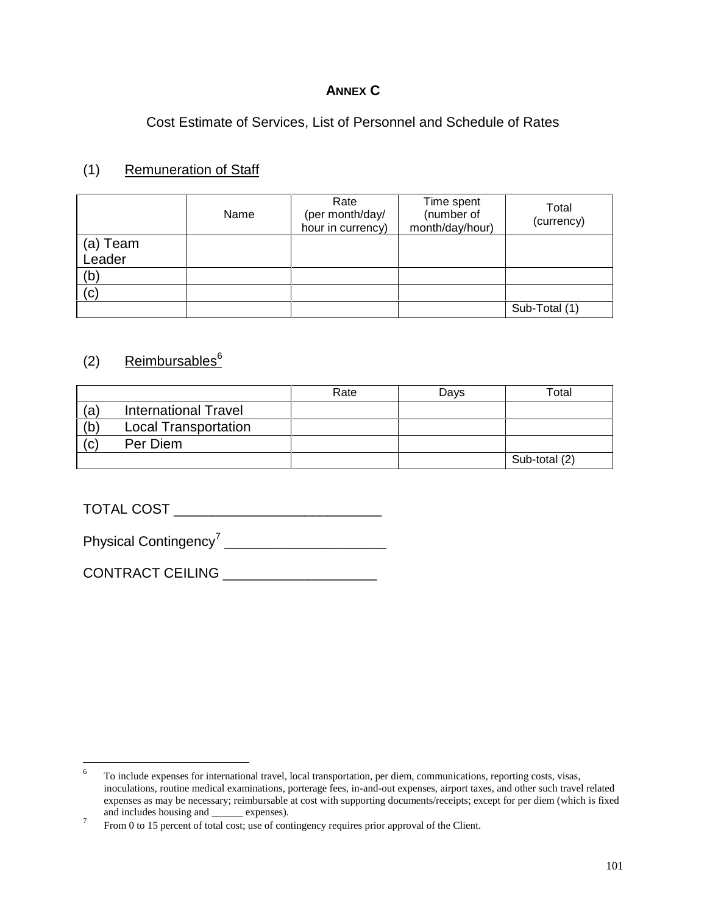# ANNEX C

Cost Estimate of Services, List of Personnel and Schedule of Rates

(1) Remuneration of Staff

| | Name | Rate (per month/day/ hour in currency) | Time spent (number of month/day/hour) | Total (currency) |
|---|---|---|---|---|
| (a) Team Leader | | | | |
| (b) | | | | |
| (c) | | | | |
| | | | | Sub-Total (1) |

(2) Reimbursables[6]

| | Rate | Days | Total |
|---|---|---|---|
| (a) International Travel | | | |
| (b) Local Transportation | | | |
| (c) Per Diem | | | |
| | | | Sub-total (2) |

TOTAL COST ___________________________

Physical Contingency[7] _____________________

CONTRACT CEILING ____________________

---

[6] To include expenses for international travel, local transportation, per diem, communications, reporting costs, visas, inoculations, routine medical examinations, porterage fees, in-and-out expenses, airport taxes, and other such travel related expenses as may be necessary; reimbursable at cost with supporting documents/receipts; except for per diem (which is fixed and includes housing and ______ expenses).

[7] From 0 to 15 percent of total cost; use of contingency requires prior approval of the Client.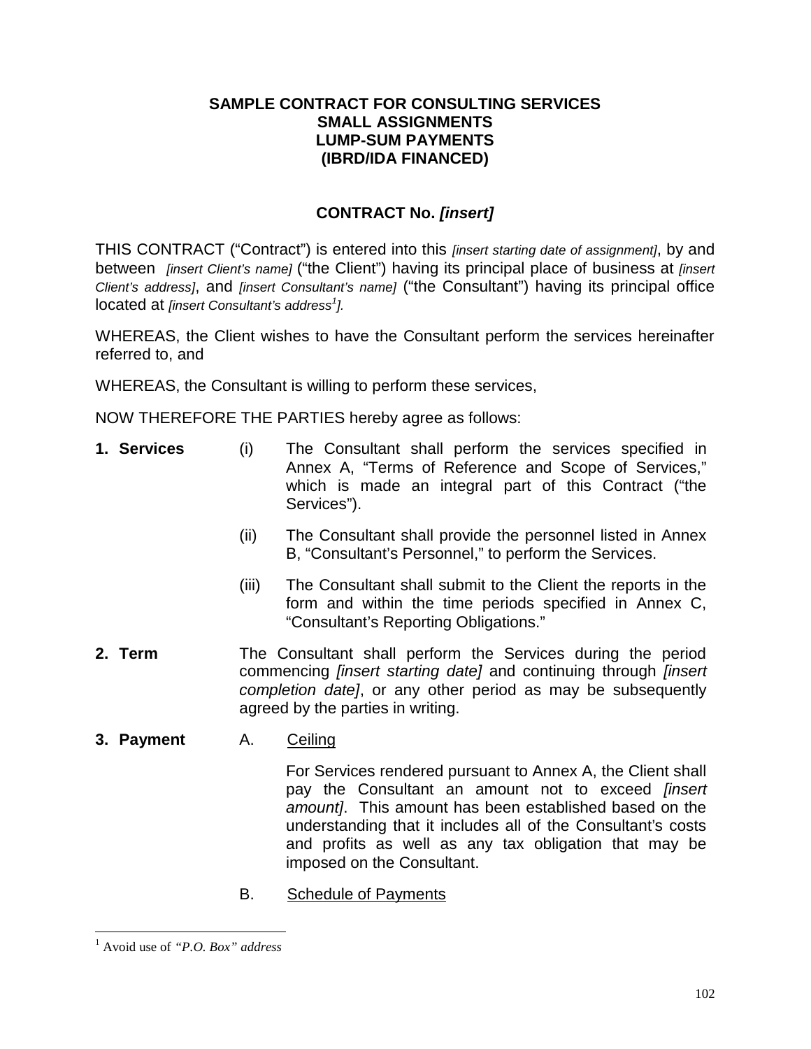**SAMPLE CONTRACT FOR CONSULTING SERVICES**
**SMALL ASSIGNMENTS**
**LUMP-SUM PAYMENTS**
**(IBRD/IDA FINANCED)**

**CONTRACT No. *[insert]***

THIS CONTRACT ("Contract") is entered into this *[insert starting date of assignment]*, by and between *[insert Client's name]* ("the Client") having its principal place of business at *[insert Client's address]*, and *[insert Consultant's name]* ("the Consultant") having its principal office located at *[insert Consultant's address[1]].*

WHEREAS, the Client wishes to have the Consultant perform the services hereinafter referred to, and

WHEREAS, the Consultant is willing to perform these services,

NOW THEREFORE THE PARTIES hereby agree as follows:

**1. Services**

(i) The Consultant shall perform the services specified in Annex A, "Terms of Reference and Scope of Services," which is made an integral part of this Contract ("the Services").

(ii) The Consultant shall provide the personnel listed in Annex B, "Consultant's Personnel," to perform the Services.

(iii) The Consultant shall submit to the Client the reports in the form and within the time periods specified in Annex C, "Consultant's Reporting Obligations."

**2. Term**

The Consultant shall perform the Services during the period commencing *[insert starting date]* and continuing through *[insert completion date]*, or any other period as may be subsequently agreed by the parties in writing.

**3. Payment**

A. Ceiling

For Services rendered pursuant to Annex A, the Client shall pay the Consultant an amount not to exceed *[insert amount]*. This amount has been established based on the understanding that it includes all of the Consultant's costs and profits as well as any tax obligation that may be imposed on the Consultant.

B. Schedule of Payments

---

[1] Avoid use of *"P.O. Box" address*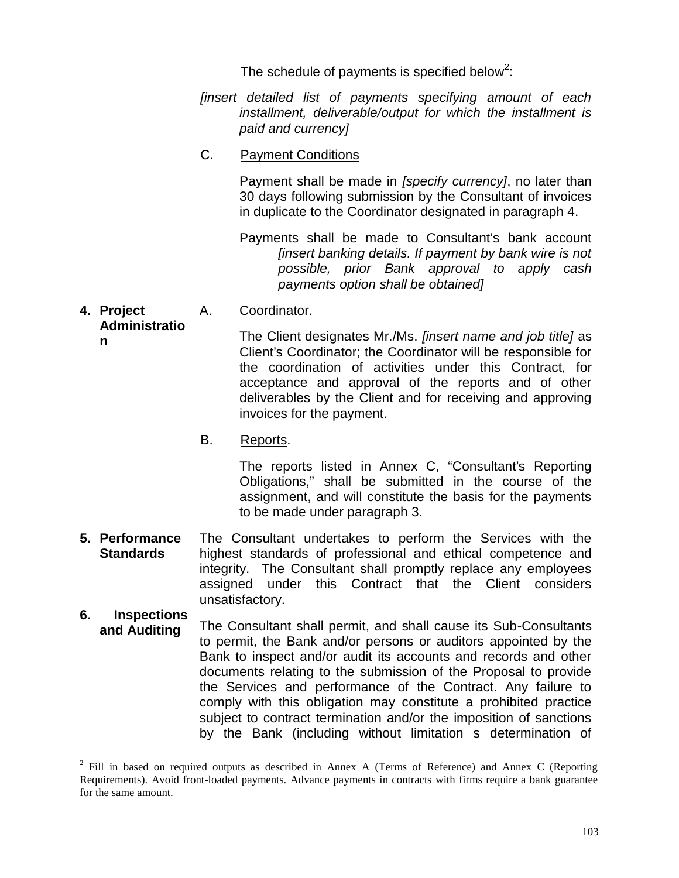The schedule of payments is specified below[2]:

*[insert detailed list of payments specifying amount of each installment, deliverable/output for which the installment is paid and currency]*

C. Payment Conditions

Payment shall be made in *[specify currency]*, no later than 30 days following submission by the Consultant of invoices in duplicate to the Coordinator designated in paragraph 4.

Payments shall be made to Consultant's bank account *[insert banking details. If payment by bank wire is not possible, prior Bank approval to apply cash payments option shall be obtained]*

**4. Project Administration**

A. Coordinator.

The Client designates Mr./Ms. *[insert name and job title]* as Client's Coordinator; the Coordinator will be responsible for the coordination of activities under this Contract, for acceptance and approval of the reports and of other deliverables by the Client and for receiving and approving invoices for the payment.

B. Reports.

The reports listed in Annex C, "Consultant's Reporting Obligations," shall be submitted in the course of the assignment, and will constitute the basis for the payments to be made under paragraph 3.

**5. Performance Standards**

The Consultant undertakes to perform the Services with the highest standards of professional and ethical competence and integrity. The Consultant shall promptly replace any employees assigned under this Contract that the Client considers unsatisfactory.

**6. Inspections and Auditing**

The Consultant shall permit, and shall cause its Sub-Consultants to permit, the Bank and/or persons or auditors appointed by the Bank to inspect and/or audit its accounts and records and other documents relating to the submission of the Proposal to provide the Services and performance of the Contract. Any failure to comply with this obligation may constitute a prohibited practice subject to contract termination and/or the imposition of sanctions by the Bank (including without limitation s determination of

---

[2] Fill in based on required outputs as described in Annex A (Terms of Reference) and Annex C (Reporting Requirements). Avoid front-loaded payments. Advance payments in contracts with firms require a bank guarantee for the same amount.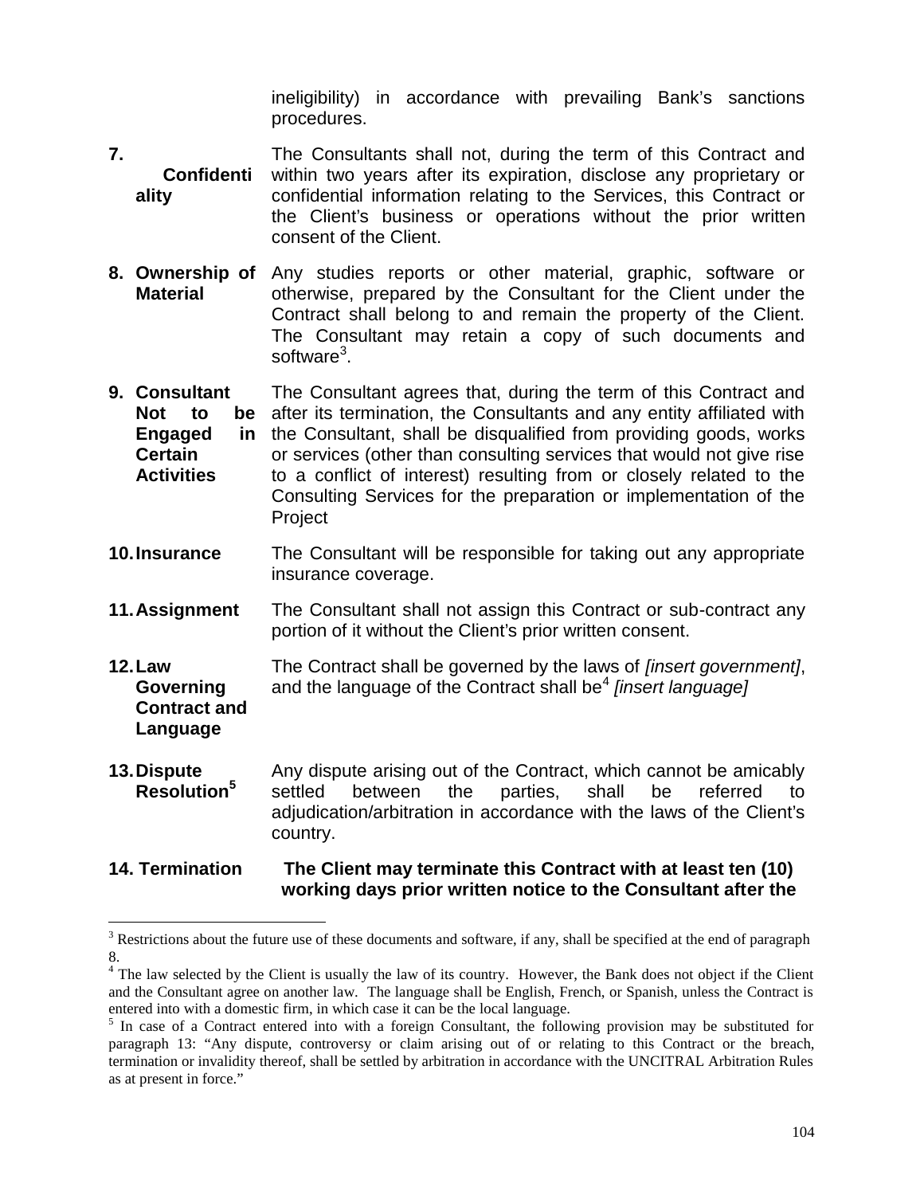ineligibility) in accordance with prevailing Bank's sanctions procedures.

**7. Confidentiality** The Consultants shall not, during the term of this Contract and within two years after its expiration, disclose any proprietary or confidential information relating to the Services, this Contract or the Client's business or operations without the prior written consent of the Client.

**8. Ownership of Material** Any studies reports or other material, graphic, software or otherwise, prepared by the Consultant for the Client under the Contract shall belong to and remain the property of the Client. The Consultant may retain a copy of such documents and software[3].

**9. Consultant Not to be Engaged in Certain Activities** The Consultant agrees that, during the term of this Contract and after its termination, the Consultants and any entity affiliated with the Consultant, shall be disqualified from providing goods, works or services (other than consulting services that would not give rise to a conflict of interest) resulting from or closely related to the Consulting Services for the preparation or implementation of the Project

**10. Insurance** The Consultant will be responsible for taking out any appropriate insurance coverage.

**11. Assignment** The Consultant shall not assign this Contract or sub-contract any portion of it without the Client's prior written consent.

**12. Law Governing Contract and Language** The Contract shall be governed by the laws of *[insert government]*, and the language of the Contract shall be[4] *[insert language]*

**13. Dispute Resolution[5]** Any dispute arising out of the Contract, which cannot be amicably settled between the parties, shall be referred to adjudication/arbitration in accordance with the laws of the Client's country.

**14. Termination** **The Client may terminate this Contract with at least ten (10) working days prior written notice to the Consultant after the**

---

[3] Restrictions about the future use of these documents and software, if any, shall be specified at the end of paragraph 8.

[4] The law selected by the Client is usually the law of its country. However, the Bank does not object if the Client and the Consultant agree on another law. The language shall be English, French, or Spanish, unless the Contract is entered into with a domestic firm, in which case it can be the local language.

[5] In case of a Contract entered into with a foreign Consultant, the following provision may be substituted for paragraph 13: "Any dispute, controversy or claim arising out of or relating to this Contract or the breach, termination or invalidity thereof, shall be settled by arbitration in accordance with the UNCITRAL Arbitration Rules as at present in force."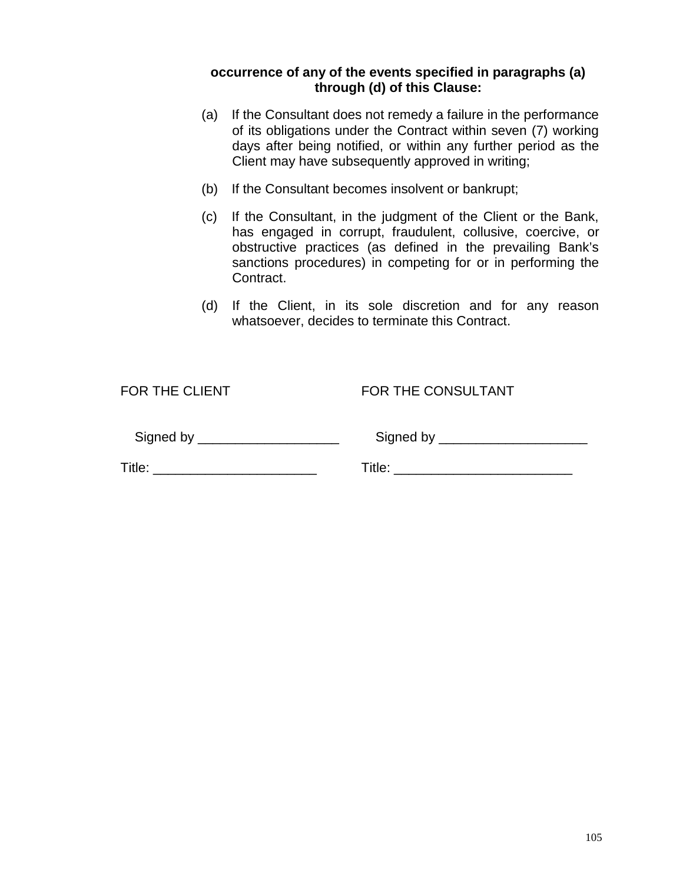**occurrence of any of the events specified in paragraphs (a) through (d) of this Clause:**

(a) If the Consultant does not remedy a failure in the performance of its obligations under the Contract within seven (7) working days after being notified, or within any further period as the Client may have subsequently approved in writing;

(b) If the Consultant becomes insolvent or bankrupt;

(c) If the Consultant, in the judgment of the Client or the Bank, has engaged in corrupt, fraudulent, collusive, coercive, or obstructive practices (as defined in the prevailing Bank's sanctions procedures) in competing for or in performing the Contract.

(d) If the Client, in its sole discretion and for any reason whatsoever, decides to terminate this Contract.

| FOR THE CLIENT | FOR THE CONSULTANT |
|---|---|
| Signed by ___________________ | Signed by ____________________ |
| Title: ______________________ | Title: ________________________ |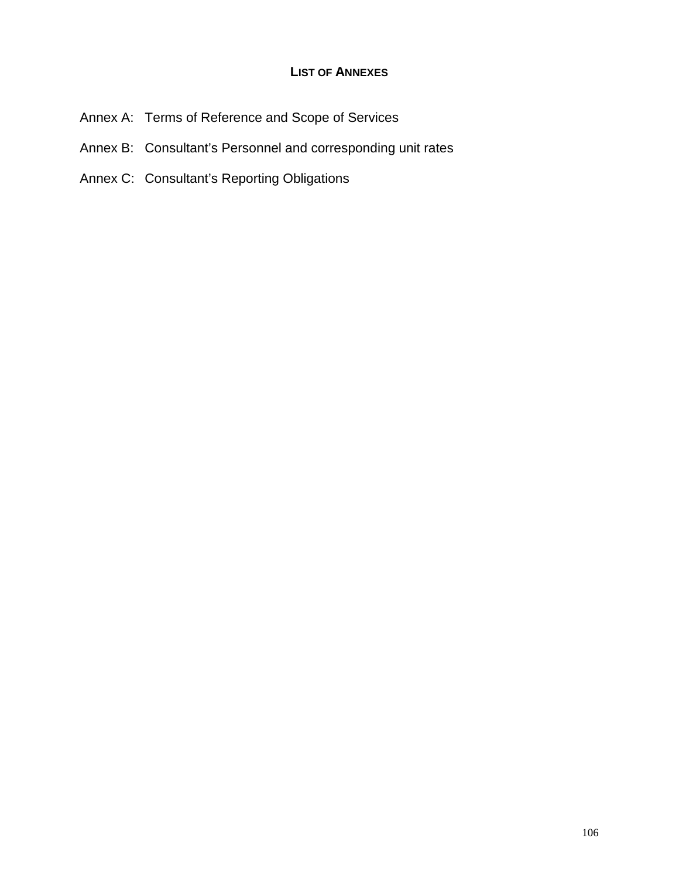## LIST OF ANNEXES

Annex A: Terms of Reference and Scope of Services

Annex B: Consultant's Personnel and corresponding unit rates

Annex C: Consultant's Reporting Obligations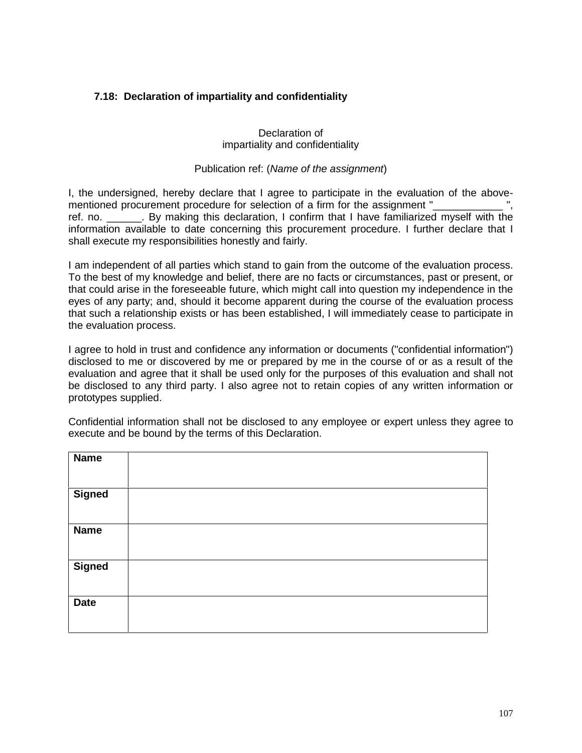### 7.18: Declaration of impartiality and confidentiality

Declaration of
impartiality and confidentiality

Publication ref: (*Name of the assignment*)

I, the undersigned, hereby declare that I agree to participate in the evaluation of the above-mentioned procurement procedure for selection of a firm for the assignment "____________ ", ref. no. ______. By making this declaration, I confirm that I have familiarized myself with the information available to date concerning this procurement procedure. I further declare that I shall execute my responsibilities honestly and fairly.

I am independent of all parties which stand to gain from the outcome of the evaluation process. To the best of my knowledge and belief, there are no facts or circumstances, past or present, or that could arise in the foreseeable future, which might call into question my independence in the eyes of any party; and, should it become apparent during the course of the evaluation process that such a relationship exists or has been established, I will immediately cease to participate in the evaluation process.

I agree to hold in trust and confidence any information or documents ("confidential information") disclosed to me or discovered by me or prepared by me in the course of or as a result of the evaluation and agree that it shall be used only for the purposes of this evaluation and shall not be disclosed to any third party. I also agree not to retain copies of any written information or prototypes supplied.

Confidential information shall not be disclosed to any employee or expert unless they agree to execute and be bound by the terms of this Declaration.

| | |
|---|---|
| **Name** | |
| **Signed** | |
| **Name** | |
| **Signed** | |
| **Date** | |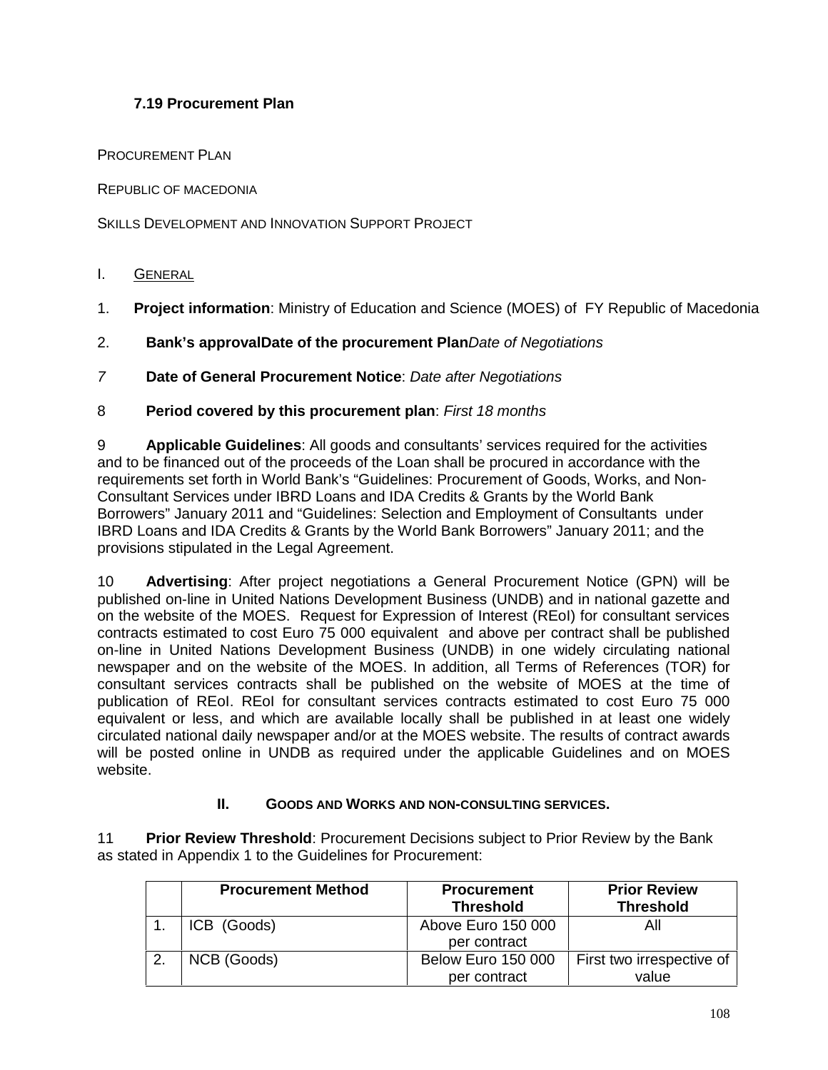### 7.19 Procurement Plan

PROCUREMENT PLAN

REPUBLIC OF MACEDONIA

SKILLS DEVELOPMENT AND INNOVATION SUPPORT PROJECT

I. GENERAL

1. **Project information**: Ministry of Education and Science (MOES) of FY Republic of Macedonia

2. **Bank's approvalDate of the procurement Plan***Date of Negotiations*

*7* **Date of General Procurement Notice**: *Date after Negotiations*

8 **Period covered by this procurement plan**: *First 18 months*

9 **Applicable Guidelines**: All goods and consultants' services required for the activities and to be financed out of the proceeds of the Loan shall be procured in accordance with the requirements set forth in World Bank's "Guidelines: Procurement of Goods, Works, and Non-Consultant Services under IBRD Loans and IDA Credits & Grants by the World Bank Borrowers" January 2011 and "Guidelines: Selection and Employment of Consultants under IBRD Loans and IDA Credits & Grants by the World Bank Borrowers" January 2011; and the provisions stipulated in the Legal Agreement.

10 **Advertising**: After project negotiations a General Procurement Notice (GPN) will be published on-line in United Nations Development Business (UNDB) and in national gazette and on the website of the MOES. Request for Expression of Interest (REoI) for consultant services contracts estimated to cost Euro 75 000 equivalent and above per contract shall be published on-line in United Nations Development Business (UNDB) in one widely circulating national newspaper and on the website of the MOES. In addition, all Terms of References (TOR) for consultant services contracts shall be published on the website of MOES at the time of publication of REoI. REoI for consultant services contracts estimated to cost Euro 75 000 equivalent or less, and which are available locally shall be published in at least one widely circulated national daily newspaper and/or at the MOES website. The results of contract awards will be posted online in UNDB as required under the applicable Guidelines and on MOES website.

**II. GOODS AND WORKS AND NON-CONSULTING SERVICES.**

11 **Prior Review Threshold**: Procurement Decisions subject to Prior Review by the Bank as stated in Appendix 1 to the Guidelines for Procurement:

| | Procurement Method | Procurement Threshold | Prior Review Threshold |
|---|---|---|---|
| 1. | ICB (Goods) | Above Euro 150 000 per contract | All |
| 2. | NCB (Goods) | Below Euro 150 000 per contract | First two irrespective of value |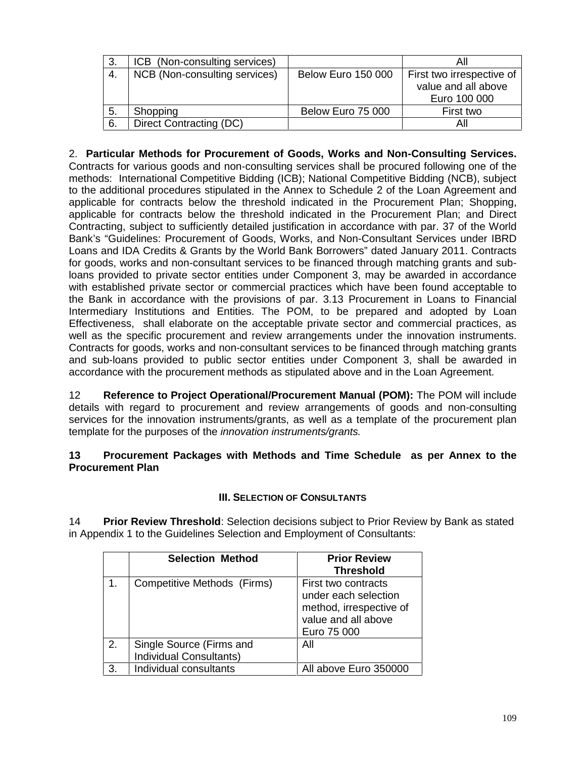| 3. | ICB (Non-consulting services) |  | All |
|---|---|---|---|
| 4. | NCB (Non-consulting services) | Below Euro 150 000 | First two irrespective of value and all above Euro 100 000 |
| 5. | Shopping | Below Euro 75 000 | First two |
| 6. | Direct Contracting (DC) |  | All |

2. **Particular Methods for Procurement of Goods, Works and Non-Consulting Services.** Contracts for various goods and non-consulting services shall be procured following one of the methods: International Competitive Bidding (ICB); National Competitive Bidding (NCB), subject to the additional procedures stipulated in the Annex to Schedule 2 of the Loan Agreement and applicable for contracts below the threshold indicated in the Procurement Plan; Shopping, applicable for contracts below the threshold indicated in the Procurement Plan; and Direct Contracting, subject to sufficiently detailed justification in accordance with par. 37 of the World Bank's "Guidelines: Procurement of Goods, Works, and Non-Consultant Services under IBRD Loans and IDA Credits & Grants by the World Bank Borrowers" dated January 2011. Contracts for goods, works and non-consultant services to be financed through matching grants and sub-loans provided to private sector entities under Component 3, may be awarded in accordance with established private sector or commercial practices which have been found acceptable to the Bank in accordance with the provisions of par. 3.13 Procurement in Loans to Financial Intermediary Institutions and Entities. The POM, to be prepared and adopted by Loan Effectiveness, shall elaborate on the acceptable private sector and commercial practices, as well as the specific procurement and review arrangements under the innovation instruments. Contracts for goods, works and non-consultant services to be financed through matching grants and sub-loans provided to public sector entities under Component 3, shall be awarded in accordance with the procurement methods as stipulated above and in the Loan Agreement.

12 **Reference to Project Operational/Procurement Manual (POM):** The POM will include details with regard to procurement and review arrangements of goods and non-consulting services for the innovation instruments/grants, as well as a template of the procurement plan template for the purposes of the *innovation instruments/grants.*

**13 Procurement Packages with Methods and Time Schedule as per Annex to the Procurement Plan**

### III. Selection of Consultants

14 **Prior Review Threshold**: Selection decisions subject to Prior Review by Bank as stated in Appendix 1 to the Guidelines Selection and Employment of Consultants:

|  | Selection Method | Prior Review Threshold |
|---|---|---|
| 1. | Competitive Methods (Firms) | First two contracts under each selection method, irrespective of value and all above Euro 75 000 |
| 2. | Single Source (Firms and Individual Consultants) | All |
| 3. | Individual consultants | All above Euro 350000 |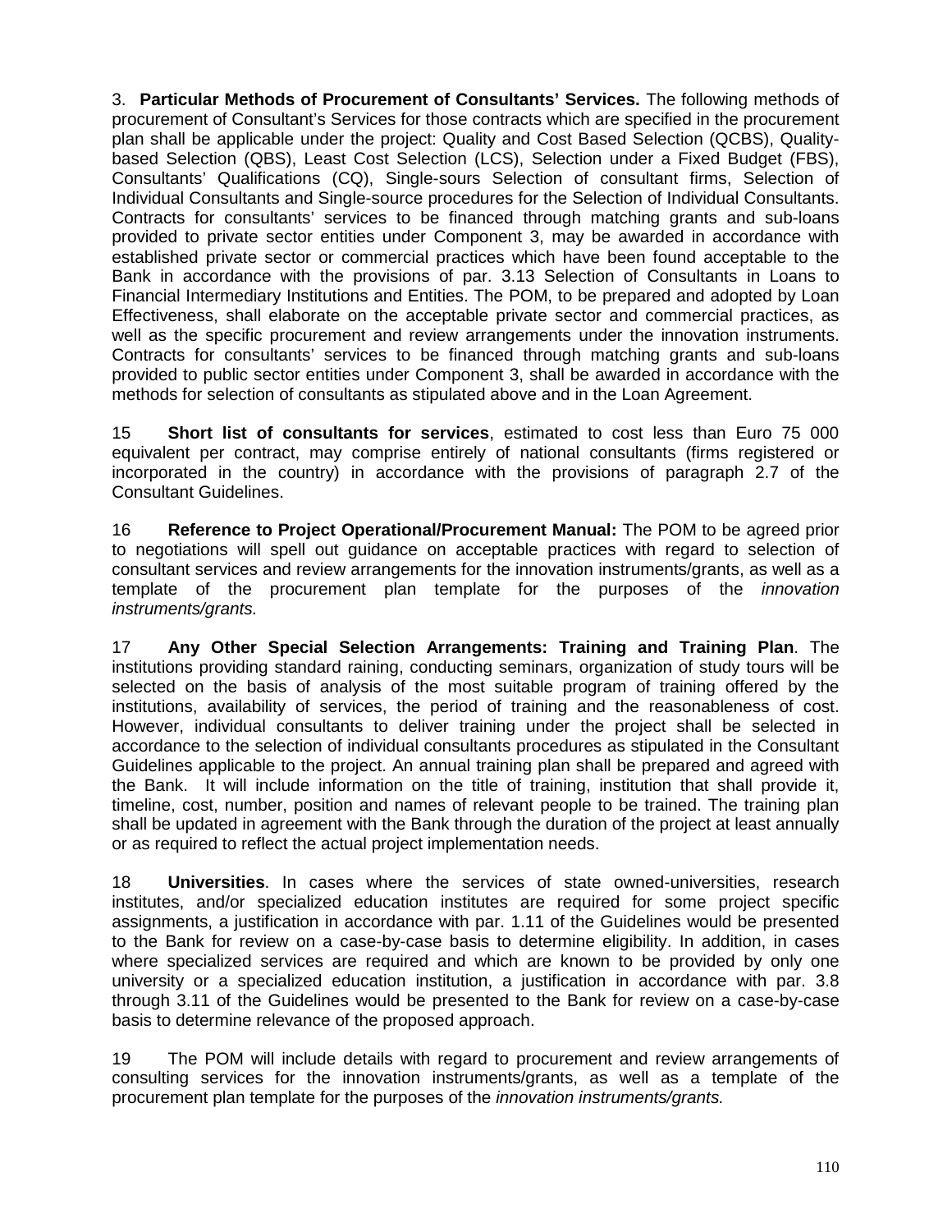3. **Particular Methods of Procurement of Consultants' Services.** The following methods of procurement of Consultant's Services for those contracts which are specified in the procurement plan shall be applicable under the project: Quality and Cost Based Selection (QCBS), Quality-based Selection (QBS), Least Cost Selection (LCS), Selection under a Fixed Budget (FBS), Consultants' Qualifications (CQ), Single-sours Selection of consultant firms, Selection of Individual Consultants and Single-source procedures for the Selection of Individual Consultants. Contracts for consultants' services to be financed through matching grants and sub-loans provided to private sector entities under Component 3, may be awarded in accordance with established private sector or commercial practices which have been found acceptable to the Bank in accordance with the provisions of par. 3.13 Selection of Consultants in Loans to Financial Intermediary Institutions and Entities. The POM, to be prepared and adopted by Loan Effectiveness, shall elaborate on the acceptable private sector and commercial practices, as well as the specific procurement and review arrangements under the innovation instruments. Contracts for consultants' services to be financed through matching grants and sub-loans provided to public sector entities under Component 3, shall be awarded in accordance with the methods for selection of consultants as stipulated above and in the Loan Agreement.

15 **Short list of consultants for services**, estimated to cost less than Euro 75 000 equivalent per contract, may comprise entirely of national consultants (firms registered or incorporated in the country) in accordance with the provisions of paragraph 2.7 of the Consultant Guidelines.

16 **Reference to Project Operational/Procurement Manual:** The POM to be agreed prior to negotiations will spell out guidance on acceptable practices with regard to selection of consultant services and review arrangements for the innovation instruments/grants, as well as a template of the procurement plan template for the purposes of the *innovation instruments/grants.*

17 **Any Other Special Selection Arrangements: Training and Training Plan**. The institutions providing standard raining, conducting seminars, organization of study tours will be selected on the basis of analysis of the most suitable program of training offered by the institutions, availability of services, the period of training and the reasonableness of cost. However, individual consultants to deliver training under the project shall be selected in accordance to the selection of individual consultants procedures as stipulated in the Consultant Guidelines applicable to the project. An annual training plan shall be prepared and agreed with the Bank. It will include information on the title of training, institution that shall provide it, timeline, cost, number, position and names of relevant people to be trained. The training plan shall be updated in agreement with the Bank through the duration of the project at least annually or as required to reflect the actual project implementation needs.

18 **Universities**. In cases where the services of state owned-universities, research institutes, and/or specialized education institutes are required for some project specific assignments, a justification in accordance with par. 1.11 of the Guidelines would be presented to the Bank for review on a case-by-case basis to determine eligibility. In addition, in cases where specialized services are required and which are known to be provided by only one university or a specialized education institution, a justification in accordance with par. 3.8 through 3.11 of the Guidelines would be presented to the Bank for review on a case-by-case basis to determine relevance of the proposed approach.

19 The POM will include details with regard to procurement and review arrangements of consulting services for the innovation instruments/grants, as well as a template of the procurement plan template for the purposes of the *innovation instruments/grants.*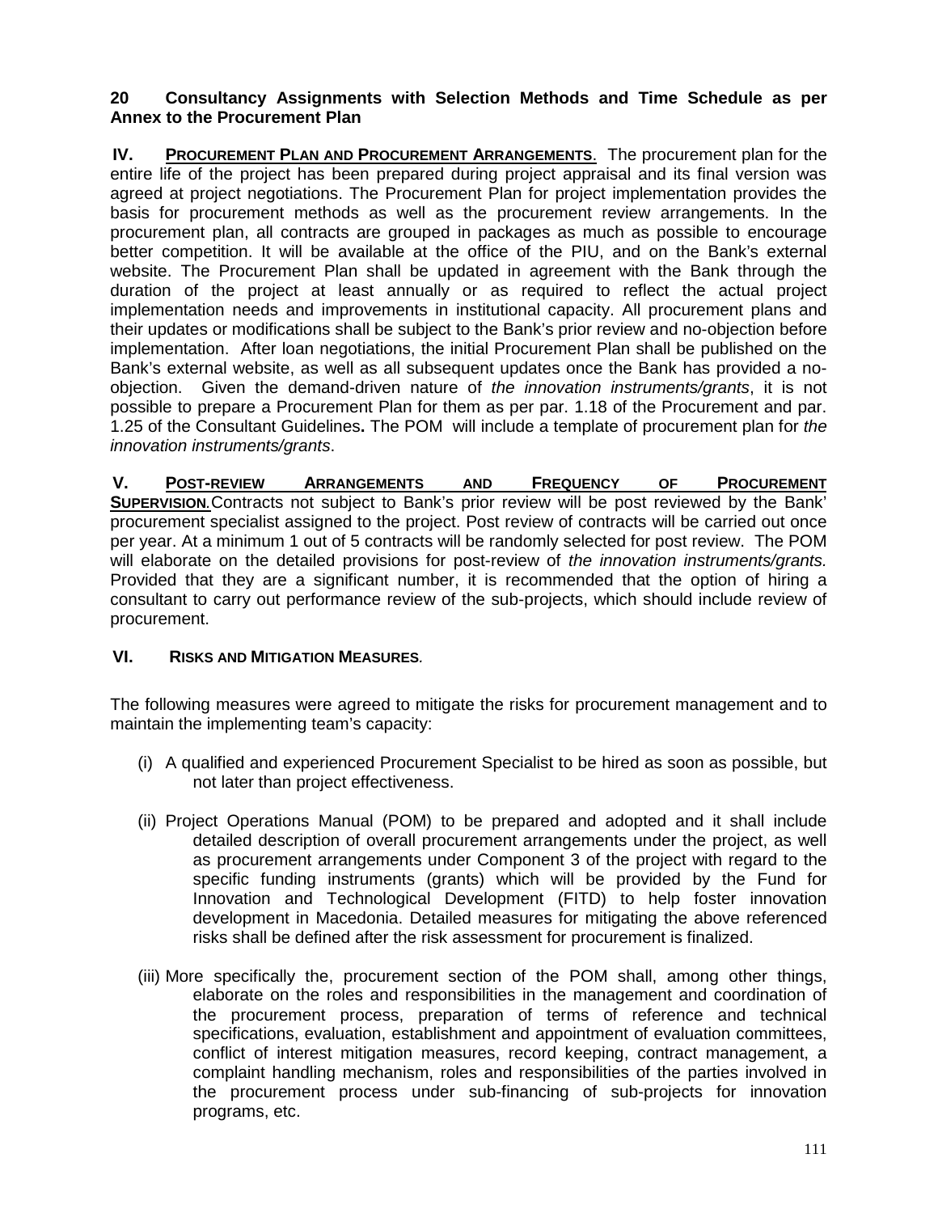**20 Consultancy Assignments with Selection Methods and Time Schedule as per Annex to the Procurement Plan**

**IV. <u>Procurement Plan and Procurement Arrangements</u>.** The procurement plan for the entire life of the project has been prepared during project appraisal and its final version was agreed at project negotiations. The Procurement Plan for project implementation provides the basis for procurement methods as well as the procurement review arrangements. In the procurement plan, all contracts are grouped in packages as much as possible to encourage better competition. It will be available at the office of the PIU, and on the Bank's external website. The Procurement Plan shall be updated in agreement with the Bank through the duration of the project at least annually or as required to reflect the actual project implementation needs and improvements in institutional capacity. All procurement plans and their updates or modifications shall be subject to the Bank's prior review and no-objection before implementation. After loan negotiations, the initial Procurement Plan shall be published on the Bank's external website, as well as all subsequent updates once the Bank has provided a no-objection. Given the demand-driven nature of *the innovation instruments/grants*, it is not possible to prepare a Procurement Plan for them as per par. 1.18 of the Procurement and par. 1.25 of the Consultant Guidelines**.** The POM will include a template of procurement plan for *the innovation instruments/grants*.

**V. <u>Post-review Arrangements and Frequency of Procurement Supervision</u>.** Contracts not subject to Bank's prior review will be post reviewed by the Bank' procurement specialist assigned to the project. Post review of contracts will be carried out once per year. At a minimum 1 out of 5 contracts will be randomly selected for post review. The POM will elaborate on the detailed provisions for post-review of *the innovation instruments/grants.* Provided that they are a significant number, it is recommended that the option of hiring a consultant to carry out performance review of the sub-projects, which should include review of procurement.

**VI. Risks and Mitigation Measures.**

The following measures were agreed to mitigate the risks for procurement management and to maintain the implementing team's capacity:

(i) A qualified and experienced Procurement Specialist to be hired as soon as possible, but not later than project effectiveness.

(ii) Project Operations Manual (POM) to be prepared and adopted and it shall include detailed description of overall procurement arrangements under the project, as well as procurement arrangements under Component 3 of the project with regard to the specific funding instruments (grants) which will be provided by the Fund for Innovation and Technological Development (FITD) to help foster innovation development in Macedonia. Detailed measures for mitigating the above referenced risks shall be defined after the risk assessment for procurement is finalized.

(iii) More specifically the, procurement section of the POM shall, among other things, elaborate on the roles and responsibilities in the management and coordination of the procurement process, preparation of terms of reference and technical specifications, evaluation, establishment and appointment of evaluation committees, conflict of interest mitigation measures, record keeping, contract management, a complaint handling mechanism, roles and responsibilities of the parties involved in the procurement process under sub-financing of sub-projects for innovation programs, etc.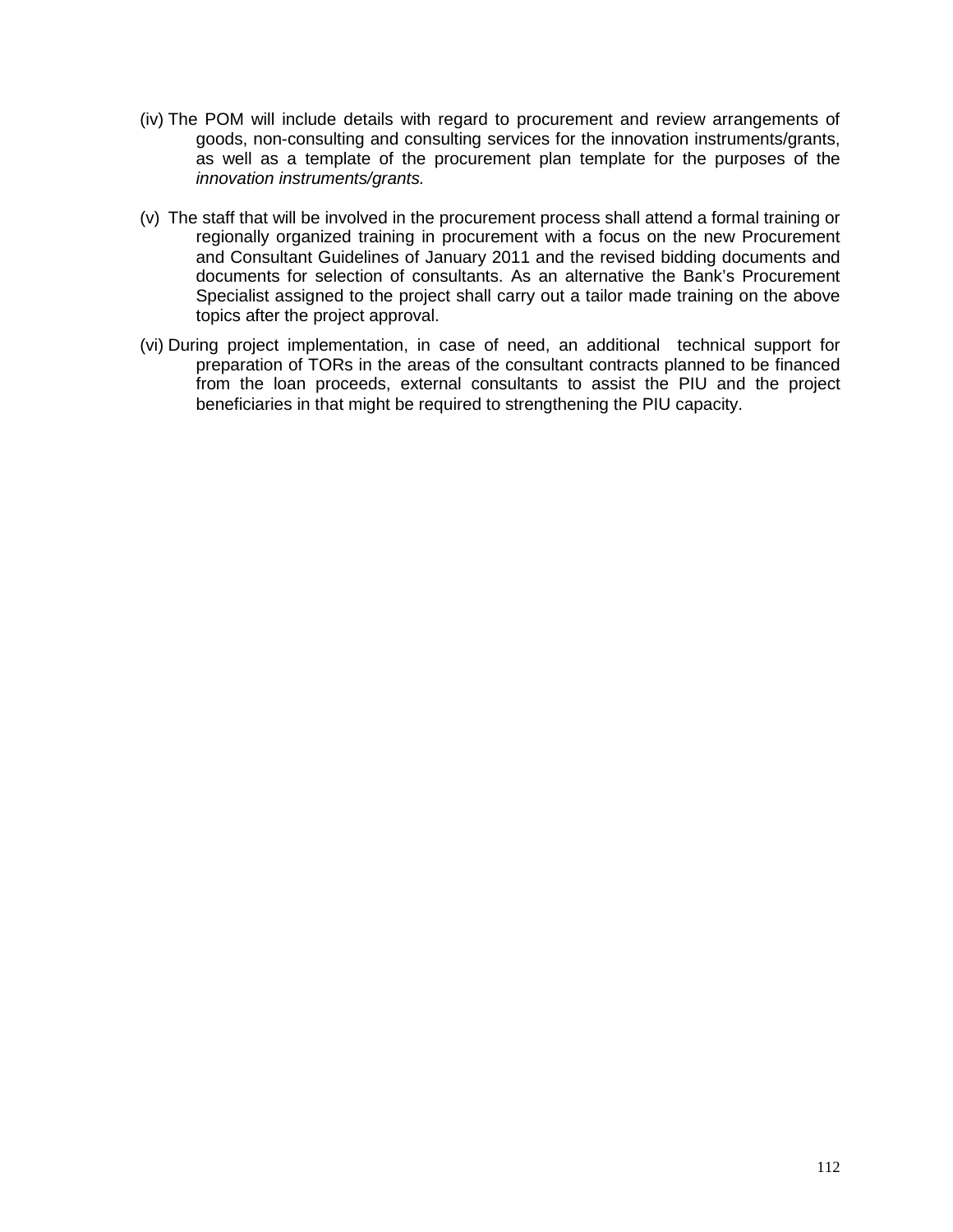(iv) The POM will include details with regard to procurement and review arrangements of goods, non-consulting and consulting services for the innovation instruments/grants, as well as a template of the procurement plan template for the purposes of the *innovation instruments/grants.*

(v) The staff that will be involved in the procurement process shall attend a formal training or regionally organized training in procurement with a focus on the new Procurement and Consultant Guidelines of January 2011 and the revised bidding documents and documents for selection of consultants. As an alternative the Bank's Procurement Specialist assigned to the project shall carry out a tailor made training on the above topics after the project approval.

(vi) During project implementation, in case of need, an additional technical support for preparation of TORs in the areas of the consultant contracts planned to be financed from the loan proceeds, external consultants to assist the PIU and the project beneficiaries in that might be required to strengthening the PIU capacity.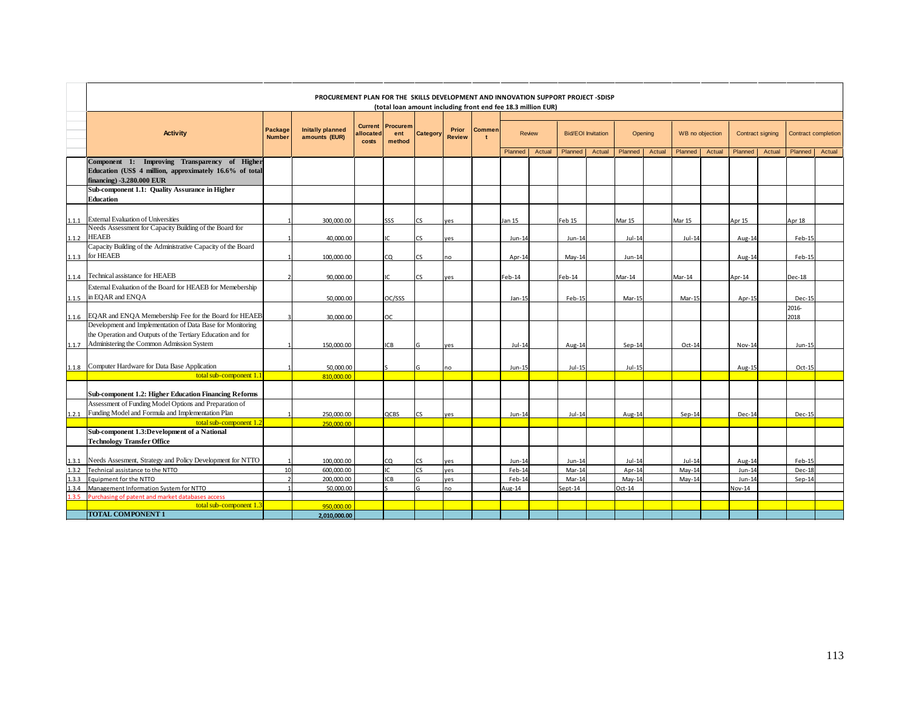**PROCUREMENT PLAN FOR THE SKILLS DEVELOPMENT AND INNOVATION SUPPORT PROJECT -SDISP**
**(total loan amount including front end fee 18.3 million EUR)**

| | Activity | Package Number | Initally planned amounts (EUR) | Current allocated costs | Procurement method | Category | Prior Review | Comment | Review | | Bid/EOI Invitation | | Opening | | WB no objection | | Contract signing | | Contract completion | |
|---|---|---|---|---|---|---|---|---|---|---|---|---|---|---|---|---|---|---|---|---|
| | | | | | | | | | Planned | Actual | Planned | Actual | Planned | Actual | Planned | Actual | Planned | Actual | Planned | Actual |
| | **Component 1: Improving Transparency of Higher Education (US$ 4 million, approximately 16.6% of total financing) -3.280.000 EUR** | | | | | | | | | | | | | | | | | | | |
| | **Sub-component 1.1: Quality Assurance in Higher Education** | | | | | | | | | | | | | | | | | | | |
| 1.1.1 | External Evaluation of Universities | 1 | 300,000.00 | | SSS | CS | yes | | Jan 15 | | Feb 15 | | Mar 15 | | Mar 15 | | Apr 15 | | Apr 18 | |
| 1.1.2 | Needs Assessment for Capacity Building of the Board for HEAEB | 1 | 40,000.00 | | IC | CS | yes | | Jun-14 | | Jun-14 | | Jul-14 | | Jul-14 | | Aug-14 | | Feb-15 | |
| 1.1.3 | Capacity Building of the Administrative Capacity of the Board for HEAEB | 1 | 100,000.00 | | CQ | CS | no | | Apr-14 | | May-14 | | Jun-14 | | | | Aug-14 | | Feb-15 | |
| 1.1.4 | Technical assistance for HEAEB | 2 | 90,000.00 | | IC | CS | yes | | Feb-14 | | Feb-14 | | Mar-14 | | Mar-14 | | Apr-14 | | Dec-18 | |
| 1.1.5 | External Evaluation of the Board for HEAEB for Memebership in EQAR and ENQA | | 50,000.00 | | OC/SSS | | | | Jan-15 | | Feb-15 | | Mar-15 | | Mar-15 | | Apr-15 | | Dec-15 | |
| 1.1.6 | EQAR and ENQA Memebership Fee for the Board for HEAEB | 3 | 30,000.00 | | OC | | | | | | | | | | | | | | 2016-2018 | |
| 1.1.7 | Development and Implementation of Data Base for Monitoring the Operation and Outputs of the Tertiary Education and for Administering the Common Admission System | 1 | 150,000.00 | | ICB | G | yes | | Jul-14 | | Aug-14 | | Sep-14 | | Oct-14 | | Nov-14 | | Jun-15 | |
| 1.1.8 | Computer Hardware for Data Base Application | 1 | 50,000.00 | | S | G | no | | Jun-15 | | Jul-15 | | Jul-15 | | | | Aug-15 | | Oct-15 | |
| | total sub-component 1.1 | | 810,000.00 | | | | | | | | | | | | | | | | | |
| | **Sub-component 1.2: Higher Education Financing Reforms** | | | | | | | | | | | | | | | | | | | |
| 1.2.1 | Assessment of Funding Model Options and Preparation of Funding Model and Formula and Implementation Plan | 1 | 250,000.00 | | QCBS | CS | yes | | Jun-14 | | Jul-14 | | Aug-14 | | Sep-14 | | Dec-14 | | Dec-15 | |
| | total sub-component 1.2 | | 250,000.00 | | | | | | | | | | | | | | | | | |
| | **Sub-component 1.3:Development of a National Technology Transfer Office** | | | | | | | | | | | | | | | | | | | |
| 1.3.1 | Needs Assesment, Strategy and Policy Development for NTTO | 1 | 100,000.00 | | CQ | CS | yes | | Jun-14 | | Jun-14 | | Jul-14 | | Jul-14 | | Aug-14 | | Feb-15 | |
| 1.3.2 | Technical assistance to the NTTO | 10 | 600,000.00 | | IC | CS | yes | | Feb-14 | | Mar-14 | | Apr-14 | | May-14 | | Jun-14 | | Dec-18 | |
| 1.3.3 | Equipment for the NTTO | 2 | 200,000.00 | | ICB | G | yes | | Feb-14 | | Mar-14 | | May-14 | | May-14 | | Jun-14 | | Sep-14 | |
| 1.3.4 | Management Information System for NTTO | 1 | 50,000.00 | | S | G | no | | Aug-14 | | Sept-14 | | Oct-14 | | | | Nov-14 | | | |
| 1.3.5 | Purchasing of patent and market databases access | | | | | | | | | | | | | | | | | | | |
| | total sub-component 1.3 | | 950,000.00 | | | | | | | | | | | | | | | | | |
| | **TOTAL COMPONENT 1** | | 2,010,000.00 | | | | | | | | | | | | | | | | | |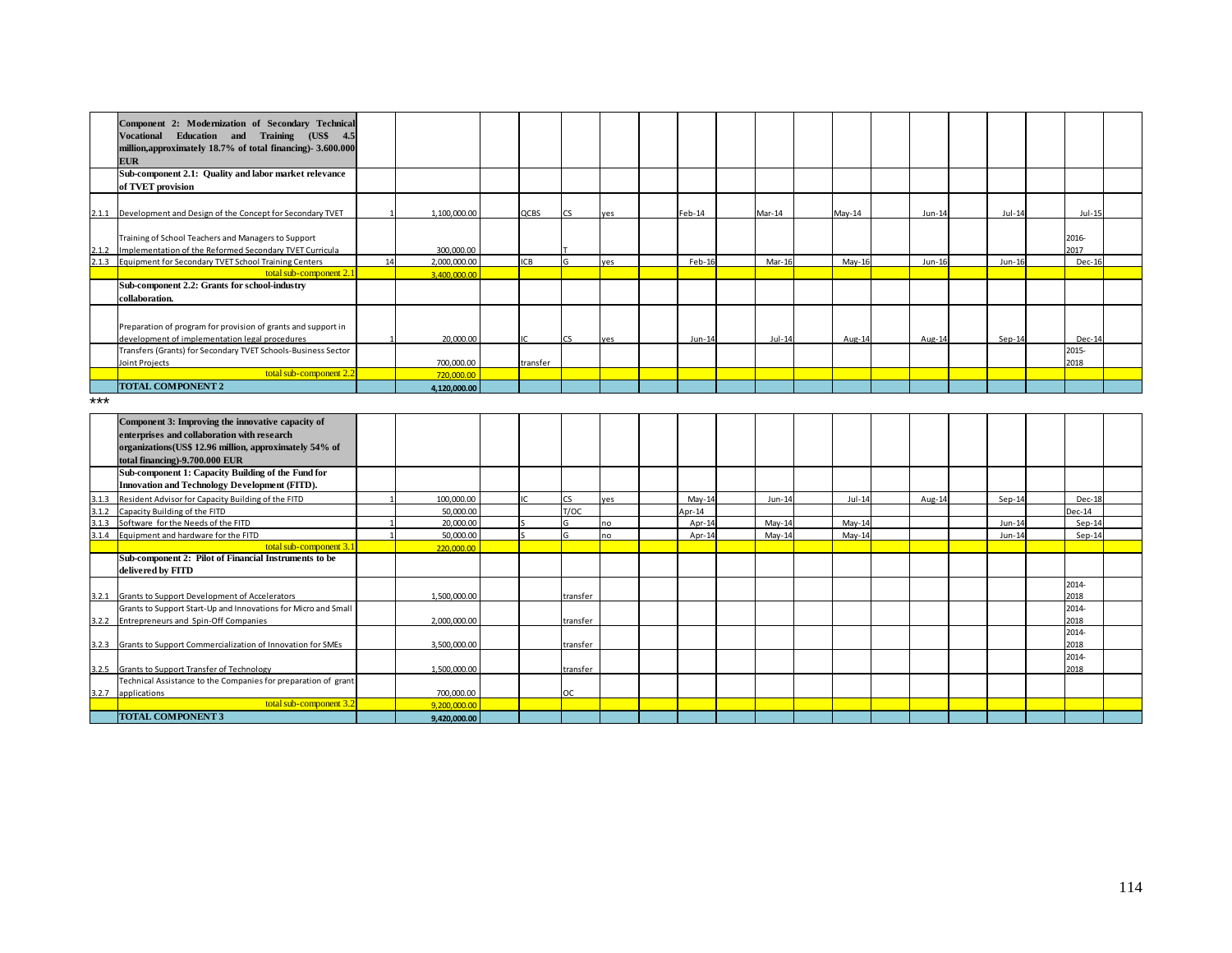| | | | | | | | | | | | | | | | | | | | | |
|---|---|---|---|---|---|---|---|---|---|---|---|---|---|---|---|---|---|---|---|---|
| | **Component 2: Modernization of Secondary Technical Vocational Education and Training (US$ 4.5 million,approximately 18.7% of total financing)- 3.600.000 EUR** | | | | | | | | | | | | | | | | | | | |
| | **Sub-component 2.1: Quality and labor market relevance of TVET provision** | | | | | | | | | | | | | | | | | | | |
| 2.1.1 | Development and Design of the Concept for Secondary TVET | 1 | 1,100,000.00 | | QCBS | CS | yes | | Feb-14 | | Mar-14 | | May-14 | | Jun-14 | | Jul-14 | | Jul-15 | |
| 2.1.2 | Training of School Teachers and Managers to Support Implementation of the Reformed Secondary TVET Curricula | | 300,000.00 | | | T | | | | | | | | | | | | | 2016-2017 | |
| 2.1.3 | Equipment for Secondary TVET School Training Centers | 14 | 2,000,000.00 | | ICB | G | yes | | Feb-16 | | Mar-16 | | May-16 | | Jun-16 | | Jun-16 | | Dec-16 | |
| | total sub-component 2.1 | | 3,400,000.00 | | | | | | | | | | | | | | | | | |
| | **Sub-component 2.2: Grants for school-industry collaboration.** | | | | | | | | | | | | | | | | | | | |
| | Preparation of program for provision of grants and support in development of implementation legal procedures | 1 | 20,000.00 | | IC | CS | yes | | Jun-14 | | Jul-14 | | Aug-14 | | Aug-14 | | Sep-14 | | Dec-14 | |
| | Transfers (Grants) for Secondary TVET Schools-Business Sector Joint Projects | | 700,000.00 | | transfer | | | | | | | | | | | | | | 2015-2018 | |
| | total sub-component 2.2 | | 720,000.00 | | | | | | | | | | | | | | | | | |
| | **TOTAL COMPONENT 2** | | 4,120,000.00 | | | | | | | | | | | | | | | | | |

***

| | | | | | | | | | | | | | | | | | | | | |
|---|---|---|---|---|---|---|---|---|---|---|---|---|---|---|---|---|---|---|---|---|
| | **Component 3: Improving the innovative capacity of enterprises and collaboration with research organizations(US$ 12.96 million, approximately 54% of total financing)-9.700.000 EUR** | | | | | | | | | | | | | | | | | | | |
| | **Sub-component 1: Capacity Building of the Fund for Innovation and Technology Development (FITD).** | | | | | | | | | | | | | | | | | | | |
| 3.1.3 | Resident Advisor for Capacity Building of the FITD | 1 | 100,000.00 | | IC | CS | yes | | May-14 | | Jun-14 | | Jul-14 | | Aug-14 | | Sep-14 | | Dec-18 | |
| 3.1.2 | Capacity Building of the FITD | | 50,000.00 | | | T/OC | | | Apr-14 | | | | | | | | | | Dec-14 | |
| 3.1.3 | Software for the Needs of the FITD | 1 | 20,000.00 | | S | G | no | | Apr-14 | | May-14 | | May-14 | | | | Jun-14 | | Sep-14 | |
| 3.1.4 | Equipment and hardware for the FITD | 1 | 50,000.00 | | S | G | no | | Apr-14 | | May-14 | | May-14 | | | | Jun-14 | | Sep-14 | |
| | total sub-component 3.1 | | 220,000.00 | | | | | | | | | | | | | | | | | |
| | **Sub-component 2: Pilot of Financial Instruments to be delivered by FITD** | | | | | | | | | | | | | | | | | | | |
| 3.2.1 | Grants to Support Development of Accelerators | | 1,500,000.00 | | | transfer | | | | | | | | | | | | | 2014-2018 | |
| 3.2.2 | Grants to Support Start-Up and Innovations for Micro and Small Entrepreneurs and Spin-Off Companies | | 2,000,000.00 | | | transfer | | | | | | | | | | | | | 2014-2018 | |
| 3.2.3 | Grants to Support Commercialization of Innovation for SMEs | | 3,500,000.00 | | | transfer | | | | | | | | | | | | | 2014-2018 | |
| 3.2.5 | Grants to Support Transfer of Technology | | 1,500,000.00 | | | transfer | | | | | | | | | | | | | 2014-2018 | |
| 3.2.7 | Technical Assistance to the Companies for preparation of grant applications | | 700,000.00 | | | OC | | | | | | | | | | | | | | |
| | total sub-component 3.2 | | 9,200,000.00 | | | | | | | | | | | | | | | | | |
| | **TOTAL COMPONENT 3** | | 9,420,000.00 | | | | | | | | | | | | | | | | | |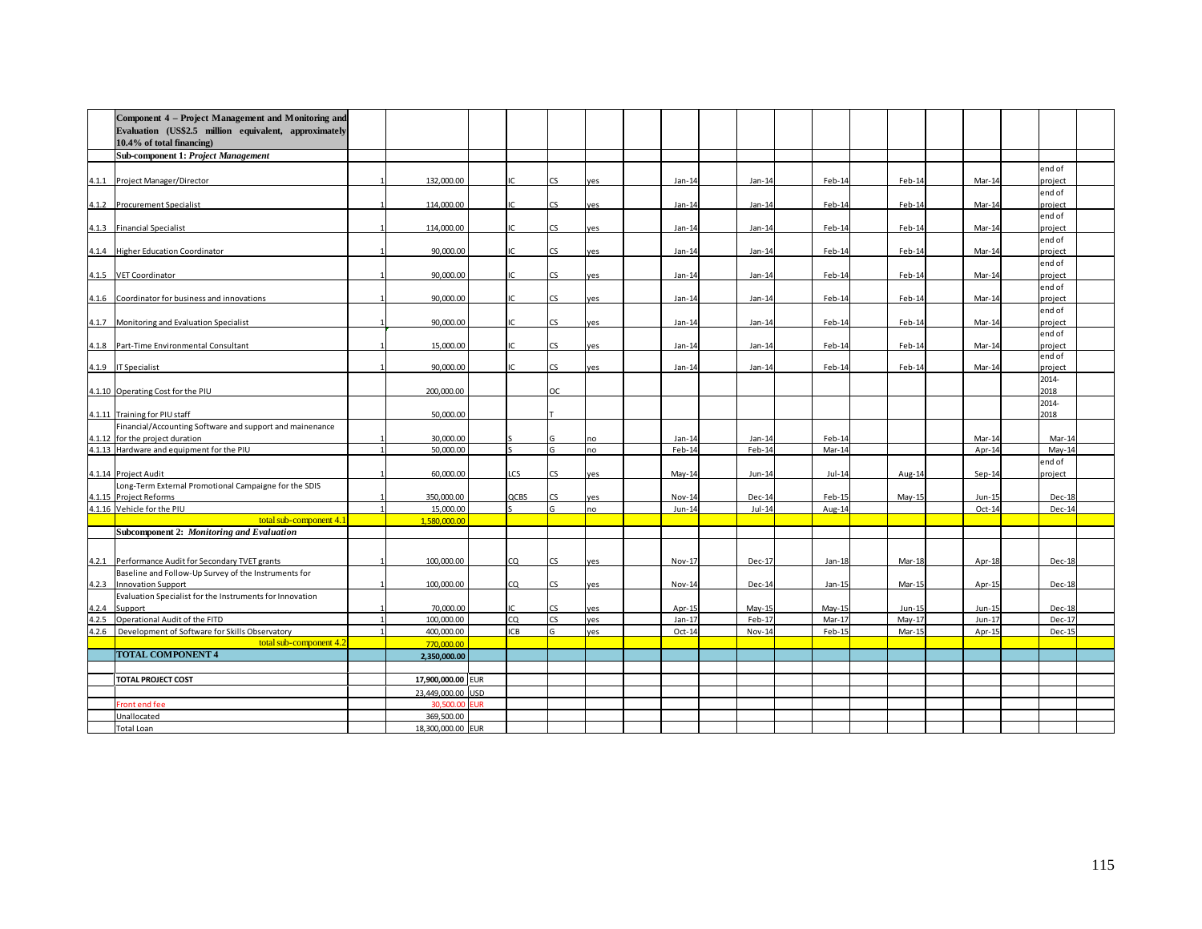| | Component 4 – Project Management and Monitoring and Evaluation (US$2.5 million equivalent, approximately 10.4% of total financing) | | | | | | | | | | | | |
|---|---|---|---|---|---|---|---|---|---|---|---|---|---|
| | **Sub-component 1: *Project Management*** | | | | | | | | | | | | |
| 4.1.1 | Project Manager/Director | 1 | 132,000.00 | | IC | CS | yes | Jan-14 | Jan-14 | Feb-14 | Feb-14 | Mar-14 | end of project |
| 4.1.2 | Procurement Specialist | 1 | 114,000.00 | | IC | CS | yes | Jan-14 | Jan-14 | Feb-14 | Feb-14 | Mar-14 | end of project |
| 4.1.3 | Financial Specialist | 1 | 114,000.00 | | IC | CS | yes | Jan-14 | Jan-14 | Feb-14 | Feb-14 | Mar-14 | end of project |
| 4.1.4 | Higher Education Coordinator | 1 | 90,000.00 | | IC | CS | yes | Jan-14 | Jan-14 | Feb-14 | Feb-14 | Mar-14 | end of project |
| 4.1.5 | VET Coordinator | 1 | 90,000.00 | | IC | CS | yes | Jan-14 | Jan-14 | Feb-14 | Feb-14 | Mar-14 | end of project |
| 4.1.6 | Coordinator for business and innovations | 1 | 90,000.00 | | IC | CS | yes | Jan-14 | Jan-14 | Feb-14 | Feb-14 | Mar-14 | end of project |
| 4.1.7 | Monitoring and Evaluation Specialist | 1 | 90,000.00 | | IC | CS | yes | Jan-14 | Jan-14 | Feb-14 | Feb-14 | Mar-14 | end of project |
| 4.1.8 | Part-Time Environmental Consultant | 1 | 15,000.00 | | IC | CS | yes | Jan-14 | Jan-14 | Feb-14 | Feb-14 | Mar-14 | end of project |
| 4.1.9 | IT Specialist | 1 | 90,000.00 | | IC | CS | yes | Jan-14 | Jan-14 | Feb-14 | Feb-14 | Mar-14 | end of project |
| 4.1.10 | Operating Cost for the PIU | | 200,000.00 | | | OC | | | | | | | 2014-2018 |
| 4.1.11 | Training for PIU staff | | 50,000.00 | | | T | | | | | | | 2014-2018 |
| 4.1.12 | Financial/Accounting Software and support and mainenance for the project duration | 1 | 30,000.00 | | S | G | no | Jan-14 | Jan-14 | Feb-14 | | Mar-14 | Mar-14 |
| 4.1.13 | Hardware and equipment for the PIU | 1 | 50,000.00 | | S | G | no | Feb-14 | Feb-14 | Mar-14 | | Apr-14 | May-14 |
| 4.1.14 | Project Audit | 1 | 60,000.00 | | LCS | CS | yes | May-14 | Jun-14 | Jul-14 | Aug-14 | Sep-14 | end of project |
| 4.1.15 | Long-Term External Promotional Campaigne for the SDIS Project Reforms | 1 | 350,000.00 | | QCBS | CS | yes | Nov-14 | Dec-14 | Feb-15 | May-15 | Jun-15 | Dec-18 |
| 4.1.16 | Vehicle for the PIU | 1 | 15,000.00 | | S | G | no | Jun-14 | Jul-14 | Aug-14 | | Oct-14 | Dec-14 |
| | total sub-component 4.1 | | 1,580,000.00 | | | | | | | | | | |
| | **Subcomponent 2: *Monitoring and Evaluation*** | | | | | | | | | | | | |
| 4.2.1 | Performance Audit for Secondary TVET grants | 1 | 100,000.00 | | CQ | CS | yes | Nov-17 | Dec-17 | Jan-18 | Mar-18 | Apr-18 | Dec-18 |
| 4.2.3 | Baseline and Follow-Up Survey of the Instruments for Innovation Support | 1 | 100,000.00 | | CQ | CS | yes | Nov-14 | Dec-14 | Jan-15 | Mar-15 | Apr-15 | Dec-18 |
| 4.2.4 | Evaluation Specialist for the Instruments for Innovation Support | 1 | 70,000.00 | | IC | CS | yes | Apr-15 | May-15 | May-15 | Jun-15 | Jun-15 | Dec-18 |
| 4.2.5 | Operational Audit of the FITD | 1 | 100,000.00 | | CQ | CS | yes | Jan-17 | Feb-17 | Mar-17 | May-17 | Jun-17 | Dec-17 |
| 4.2.6 | Development of Software for Skills Observatory | 1 | 400,000.00 | | ICB | G | yes | Oct-14 | Nov-14 | Feb-15 | Mar-15 | Apr-15 | Dec-15 |
| | total sub-component 4.2 | | 770,000.00 | | | | | | | | | | |
| | **TOTAL COMPONENT 4** | | 2,350,000.00 | | | | | | | | | | |
| | | | | | | | | | | | | | |
| | **TOTAL PROJECT COST** | | 17,900,000.00 | EUR | | | | | | | | | |
| | | | 23,449,000.00 | USD | | | | | | | | | |
| | Front end fee | | 30,500.00 | EUR | | | | | | | | | |
| | Unallocated | | 369,500.00 | | | | | | | | | | |
| | Total Loan | | 18,300,000.00 | EUR | | | | | | | | | |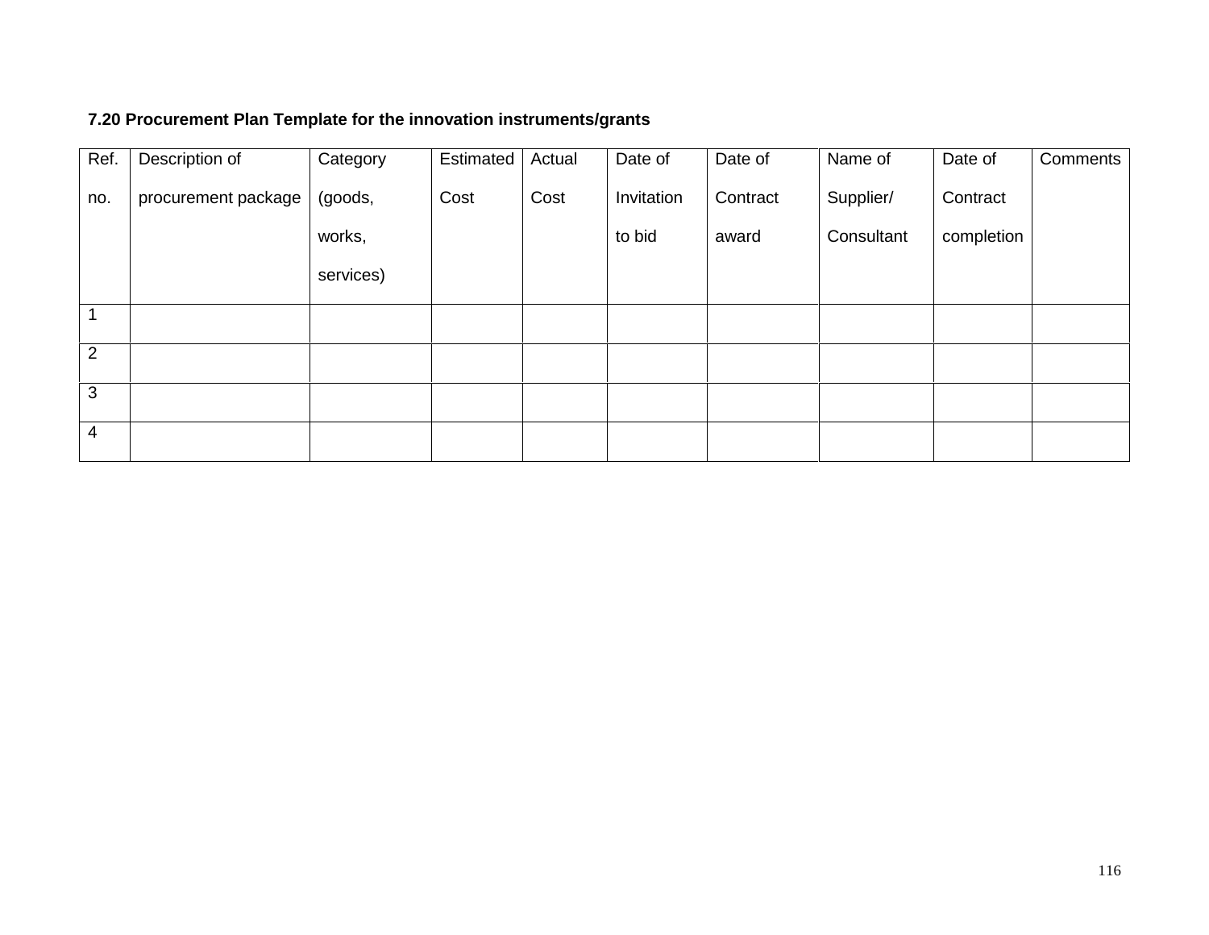**7.20 Procurement Plan Template for the innovation instruments/grants**

| Ref. no. | Description of procurement package | Category (goods, works, services) | Estimated Cost | Actual Cost | Date of Invitation to bid | Date of Contract award | Name of Supplier/ Consultant | Date of Contract completion | Comments |
|---|---|---|---|---|---|---|---|---|---|
| 1 | | | | | | | | | |
| 2 | | | | | | | | | |
| 3 | | | | | | | | | |
| 4 | | | | | | | | | |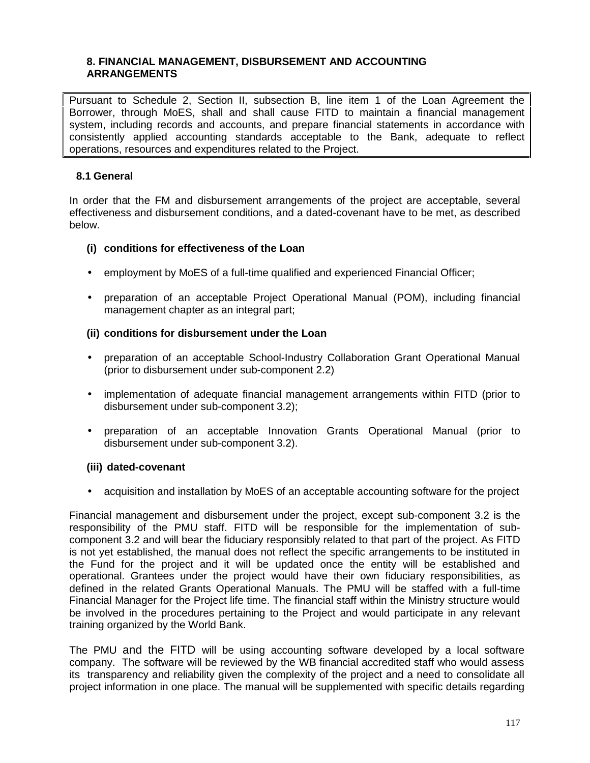## 8. FINANCIAL MANAGEMENT, DISBURSEMENT AND ACCOUNTING ARRANGEMENTS

| Pursuant to Schedule 2, Section II, subsection B, line item 1 of the Loan Agreement the Borrower, through MoES, shall and shall cause FITD to maintain a financial management system, including records and accounts, and prepare financial statements in accordance with consistently applied accounting standards acceptable to the Bank, adequate to reflect operations, resources and expenditures related to the Project. |
|---|

### 8.1 General

In order that the FM and disbursement arrangements of the project are acceptable, several effectiveness and disbursement conditions, and a dated-covenant have to be met, as described below.

**(i) conditions for effectiveness of the Loan**

- employment by MoES of a full-time qualified and experienced Financial Officer;
- preparation of an acceptable Project Operational Manual (POM), including financial management chapter as an integral part;

**(ii) conditions for disbursement under the Loan**

- preparation of an acceptable School-Industry Collaboration Grant Operational Manual (prior to disbursement under sub-component 2.2)
- implementation of adequate financial management arrangements within FITD (prior to disbursement under sub-component 3.2);
- preparation of an acceptable Innovation Grants Operational Manual (prior to disbursement under sub-component 3.2).

**(iii) dated-covenant**

- acquisition and installation by MoES of an acceptable accounting software for the project

Financial management and disbursement under the project, except sub-component 3.2 is the responsibility of the PMU staff. FITD will be responsible for the implementation of sub-component 3.2 and will bear the fiduciary responsibly related to that part of the project. As FITD is not yet established, the manual does not reflect the specific arrangements to be instituted in the Fund for the project and it will be updated once the entity will be established and operational. Grantees under the project would have their own fiduciary responsibilities, as defined in the related Grants Operational Manuals. The PMU will be staffed with a full-time Financial Manager for the Project life time. The financial staff within the Ministry structure would be involved in the procedures pertaining to the Project and would participate in any relevant training organized by the World Bank.

The PMU and the FITD will be using accounting software developed by a local software company. The software will be reviewed by the WB financial accredited staff who would assess its transparency and reliability given the complexity of the project and a need to consolidate all project information in one place. The manual will be supplemented with specific details regarding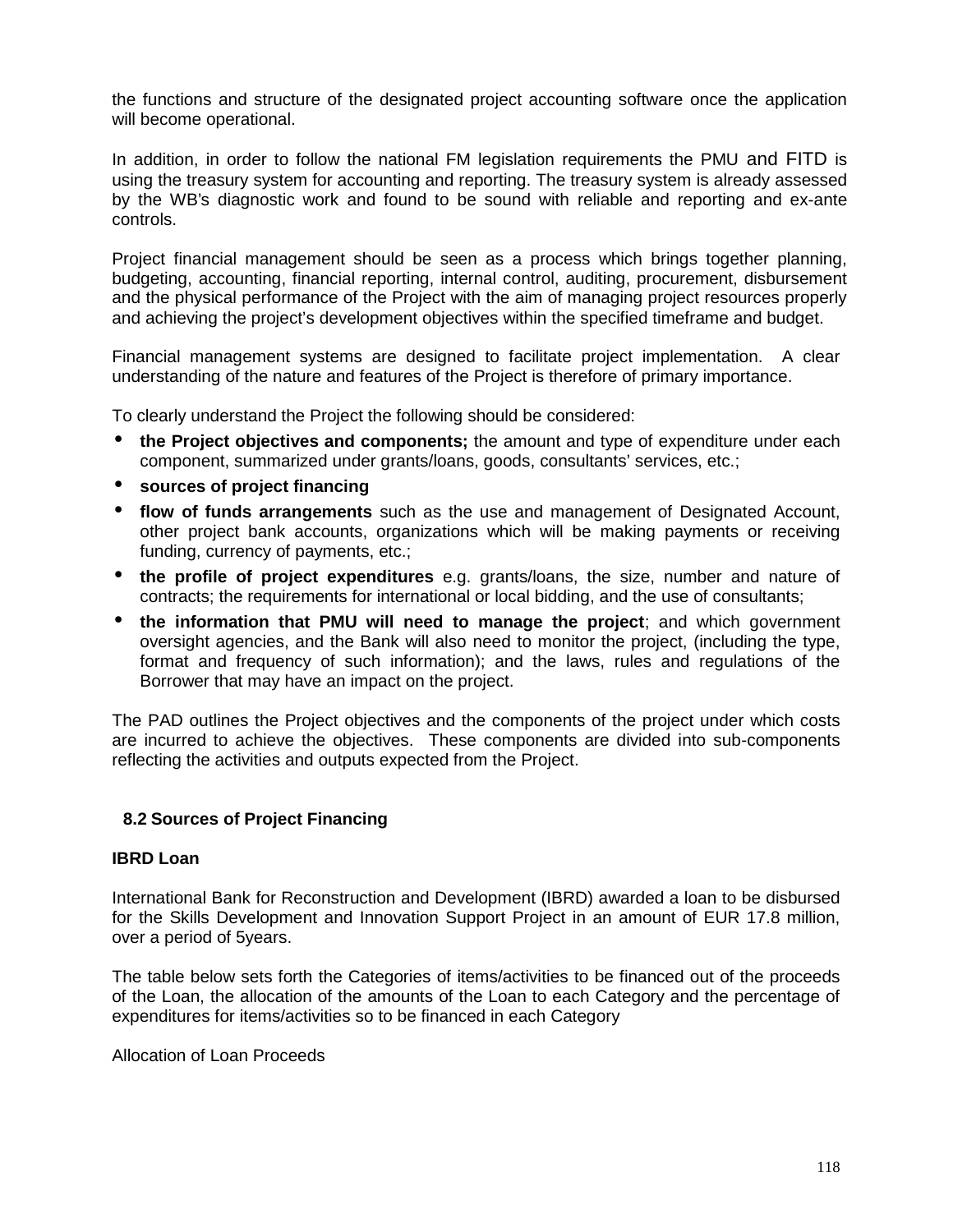the functions and structure of the designated project accounting software once the application will become operational.

In addition, in order to follow the national FM legislation requirements the PMU and FITD is using the treasury system for accounting and reporting. The treasury system is already assessed by the WB's diagnostic work and found to be sound with reliable and reporting and ex-ante controls.

Project financial management should be seen as a process which brings together planning, budgeting, accounting, financial reporting, internal control, auditing, procurement, disbursement and the physical performance of the Project with the aim of managing project resources properly and achieving the project's development objectives within the specified timeframe and budget.

Financial management systems are designed to facilitate project implementation. A clear understanding of the nature and features of the Project is therefore of primary importance.

To clearly understand the Project the following should be considered:

- **the Project objectives and components;** the amount and type of expenditure under each component, summarized under grants/loans, goods, consultants' services, etc.;
- **sources of project financing**
- **flow of funds arrangements** such as the use and management of Designated Account, other project bank accounts, organizations which will be making payments or receiving funding, currency of payments, etc.;
- **the profile of project expenditures** e.g. grants/loans, the size, number and nature of contracts; the requirements for international or local bidding, and the use of consultants;
- **the information that PMU will need to manage the project**; and which government oversight agencies, and the Bank will also need to monitor the project, (including the type, format and frequency of such information); and the laws, rules and regulations of the Borrower that may have an impact on the project.

The PAD outlines the Project objectives and the components of the project under which costs are incurred to achieve the objectives. These components are divided into sub-components reflecting the activities and outputs expected from the Project.

## 8.2 Sources of Project Financing

**IBRD Loan**

International Bank for Reconstruction and Development (IBRD) awarded a loan to be disbursed for the Skills Development and Innovation Support Project in an amount of EUR 17.8 million, over a period of 5years.

The table below sets forth the Categories of items/activities to be financed out of the proceeds of the Loan, the allocation of the amounts of the Loan to each Category and the percentage of expenditures for items/activities so to be financed in each Category

Allocation of Loan Proceeds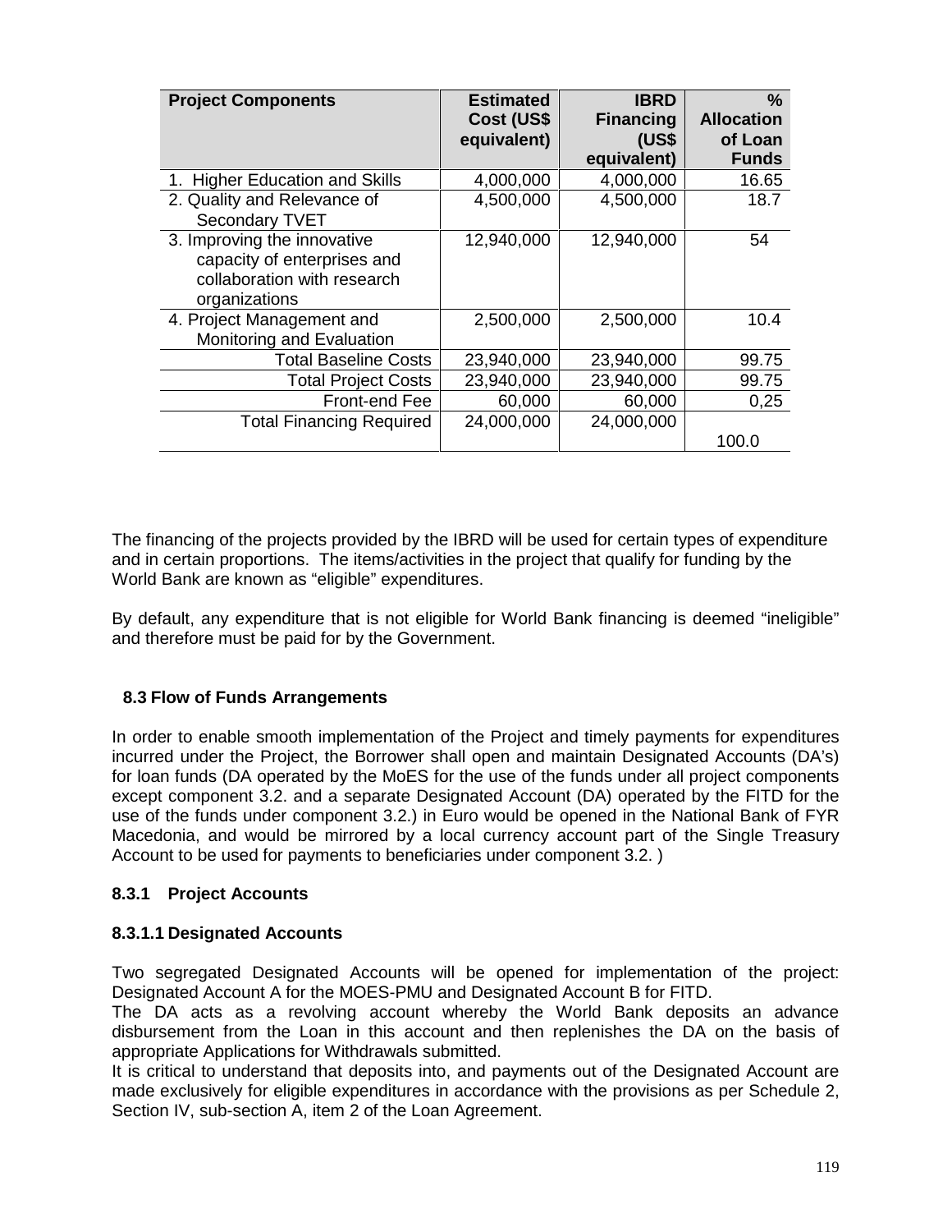| Project Components | Estimated Cost (US$ equivalent) | IBRD Financing (US$ equivalent) | % Allocation of Loan Funds |
|---|---|---|---|
| 1. Higher Education and Skills | 4,000,000 | 4,000,000 | 16.65 |
| 2. Quality and Relevance of Secondary TVET | 4,500,000 | 4,500,000 | 18.7 |
| 3. Improving the innovative capacity of enterprises and collaboration with research organizations | 12,940,000 | 12,940,000 | 54 |
| 4. Project Management and Monitoring and Evaluation | 2,500,000 | 2,500,000 | 10.4 |
| Total Baseline Costs | 23,940,000 | 23,940,000 | 99.75 |
| Total Project Costs | 23,940,000 | 23,940,000 | 99.75 |
| Front-end Fee | 60,000 | 60,000 | 0,25 |
| Total Financing Required | 24,000,000 | 24,000,000 | 100.0 |

The financing of the projects provided by the IBRD will be used for certain types of expenditure and in certain proportions. The items/activities in the project that qualify for funding by the World Bank are known as "eligible" expenditures.

By default, any expenditure that is not eligible for World Bank financing is deemed "ineligible" and therefore must be paid for by the Government.

## 8.3 Flow of Funds Arrangements

In order to enable smooth implementation of the Project and timely payments for expenditures incurred under the Project, the Borrower shall open and maintain Designated Accounts (DA's) for loan funds (DA operated by the MoES for the use of the funds under all project components except component 3.2. and a separate Designated Account (DA) operated by the FITD for the use of the funds under component 3.2.) in Euro would be opened in the National Bank of FYR Macedonia, and would be mirrored by a local currency account part of the Single Treasury Account to be used for payments to beneficiaries under component 3.2. )

### 8.3.1 Project Accounts

#### 8.3.1.1 Designated Accounts

Two segregated Designated Accounts will be opened for implementation of the project: Designated Account A for the MOES-PMU and Designated Account B for FITD.

The DA acts as a revolving account whereby the World Bank deposits an advance disbursement from the Loan in this account and then replenishes the DA on the basis of appropriate Applications for Withdrawals submitted.

It is critical to understand that deposits into, and payments out of the Designated Account are made exclusively for eligible expenditures in accordance with the provisions as per Schedule 2, Section IV, sub-section A, item 2 of the Loan Agreement.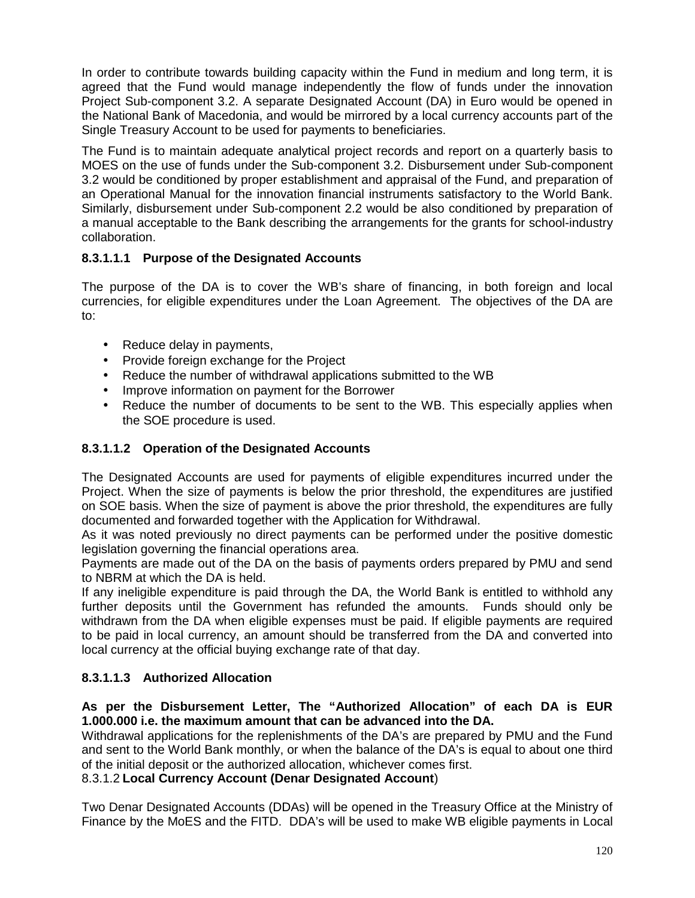In order to contribute towards building capacity within the Fund in medium and long term, it is agreed that the Fund would manage independently the flow of funds under the innovation Project Sub-component 3.2. A separate Designated Account (DA) in Euro would be opened in the National Bank of Macedonia, and would be mirrored by a local currency accounts part of the Single Treasury Account to be used for payments to beneficiaries.

The Fund is to maintain adequate analytical project records and report on a quarterly basis to MOES on the use of funds under the Sub-component 3.2. Disbursement under Sub-component 3.2 would be conditioned by proper establishment and appraisal of the Fund, and preparation of an Operational Manual for the innovation financial instruments satisfactory to the World Bank. Similarly, disbursement under Sub-component 2.2 would be also conditioned by preparation of a manual acceptable to the Bank describing the arrangements for the grants for school-industry collaboration.

#### 8.3.1.1.1 Purpose of the Designated Accounts

The purpose of the DA is to cover the WB's share of financing, in both foreign and local currencies, for eligible expenditures under the Loan Agreement. The objectives of the DA are to:

- Reduce delay in payments,
- Provide foreign exchange for the Project
- Reduce the number of withdrawal applications submitted to the WB
- Improve information on payment for the Borrower
- Reduce the number of documents to be sent to the WB. This especially applies when the SOE procedure is used.

#### 8.3.1.1.2 Operation of the Designated Accounts

The Designated Accounts are used for payments of eligible expenditures incurred under the Project. When the size of payments is below the prior threshold, the expenditures are justified on SOE basis. When the size of payment is above the prior threshold, the expenditures are fully documented and forwarded together with the Application for Withdrawal.
As it was noted previously no direct payments can be performed under the positive domestic legislation governing the financial operations area.
Payments are made out of the DA on the basis of payments orders prepared by PMU and send to NBRM at which the DA is held.
If any ineligible expenditure is paid through the DA, the World Bank is entitled to withhold any further deposits until the Government has refunded the amounts. Funds should only be withdrawn from the DA when eligible expenses must be paid. If eligible payments are required to be paid in local currency, an amount should be transferred from the DA and converted into local currency at the official buying exchange rate of that day.

#### 8.3.1.1.3 Authorized Allocation

**As per the Disbursement Letter, The "Authorized Allocation" of each DA is EUR 1.000.000 i.e. the maximum amount that can be advanced into the DA.**
Withdrawal applications for the replenishments of the DA's are prepared by PMU and the Fund and sent to the World Bank monthly, or when the balance of the DA's is equal to about one third of the initial deposit or the authorized allocation, whichever comes first.

#### 8.3.1.2 **Local Currency Account (Denar Designated Account**)

Two Denar Designated Accounts (DDAs) will be opened in the Treasury Office at the Ministry of Finance by the MoES and the FITD. DDA's will be used to make WB eligible payments in Local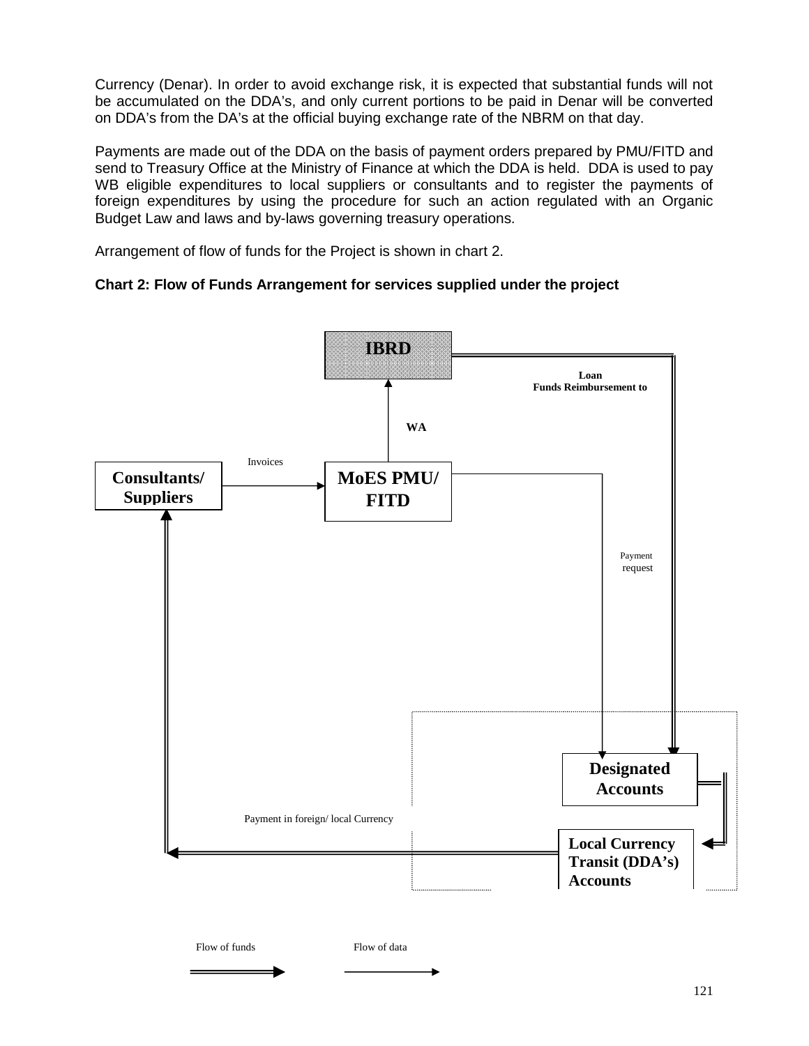Currency (Denar). In order to avoid exchange risk, it is expected that substantial funds will not be accumulated on the DDA's, and only current portions to be paid in Denar will be converted on DDA's from the DA's at the official buying exchange rate of the NBRM on that day.

Payments are made out of the DDA on the basis of payment orders prepared by PMU/FITD and send to Treasury Office at the Ministry of Finance at which the DDA is held. DDA is used to pay WB eligible expenditures to local suppliers or consultants and to register the payments of foreign expenditures by using the procedure for such an action regulated with an Organic Budget Law and laws and by-laws governing treasury operations.

Arrangement of flow of funds for the Project is shown in chart 2.

**Chart 2: Flow of Funds Arrangement for services supplied under the project**

IBRD

Loan
Funds Reimbursement to

WA

Invoices

Consultants/ Suppliers

MoES PMU/ FITD

Payment request

Designated Accounts

Payment in foreign/ local Currency

Local Currency Transit (DDA's) Accounts

Flow of funds

Flow of data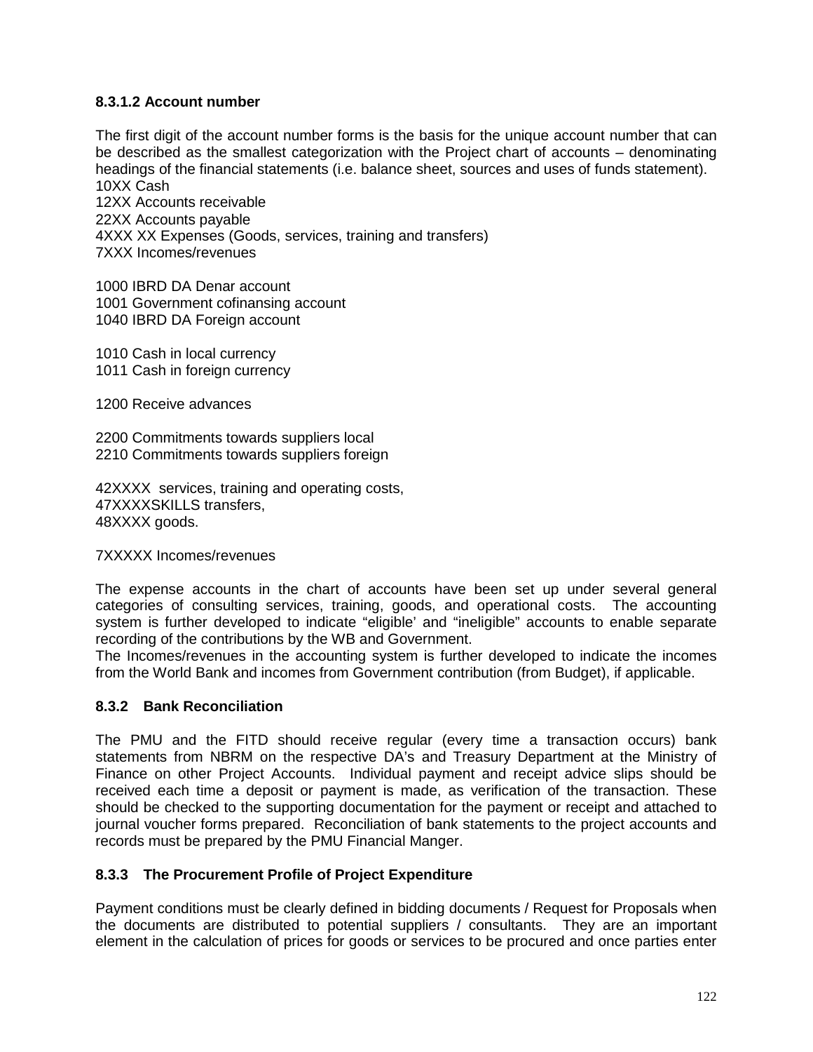#### 8.3.1.2 Account number

The first digit of the account number forms is the basis for the unique account number that can be described as the smallest categorization with the Project chart of accounts – denominating headings of the financial statements (i.e. balance sheet, sources and uses of funds statement).
10XX Cash
12XX Accounts receivable
22XX Accounts payable
4XXX XX Expenses (Goods, services, training and transfers)
7XXX Incomes/revenues

1000 IBRD DA Denar account
1001 Government cofinansing account
1040 IBRD DA Foreign account

1010 Cash in local currency
1011 Cash in foreign currency

1200 Receive advances

2200 Commitments towards suppliers local
2210 Commitments towards suppliers foreign

42XXXX services, training and operating costs,
47XXXXSKILLS transfers,
48XXXX goods.

7XXXXX Incomes/revenues

The expense accounts in the chart of accounts have been set up under several general categories of consulting services, training, goods, and operational costs. The accounting system is further developed to indicate "eligible' and "ineligible" accounts to enable separate recording of the contributions by the WB and Government.
The Incomes/revenues in the accounting system is further developed to indicate the incomes from the World Bank and incomes from Government contribution (from Budget), if applicable.

### 8.3.2 Bank Reconciliation

The PMU and the FITD should receive regular (every time a transaction occurs) bank statements from NBRM on the respective DA's and Treasury Department at the Ministry of Finance on other Project Accounts. Individual payment and receipt advice slips should be received each time a deposit or payment is made, as verification of the transaction. These should be checked to the supporting documentation for the payment or receipt and attached to journal voucher forms prepared. Reconciliation of bank statements to the project accounts and records must be prepared by the PMU Financial Manger.

### 8.3.3 The Procurement Profile of Project Expenditure

Payment conditions must be clearly defined in bidding documents / Request for Proposals when the documents are distributed to potential suppliers / consultants. They are an important element in the calculation of prices for goods or services to be procured and once parties enter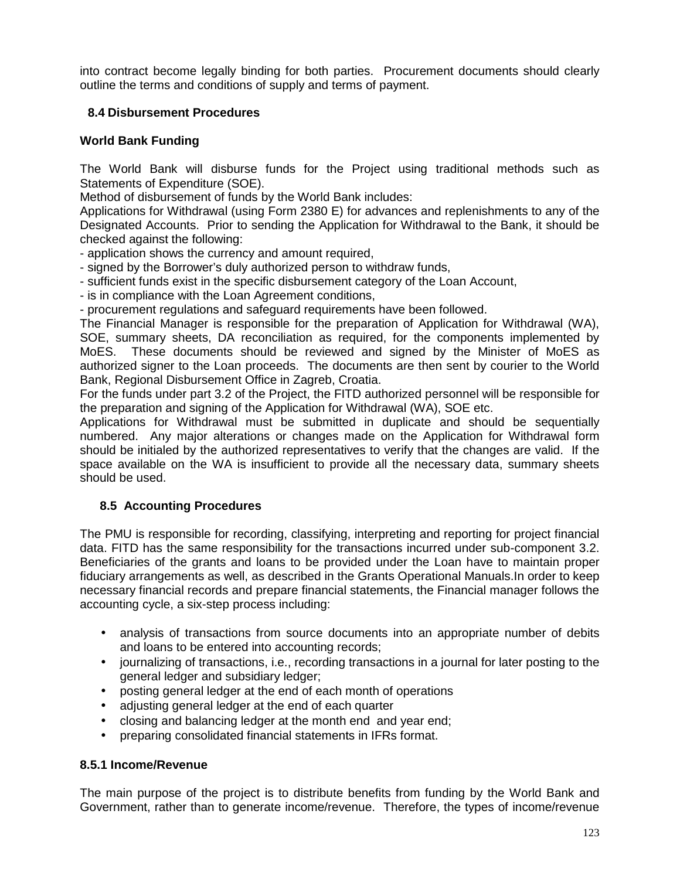into contract become legally binding for both parties. Procurement documents should clearly outline the terms and conditions of supply and terms of payment.

## 8.4 Disbursement Procedures

**World Bank Funding**

The World Bank will disburse funds for the Project using traditional methods such as Statements of Expenditure (SOE).

Method of disbursement of funds by the World Bank includes:

Applications for Withdrawal (using Form 2380 E) for advances and replenishments to any of the Designated Accounts. Prior to sending the Application for Withdrawal to the Bank, it should be checked against the following:

- application shows the currency and amount required,
- signed by the Borrower's duly authorized person to withdraw funds,
- sufficient funds exist in the specific disbursement category of the Loan Account,
- is in compliance with the Loan Agreement conditions,
- procurement regulations and safeguard requirements have been followed.

The Financial Manager is responsible for the preparation of Application for Withdrawal (WA), SOE, summary sheets, DA reconciliation as required, for the components implemented by MoES. These documents should be reviewed and signed by the Minister of MoES as authorized signer to the Loan proceeds. The documents are then sent by courier to the World Bank, Regional Disbursement Office in Zagreb, Croatia.

For the funds under part 3.2 of the Project, the FITD authorized personnel will be responsible for the preparation and signing of the Application for Withdrawal (WA), SOE etc.

Applications for Withdrawal must be submitted in duplicate and should be sequentially numbered. Any major alterations or changes made on the Application for Withdrawal form should be initialed by the authorized representatives to verify that the changes are valid. If the space available on the WA is insufficient to provide all the necessary data, summary sheets should be used.

## 8.5 Accounting Procedures

The PMU is responsible for recording, classifying, interpreting and reporting for project financial data. FITD has the same responsibility for the transactions incurred under sub-component 3.2. Beneficiaries of the grants and loans to be provided under the Loan have to maintain proper fiduciary arrangements as well, as described in the Grants Operational Manuals.In order to keep necessary financial records and prepare financial statements, the Financial manager follows the accounting cycle, a six-step process including:

- analysis of transactions from source documents into an appropriate number of debits and loans to be entered into accounting records;
- journalizing of transactions, i.e., recording transactions in a journal for later posting to the general ledger and subsidiary ledger;
- posting general ledger at the end of each month of operations
- adjusting general ledger at the end of each quarter
- closing and balancing ledger at the month end and year end;
- preparing consolidated financial statements in IFRs format.

### 8.5.1 Income/Revenue

The main purpose of the project is to distribute benefits from funding by the World Bank and Government, rather than to generate income/revenue. Therefore, the types of income/revenue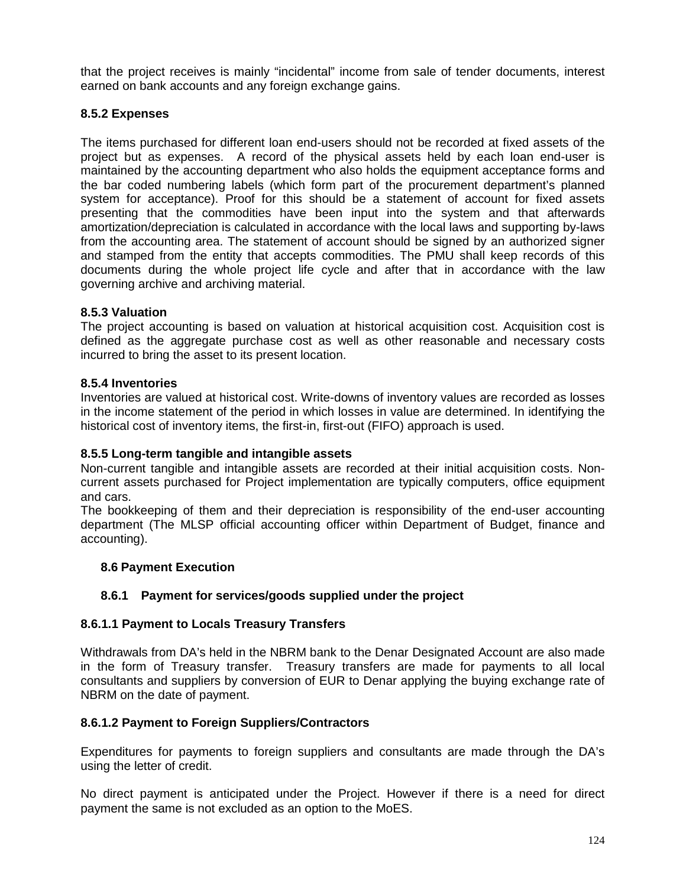that the project receives is mainly "incidental" income from sale of tender documents, interest earned on bank accounts and any foreign exchange gains.

#### 8.5.2 Expenses

The items purchased for different loan end-users should not be recorded at fixed assets of the project but as expenses. A record of the physical assets held by each loan end-user is maintained by the accounting department who also holds the equipment acceptance forms and the bar coded numbering labels (which form part of the procurement department's planned system for acceptance). Proof for this should be a statement of account for fixed assets presenting that the commodities have been input into the system and that afterwards amortization/depreciation is calculated in accordance with the local laws and supporting by-laws from the accounting area. The statement of account should be signed by an authorized signer and stamped from the entity that accepts commodities. The PMU shall keep records of this documents during the whole project life cycle and after that in accordance with the law governing archive and archiving material.

#### 8.5.3 Valuation

The project accounting is based on valuation at historical acquisition cost. Acquisition cost is defined as the aggregate purchase cost as well as other reasonable and necessary costs incurred to bring the asset to its present location.

#### 8.5.4 Inventories

Inventories are valued at historical cost. Write-downs of inventory values are recorded as losses in the income statement of the period in which losses in value are determined. In identifying the historical cost of inventory items, the first-in, first-out (FIFO) approach is used.

#### 8.5.5 Long-term tangible and intangible assets

Non-current tangible and intangible assets are recorded at their initial acquisition costs. Non-current assets purchased for Project implementation are typically computers, office equipment and cars.

The bookkeeping of them and their depreciation is responsibility of the end-user accounting department (The MLSP official accounting officer within Department of Budget, finance and accounting).

### 8.6 Payment Execution

#### 8.6.1 Payment for services/goods supplied under the project

#### 8.6.1.1 Payment to Locals Treasury Transfers

Withdrawals from DA's held in the NBRM bank to the Denar Designated Account are also made in the form of Treasury transfer. Treasury transfers are made for payments to all local consultants and suppliers by conversion of EUR to Denar applying the buying exchange rate of NBRM on the date of payment.

#### 8.6.1.2 Payment to Foreign Suppliers/Contractors

Expenditures for payments to foreign suppliers and consultants are made through the DA's using the letter of credit.

No direct payment is anticipated under the Project. However if there is a need for direct payment the same is not excluded as an option to the MoES.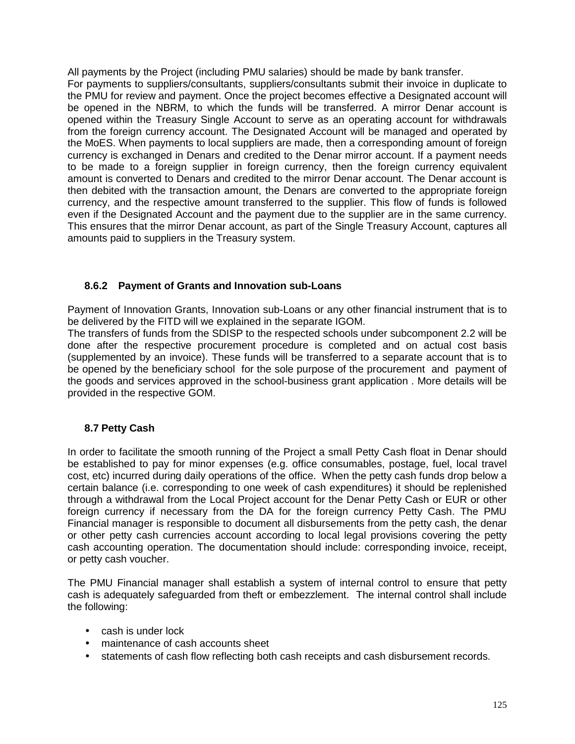All payments by the Project (including PMU salaries) should be made by bank transfer.
For payments to suppliers/consultants, suppliers/consultants submit their invoice in duplicate to the PMU for review and payment. Once the project becomes effective a Designated account will be opened in the NBRM, to which the funds will be transferred. A mirror Denar account is opened within the Treasury Single Account to serve as an operating account for withdrawals from the foreign currency account. The Designated Account will be managed and operated by the MoES. When payments to local suppliers are made, then a corresponding amount of foreign currency is exchanged in Denars and credited to the Denar mirror account. If a payment needs to be made to a foreign supplier in foreign currency, then the foreign currency equivalent amount is converted to Denars and credited to the mirror Denar account. The Denar account is then debited with the transaction amount, the Denars are converted to the appropriate foreign currency, and the respective amount transferred to the supplier. This flow of funds is followed even if the Designated Account and the payment due to the supplier are in the same currency. This ensures that the mirror Denar account, as part of the Single Treasury Account, captures all amounts paid to suppliers in the Treasury system.

### 8.6.2 Payment of Grants and Innovation sub-Loans

Payment of Innovation Grants, Innovation sub-Loans or any other financial instrument that is to be delivered by the FITD will we explained in the separate IGOM.
The transfers of funds from the SDISP to the respected schools under subcomponent 2.2 will be done after the respective procurement procedure is completed and on actual cost basis (supplemented by an invoice). These funds will be transferred to a separate account that is to be opened by the beneficiary school for the sole purpose of the procurement and payment of the goods and services approved in the school-business grant application . More details will be provided in the respective GOM.

### 8.7 Petty Cash

In order to facilitate the smooth running of the Project a small Petty Cash float in Denar should be established to pay for minor expenses (e.g. office consumables, postage, fuel, local travel cost, etc) incurred during daily operations of the office. When the petty cash funds drop below a certain balance (i.e. corresponding to one week of cash expenditures) it should be replenished through a withdrawal from the Local Project account for the Denar Petty Cash or EUR or other foreign currency if necessary from the DA for the foreign currency Petty Cash. The PMU Financial manager is responsible to document all disbursements from the petty cash, the denar or other petty cash currencies account according to local legal provisions covering the petty cash accounting operation. The documentation should include: corresponding invoice, receipt, or petty cash voucher.

The PMU Financial manager shall establish a system of internal control to ensure that petty cash is adequately safeguarded from theft or embezzlement. The internal control shall include the following:

- cash is under lock
- maintenance of cash accounts sheet
- statements of cash flow reflecting both cash receipts and cash disbursement records.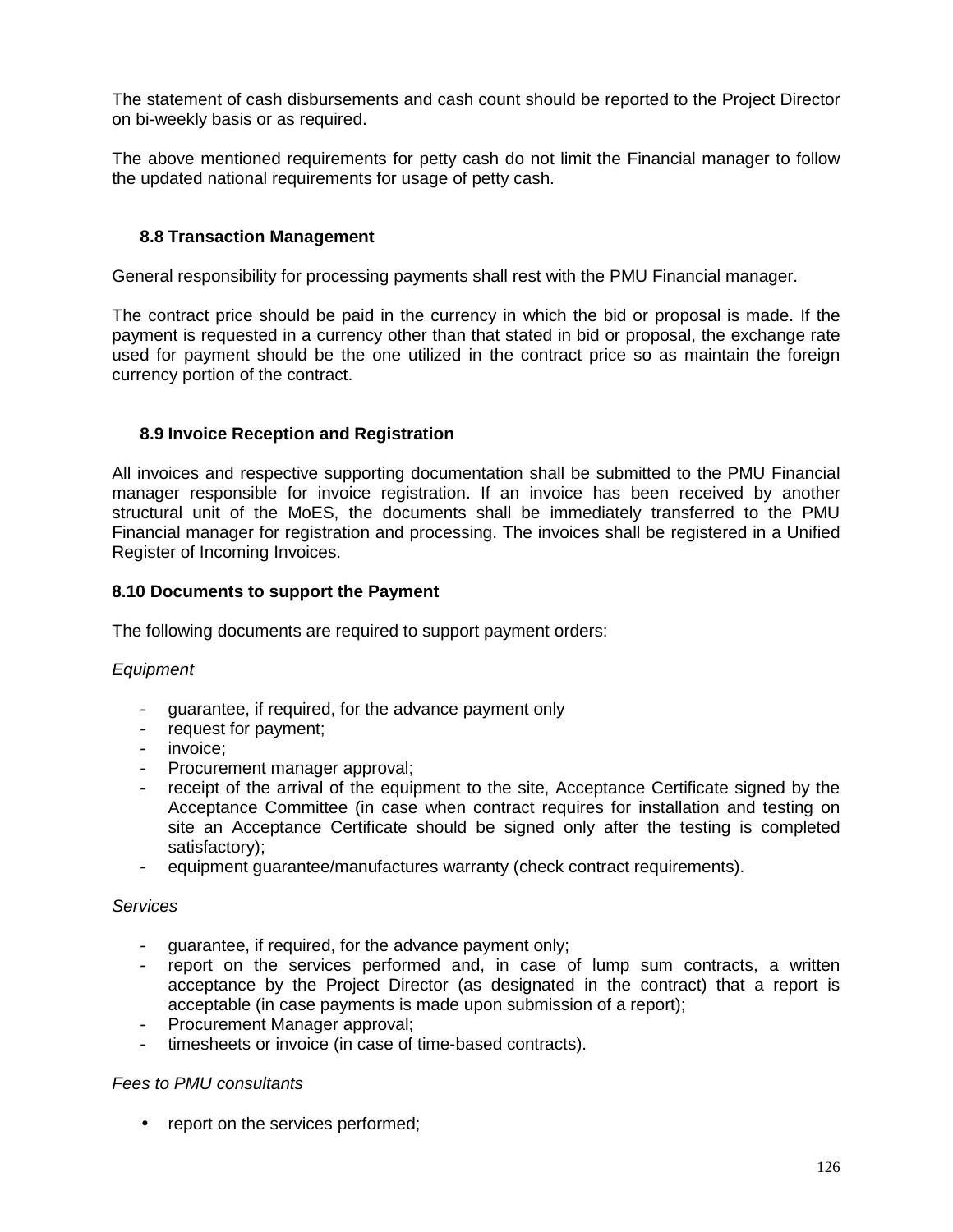The statement of cash disbursements and cash count should be reported to the Project Director on bi-weekly basis or as required.

The above mentioned requirements for petty cash do not limit the Financial manager to follow the updated national requirements for usage of petty cash.

### 8.8 Transaction Management

General responsibility for processing payments shall rest with the PMU Financial manager.

The contract price should be paid in the currency in which the bid or proposal is made. If the payment is requested in a currency other than that stated in bid or proposal, the exchange rate used for payment should be the one utilized in the contract price so as maintain the foreign currency portion of the contract.

### 8.9 Invoice Reception and Registration

All invoices and respective supporting documentation shall be submitted to the PMU Financial manager responsible for invoice registration. If an invoice has been received by another structural unit of the MoES, the documents shall be immediately transferred to the PMU Financial manager for registration and processing. The invoices shall be registered in a Unified Register of Incoming Invoices.

### 8.10 Documents to support the Payment

The following documents are required to support payment orders:

*Equipment*

- guarantee, if required, for the advance payment only
- request for payment;
- invoice;
- Procurement manager approval;
- receipt of the arrival of the equipment to the site, Acceptance Certificate signed by the Acceptance Committee (in case when contract requires for installation and testing on site an Acceptance Certificate should be signed only after the testing is completed satisfactory);
- equipment guarantee/manufactures warranty (check contract requirements).

*Services*

- guarantee, if required, for the advance payment only;
- report on the services performed and, in case of lump sum contracts, a written acceptance by the Project Director (as designated in the contract) that a report is acceptable (in case payments is made upon submission of a report);
- Procurement Manager approval;
- timesheets or invoice (in case of time-based contracts).

*Fees to PMU consultants*

- report on the services performed;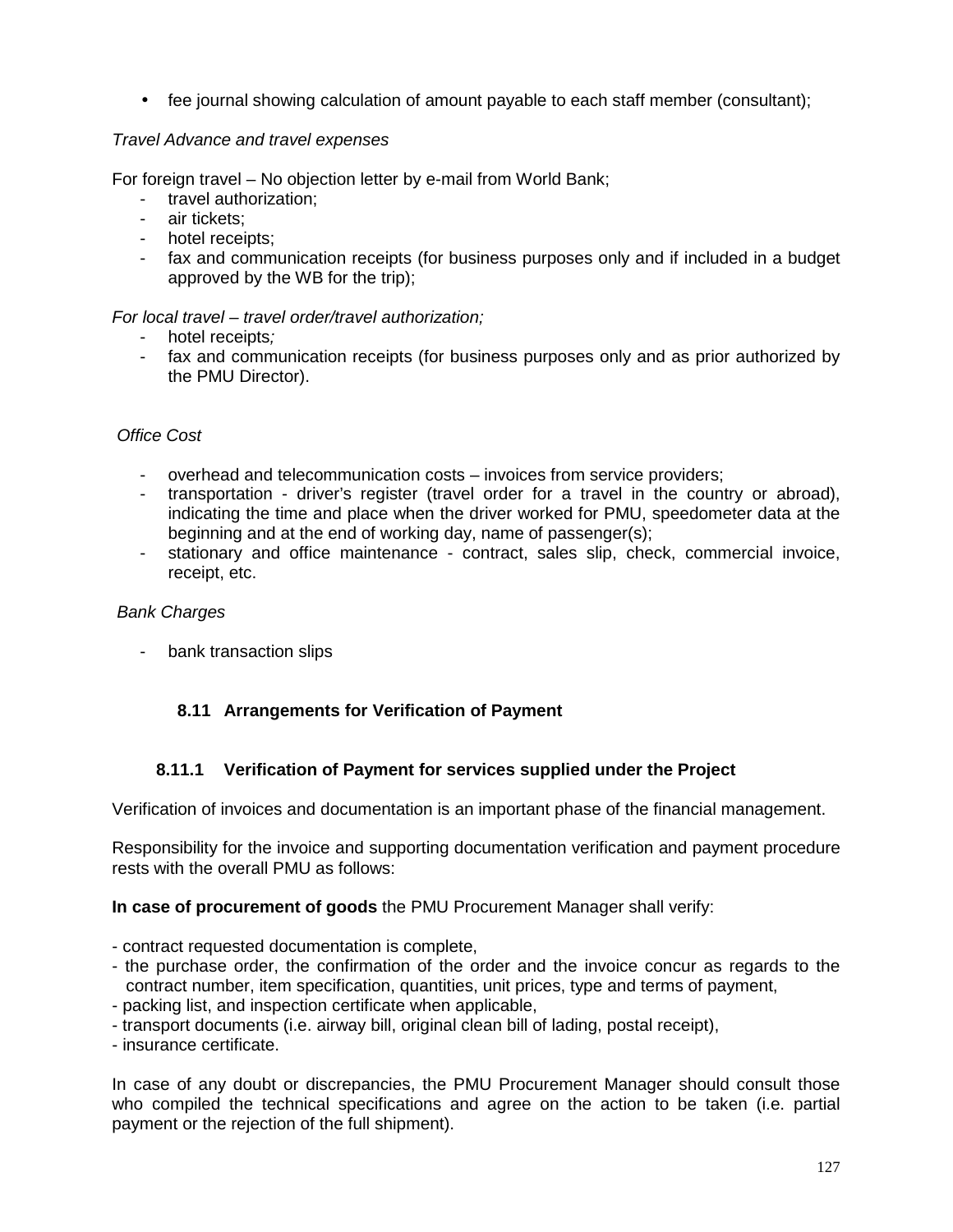- fee journal showing calculation of amount payable to each staff member (consultant);

*Travel Advance and travel expenses*

For foreign travel – No objection letter by e-mail from World Bank;

- travel authorization;
- air tickets;
- hotel receipts;
- fax and communication receipts (for business purposes only and if included in a budget approved by the WB for the trip);

*For local travel – travel order/travel authorization;*

- hotel receipts*;*
- fax and communication receipts (for business purposes only and as prior authorized by the PMU Director).

*Office Cost*

- overhead and telecommunication costs – invoices from service providers;
- transportation - driver's register (travel order for a travel in the country or abroad), indicating the time and place when the driver worked for PMU, speedometer data at the beginning and at the end of working day, name of passenger(s);
- stationary and office maintenance - contract, sales slip, check, commercial invoice, receipt, etc.

*Bank Charges*

- bank transaction slips

## 8.11 Arrangements for Verification of Payment

### 8.11.1 Verification of Payment for services supplied under the Project

Verification of invoices and documentation is an important phase of the financial management.

Responsibility for the invoice and supporting documentation verification and payment procedure rests with the overall PMU as follows:

**In case of procurement of goods** the PMU Procurement Manager shall verify:

- contract requested documentation is complete,
- the purchase order, the confirmation of the order and the invoice concur as regards to the contract number, item specification, quantities, unit prices, type and terms of payment,
- packing list, and inspection certificate when applicable,
- transport documents (i.e. airway bill, original clean bill of lading, postal receipt),
- insurance certificate.

In case of any doubt or discrepancies, the PMU Procurement Manager should consult those who compiled the technical specifications and agree on the action to be taken (i.e. partial payment or the rejection of the full shipment).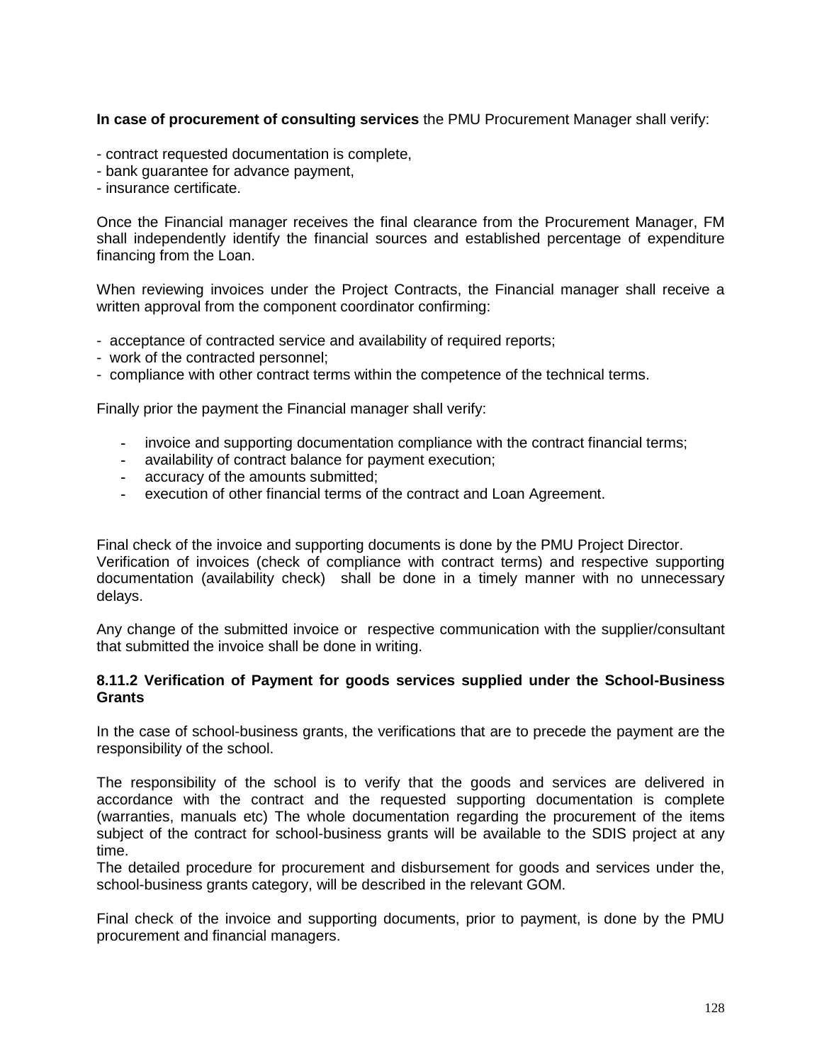**In case of procurement of consulting services** the PMU Procurement Manager shall verify:

- contract requested documentation is complete,
- bank guarantee for advance payment,
- insurance certificate.

Once the Financial manager receives the final clearance from the Procurement Manager, FM shall independently identify the financial sources and established percentage of expenditure financing from the Loan.

When reviewing invoices under the Project Contracts, the Financial manager shall receive a written approval from the component coordinator confirming:

- acceptance of contracted service and availability of required reports;
- work of the contracted personnel;
- compliance with other contract terms within the competence of the technical terms.

Finally prior the payment the Financial manager shall verify:

- invoice and supporting documentation compliance with the contract financial terms;
- availability of contract balance for payment execution;
- accuracy of the amounts submitted;
- execution of other financial terms of the contract and Loan Agreement.

Final check of the invoice and supporting documents is done by the PMU Project Director.
Verification of invoices (check of compliance with contract terms) and respective supporting documentation (availability check) shall be done in a timely manner with no unnecessary delays.

Any change of the submitted invoice or respective communication with the supplier/consultant that submitted the invoice shall be done in writing.

#### 8.11.2 Verification of Payment for goods services supplied under the School-Business Grants

In the case of school-business grants, the verifications that are to precede the payment are the responsibility of the school.

The responsibility of the school is to verify that the goods and services are delivered in accordance with the contract and the requested supporting documentation is complete (warranties, manuals etc) The whole documentation regarding the procurement of the items subject of the contract for school-business grants will be available to the SDIS project at any time.
The detailed procedure for procurement and disbursement for goods and services under the, school-business grants category, will be described in the relevant GOM.

Final check of the invoice and supporting documents, prior to payment, is done by the PMU procurement and financial managers.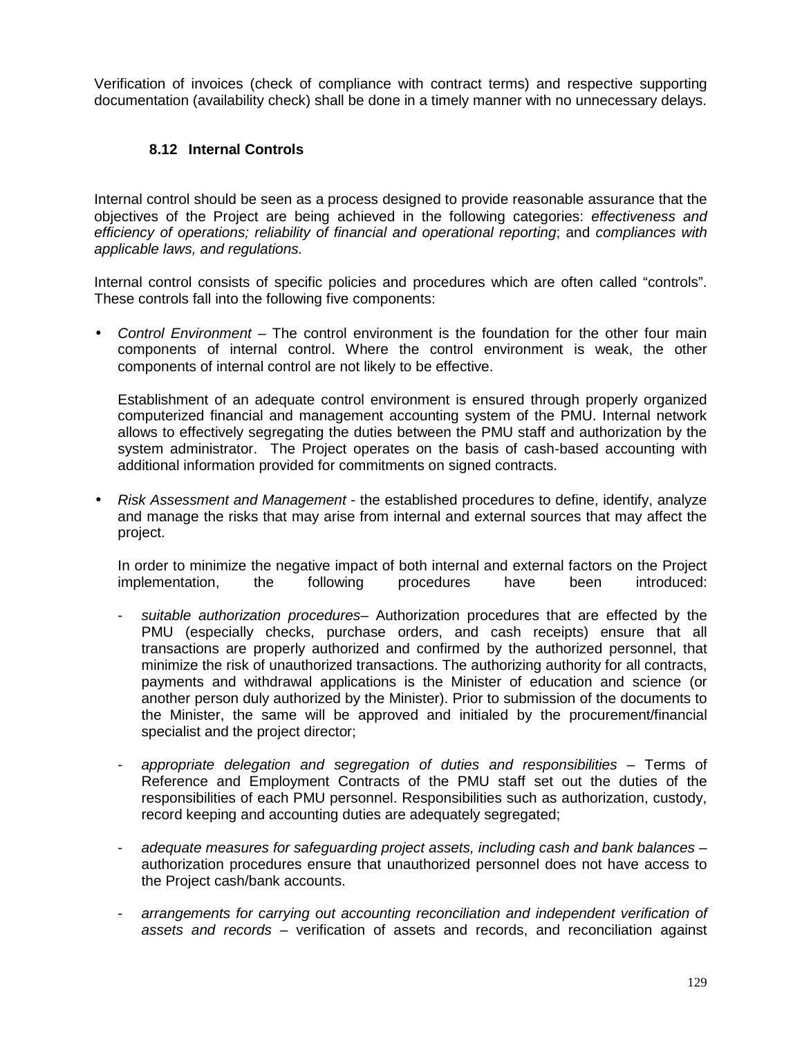Verification of invoices (check of compliance with contract terms) and respective supporting documentation (availability check) shall be done in a timely manner with no unnecessary delays.

### 8.12 Internal Controls

Internal control should be seen as a process designed to provide reasonable assurance that the objectives of the Project are being achieved in the following categories: *effectiveness and efficiency of operations; reliability of financial and operational reporting*; and *compliances with applicable laws, and regulations.*

Internal control consists of specific policies and procedures which are often called “controls”. These controls fall into the following five components:

- *Control Environment* – The control environment is the foundation for the other four main components of internal control. Where the control environment is weak, the other components of internal control are not likely to be effective.

  Establishment of an adequate control environment is ensured through properly organized computerized financial and management accounting system of the PMU. Internal network allows to effectively segregating the duties between the PMU staff and authorization by the system administrator. The Project operates on the basis of cash-based accounting with additional information provided for commitments on signed contracts.

- *Risk Assessment and Management* - the established procedures to define, identify, analyze and manage the risks that may arise from internal and external sources that may affect the project.

  In order to minimize the negative impact of both internal and external factors on the Project implementation, the following procedures have been introduced:

  - *suitable authorization procedures*– Authorization procedures that are effected by the PMU (especially checks, purchase orders, and cash receipts) ensure that all transactions are properly authorized and confirmed by the authorized personnel, that minimize the risk of unauthorized transactions. The authorizing authority for all contracts, payments and withdrawal applications is the Minister of education and science (or another person duly authorized by the Minister). Prior to submission of the documents to the Minister, the same will be approved and initialed by the procurement/financial specialist and the project director;

  - *appropriate delegation and segregation of duties and responsibilities* – Terms of Reference and Employment Contracts of the PMU staff set out the duties of the responsibilities of each PMU personnel. Responsibilities such as authorization, custody, record keeping and accounting duties are adequately segregated;

  - *adequate measures for safeguarding project assets, including cash and bank balances* – authorization procedures ensure that unauthorized personnel does not have access to the Project cash/bank accounts.

  - *arrangements for carrying out accounting reconciliation and independent verification of assets and records* – verification of assets and records, and reconciliation against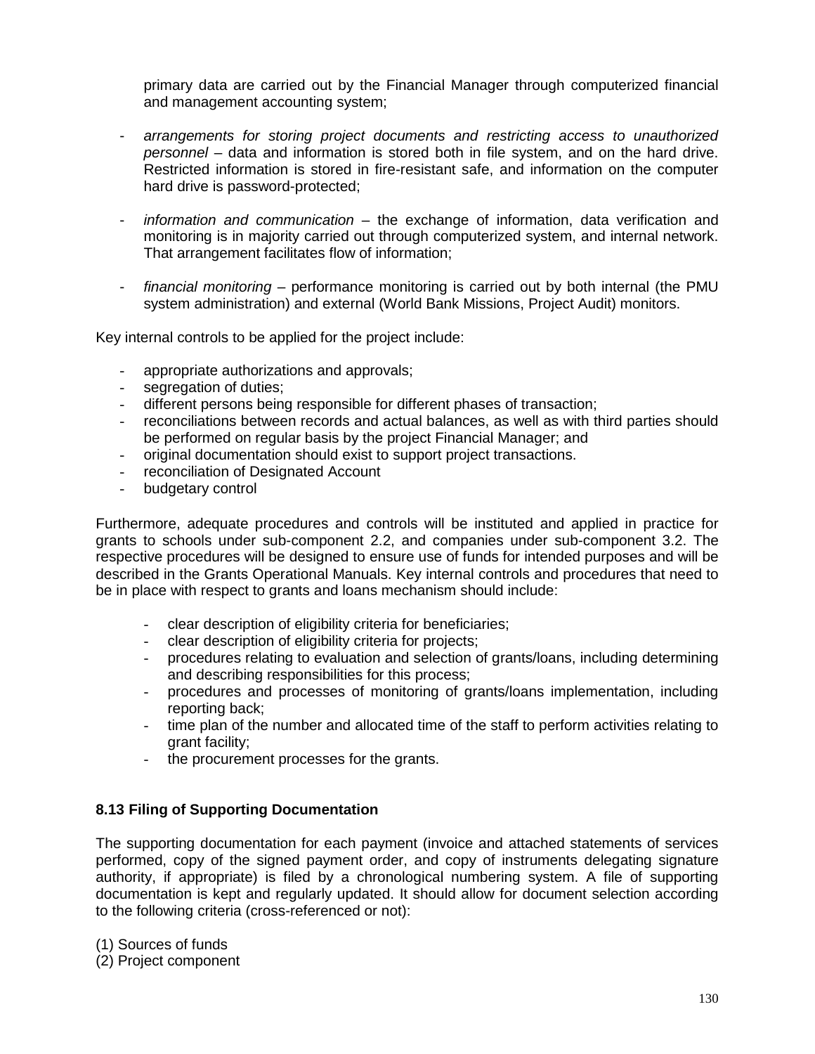primary data are carried out by the Financial Manager through computerized financial and management accounting system;

- *arrangements for storing project documents and restricting access to unauthorized personnel* – data and information is stored both in file system, and on the hard drive. Restricted information is stored in fire-resistant safe, and information on the computer hard drive is password-protected;

- *information and communication* – the exchange of information, data verification and monitoring is in majority carried out through computerized system, and internal network. That arrangement facilitates flow of information;

- *financial monitoring* – performance monitoring is carried out by both internal (the PMU system administration) and external (World Bank Missions, Project Audit) monitors.

Key internal controls to be applied for the project include:

- appropriate authorizations and approvals;
- segregation of duties;
- different persons being responsible for different phases of transaction;
- reconciliations between records and actual balances, as well as with third parties should be performed on regular basis by the project Financial Manager; and
- original documentation should exist to support project transactions.
- reconciliation of Designated Account
- budgetary control

Furthermore, adequate procedures and controls will be instituted and applied in practice for grants to schools under sub-component 2.2, and companies under sub-component 3.2. The respective procedures will be designed to ensure use of funds for intended purposes and will be described in the Grants Operational Manuals. Key internal controls and procedures that need to be in place with respect to grants and loans mechanism should include:

- clear description of eligibility criteria for beneficiaries;
- clear description of eligibility criteria for projects;
- procedures relating to evaluation and selection of grants/loans, including determining and describing responsibilities for this process;
- procedures and processes of monitoring of grants/loans implementation, including reporting back;
- time plan of the number and allocated time of the staff to perform activities relating to grant facility;
- the procurement processes for the grants.

### 8.13 Filing of Supporting Documentation

The supporting documentation for each payment (invoice and attached statements of services performed, copy of the signed payment order, and copy of instruments delegating signature authority, if appropriate) is filed by a chronological numbering system. A file of supporting documentation is kept and regularly updated. It should allow for document selection according to the following criteria (cross-referenced or not):

(1) Sources of funds
(2) Project component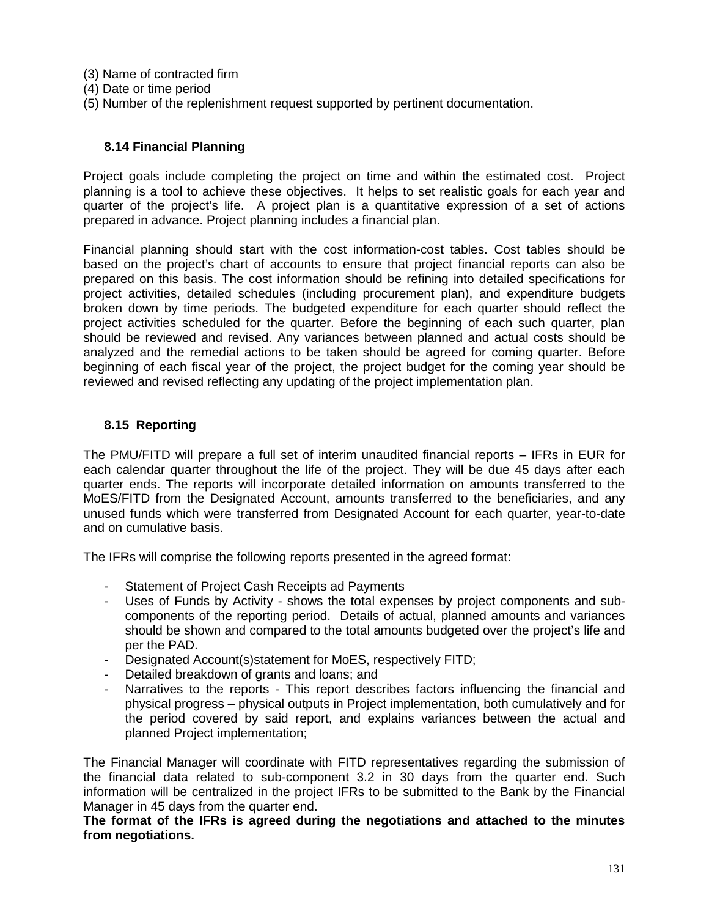(3) Name of contracted firm
(4) Date or time period
(5) Number of the replenishment request supported by pertinent documentation.

### 8.14 Financial Planning

Project goals include completing the project on time and within the estimated cost. Project planning is a tool to achieve these objectives. It helps to set realistic goals for each year and quarter of the project's life. A project plan is a quantitative expression of a set of actions prepared in advance. Project planning includes a financial plan.

Financial planning should start with the cost information-cost tables. Cost tables should be based on the project's chart of accounts to ensure that project financial reports can also be prepared on this basis. The cost information should be refining into detailed specifications for project activities, detailed schedules (including procurement plan), and expenditure budgets broken down by time periods. The budgeted expenditure for each quarter should reflect the project activities scheduled for the quarter. Before the beginning of each such quarter, plan should be reviewed and revised. Any variances between planned and actual costs should be analyzed and the remedial actions to be taken should be agreed for coming quarter. Before beginning of each fiscal year of the project, the project budget for the coming year should be reviewed and revised reflecting any updating of the project implementation plan.

### 8.15 Reporting

The PMU/FITD will prepare a full set of interim unaudited financial reports – IFRs in EUR for each calendar quarter throughout the life of the project. They will be due 45 days after each quarter ends. The reports will incorporate detailed information on amounts transferred to the MoES/FITD from the Designated Account, amounts transferred to the beneficiaries, and any unused funds which were transferred from Designated Account for each quarter, year-to-date and on cumulative basis.

The IFRs will comprise the following reports presented in the agreed format:

- Statement of Project Cash Receipts ad Payments
- Uses of Funds by Activity - shows the total expenses by project components and sub-components of the reporting period. Details of actual, planned amounts and variances should be shown and compared to the total amounts budgeted over the project's life and per the PAD.
- Designated Account(s)statement for MoES, respectively FITD;
- Detailed breakdown of grants and loans; and
- Narratives to the reports - This report describes factors influencing the financial and physical progress – physical outputs in Project implementation, both cumulatively and for the period covered by said report, and explains variances between the actual and planned Project implementation;

The Financial Manager will coordinate with FITD representatives regarding the submission of the financial data related to sub-component 3.2 in 30 days from the quarter end. Such information will be centralized in the project IFRs to be submitted to the Bank by the Financial Manager in 45 days from the quarter end.
**The format of the IFRs is agreed during the negotiations and attached to the minutes from negotiations.**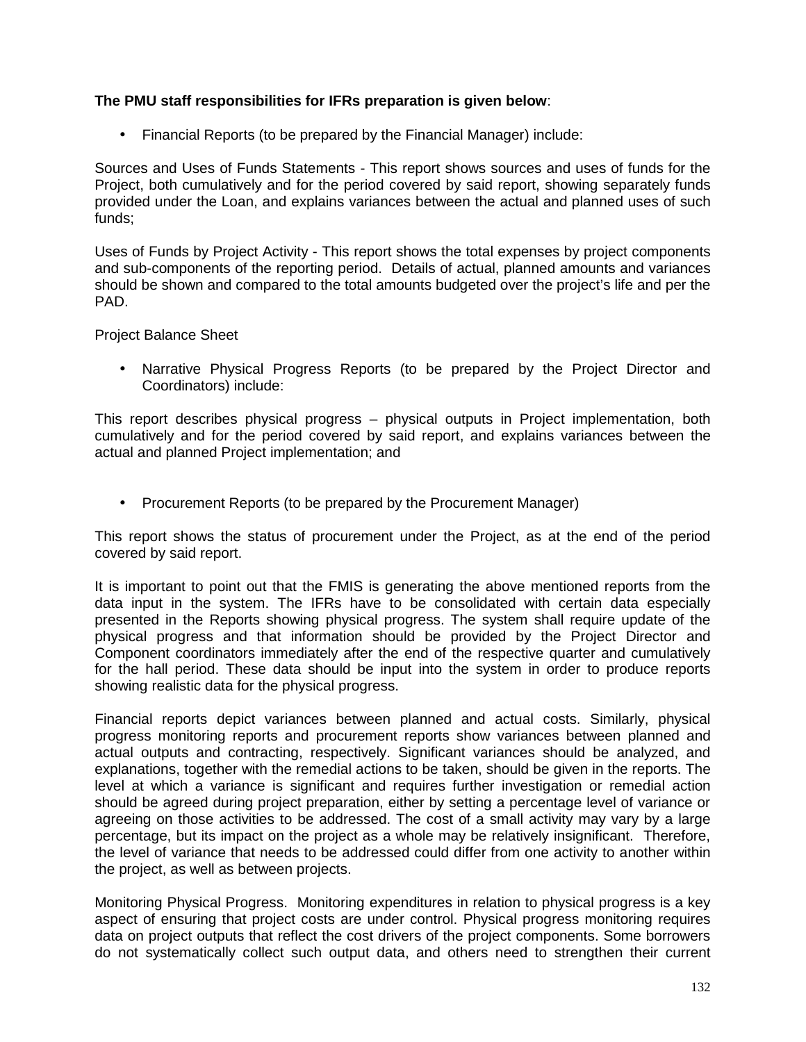**The PMU staff responsibilities for IFRs preparation is given below**:

- Financial Reports (to be prepared by the Financial Manager) include:

Sources and Uses of Funds Statements - This report shows sources and uses of funds for the Project, both cumulatively and for the period covered by said report, showing separately funds provided under the Loan, and explains variances between the actual and planned uses of such funds;

Uses of Funds by Project Activity - This report shows the total expenses by project components and sub-components of the reporting period. Details of actual, planned amounts and variances should be shown and compared to the total amounts budgeted over the project's life and per the PAD.

Project Balance Sheet

- Narrative Physical Progress Reports (to be prepared by the Project Director and Coordinators) include:

This report describes physical progress – physical outputs in Project implementation, both cumulatively and for the period covered by said report, and explains variances between the actual and planned Project implementation; and

- Procurement Reports (to be prepared by the Procurement Manager)

This report shows the status of procurement under the Project, as at the end of the period covered by said report.

It is important to point out that the FMIS is generating the above mentioned reports from the data input in the system. The IFRs have to be consolidated with certain data especially presented in the Reports showing physical progress. The system shall require update of the physical progress and that information should be provided by the Project Director and Component coordinators immediately after the end of the respective quarter and cumulatively for the hall period. These data should be input into the system in order to produce reports showing realistic data for the physical progress.

Financial reports depict variances between planned and actual costs. Similarly, physical progress monitoring reports and procurement reports show variances between planned and actual outputs and contracting, respectively. Significant variances should be analyzed, and explanations, together with the remedial actions to be taken, should be given in the reports. The level at which a variance is significant and requires further investigation or remedial action should be agreed during project preparation, either by setting a percentage level of variance or agreeing on those activities to be addressed. The cost of a small activity may vary by a large percentage, but its impact on the project as a whole may be relatively insignificant. Therefore, the level of variance that needs to be addressed could differ from one activity to another within the project, as well as between projects.

Monitoring Physical Progress. Monitoring expenditures in relation to physical progress is a key aspect of ensuring that project costs are under control. Physical progress monitoring requires data on project outputs that reflect the cost drivers of the project components. Some borrowers do not systematically collect such output data, and others need to strengthen their current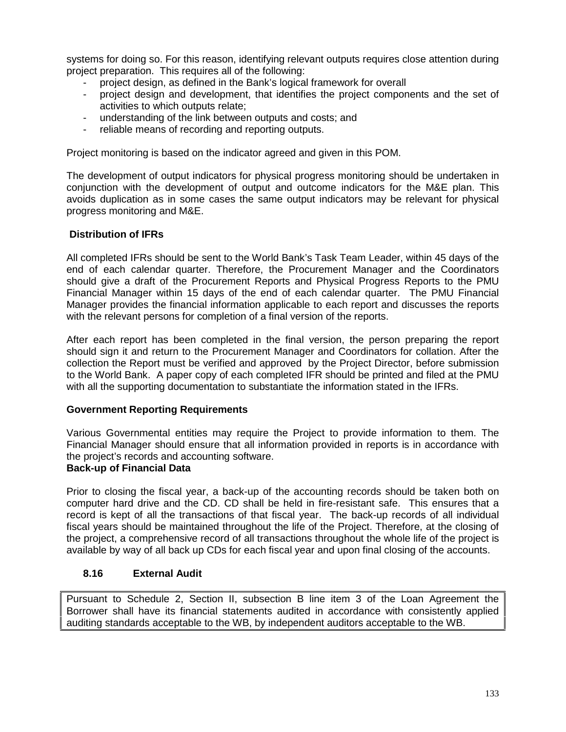systems for doing so. For this reason, identifying relevant outputs requires close attention during project preparation. This requires all of the following:

- project design, as defined in the Bank's logical framework for overall
- project design and development, that identifies the project components and the set of activities to which outputs relate;
- understanding of the link between outputs and costs; and
- reliable means of recording and reporting outputs.

Project monitoring is based on the indicator agreed and given in this POM.

The development of output indicators for physical progress monitoring should be undertaken in conjunction with the development of output and outcome indicators for the M&E plan. This avoids duplication as in some cases the same output indicators may be relevant for physical progress monitoring and M&E.

**Distribution of IFRs**

All completed IFRs should be sent to the World Bank's Task Team Leader, within 45 days of the end of each calendar quarter. Therefore, the Procurement Manager and the Coordinators should give a draft of the Procurement Reports and Physical Progress Reports to the PMU Financial Manager within 15 days of the end of each calendar quarter. The PMU Financial Manager provides the financial information applicable to each report and discusses the reports with the relevant persons for completion of a final version of the reports.

After each report has been completed in the final version, the person preparing the report should sign it and return to the Procurement Manager and Coordinators for collation. After the collection the Report must be verified and approved by the Project Director, before submission to the World Bank. A paper copy of each completed IFR should be printed and filed at the PMU with all the supporting documentation to substantiate the information stated in the IFRs.

**Government Reporting Requirements**

Various Governmental entities may require the Project to provide information to them. The Financial Manager should ensure that all information provided in reports is in accordance with the project's records and accounting software.

**Back-up of Financial Data**

Prior to closing the fiscal year, a back-up of the accounting records should be taken both on computer hard drive and the CD. CD shall be held in fire-resistant safe. This ensures that a record is kept of all the transactions of that fiscal year. The back-up records of all individual fiscal years should be maintained throughout the life of the Project. Therefore, at the closing of the project, a comprehensive record of all transactions throughout the whole life of the project is available by way of all back up CDs for each fiscal year and upon final closing of the accounts.

### 8.16 External Audit

Pursuant to Schedule 2, Section II, subsection B line item 3 of the Loan Agreement the Borrower shall have its financial statements audited in accordance with consistently applied auditing standards acceptable to the WB, by independent auditors acceptable to the WB.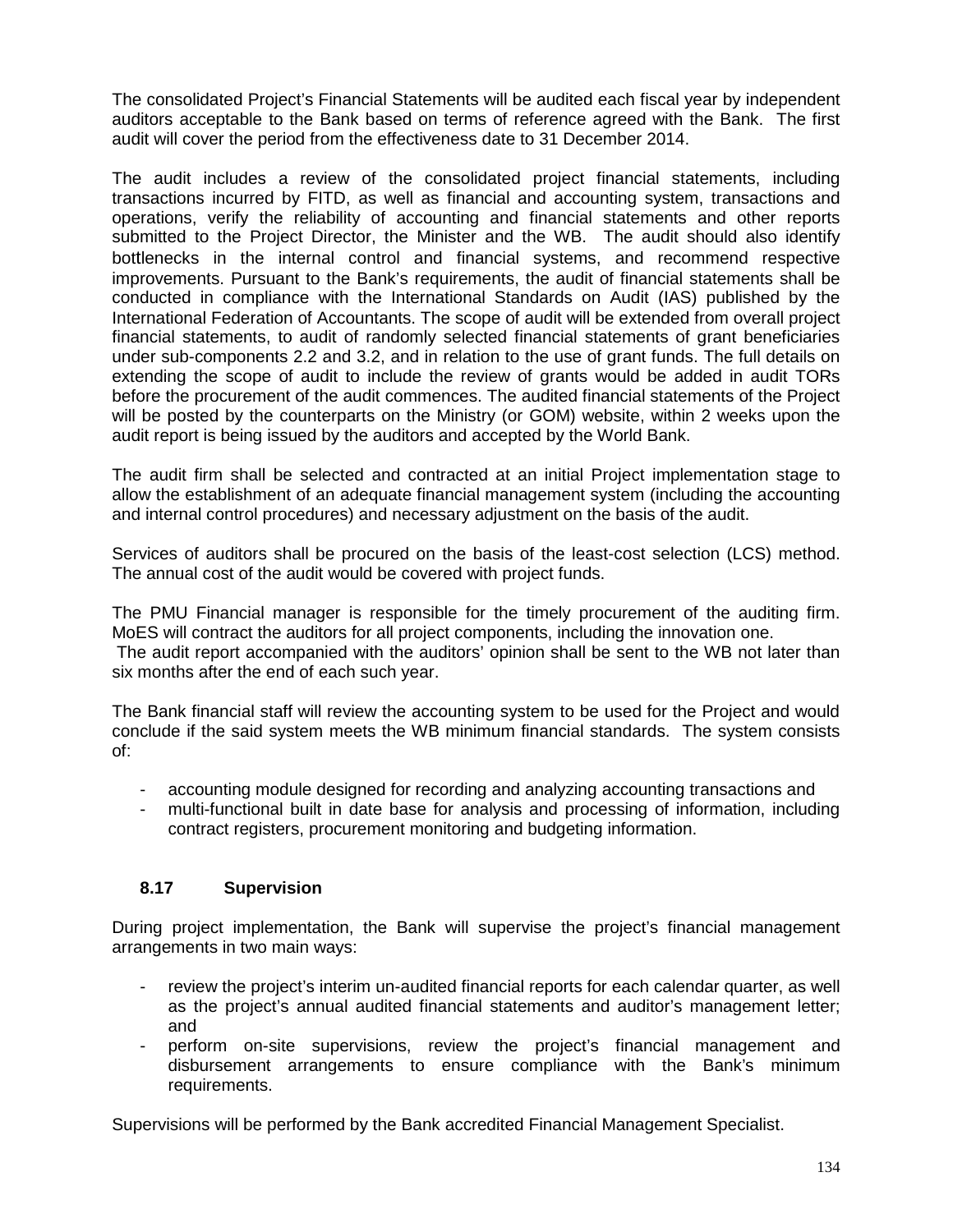The consolidated Project's Financial Statements will be audited each fiscal year by independent auditors acceptable to the Bank based on terms of reference agreed with the Bank. The first audit will cover the period from the effectiveness date to 31 December 2014.

The audit includes a review of the consolidated project financial statements, including transactions incurred by FITD, as well as financial and accounting system, transactions and operations, verify the reliability of accounting and financial statements and other reports submitted to the Project Director, the Minister and the WB. The audit should also identify bottlenecks in the internal control and financial systems, and recommend respective improvements. Pursuant to the Bank's requirements, the audit of financial statements shall be conducted in compliance with the International Standards on Audit (IAS) published by the International Federation of Accountants. The scope of audit will be extended from overall project financial statements, to audit of randomly selected financial statements of grant beneficiaries under sub-components 2.2 and 3.2, and in relation to the use of grant funds. The full details on extending the scope of audit to include the review of grants would be added in audit TORs before the procurement of the audit commences. The audited financial statements of the Project will be posted by the counterparts on the Ministry (or GOM) website, within 2 weeks upon the audit report is being issued by the auditors and accepted by the World Bank.

The audit firm shall be selected and contracted at an initial Project implementation stage to allow the establishment of an adequate financial management system (including the accounting and internal control procedures) and necessary adjustment on the basis of the audit.

Services of auditors shall be procured on the basis of the least-cost selection (LCS) method. The annual cost of the audit would be covered with project funds.

The PMU Financial manager is responsible for the timely procurement of the auditing firm. MoES will contract the auditors for all project components, including the innovation one.
The audit report accompanied with the auditors' opinion shall be sent to the WB not later than six months after the end of each such year.

The Bank financial staff will review the accounting system to be used for the Project and would conclude if the said system meets the WB minimum financial standards. The system consists of:

- accounting module designed for recording and analyzing accounting transactions and
- multi-functional built in date base for analysis and processing of information, including contract registers, procurement monitoring and budgeting information.

### 8.17 Supervision

During project implementation, the Bank will supervise the project's financial management arrangements in two main ways:

- review the project's interim un-audited financial reports for each calendar quarter, as well as the project's annual audited financial statements and auditor's management letter; and
- perform on-site supervisions, review the project's financial management and disbursement arrangements to ensure compliance with the Bank's minimum requirements.

Supervisions will be performed by the Bank accredited Financial Management Specialist.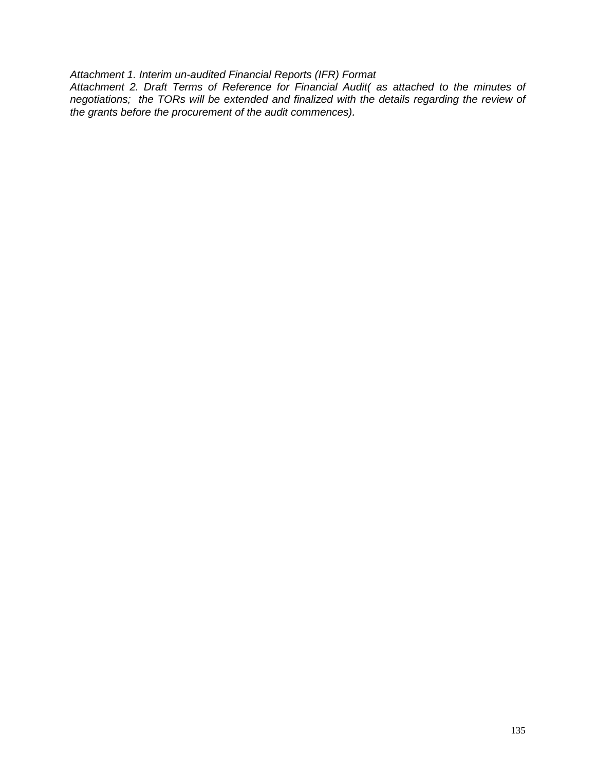*Attachment 1. Interim un-audited Financial Reports (IFR) Format*

*Attachment 2. Draft Terms of Reference for Financial Audit( as attached to the minutes of negotiations;  the TORs will be extended and finalized with the details regarding the review of the grants before the procurement of the audit commences).*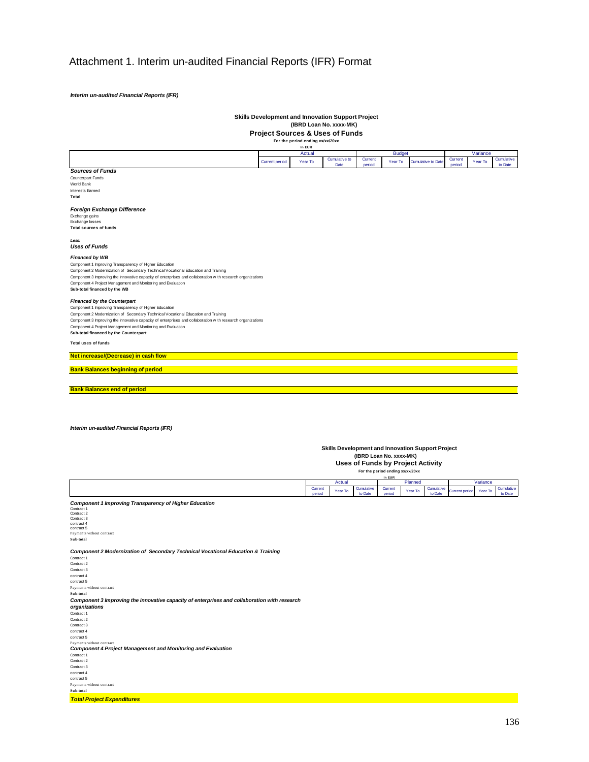# Attachment 1. Interim un-audited Financial Reports (IFR) Format

***Interim un-audited Financial Reports (IFR)***

**Skills Development and Innovation Support Project**
**(IBRD Loan No. xxxx-MK)**
**Project Sources & Uses of Funds**
**For the period ending xx/xx/20xx**
**In EUR**

| | Actual | | | Budget | | | Variance | | |
|---|---|---|---|---|---|---|---|---|---|
| | Current period | Year To | Cumulative to Date | Current period | Year To | Cumulative to Date | Current period | Year To | Cumulative to Date |
| ***Sources of Funds*** | | | | | | | | | |
| Counterpart Funds | | | | | | | | | |
| World Bank | | | | | | | | | |
| Interests Earned | | | | | | | | | |
| **Total** | | | | | | | | | |
| ***Foreign Exchange Difference*** | | | | | | | | | |
| Exchange gains | | | | | | | | | |
| Exchange losses | | | | | | | | | |
| **Total sources of funds** | | | | | | | | | |
| ***Less:*** | | | | | | | | | |
| ***Uses of Funds*** | | | | | | | | | |
| ***Financed by WB*** | | | | | | | | | |
| Component 1 Improving Transparency of Higher Education | | | | | | | | | |
| Component 2 Modernization of Secondary Technical Vocational Education and Training | | | | | | | | | |
| Component 3 Improving the innovative capacity of enterprises and collaboration with research organizations | | | | | | | | | |
| Component 4 Project Management and Monitoring and Evaluation | | | | | | | | | |
| **Sub-total financed by the WB** | | | | | | | | | |
| ***Financed by the Counterpart*** | | | | | | | | | |
| Component 1 Improving Transparency of Higher Education | | | | | | | | | |
| Component 2 Modernization of Secondary Technical Vocational Education and Training | | | | | | | | | |
| Component 3 Improving the innovative capacity of enterprises and collaboration with research organizations | | | | | | | | | |
| Component 4 Project Management and Monitoring and Evaluation | | | | | | | | | |
| **Sub-total financed by the Counterpart** | | | | | | | | | |
| **Total uses of funds** | | | | | | | | | |
| **Net increase/(Decrease) in cash flow** | | | | | | | | | |
| **Bank Balances beginning of period** | | | | | | | | | |
| **Bank Balances end of period** | | | | | | | | | |

***Interim un-audited Financial Reports (IFR)***

**Skills Development and Innovation Support Project**
**(IBRD Loan No. xxxx-MK)**
**Uses of Funds by Project Activity**
**For the period ending xx/xx/20xx**
**In EUR**

| | Actual | | | Planned | | | Variance | | |
|---|---|---|---|---|---|---|---|---|---|
| | Current period | Year To | Cumulative to Date | Current period | Year To | Cumulative to Date | Current period | Year To | Cumulative to Date |
| ***Component 1 Improving Transparency of Higher Education*** | | | | | | | | | |
| Contract 1 | | | | | | | | | |
| Contract 2 | | | | | | | | | |
| Contract 3 | | | | | | | | | |
| contract 4 | | | | | | | | | |
| contract 5 | | | | | | | | | |
| Payments without contract | | | | | | | | | |
| **Sub-total** | | | | | | | | | |
| ***Component 2 Modernization of Secondary Technical Vocational Education & Training*** | | | | | | | | | |
| Contract 1 | | | | | | | | | |
| Contract 2 | | | | | | | | | |
| Contract 3 | | | | | | | | | |
| contract 4 | | | | | | | | | |
| contract 5 | | | | | | | | | |
| Payments without contract | | | | | | | | | |
| **Sub-total** | | | | | | | | | |
| ***Component 3 Improving the innovative capacity of enterprises and collaboration with research organizations*** | | | | | | | | | |
| Contract 1 | | | | | | | | | |
| Contract 2 | | | | | | | | | |
| Contract 3 | | | | | | | | | |
| contract 4 | | | | | | | | | |
| contract 5 | | | | | | | | | |
| Payments without contract | | | | | | | | | |
| ***Component 4 Project Management and Monitoring and Evaluation*** | | | | | | | | | |
| Contract 1 | | | | | | | | | |
| Contract 2 | | | | | | | | | |
| Contract 3 | | | | | | | | | |
| contract 4 | | | | | | | | | |
| contract 5 | | | | | | | | | |
| Payments without contract | | | | | | | | | |
| **Sub-total** | | | | | | | | | |
| ***Total Project Expenditures*** | | | | | | | | | |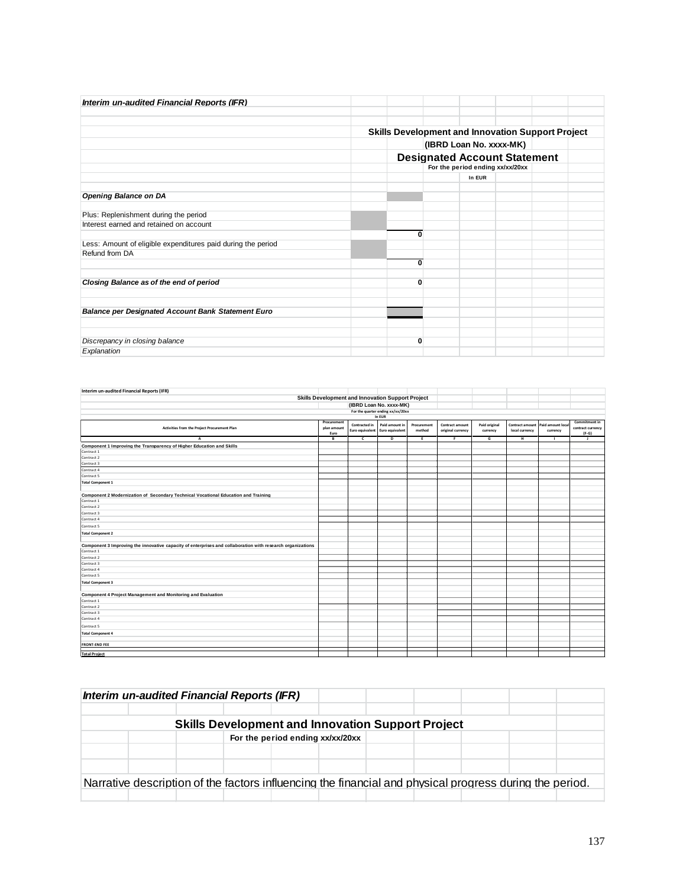***Interim un-audited Financial Reports (IFR)***

**Skills Development and Innovation Support Project**

**(IBRD Loan No. xxxx-MK)**

**Designated Account Statement**

**For the period ending xx/xx/20xx**

**In EUR**

| | | |
|---|---|---|
| ***Opening Balance on DA*** | | |
| | | |
| Plus: Replenishment during the period | | |
| Interest earned and retained on account | | |
| | | 0 |
| Less: Amount of eligible expenditures paid during the period | | |
| Refund from DA | | |
| | | 0 |
| | | |
| ***Closing Balance as of the end of period*** | | 0 |
| | | |
| ***Balance per Designated Account Bank Statement Euro*** | | |
| | | |
| *Discrepancy in closing balance* | | 0 |
| *Explanation* | | |

**Interim un-audited Financial Reports (IFR)**

**Skills Development and Innovation Support Project**

**(IBRD Loan No. xxxx-MK)**

**For the quarter ending xx/xx/20xx**

**In EUR**

| Activities from the Project Procurement Plan | Procurement plan amount Euro | Contracted in Euro equivalent | Paid amount in Euro equivalent | Procurement method | Contract amount original currency | Paid original currency | Contract amount local currency | Paid amount local currency | Commitment in contract currency (F-G) |
|---|---|---|---|---|---|---|---|---|---|
| A | B | C | D | E | F | G | H | I | J |
| **Component 1 Improving the Transparency of Higher Education and Skills** | | | | | | | | | |
| Contract 1 | | | | | | | | | |
| Contract 2 | | | | | | | | | |
| Contract 3 | | | | | | | | | |
| Contract 4 | | | | | | | | | |
| Contract 5 | | | | | | | | | |
| **Total Component 1** | | | | | | | | | |
| **Component 2 Modernization of Secondary Technical Vocational Education and Training** | | | | | | | | | |
| Contract 1 | | | | | | | | | |
| Contract 2 | | | | | | | | | |
| Contract 3 | | | | | | | | | |
| Contract 4 | | | | | | | | | |
| Contract 5 | | | | | | | | | |
| **Total Component 2** | | | | | | | | | |
| **Component 3 Improving the innovative capacity of enterprises and collaboration with research organizations** | | | | | | | | | |
| Contract 1 | | | | | | | | | |
| Contract 2 | | | | | | | | | |
| Contract 3 | | | | | | | | | |
| Contract 4 | | | | | | | | | |
| Contract 5 | | | | | | | | | |
| **Total Component 3** | | | | | | | | | |
| **Component 4 Project Management and Monitoring and Evaluation** | | | | | | | | | |
| Contract 1 | | | | | | | | | |
| Contract 2 | | | | | | | | | |
| Contract 3 | | | | | | | | | |
| Contract 4 | | | | | | | | | |
| Contract 5 | | | | | | | | | |
| **Total Component 4** | | | | | | | | | |
| **FRONT-END FEE** | | | | | | | | | |
| **Total Project** | | | | | | | | | |

***Interim un-audited Financial Reports (IFR)***

**Skills Development and Innovation Support Project**

**For the period ending xx/xx/20xx**

Narrative description of the factors influencing the financial and physical progress during the period.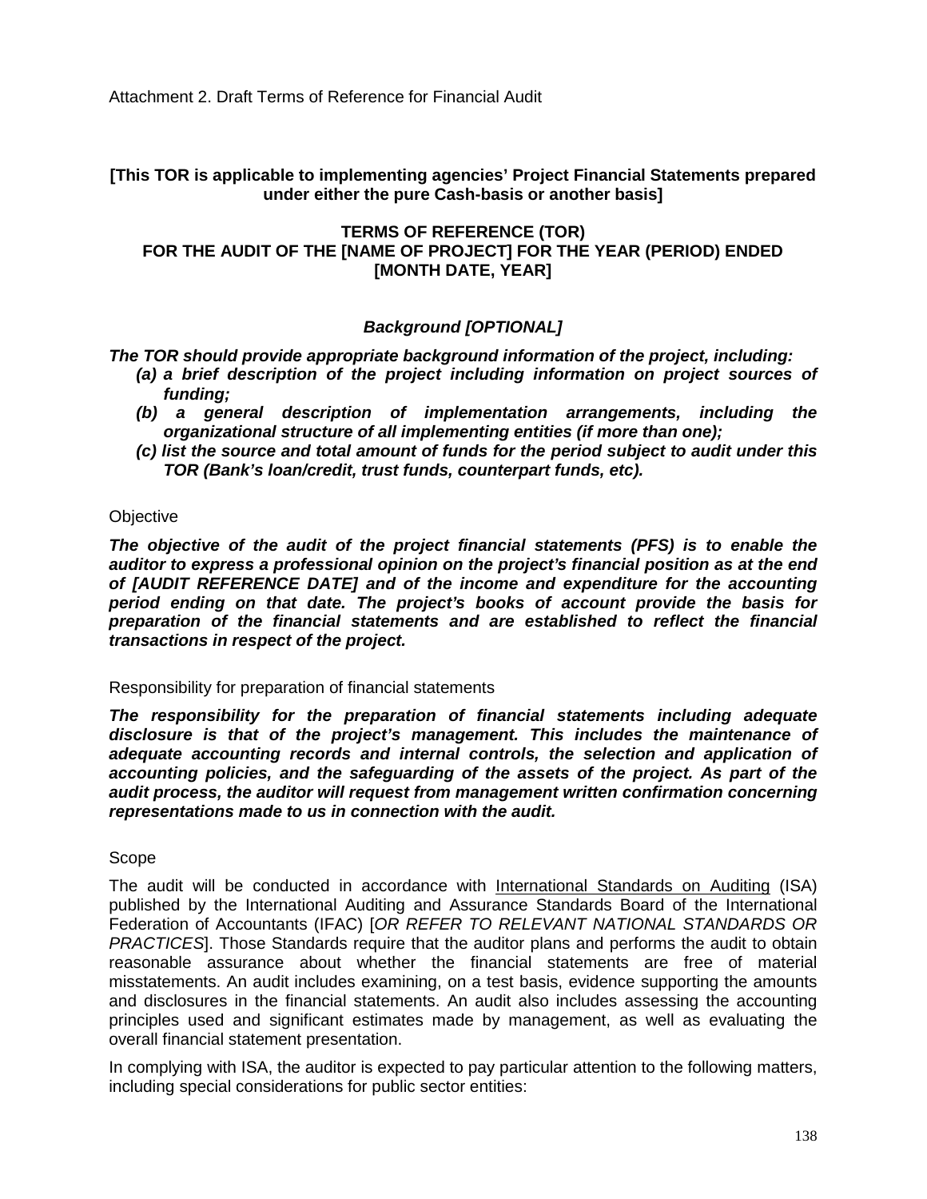Attachment 2. Draft Terms of Reference for Financial Audit

**[This TOR is applicable to implementing agencies' Project Financial Statements prepared under either the pure Cash-basis or another basis]**

**TERMS OF REFERENCE (TOR)**
**FOR THE AUDIT OF THE [NAME OF PROJECT] FOR THE YEAR (PERIOD) ENDED [MONTH DATE, YEAR]**

***Background [OPTIONAL]***

***The TOR should provide appropriate background information of the project, including:***

- ***(a) a brief description of the project including information on project sources of funding;***
- ***(b) a general description of implementation arrangements, including the organizational structure of all implementing entities (if more than one);***
- ***(c) list the source and total amount of funds for the period subject to audit under this TOR (Bank's loan/credit, trust funds, counterpart funds, etc).***

Objective

***The objective of the audit of the project financial statements (PFS) is to enable the auditor to express a professional opinion on the project's financial position as at the end of [AUDIT REFERENCE DATE] and of the income and expenditure for the accounting period ending on that date. The project's books of account provide the basis for preparation of the financial statements and are established to reflect the financial transactions in respect of the project.***

Responsibility for preparation of financial statements

***The responsibility for the preparation of financial statements including adequate disclosure is that of the project's management. This includes the maintenance of adequate accounting records and internal controls, the selection and application of accounting policies, and the safeguarding of the assets of the project. As part of the audit process, the auditor will request from management written confirmation concerning representations made to us in connection with the audit.***

Scope

The audit will be conducted in accordance with International Standards on Auditing (ISA) published by the International Auditing and Assurance Standards Board of the International Federation of Accountants (IFAC) [*OR REFER TO RELEVANT NATIONAL STANDARDS OR PRACTICES*]. Those Standards require that the auditor plans and performs the audit to obtain reasonable assurance about whether the financial statements are free of material misstatements. An audit includes examining, on a test basis, evidence supporting the amounts and disclosures in the financial statements. An audit also includes assessing the accounting principles used and significant estimates made by management, as well as evaluating the overall financial statement presentation.

In complying with ISA, the auditor is expected to pay particular attention to the following matters, including special considerations for public sector entities: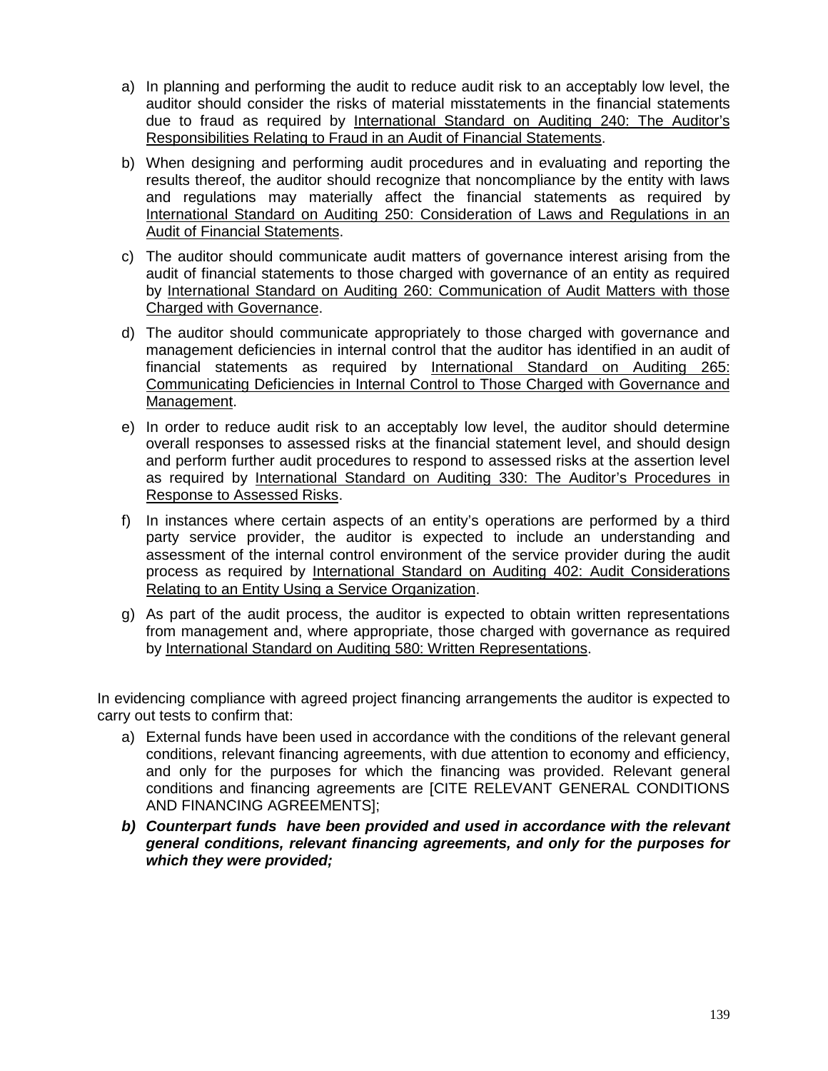a) In planning and performing the audit to reduce audit risk to an acceptably low level, the auditor should consider the risks of material misstatements in the financial statements due to fraud as required by International Standard on Auditing 240: The Auditor's Responsibilities Relating to Fraud in an Audit of Financial Statements.

b) When designing and performing audit procedures and in evaluating and reporting the results thereof, the auditor should recognize that noncompliance by the entity with laws and regulations may materially affect the financial statements as required by International Standard on Auditing 250: Consideration of Laws and Regulations in an Audit of Financial Statements.

c) The auditor should communicate audit matters of governance interest arising from the audit of financial statements to those charged with governance of an entity as required by International Standard on Auditing 260: Communication of Audit Matters with those Charged with Governance.

d) The auditor should communicate appropriately to those charged with governance and management deficiencies in internal control that the auditor has identified in an audit of financial statements as required by International Standard on Auditing 265: Communicating Deficiencies in Internal Control to Those Charged with Governance and Management.

e) In order to reduce audit risk to an acceptably low level, the auditor should determine overall responses to assessed risks at the financial statement level, and should design and perform further audit procedures to respond to assessed risks at the assertion level as required by International Standard on Auditing 330: The Auditor's Procedures in Response to Assessed Risks.

f) In instances where certain aspects of an entity's operations are performed by a third party service provider, the auditor is expected to include an understanding and assessment of the internal control environment of the service provider during the audit process as required by International Standard on Auditing 402: Audit Considerations Relating to an Entity Using a Service Organization.

g) As part of the audit process, the auditor is expected to obtain written representations from management and, where appropriate, those charged with governance as required by International Standard on Auditing 580: Written Representations.

In evidencing compliance with agreed project financing arrangements the auditor is expected to carry out tests to confirm that:

a) External funds have been used in accordance with the conditions of the relevant general conditions, relevant financing agreements, with due attention to economy and efficiency, and only for the purposes for which the financing was provided. Relevant general conditions and financing agreements are [CITE RELEVANT GENERAL CONDITIONS AND FINANCING AGREEMENTS];

***b) Counterpart funds have been provided and used in accordance with the relevant general conditions, relevant financing agreements, and only for the purposes for which they were provided;***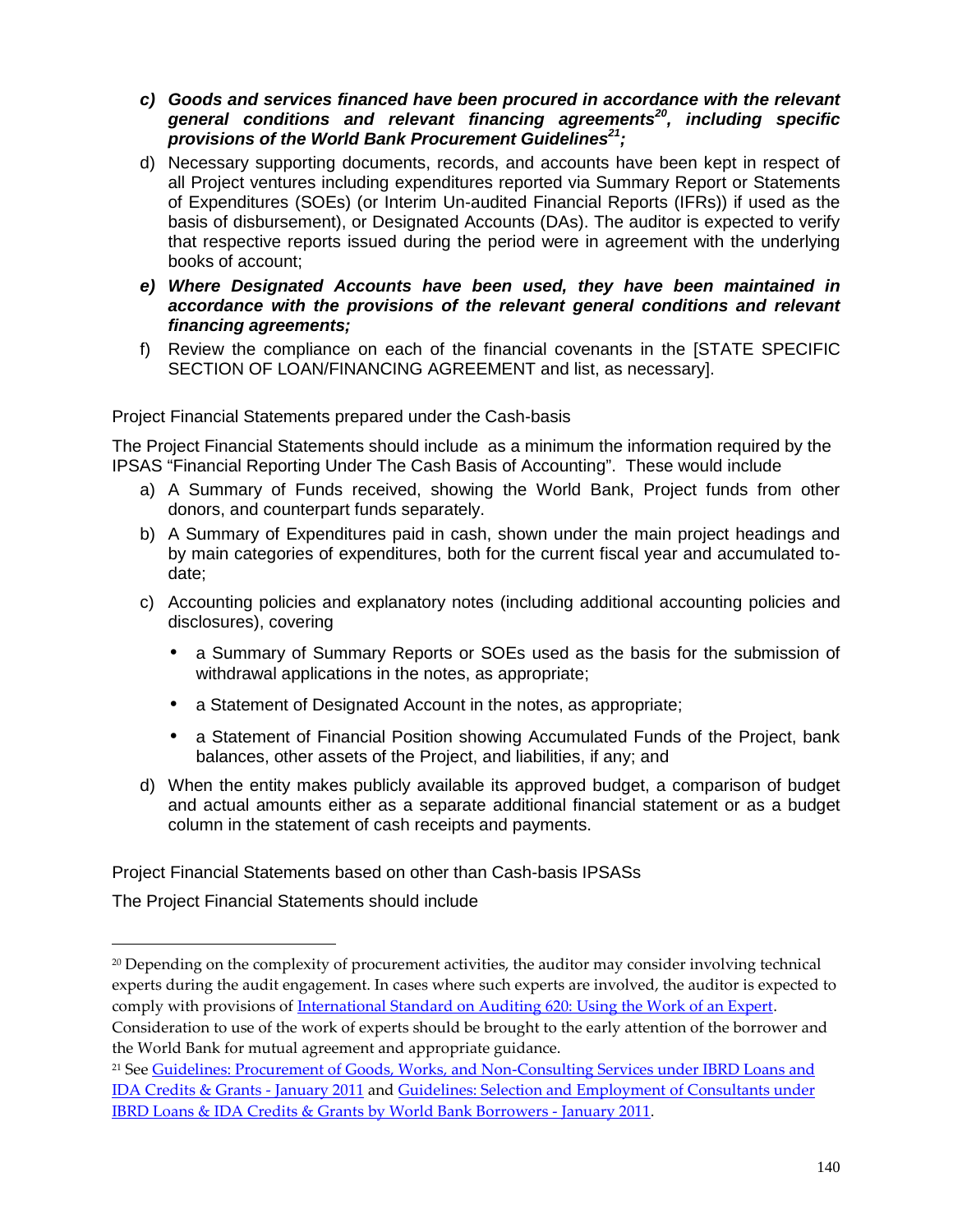***c) Goods and services financed have been procured in accordance with the relevant general conditions and relevant financing agreements[20], including specific provisions of the World Bank Procurement Guidelines[21];***

d) Necessary supporting documents, records, and accounts have been kept in respect of all Project ventures including expenditures reported via Summary Report or Statements of Expenditures (SOEs) (or Interim Un-audited Financial Reports (IFRs)) if used as the basis of disbursement), or Designated Accounts (DAs). The auditor is expected to verify that respective reports issued during the period were in agreement with the underlying books of account;

***e) Where Designated Accounts have been used, they have been maintained in accordance with the provisions of the relevant general conditions and relevant financing agreements;***

f) Review the compliance on each of the financial covenants in the [STATE SPECIFIC SECTION OF LOAN/FINANCING AGREEMENT and list, as necessary].

Project Financial Statements prepared under the Cash-basis

The Project Financial Statements should include as a minimum the information required by the IPSAS "Financial Reporting Under The Cash Basis of Accounting". These would include

a) A Summary of Funds received, showing the World Bank, Project funds from other donors, and counterpart funds separately.

b) A Summary of Expenditures paid in cash, shown under the main project headings and by main categories of expenditures, both for the current fiscal year and accumulated to-date;

c) Accounting policies and explanatory notes (including additional accounting policies and disclosures), covering
   - a Summary of Summary Reports or SOEs used as the basis for the submission of withdrawal applications in the notes, as appropriate;
   - a Statement of Designated Account in the notes, as appropriate;
   - a Statement of Financial Position showing Accumulated Funds of the Project, bank balances, other assets of the Project, and liabilities, if any; and

d) When the entity makes publicly available its approved budget, a comparison of budget and actual amounts either as a separate additional financial statement or as a budget column in the statement of cash receipts and payments.

Project Financial Statements based on other than Cash-basis IPSASs

The Project Financial Statements should include

---

[20] Depending on the complexity of procurement activities, the auditor may consider involving technical experts during the audit engagement. In cases where such experts are involved, the auditor is expected to comply with provisions of International Standard on Auditing 620: Using the Work of an Expert. Consideration to use of the work of experts should be brought to the early attention of the borrower and the World Bank for mutual agreement and appropriate guidance.

[21] See Guidelines: Procurement of Goods, Works, and Non-Consulting Services under IBRD Loans and IDA Credits & Grants - January 2011 and Guidelines: Selection and Employment of Consultants under IBRD Loans & IDA Credits & Grants by World Bank Borrowers - January 2011.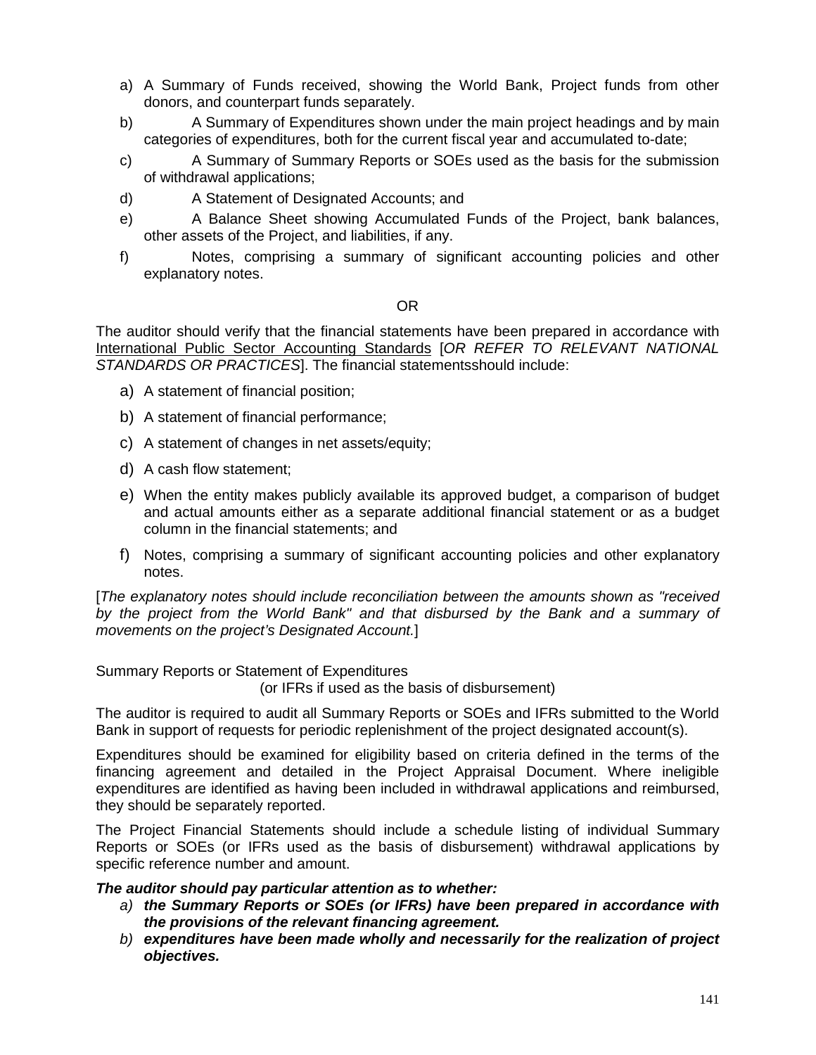a) A Summary of Funds received, showing the World Bank, Project funds from other donors, and counterpart funds separately.
b) A Summary of Expenditures shown under the main project headings and by main categories of expenditures, both for the current fiscal year and accumulated to-date;
c) A Summary of Summary Reports or SOEs used as the basis for the submission of withdrawal applications;
d) A Statement of Designated Accounts; and
e) A Balance Sheet showing Accumulated Funds of the Project, bank balances, other assets of the Project, and liabilities, if any.
f) Notes, comprising a summary of significant accounting policies and other explanatory notes.

OR

The auditor should verify that the financial statements have been prepared in accordance with International Public Sector Accounting Standards [*OR REFER TO RELEVANT NATIONAL STANDARDS OR PRACTICES*]. The financial statementsshould include:

a) A statement of financial position;
b) A statement of financial performance;
c) A statement of changes in net assets/equity;
d) A cash flow statement;
e) When the entity makes publicly available its approved budget, a comparison of budget and actual amounts either as a separate additional financial statement or as a budget column in the financial statements; and
f) Notes, comprising a summary of significant accounting policies and other explanatory notes.

[*The explanatory notes should include reconciliation between the amounts shown as "received by the project from the World Bank" and that disbursed by the Bank and a summary of movements on the project's Designated Account.*]

Summary Reports or Statement of Expenditures
(or IFRs if used as the basis of disbursement)

The auditor is required to audit all Summary Reports or SOEs and IFRs submitted to the World Bank in support of requests for periodic replenishment of the project designated account(s).

Expenditures should be examined for eligibility based on criteria defined in the terms of the financing agreement and detailed in the Project Appraisal Document. Where ineligible expenditures are identified as having been included in withdrawal applications and reimbursed, they should be separately reported.

The Project Financial Statements should include a schedule listing of individual Summary Reports or SOEs (or IFRs used as the basis of disbursement) withdrawal applications by specific reference number and amount.

***The auditor should pay particular attention as to whether:***

*a)* ***the Summary Reports or SOEs (or IFRs) have been prepared in accordance with the provisions of the relevant financing agreement.***
*b)* ***expenditures have been made wholly and necessarily for the realization of project objectives.***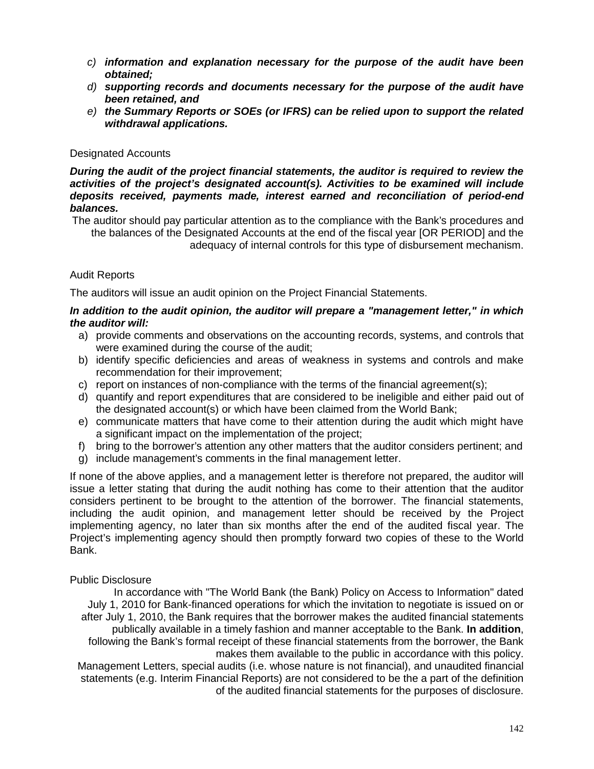c) ***information and explanation necessary for the purpose of the audit have been obtained;***
d) ***supporting records and documents necessary for the purpose of the audit have been retained, and***
e) ***the Summary Reports or SOEs (or IFRS) can be relied upon to support the related withdrawal applications.***

Designated Accounts

***During the audit of the project financial statements, the auditor is required to review the activities of the project's designated account(s). Activities to be examined will include deposits received, payments made, interest earned and reconciliation of period-end balances.***

The auditor should pay particular attention as to the compliance with the Bank's procedures and the balances of the Designated Accounts at the end of the fiscal year [OR PERIOD] and the adequacy of internal controls for this type of disbursement mechanism.

Audit Reports

The auditors will issue an audit opinion on the Project Financial Statements.

***In addition to the audit opinion, the auditor will prepare a "management letter," in which the auditor will:***

a) provide comments and observations on the accounting records, systems, and controls that were examined during the course of the audit;
b) identify specific deficiencies and areas of weakness in systems and controls and make recommendation for their improvement;
c) report on instances of non-compliance with the terms of the financial agreement(s);
d) quantify and report expenditures that are considered to be ineligible and either paid out of the designated account(s) or which have been claimed from the World Bank;
e) communicate matters that have come to their attention during the audit which might have a significant impact on the implementation of the project;
f) bring to the borrower's attention any other matters that the auditor considers pertinent; and
g) include management's comments in the final management letter.

If none of the above applies, and a management letter is therefore not prepared, the auditor will issue a letter stating that during the audit nothing has come to their attention that the auditor considers pertinent to be brought to the attention of the borrower. The financial statements, including the audit opinion, and management letter should be received by the Project implementing agency, no later than six months after the end of the audited fiscal year. The Project's implementing agency should then promptly forward two copies of these to the World Bank.

Public Disclosure

In accordance with "The World Bank (the Bank) Policy on Access to Information" dated July 1, 2010 for Bank-financed operations for which the invitation to negotiate is issued on or after July 1, 2010, the Bank requires that the borrower makes the audited financial statements publically available in a timely fashion and manner acceptable to the Bank. **In addition**, following the Bank's formal receipt of these financial statements from the borrower, the Bank makes them available to the public in accordance with this policy.

Management Letters, special audits (i.e. whose nature is not financial), and unaudited financial statements (e.g. Interim Financial Reports) are not considered to be the a part of the definition of the audited financial statements for the purposes of disclosure.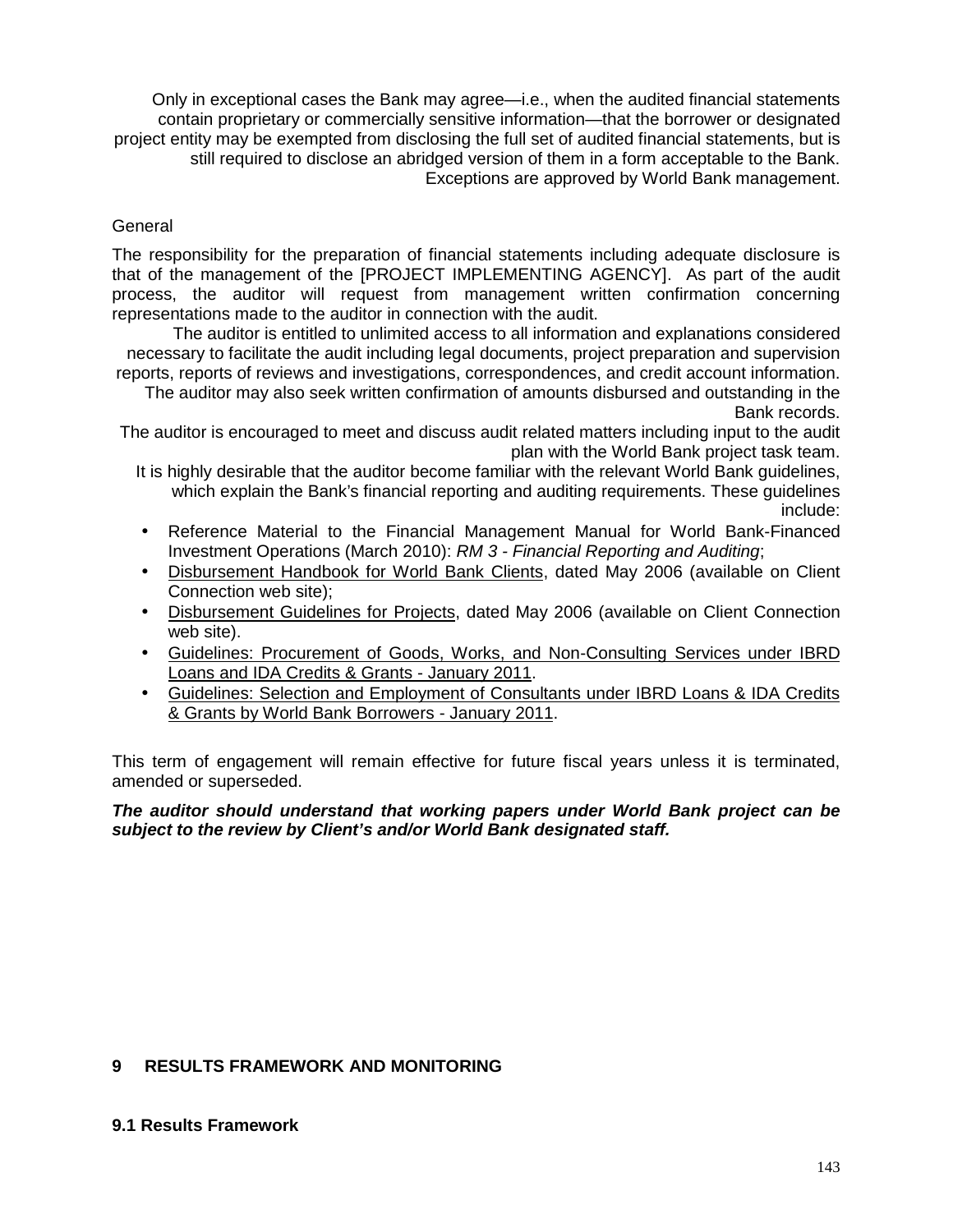Only in exceptional cases the Bank may agree—i.e., when the audited financial statements contain proprietary or commercially sensitive information—that the borrower or designated project entity may be exempted from disclosing the full set of audited financial statements, but is still required to disclose an abridged version of them in a form acceptable to the Bank. Exceptions are approved by World Bank management.

General

The responsibility for the preparation of financial statements including adequate disclosure is that of the management of the [PROJECT IMPLEMENTING AGENCY]. As part of the audit process, the auditor will request from management written confirmation concerning representations made to the auditor in connection with the audit.

The auditor is entitled to unlimited access to all information and explanations considered necessary to facilitate the audit including legal documents, project preparation and supervision reports, reports of reviews and investigations, correspondences, and credit account information. The auditor may also seek written confirmation of amounts disbursed and outstanding in the Bank records.

The auditor is encouraged to meet and discuss audit related matters including input to the audit plan with the World Bank project task team.

It is highly desirable that the auditor become familiar with the relevant World Bank guidelines, which explain the Bank's financial reporting and auditing requirements. These guidelines include:

- Reference Material to the Financial Management Manual for World Bank-Financed Investment Operations (March 2010): *RM 3 - Financial Reporting and Auditing*;
- Disbursement Handbook for World Bank Clients, dated May 2006 (available on Client Connection web site);
- Disbursement Guidelines for Projects, dated May 2006 (available on Client Connection web site).
- Guidelines: Procurement of Goods, Works, and Non-Consulting Services under IBRD Loans and IDA Credits & Grants - January 2011.
- Guidelines: Selection and Employment of Consultants under IBRD Loans & IDA Credits & Grants by World Bank Borrowers - January 2011.

This term of engagement will remain effective for future fiscal years unless it is terminated, amended or superseded.

***The auditor should understand that working papers under World Bank project can be subject to the review by Client's and/or World Bank designated staff.***

## 9 RESULTS FRAMEWORK AND MONITORING

### 9.1 Results Framework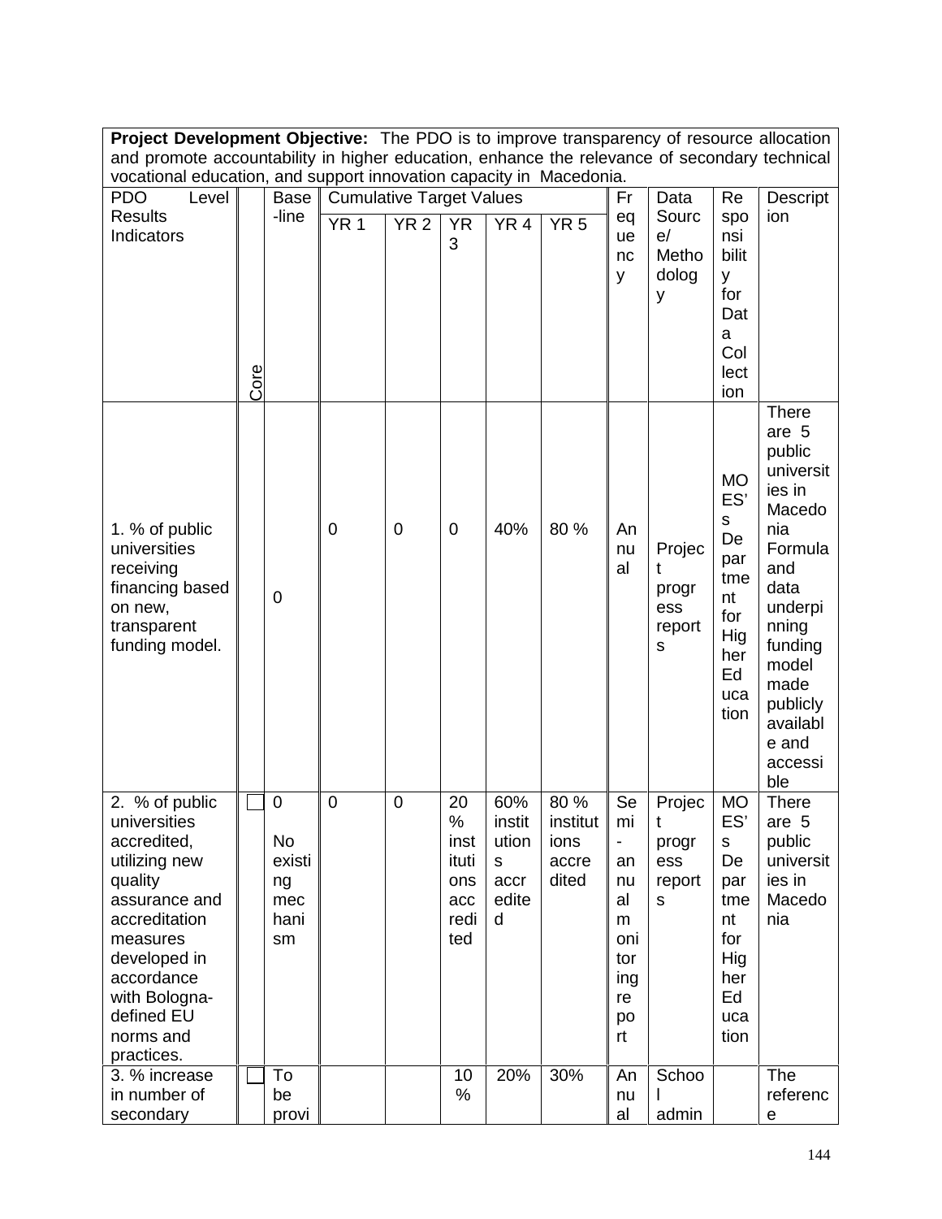| **Project Development Objective:** The PDO is to improve transparency of resource allocation and promote accountability in higher education, enhance the relevance of secondary technical vocational education, and support innovation capacity in Macedonia. | | | | | | | | | | | |
|---|---|---|---|---|---|---|---|---|---|---|---|
| PDO Level Results Indicators | Core | Base-line | Cumulative Target Values | | | | | Frequency | Data Source/ Methodology | Responsibility for Data Collection | Description |
| | | | YR 1 | YR 2 | YR 3 | YR 4 | YR 5 | | | | |
| 1. % of public universities receiving financing based on new, transparent funding model. | | 0 | 0 | 0 | 0 | 40% | 80 % | Annual | Project progress reports | MOES' s Department for Higher Education | There are 5 public universities in Macedonia Formula and data underpinning funding model made publicly available and accessible |
| 2. % of public universities accredited, utilizing new quality assurance and accreditation measures developed in accordance with Bologna-defined EU norms and practices. | ☐ | 0<br><br>No existing mechanism | 0 | 0 | 20 % institutions accredited | 60% institutions accredited | 80 % institutions accredited | Semi-annual monitoring report | Project progress reports | MOES' s Department for Higher Education | There are 5 public universities in Macedonia |
| 3. % increase in number of secondary | ☐ | To be provi | | | 10 % | 20% | 30% | Annual | School admin | | The reference |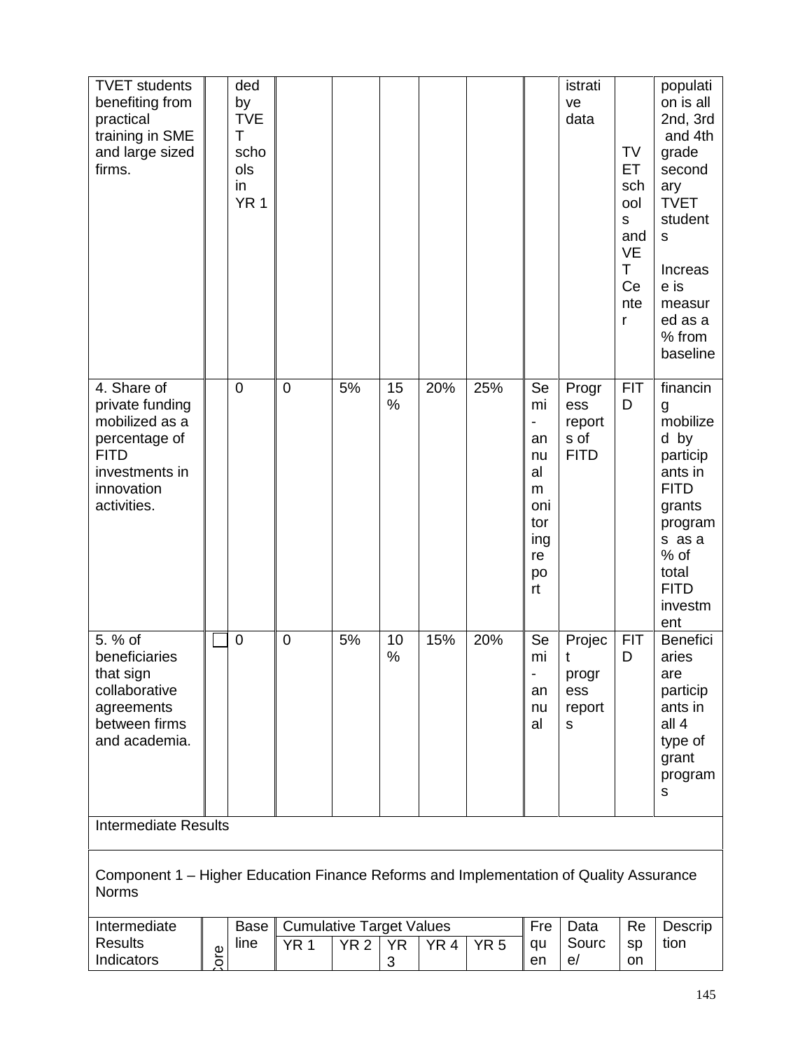| TVET students benefiting from practical training in SME and large sized firms. | | ded by TVET schools in YR 1 | | | | | | | istrative data | TVET schools and VET Center | population is all 2nd, 3rd and 4th grade secondary TVET students<br><br>Increase is measured as a % from baseline |
|---|---|---|---|---|---|---|---|---|---|---|---|
| 4. Share of private funding mobilized as a percentage of FITD investments in innovation activities. | | 0 | 0 | 5% | 15% | 20% | 25% | Semi-annual monitoring report | Progress reports of FITD | FITD | financing mobilized by participants in FITD grants programs as a % of total FITD investment |
| 5. % of beneficiaries that sign collaborative agreements between firms and academia. | ☐ | 0 | 0 | 5% | 10% | 15% | 20% | Semi-annual | Project progress reports | FITD | Beneficiaries are participants in all 4 type of grant programs |
| Intermediate Results | | | | | | | | | | | |
| Component 1 – Higher Education Finance Reforms and Implementation of Quality Assurance Norms | | | | | | | | | | | |
| Intermediate Results Indicators | Core | Baseline | Cumulative Target Values | | | | | Frequen | Data Source/ | Respon | Description |
| | | | YR 1 | YR 2 | YR 3 | YR 4 | YR 5 | | | | |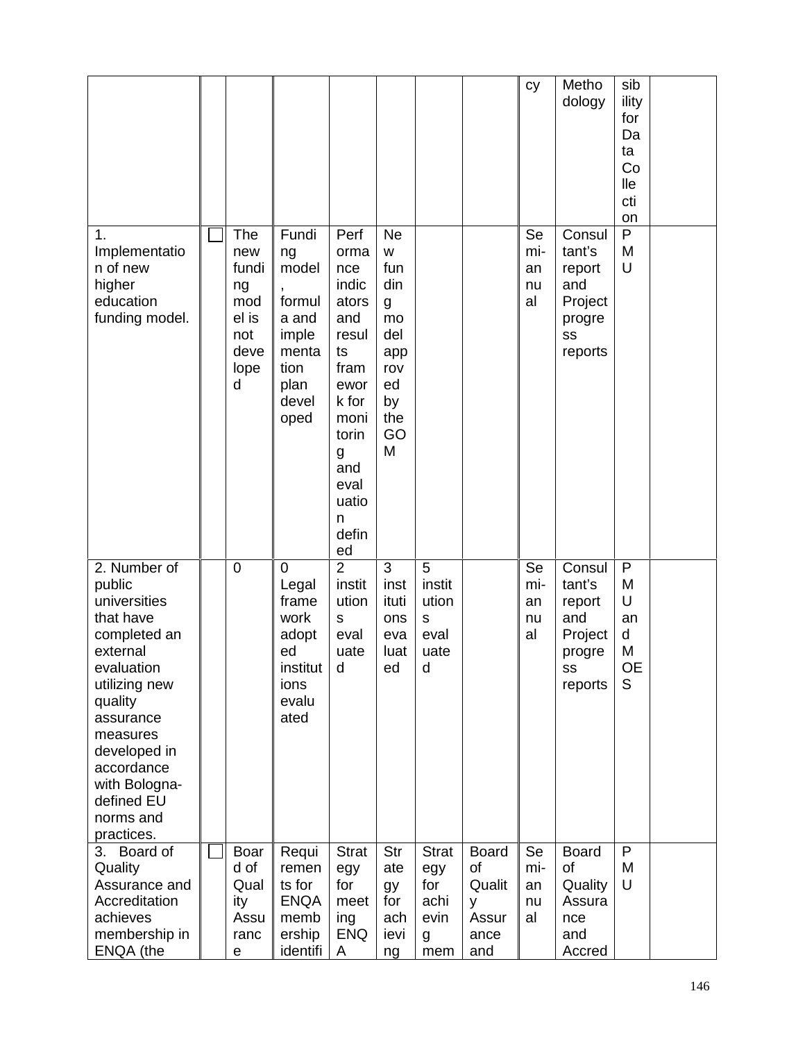| | | | | | | | | cy | Methodology | sibility for Data Collection | |
|---|---|---|---|---|---|---|---|---|---|---|---|
| 1. Implementation of new higher education funding model. | ☐ | The new funding model is not developed | Funding model, formula and implementation plan developed | Performance indicators and results framework for monitoring and evaluation defined | New funding model approved by the GOM | | | Semi-annual | Consultant's report and Project progress reports | PMU | |
| 2. Number of public universities that have completed an external evaluation utilizing new quality assurance measures developed in accordance with Bologna-defined EU norms and practices. | | 0 | 0 Legal framework adopted institutions evaluated | 2 institutions evaluated | 3 institutions evaluated | 5 institutions evaluated | | Semi-annual | Consultant's report and Project progress reports | PMU and MOES | |
| 3. Board of Quality Assurance and Accreditation achieves membership in ENQA (the | ☐ | Board of Quality Assurance | Requirements for ENQA membership identifi | Strategy for meeting ENQA | Strategy for achieving | Strategy for achieving mem | Board of Quality Assurance and | Semi-annual | Board of Quality Assurance and Accred | PMU | |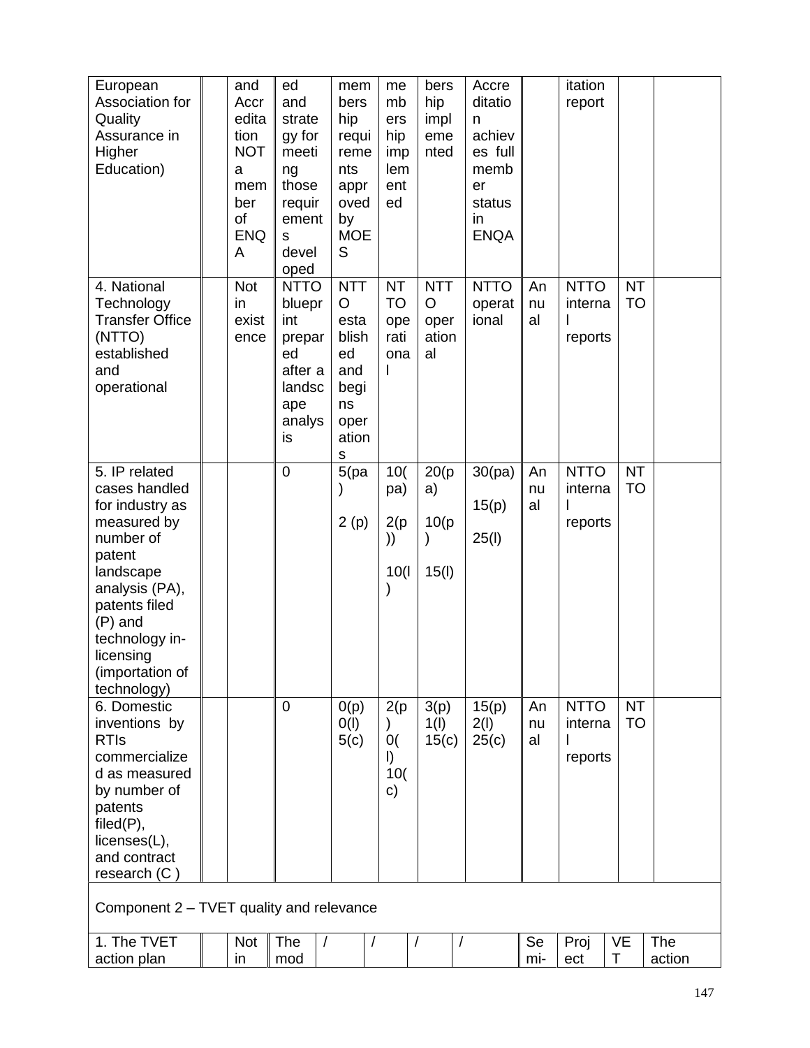| | | | | | | | | | | | | |
|---|---|---|---|---|---|---|---|---|---|---|---|---|
| European Association for Quality Assurance in Higher Education) | | and Accreditation NOT a member of ENQA | ed and strategy for meeting those requirements developed | membership requirements approved by MOES | membership implemented | bership implemented | Accreditation achieves full member status in ENQA | | itation report | | | |
| 4. National Technology Transfer Office (NTTO) established and operational | | Not in existence | NTTO blueprint prepared after a landscape analysis | NTTO established and begins operations | NTTO operational | NTTO operational | NTTO operational | Annual | NTTO internal reports | NTTO | | |
| 5. IP related cases handled for industry as measured by number of patent landscape analysis (PA), patents filed (P) and technology in-licensing (importation of technology) | | | 0 | 5(pa) 2 (p) | 10(pa) 2(p)) 10(l) | 20(pa) 10(p) 15(l) | 30(pa) 15(p) 25(l) | Annual | NTTO internal reports | NTTO | | |
| 6. Domestic inventions by RTIs commercialized as measured by number of patents filed(P), licenses(L), and contract research (C ) | | | 0 | 0(p) 0(l) 5(c) | 2(p) 0(l) 10(c) | 3(p) 1(l) 15(c) | 15(p) 2(l) 25(c) | Annual | NTTO internal reports | NTTO | | |
| Component 2 – TVET quality and relevance | | | | | | | | | | | | |
| 1. The TVET action plan | | Not in | The mod | / | / | / | / | | Semi- | Project | VET | The action |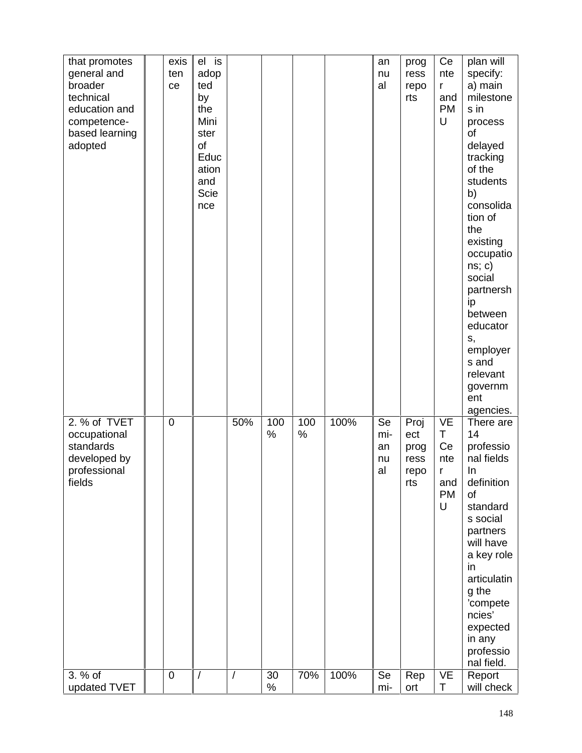| that promotes general and broader technical education and competence-based learning adopted | | existence | el is adopted by the Minister of Education and Science | | | | | annual | progress reports | Center and PMU | plan will specify: a) main milestones in process of delayed tracking of the students b) consolidation of the existing occupations; c) social partnership between educators, employers and relevant government agencies. |
|---|---|---|---|---|---|---|---|---|---|---|---|
| 2. % of TVET occupational standards developed by professional fields | | 0 | | 50% | 100% | 100% | 100% | Semi-annual | Project progress reports | VET Center and PMU | There are 14 professional fields In definition of standards social partners will have a key role in articulating the 'competencies' expected in any professional field. |
| 3. % of updated TVET | | 0 | / | / | 30% | 70% | 100% | Semi- | Report | VET | Report will check |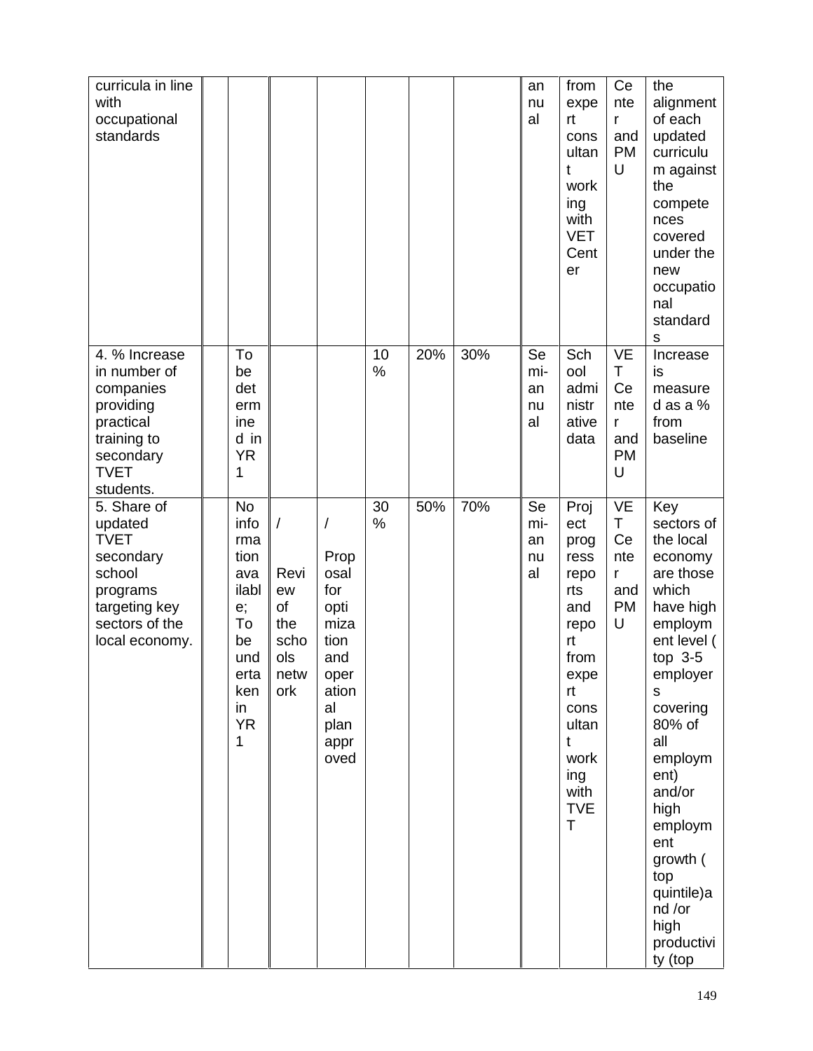| | | | | | | | | | | | |
|---|---|---|---|---|---|---|---|---|---|---|---|
| curricula in line with occupational standards | | | | | | | | annual | from expert consultant working with VET Center | Center and PMU | the alignment of each updated curriculum against the competences covered under the new occupational standards |
| 4. % Increase in number of companies providing practical training to secondary TVET students. | | To be determined in YR 1 | | | 10% | 20% | 30% | Semi-annual | School administrative data | VET Center and PMU | Increase is measured as a % from baseline |
| 5. Share of updated TVET secondary school programs targeting key sectors of the local economy. | | No information available; To be undertaken in YR 1 | / Review of the schools network | / Proposal for optimization and operational plan approved | 30% | 50% | 70% | Semi-annual | Project progress reports and report from expert consultant working with TVET | VET Center and PMU | Key sectors of the local economy are those which have high employment level ( top 3-5 employers covering 80% of all employment) and/or high employment growth ( top quintile)and /or high productivity (top |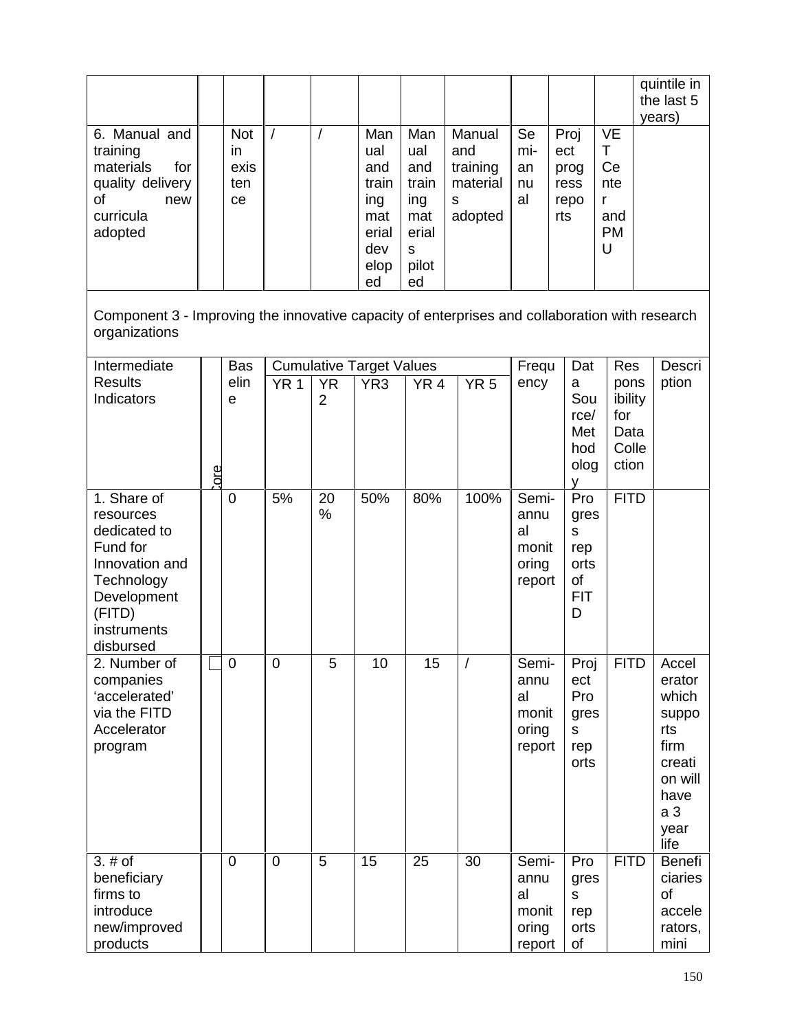| | | | | | | | | | | | quintile in the last 5 years) |
|---|---|---|---|---|---|---|---|---|---|---|---|
| 6. Manual and training materials for quality delivery of new curricula adopted | | Not in existence | / | / | Manual and training material developed | Manual and training materials piloted | Manual and training materials adopted | Semi-annual | Project progress reports | VET Center and PMU | |

Component 3 - Improving the innovative capacity of enterprises and collaboration with research organizations

| Intermediate Results Indicators | Core | Baseline | Cumulative Target Values | | | | | Frequency | Data Source/ Methodology | Responsibility for Data Collection | Description |
|---|---|---|---|---|---|---|---|---|---|---|---|
| | | | YR 1 | YR 2 | YR3 | YR 4 | YR 5 | | | | |
| 1. Share of resources dedicated to Fund for Innovation and Technology Development (FITD) instruments disbursed | | 0 | 5% | 20% | 50% | 80% | 100% | Semi-annual monitoring report | Progress reports of FITD | FITD | |
| 2. Number of companies 'accelerated' via the FITD Accelerator program | ☐ | 0 | 0 | 5 | 10 | 15 | / | Semi-annual monitoring report | Project Progress reports | FITD | Accelerator which supports firm creation will have a 3 year life |
| 3. # of beneficiary firms to introduce new/improved products | | 0 | 0 | 5 | 15 | 25 | 30 | Semi-annual monitoring report | Progress reports of | FITD | Beneficiaries of accelerators, mini |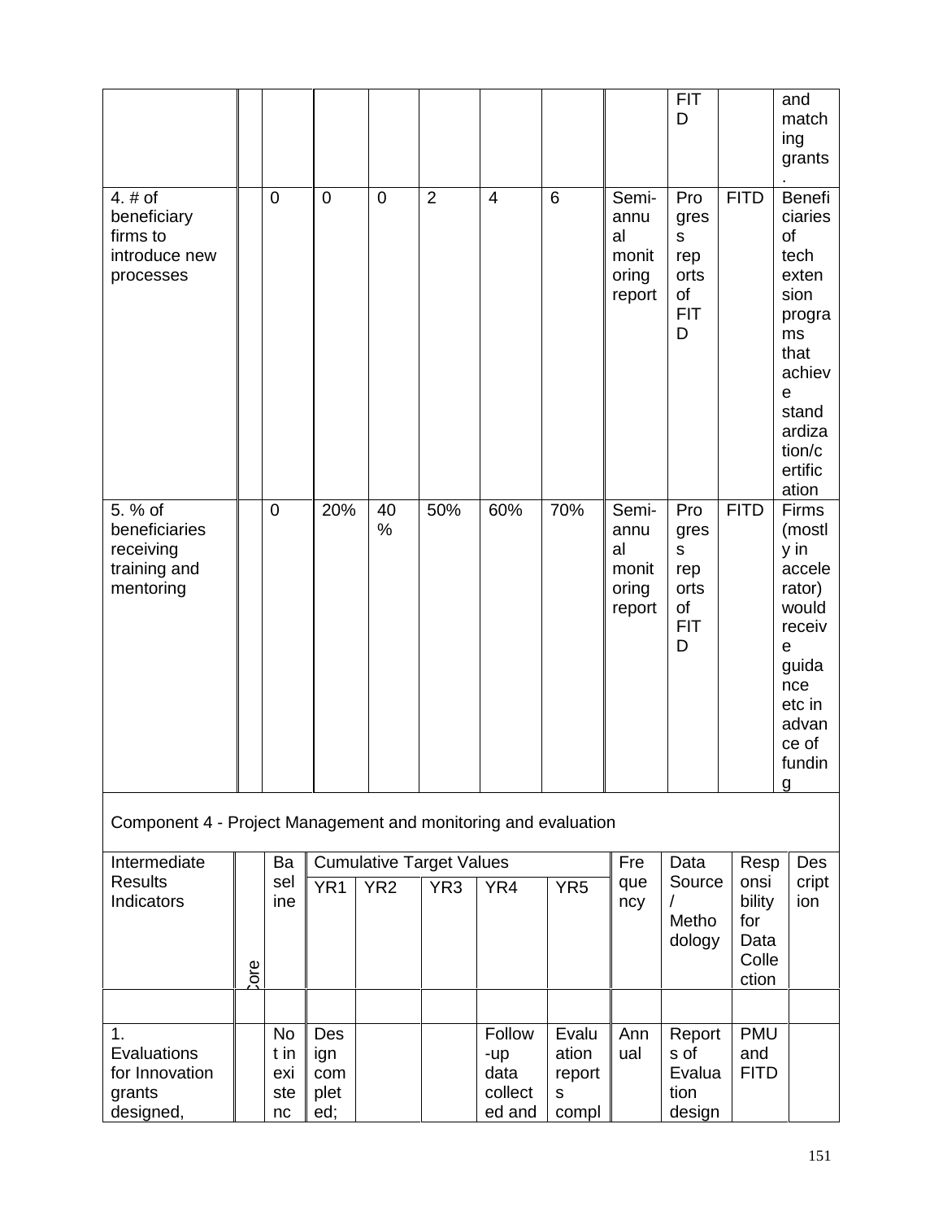| | | | | | | | | | | | |
|---|---|---|---|---|---|---|---|---|---|---|---|
| | | | | | | | | | FITD | | and matching grants. |
| 4. # of beneficiary firms to introduce new processes | | 0 | 0 | 0 | 2 | 4 | 6 | Semi-annual monitoring report | Progress reports of FITD | FITD | Beneficiaries of tech extension programs that achieve standardization/certification |
| 5. % of beneficiaries receiving training and mentoring | | 0 | 20% | 40% | 50% | 60% | 70% | Semi-annual monitoring report | Progress reports of FITD | FITD | Firms (mostly in accelerator) would receive guidance etc in advance of funding |

Component 4 - Project Management and monitoring and evaluation

| Intermediate Results Indicators | Core | Baseline | Cumulative Target Values | | | | | Frequency | Data Source / Methodology | Responsibility for Data Collection | Description |
|---|---|---|---|---|---|---|---|---|---|---|---|
| | | | YR1 | YR2 | YR3 | YR4 | YR5 | | | | |
| | | | | | | | | | | | |
| 1. Evaluations for Innovation grants designed, | | Not in existenc | Design completed; | | | Follow-up data collected and | Evaluation reports compl | Annual | Reports of Evaluation design | PMU and FITD | |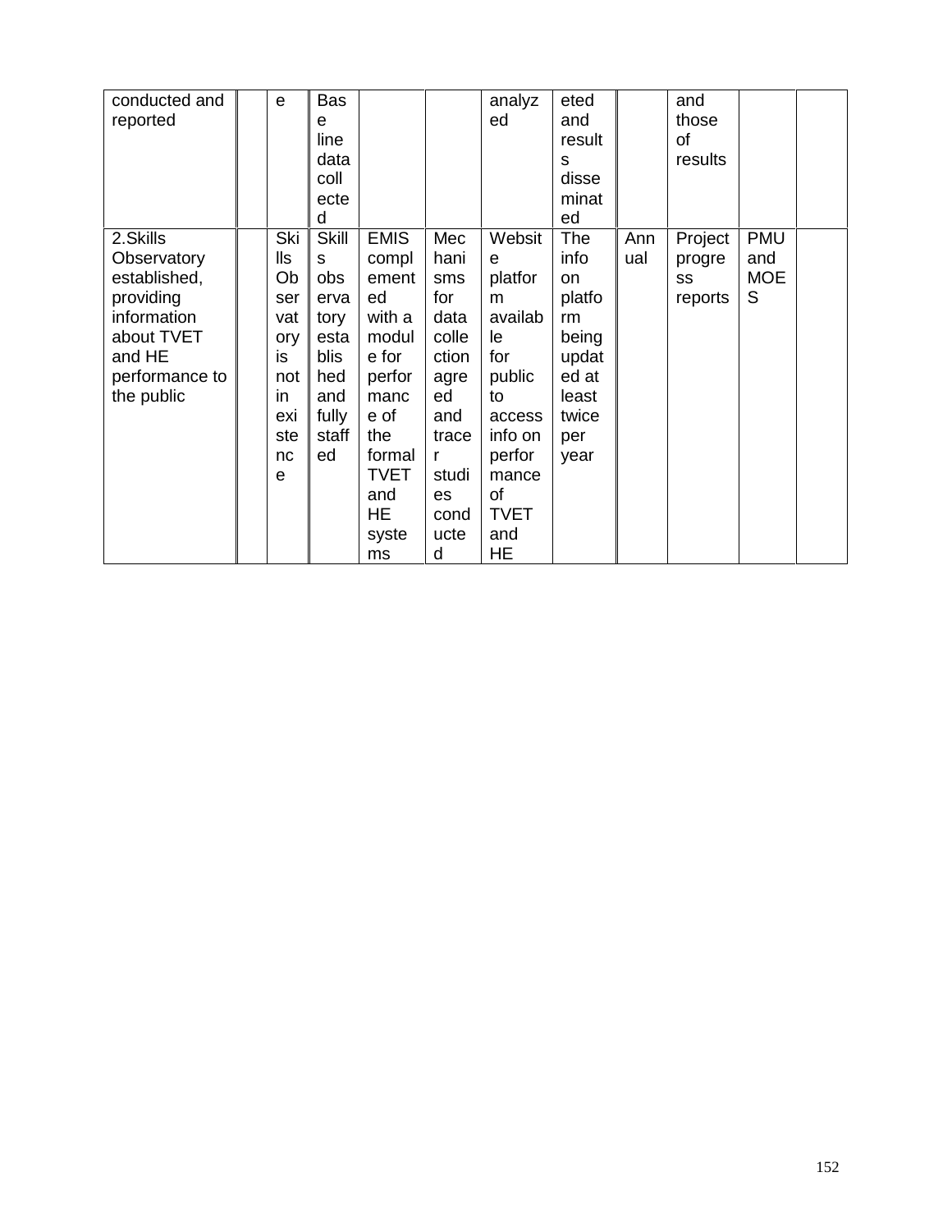| | | | | | | | | | | | | |
|---|---|---|---|---|---|---|---|---|---|---|---|---|
| conducted and reported | | e | Baseline data collected | | | analyzed | eted and results disseminated | | and those of results | | | |
| 2.Skills Observatory established, providing information about TVET and HE performance to the public | | Skills Observatory is not in existence | Skills observatory established and fully staffed | EMIS complemented with a module for performance of the formal TVET and HE systems | Mechanisms for data collection agreed and tracer studies conducted | Website platform available for public to access info on performance of TVET and HE | The info on platform being updated at least twice per year | Annual | Project progress reports | PMU and MOES | | |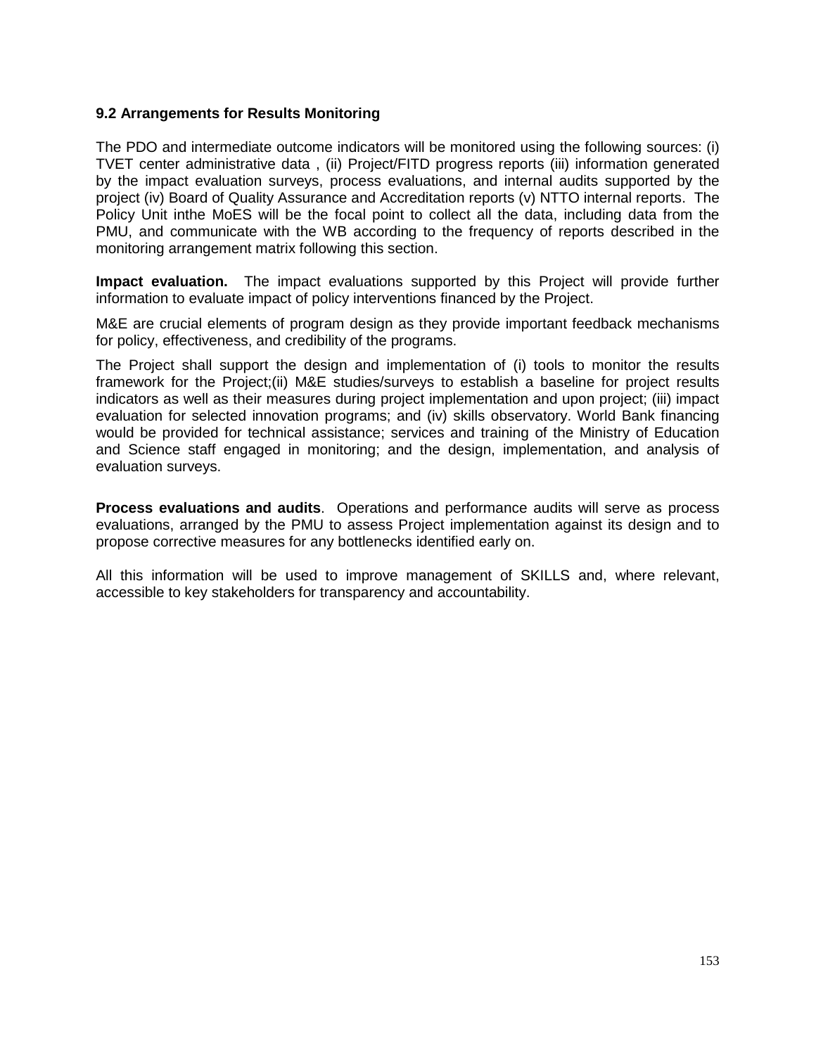### 9.2 Arrangements for Results Monitoring

The PDO and intermediate outcome indicators will be monitored using the following sources: (i) TVET center administrative data , (ii) Project/FITD progress reports (iii) information generated by the impact evaluation surveys, process evaluations, and internal audits supported by the project (iv) Board of Quality Assurance and Accreditation reports (v) NTTO internal reports. The Policy Unit inthe MoES will be the focal point to collect all the data, including data from the PMU, and communicate with the WB according to the frequency of reports described in the monitoring arrangement matrix following this section.

**Impact evaluation.** The impact evaluations supported by this Project will provide further information to evaluate impact of policy interventions financed by the Project.

M&E are crucial elements of program design as they provide important feedback mechanisms for policy, effectiveness, and credibility of the programs.

The Project shall support the design and implementation of (i) tools to monitor the results framework for the Project;(ii) M&E studies/surveys to establish a baseline for project results indicators as well as their measures during project implementation and upon project; (iii) impact evaluation for selected innovation programs; and (iv) skills observatory. World Bank financing would be provided for technical assistance; services and training of the Ministry of Education and Science staff engaged in monitoring; and the design, implementation, and analysis of evaluation surveys.

**Process evaluations and audits**. Operations and performance audits will serve as process evaluations, arranged by the PMU to assess Project implementation against its design and to propose corrective measures for any bottlenecks identified early on.

All this information will be used to improve management of SKILLS and, where relevant, accessible to key stakeholders for transparency and accountability.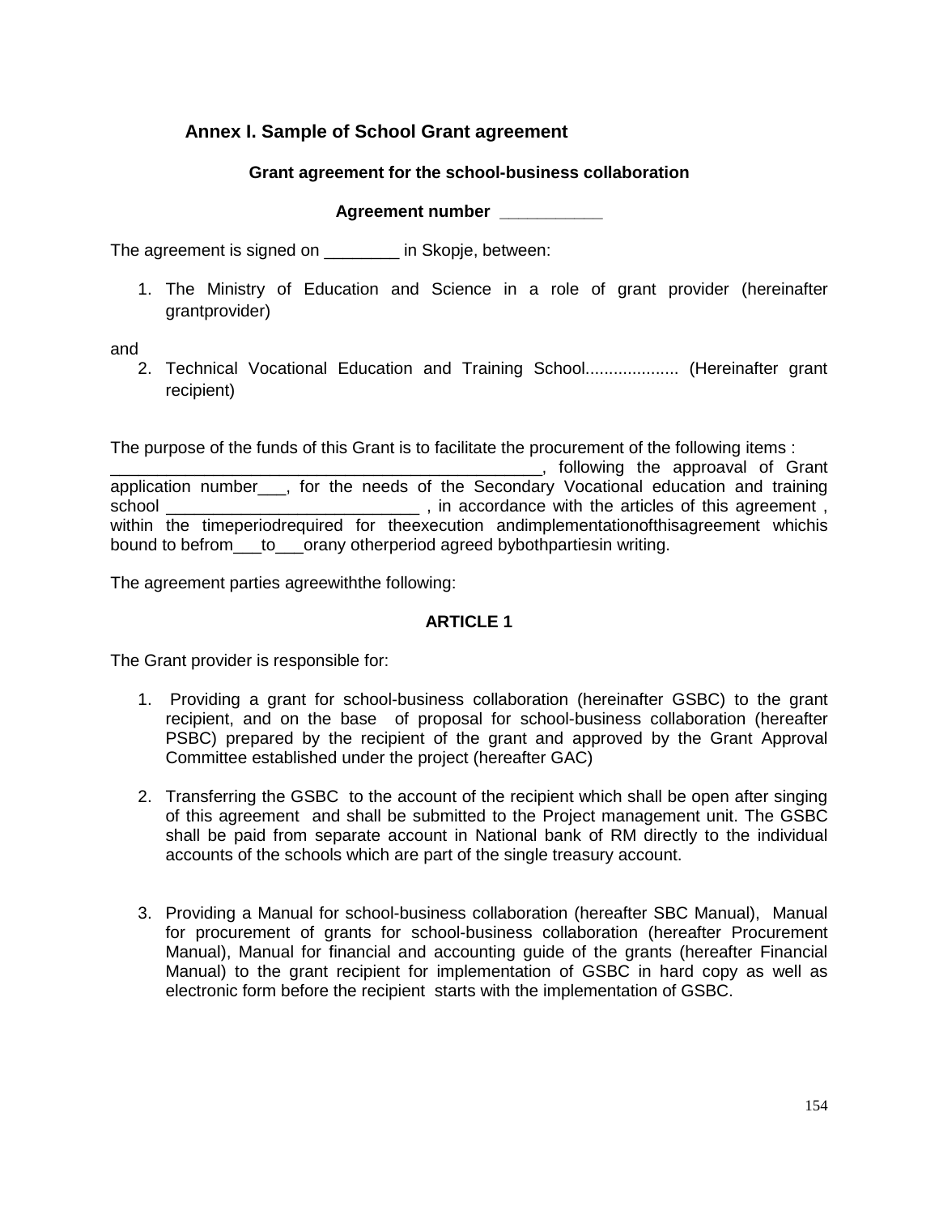## Annex I. Sample of School Grant agreement

**Grant agreement for the school-business collaboration**

**Agreement number \_\_\_\_\_\_\_\_\_\_\_**

The agreement is signed on \_\_\_\_\_\_\_\_ in Skopje, between:

1. The Ministry of Education and Science in a role of grant provider (hereinafter grantprovider)

and

2. Technical Vocational Education and Training School.................... (Hereinafter grant recipient)

The purpose of the funds of this Grant is to facilitate the procurement of the following items : \_\_\_\_\_\_\_\_\_\_\_\_\_\_\_\_\_\_\_\_\_\_\_\_\_\_\_\_\_\_\_\_\_\_\_\_\_\_\_\_\_\_\_\_\_\_, following the approaval of Grant application number\_\_\_, for the needs of the Secondary Vocational education and training school \_\_\_\_\_\_\_\_\_\_\_\_\_\_\_\_\_\_\_\_\_\_\_\_\_\_\_ , in accordance with the articles of this agreement , within the timeperiodrequired for theexecution andimplementationofthisagreement whichis bound to befrom\_\_\_to\_\_\_orany otherperiod agreed bybothpartiesin writing.

The agreement parties agreewiththe following:

**ARTICLE 1**

The Grant provider is responsible for:

1. Providing a grant for school-business collaboration (hereinafter GSBC) to the grant recipient, and on the base of proposal for school-business collaboration (hereafter PSBC) prepared by the recipient of the grant and approved by the Grant Approval Committee established under the project (hereafter GAC)

2. Transferring the GSBC to the account of the recipient which shall be open after singing of this agreement and shall be submitted to the Project management unit. The GSBC shall be paid from separate account in National bank of RM directly to the individual accounts of the schools which are part of the single treasury account.

3. Providing a Manual for school-business collaboration (hereafter SBC Manual), Manual for procurement of grants for school-business collaboration (hereafter Procurement Manual), Manual for financial and accounting guide of the grants (hereafter Financial Manual) to the grant recipient for implementation of GSBC in hard copy as well as electronic form before the recipient starts with the implementation of GSBC.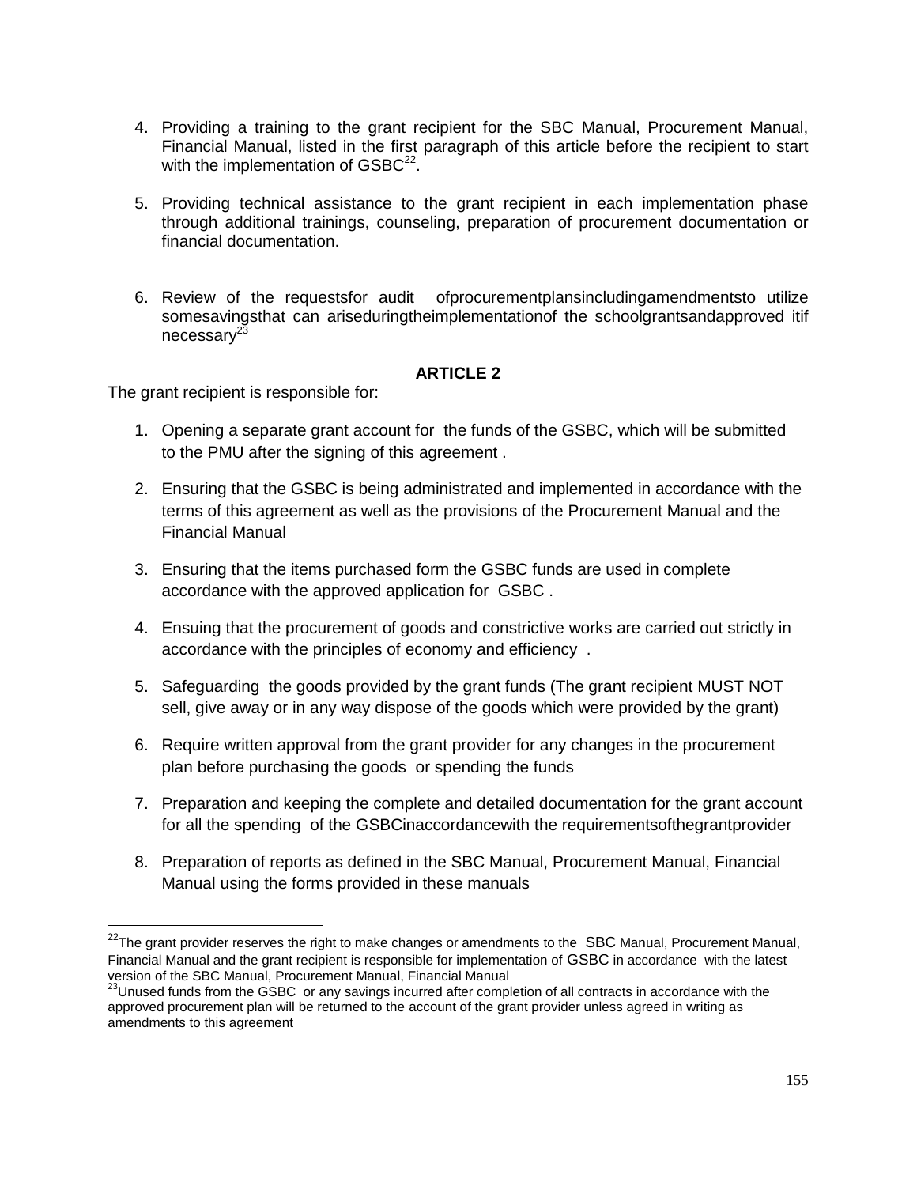4. Providing a training to the grant recipient for the SBC Manual, Procurement Manual, Financial Manual, listed in the first paragraph of this article before the recipient to start with the implementation of GSBC[22].

5. Providing technical assistance to the grant recipient in each implementation phase through additional trainings, counseling, preparation of procurement documentation or financial documentation.

6. Review of the requestsfor audit ofprocurementplansincludingamendmentsto utilize somesavingsthat can ariseduringtheimplementationof the schoolgrantsandapproved itif necessary[23]

**ARTICLE 2**

The grant recipient is responsible for:

1. Opening a separate grant account for the funds of the GSBC, which will be submitted to the PMU after the signing of this agreement .

2. Ensuring that the GSBC is being administrated and implemented in accordance with the terms of this agreement as well as the provisions of the Procurement Manual and the Financial Manual

3. Ensuring that the items purchased form the GSBC funds are used in complete accordance with the approved application for GSBC .

4. Ensuing that the procurement of goods and constrictive works are carried out strictly in accordance with the principles of economy and efficiency .

5. Safeguarding the goods provided by the grant funds (The grant recipient MUST NOT sell, give away or in any way dispose of the goods which were provided by the grant)

6. Require written approval from the grant provider for any changes in the procurement plan before purchasing the goods or spending the funds

7. Preparation and keeping the complete and detailed documentation for the grant account for all the spending of the GSBCinaccordancewith the requirementsofthegrantprovider

8. Preparation of reports as defined in the SBC Manual, Procurement Manual, Financial Manual using the forms provided in these manuals

---

[22]The grant provider reserves the right to make changes or amendments to the SBC Manual, Procurement Manual, Financial Manual and the grant recipient is responsible for implementation of GSBC in accordance with the latest version of the SBC Manual, Procurement Manual, Financial Manual

[23]Unused funds from the GSBC or any savings incurred after completion of all contracts in accordance with the approved procurement plan will be returned to the account of the grant provider unless agreed in writing as amendments to this agreement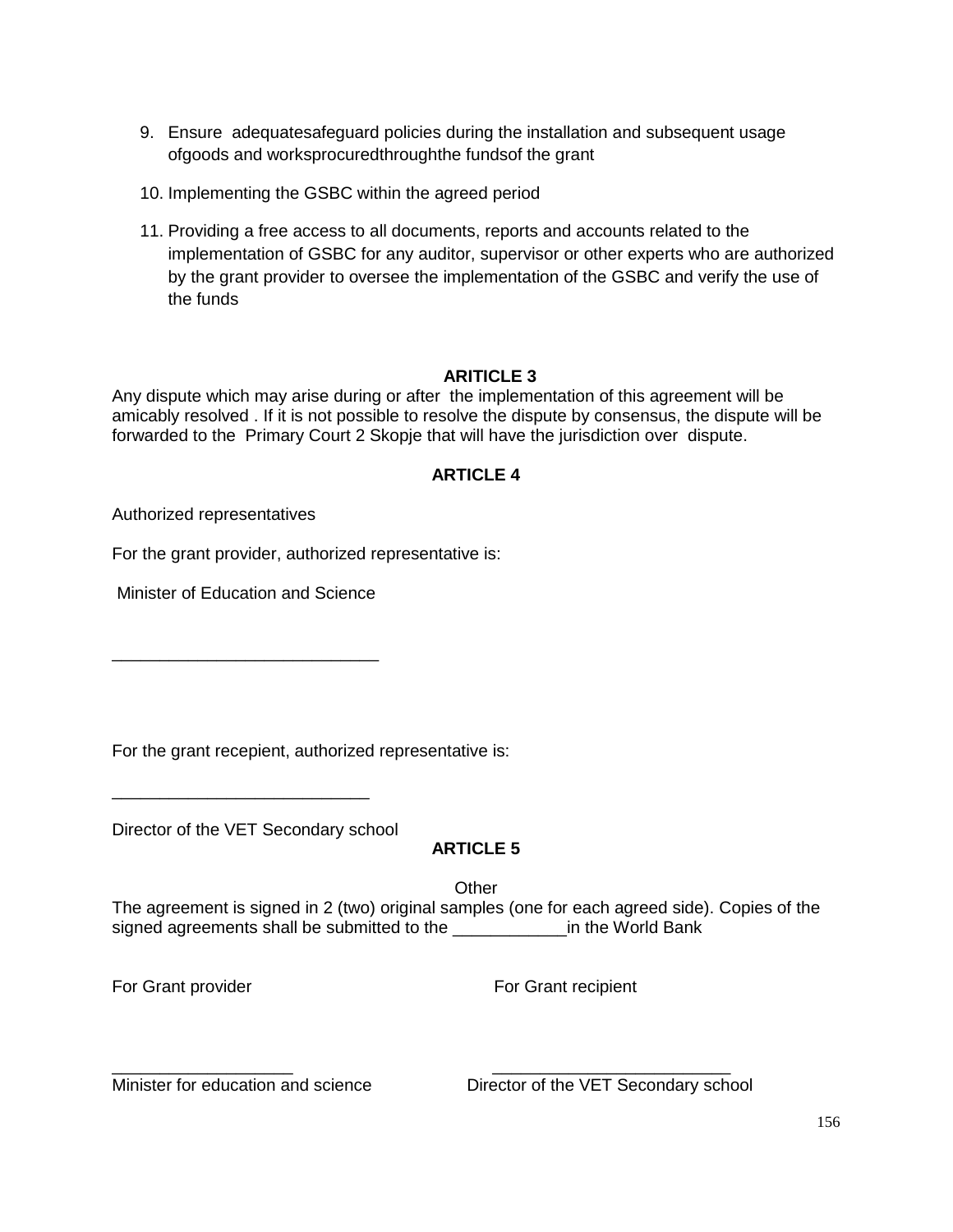9. Ensure adequatesafeguard policies during the installation and subsequent usage ofgoods and worksprocuredthroughthe fundsof the grant
10. Implementing the GSBC within the agreed period
11. Providing a free access to all documents, reports and accounts related to the implementation of GSBC for any auditor, supervisor or other experts who are authorized by the grant provider to oversee the implementation of the GSBC and verify the use of the funds

**ARITICLE 3**

Any dispute which may arise during or after the implementation of this agreement will be amicably resolved . If it is not possible to resolve the dispute by consensus, the dispute will be forwarded to the Primary Court 2 Skopje that will have the jurisdiction over dispute.

**ARTICLE 4**

Authorized representatives

For the grant provider, authorized representative is:

Minister of Education and Science

____________________________

For the grant recepient, authorized representative is:

___________________________

Director of the VET Secondary school

**ARTICLE 5**

Other

The agreement is signed in 2 (two) original samples (one for each agreed side). Copies of the signed agreements shall be submitted to the ____________in the World Bank

For Grant provider                                        For Grant recipient

___________________                                        _________________________

Minister for education and science                Director of the VET Secondary school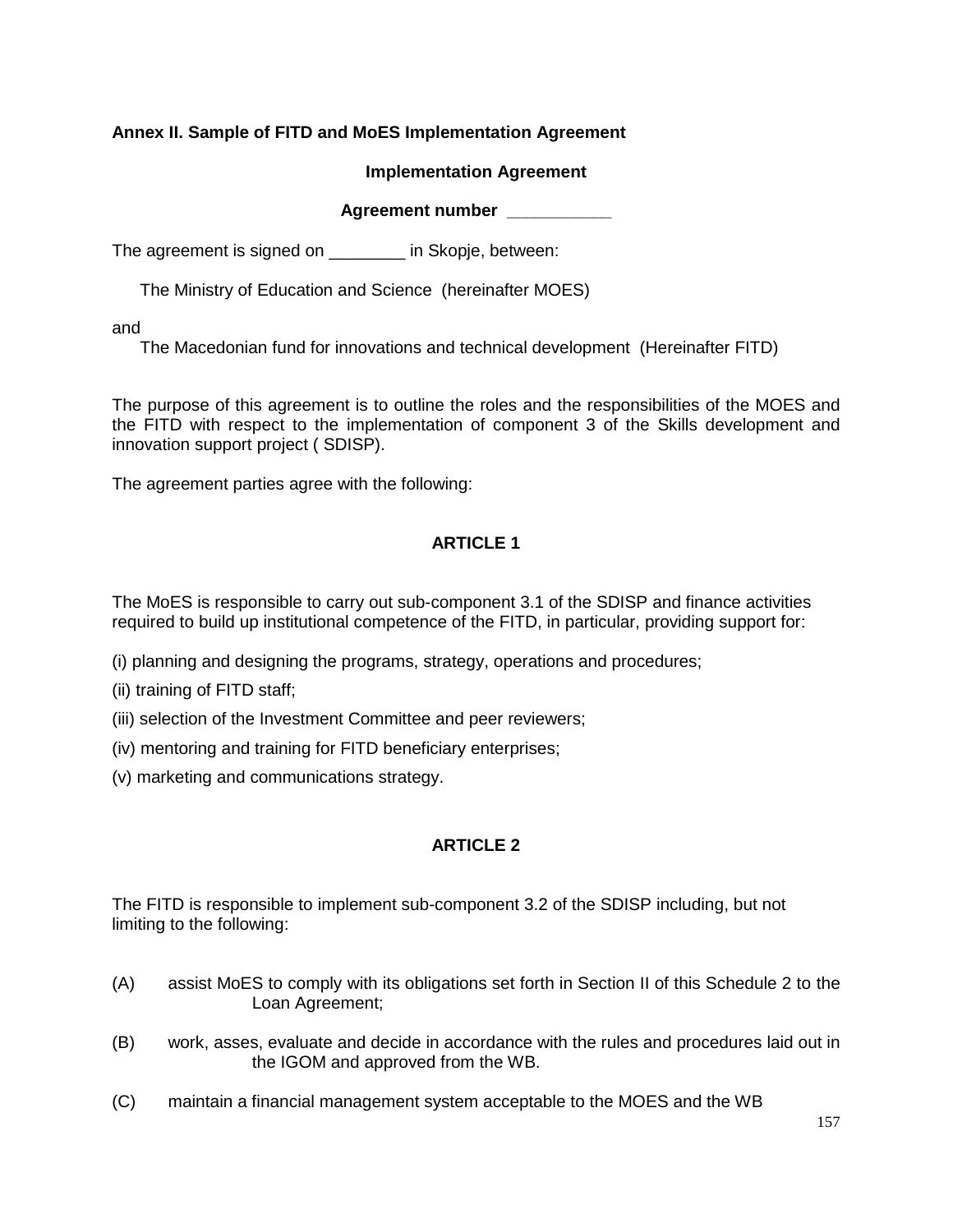**Annex II. Sample of FITD and MoES Implementation Agreement**

**Implementation Agreement**

**Agreement number ___________**

The agreement is signed on ________ in Skopje, between:

The Ministry of Education and Science (hereinafter MOES)

and

The Macedonian fund for innovations and technical development (Hereinafter FITD)

The purpose of this agreement is to outline the roles and the responsibilities of the MOES and the FITD with respect to the implementation of component 3 of the Skills development and innovation support project ( SDISP).

The agreement parties agree with the following:

**ARTICLE 1**

The MoES is responsible to carry out sub-component 3.1 of the SDISP and finance activities required to build up institutional competence of the FITD, in particular, providing support for:

(i) planning and designing the programs, strategy, operations and procedures;

(ii) training of FITD staff;

(iii) selection of the Investment Committee and peer reviewers;

(iv) mentoring and training for FITD beneficiary enterprises;

(v) marketing and communications strategy.

**ARTICLE 2**

The FITD is responsible to implement sub-component 3.2 of the SDISP including, but not limiting to the following:

(A) assist MoES to comply with its obligations set forth in Section II of this Schedule 2 to the Loan Agreement;

(B) work, asses, evaluate and decide in accordance with the rules and procedures laid out in the IGOM and approved from the WB.

(C) maintain a financial management system acceptable to the MOES and the WB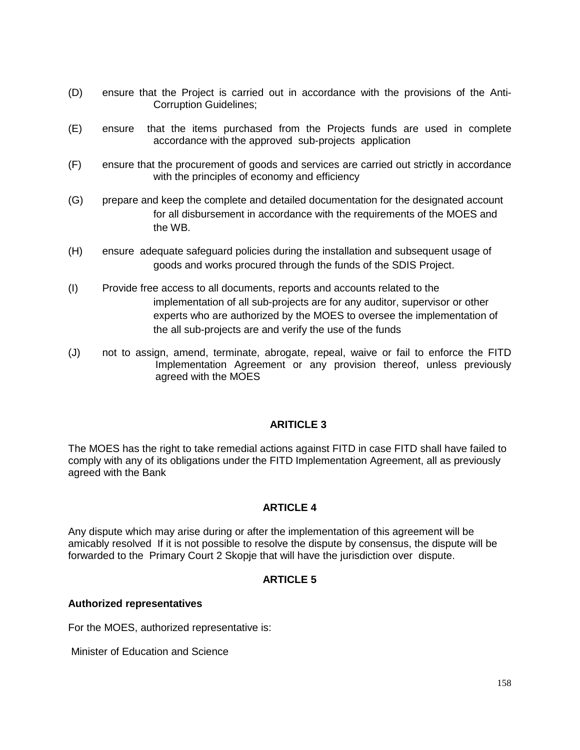(D) ensure that the Project is carried out in accordance with the provisions of the Anti-Corruption Guidelines;

(E) ensure that the items purchased from the Projects funds are used in complete accordance with the approved sub-projects application

(F) ensure that the procurement of goods and services are carried out strictly in accordance with the principles of economy and efficiency

(G) prepare and keep the complete and detailed documentation for the designated account for all disbursement in accordance with the requirements of the MOES and the WB.

(H) ensure adequate safeguard policies during the installation and subsequent usage of goods and works procured through the funds of the SDIS Project.

(I) Provide free access to all documents, reports and accounts related to the implementation of all sub-projects are for any auditor, supervisor or other experts who are authorized by the MOES to oversee the implementation of the all sub-projects are and verify the use of the funds

(J) not to assign, amend, terminate, abrogate, repeal, waive or fail to enforce the FITD Implementation Agreement or any provision thereof, unless previously agreed with the MOES

**ARITICLE 3**

The MOES has the right to take remedial actions against FITD in case FITD shall have failed to comply with any of its obligations under the FITD Implementation Agreement, all as previously agreed with the Bank

**ARTICLE 4**

Any dispute which may arise during or after the implementation of this agreement will be amicably resolved If it is not possible to resolve the dispute by consensus, the dispute will be forwarded to the Primary Court 2 Skopje that will have the jurisdiction over dispute.

**ARTICLE 5**

**Authorized representatives**

For the MOES, authorized representative is:

Minister of Education and Science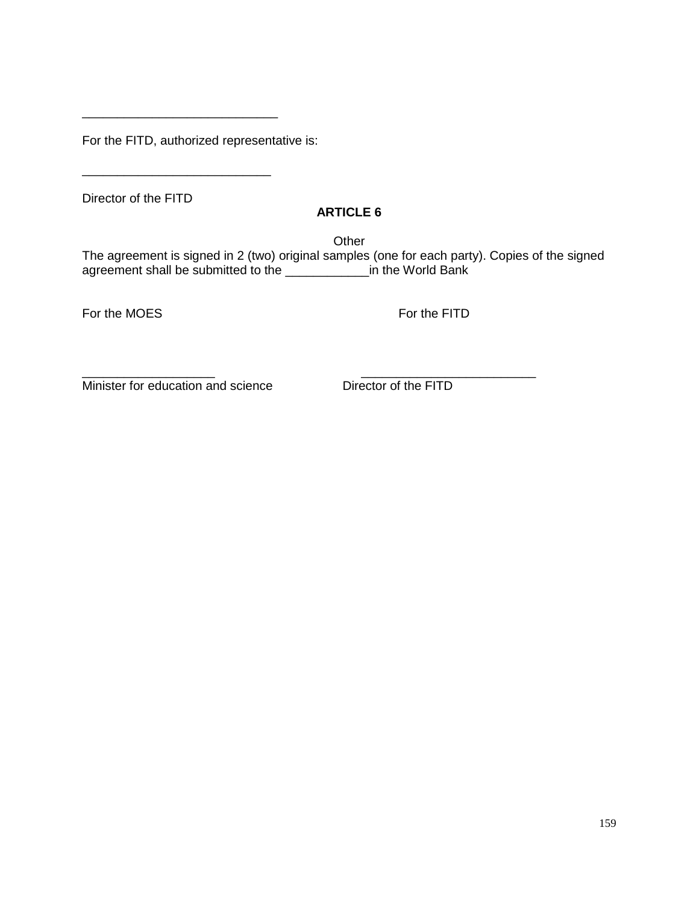____________________________

For the FITD, authorized representative is:

___________________________

Director of the FITD

**ARTICLE 6**

Other

The agreement is signed in 2 (two) original samples (one for each party). Copies of the signed agreement shall be submitted to the ____________in the World Bank

For the MOES                                                    For the FITD

___________________                    _________________________

Minister for education and science                Director of the FITD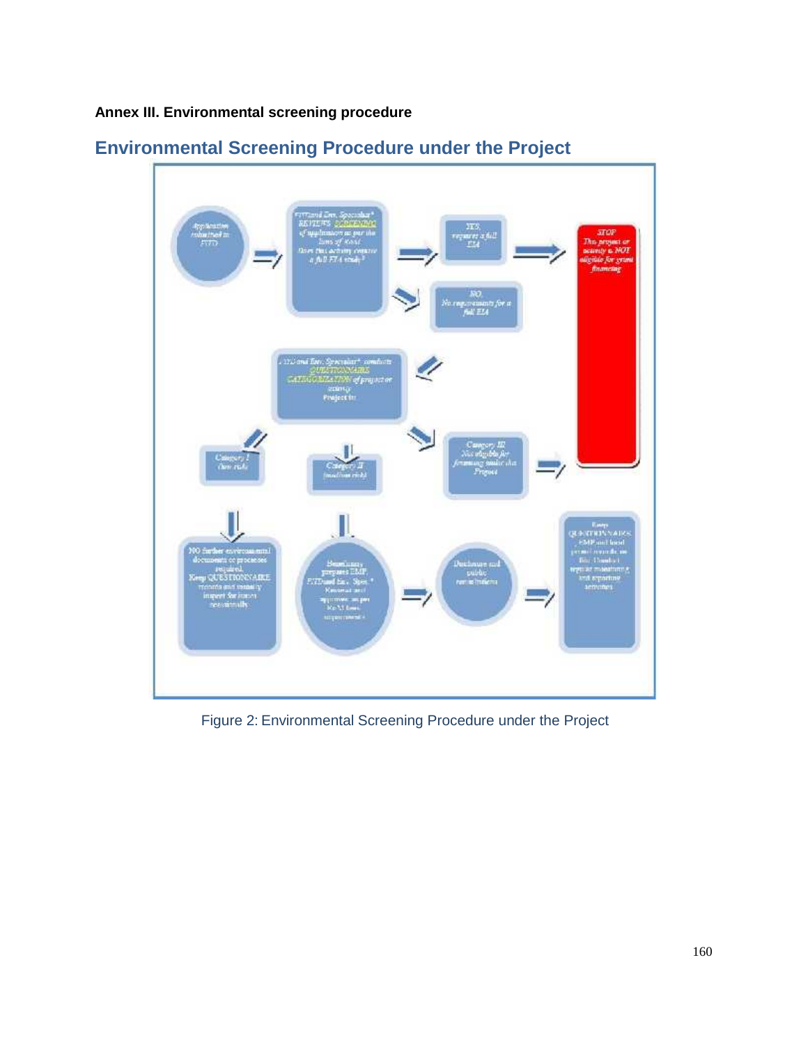**Annex III. Environmental screening procedure**

## Environmental Screening Procedure under the Project

Figure 2: Environmental Screening Procedure under the Project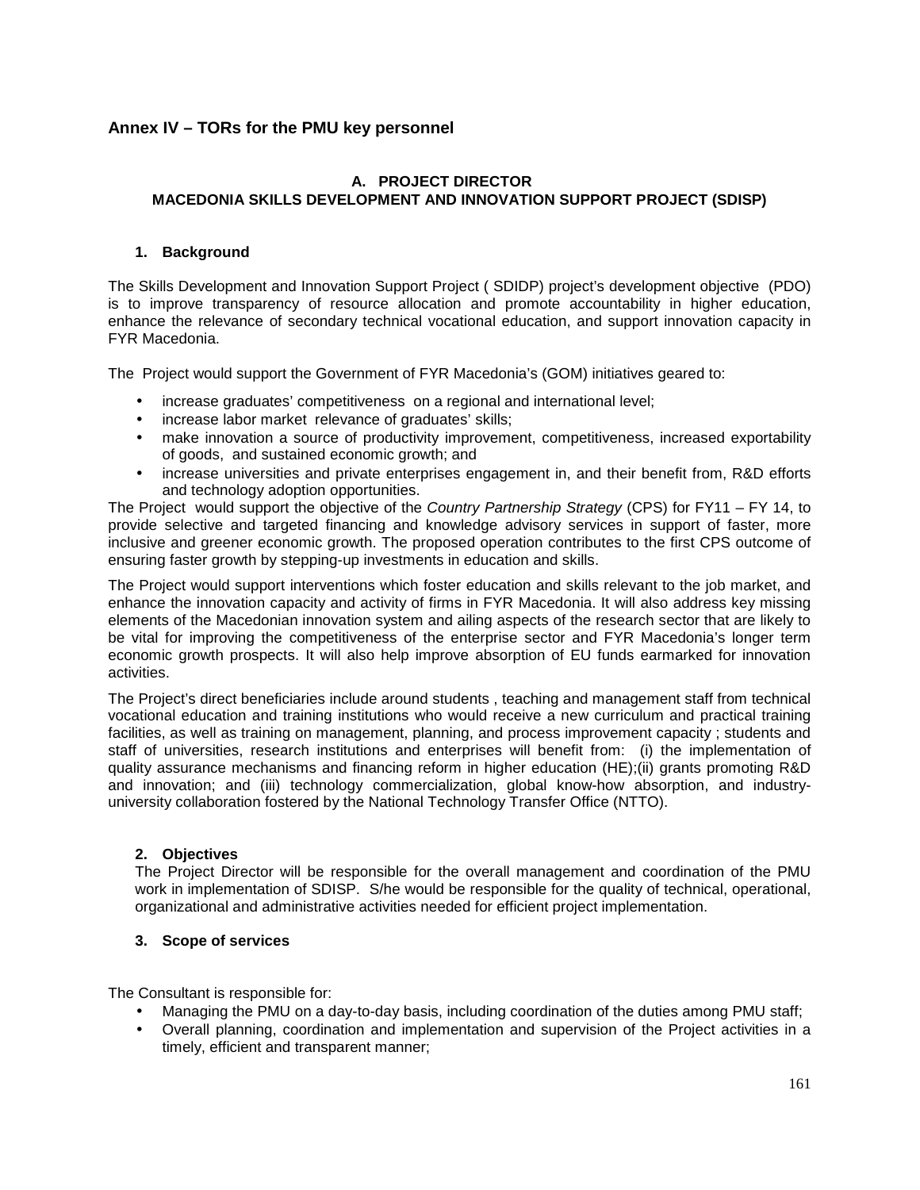## Annex IV – TORs for the PMU key personnel

### A. PROJECT DIRECTOR
### MACEDONIA SKILLS DEVELOPMENT AND INNOVATION SUPPORT PROJECT (SDISP)

**1. Background**

The Skills Development and Innovation Support Project ( SDIDP) project's development objective (PDO) is to improve transparency of resource allocation and promote accountability in higher education, enhance the relevance of secondary technical vocational education, and support innovation capacity in FYR Macedonia.

The Project would support the Government of FYR Macedonia's (GOM) initiatives geared to:

- increase graduates' competitiveness on a regional and international level;
- increase labor market relevance of graduates' skills;
- make innovation a source of productivity improvement, competitiveness, increased exportability of goods, and sustained economic growth; and
- increase universities and private enterprises engagement in, and their benefit from, R&D efforts and technology adoption opportunities.

The Project would support the objective of the *Country Partnership Strategy* (CPS) for FY11 – FY 14, to provide selective and targeted financing and knowledge advisory services in support of faster, more inclusive and greener economic growth. The proposed operation contributes to the first CPS outcome of ensuring faster growth by stepping-up investments in education and skills.

The Project would support interventions which foster education and skills relevant to the job market, and enhance the innovation capacity and activity of firms in FYR Macedonia. It will also address key missing elements of the Macedonian innovation system and ailing aspects of the research sector that are likely to be vital for improving the competitiveness of the enterprise sector and FYR Macedonia's longer term economic growth prospects. It will also help improve absorption of EU funds earmarked for innovation activities.

The Project's direct beneficiaries include around students , teaching and management staff from technical vocational education and training institutions who would receive a new curriculum and practical training facilities, as well as training on management, planning, and process improvement capacity ; students and staff of universities, research institutions and enterprises will benefit from: (i) the implementation of quality assurance mechanisms and financing reform in higher education (HE);(ii) grants promoting R&D and innovation; and (iii) technology commercialization, global know-how absorption, and industry-university collaboration fostered by the National Technology Transfer Office (NTTO).

**2. Objectives**

The Project Director will be responsible for the overall management and coordination of the PMU work in implementation of SDISP. S/he would be responsible for the quality of technical, operational, organizational and administrative activities needed for efficient project implementation.

**3. Scope of services**

The Consultant is responsible for:

- Managing the PMU on a day-to-day basis, including coordination of the duties among PMU staff;
- Overall planning, coordination and implementation and supervision of the Project activities in a timely, efficient and transparent manner;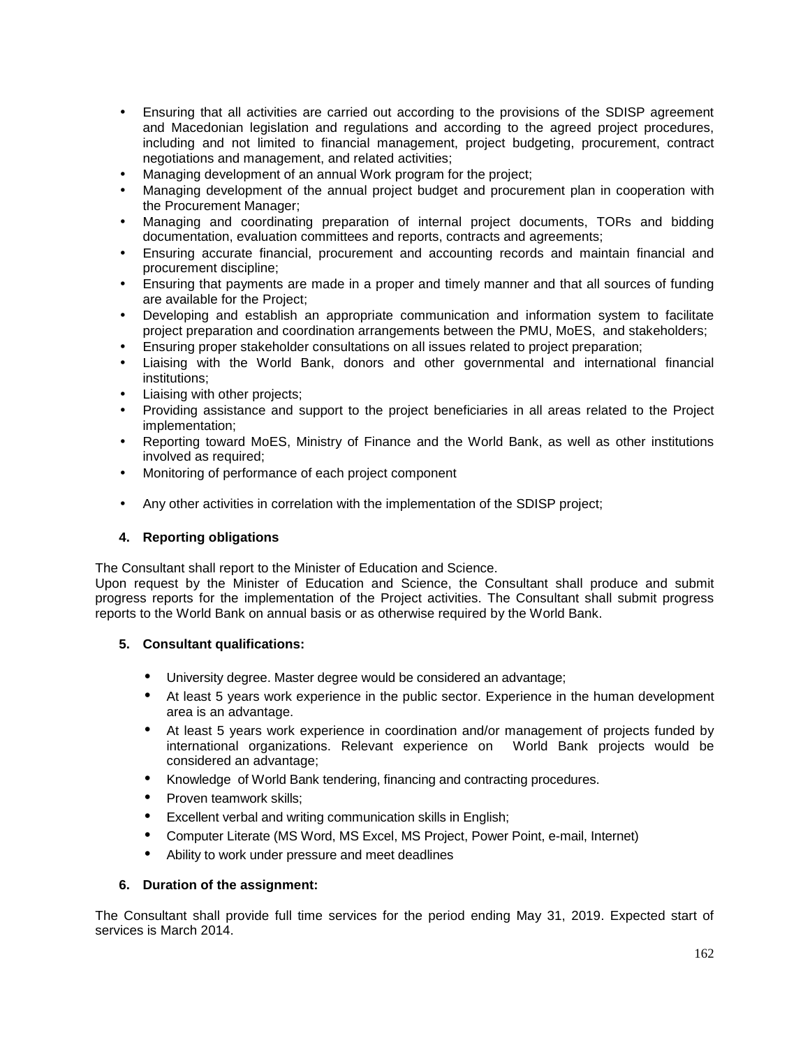- Ensuring that all activities are carried out according to the provisions of the SDISP agreement and Macedonian legislation and regulations and according to the agreed project procedures, including and not limited to financial management, project budgeting, procurement, contract negotiations and management, and related activities;
- Managing development of an annual Work program for the project;
- Managing development of the annual project budget and procurement plan in cooperation with the Procurement Manager;
- Managing and coordinating preparation of internal project documents, TORs and bidding documentation, evaluation committees and reports, contracts and agreements;
- Ensuring accurate financial, procurement and accounting records and maintain financial and procurement discipline;
- Ensuring that payments are made in a proper and timely manner and that all sources of funding are available for the Project;
- Developing and establish an appropriate communication and information system to facilitate project preparation and coordination arrangements between the PMU, MoES, and stakeholders;
- Ensuring proper stakeholder consultations on all issues related to project preparation;
- Liaising with the World Bank, donors and other governmental and international financial institutions;
- Liaising with other projects;
- Providing assistance and support to the project beneficiaries in all areas related to the Project implementation;
- Reporting toward MoES, Ministry of Finance and the World Bank, as well as other institutions involved as required;
- Monitoring of performance of each project component
- Any other activities in correlation with the implementation of the SDISP project;

**4. Reporting obligations**

The Consultant shall report to the Minister of Education and Science.
Upon request by the Minister of Education and Science, the Consultant shall produce and submit progress reports for the implementation of the Project activities. The Consultant shall submit progress reports to the World Bank on annual basis or as otherwise required by the World Bank.

**5. Consultant qualifications:**

- University degree. Master degree would be considered an advantage;
- At least 5 years work experience in the public sector. Experience in the human development area is an advantage.
- At least 5 years work experience in coordination and/or management of projects funded by international organizations. Relevant experience on World Bank projects would be considered an advantage;
- Knowledge of World Bank tendering, financing and contracting procedures.
- Proven teamwork skills;
- Excellent verbal and writing communication skills in English;
- Computer Literate (MS Word, MS Excel, MS Project, Power Point, e-mail, Internet)
- Ability to work under pressure and meet deadlines

**6. Duration of the assignment:**

The Consultant shall provide full time services for the period ending May 31, 2019. Expected start of services is March 2014.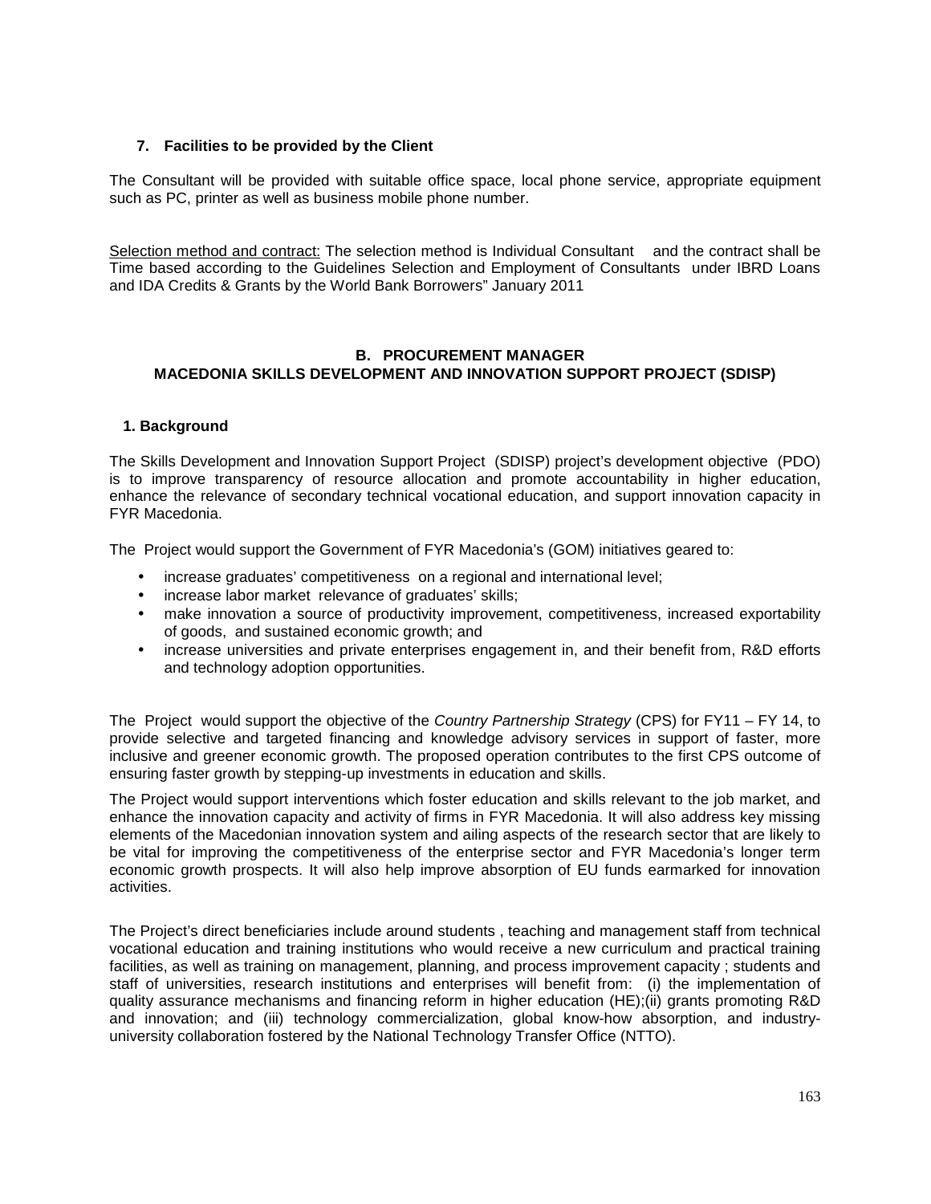### 7. Facilities to be provided by the Client

The Consultant will be provided with suitable office space, local phone service, appropriate equipment such as PC, printer as well as business mobile phone number.

Selection method and contract: The selection method is Individual Consultant and the contract shall be Time based according to the Guidelines Selection and Employment of Consultants under IBRD Loans and IDA Credits & Grants by the World Bank Borrowers" January 2011

## B. PROCUREMENT MANAGER
## MACEDONIA SKILLS DEVELOPMENT AND INNOVATION SUPPORT PROJECT (SDISP)

### 1. Background

The Skills Development and Innovation Support Project (SDISP) project's development objective (PDO) is to improve transparency of resource allocation and promote accountability in higher education, enhance the relevance of secondary technical vocational education, and support innovation capacity in FYR Macedonia.

The Project would support the Government of FYR Macedonia's (GOM) initiatives geared to:

- increase graduates' competitiveness on a regional and international level;
- increase labor market relevance of graduates' skills;
- make innovation a source of productivity improvement, competitiveness, increased exportability of goods, and sustained economic growth; and
- increase universities and private enterprises engagement in, and their benefit from, R&D efforts and technology adoption opportunities.

The Project would support the objective of the *Country Partnership Strategy* (CPS) for FY11 – FY 14, to provide selective and targeted financing and knowledge advisory services in support of faster, more inclusive and greener economic growth. The proposed operation contributes to the first CPS outcome of ensuring faster growth by stepping-up investments in education and skills.

The Project would support interventions which foster education and skills relevant to the job market, and enhance the innovation capacity and activity of firms in FYR Macedonia. It will also address key missing elements of the Macedonian innovation system and ailing aspects of the research sector that are likely to be vital for improving the competitiveness of the enterprise sector and FYR Macedonia's longer term economic growth prospects. It will also help improve absorption of EU funds earmarked for innovation activities.

The Project's direct beneficiaries include around students , teaching and management staff from technical vocational education and training institutions who would receive a new curriculum and practical training facilities, as well as training on management, planning, and process improvement capacity ; students and staff of universities, research institutions and enterprises will benefit from: (i) the implementation of quality assurance mechanisms and financing reform in higher education (HE);(ii) grants promoting R&D and innovation; and (iii) technology commercialization, global know-how absorption, and industry-university collaboration fostered by the National Technology Transfer Office (NTTO).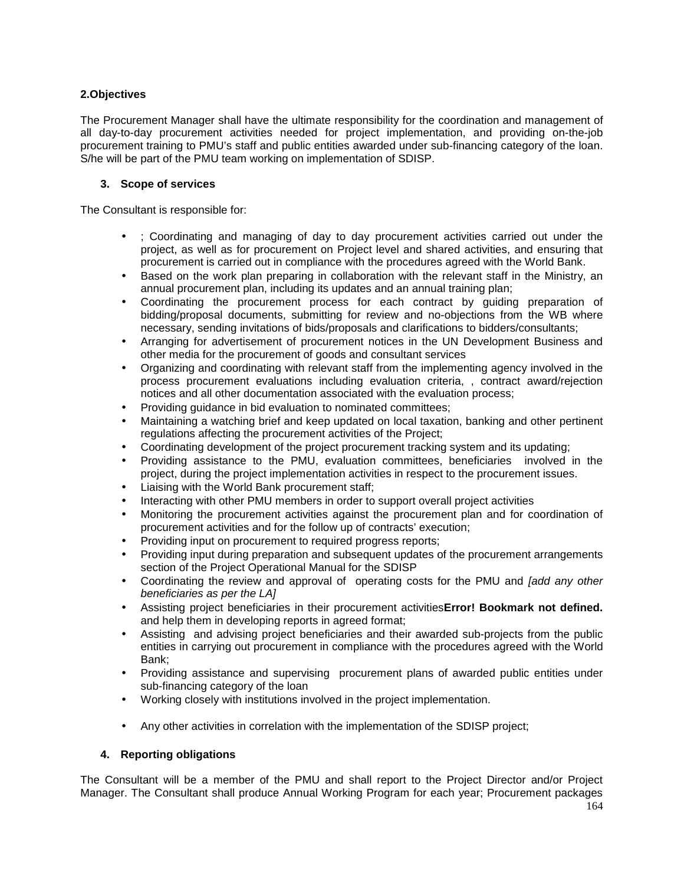## 2.Objectives

The Procurement Manager shall have the ultimate responsibility for the coordination and management of all day-to-day procurement activities needed for project implementation, and providing on-the-job procurement training to PMU's staff and public entities awarded under sub-financing category of the loan. S/he will be part of the PMU team working on implementation of SDISP.

## 3. Scope of services

The Consultant is responsible for:

- ; Coordinating and managing of day to day procurement activities carried out under the project, as well as for procurement on Project level and shared activities, and ensuring that procurement is carried out in compliance with the procedures agreed with the World Bank.
- Based on the work plan preparing in collaboration with the relevant staff in the Ministry, an annual procurement plan, including its updates and an annual training plan;
- Coordinating the procurement process for each contract by guiding preparation of bidding/proposal documents, submitting for review and no-objections from the WB where necessary, sending invitations of bids/proposals and clarifications to bidders/consultants;
- Arranging for advertisement of procurement notices in the UN Development Business and other media for the procurement of goods and consultant services
- Organizing and coordinating with relevant staff from the implementing agency involved in the process procurement evaluations including evaluation criteria, , contract award/rejection notices and all other documentation associated with the evaluation process;
- Providing guidance in bid evaluation to nominated committees;
- Maintaining a watching brief and keep updated on local taxation, banking and other pertinent regulations affecting the procurement activities of the Project;
- Coordinating development of the project procurement tracking system and its updating;
- Providing assistance to the PMU, evaluation committees, beneficiaries involved in the project, during the project implementation activities in respect to the procurement issues.
- Liaising with the World Bank procurement staff;
- Interacting with other PMU members in order to support overall project activities
- Monitoring the procurement activities against the procurement plan and for coordination of procurement activities and for the follow up of contracts' execution;
- Providing input on procurement to required progress reports;
- Providing input during preparation and subsequent updates of the procurement arrangements section of the Project Operational Manual for the SDISP
- Coordinating the review and approval of operating costs for the PMU and *[add any other beneficiaries as per the LA]*
- Assisting project beneficiaries in their procurement activities**Error! Bookmark not defined.** and help them in developing reports in agreed format;
- Assisting and advising project beneficiaries and their awarded sub-projects from the public entities in carrying out procurement in compliance with the procedures agreed with the World Bank;
- Providing assistance and supervising procurement plans of awarded public entities under sub-financing category of the loan
- Working closely with institutions involved in the project implementation.
- Any other activities in correlation with the implementation of the SDISP project;

## 4. Reporting obligations

The Consultant will be a member of the PMU and shall report to the Project Director and/or Project Manager. The Consultant shall produce Annual Working Program for each year; Procurement packages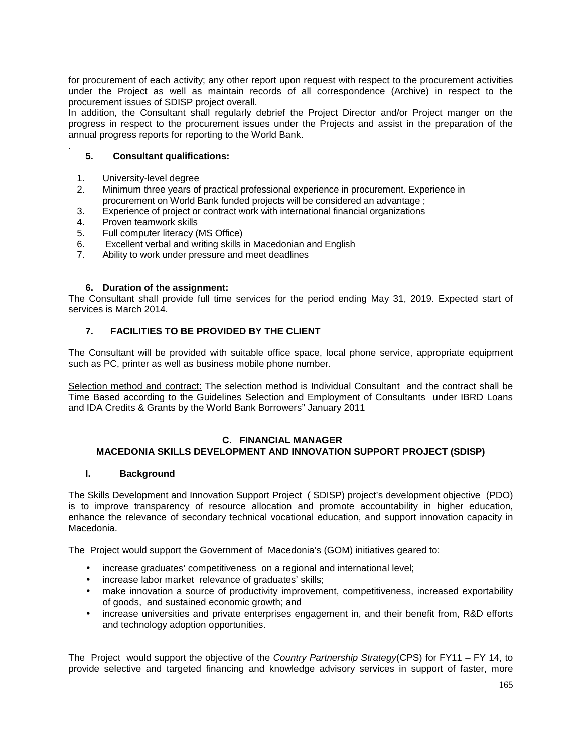for procurement of each activity; any other report upon request with respect to the procurement activities under the Project as well as maintain records of all correspondence (Archive) in respect to the procurement issues of SDISP project overall.
In addition, the Consultant shall regularly debrief the Project Director and/or Project manger on the progress in respect to the procurement issues under the Projects and assist in the preparation of the annual progress reports for reporting to the World Bank.

.

### 5. Consultant qualifications:

1. University-level degree
2. Minimum three years of practical professional experience in procurement. Experience in procurement on World Bank funded projects will be considered an advantage ;
3. Experience of project or contract work with international financial organizations
4. Proven teamwork skills
5. Full computer literacy (MS Office)
6. Excellent verbal and writing skills in Macedonian and English
7. Ability to work under pressure and meet deadlines

### 6. Duration of the assignment:

The Consultant shall provide full time services for the period ending May 31, 2019. Expected start of services is March 2014.

### 7. FACILITIES TO BE PROVIDED BY THE CLIENT

The Consultant will be provided with suitable office space, local phone service, appropriate equipment such as PC, printer as well as business mobile phone number.

Selection method and contract: The selection method is Individual Consultant and the contract shall be Time Based according to the Guidelines Selection and Employment of Consultants under IBRD Loans and IDA Credits & Grants by the World Bank Borrowers" January 2011

## C. FINANCIAL MANAGER
## MACEDONIA SKILLS DEVELOPMENT AND INNOVATION SUPPORT PROJECT (SDISP)

### I. Background

The Skills Development and Innovation Support Project ( SDISP) project's development objective (PDO) is to improve transparency of resource allocation and promote accountability in higher education, enhance the relevance of secondary technical vocational education, and support innovation capacity in Macedonia.

The Project would support the Government of Macedonia's (GOM) initiatives geared to:

- increase graduates' competitiveness on a regional and international level;
- increase labor market relevance of graduates' skills;
- make innovation a source of productivity improvement, competitiveness, increased exportability of goods, and sustained economic growth; and
- increase universities and private enterprises engagement in, and their benefit from, R&D efforts and technology adoption opportunities.

The Project would support the objective of the *Country Partnership Strategy*(CPS) for FY11 – FY 14, to provide selective and targeted financing and knowledge advisory services in support of faster, more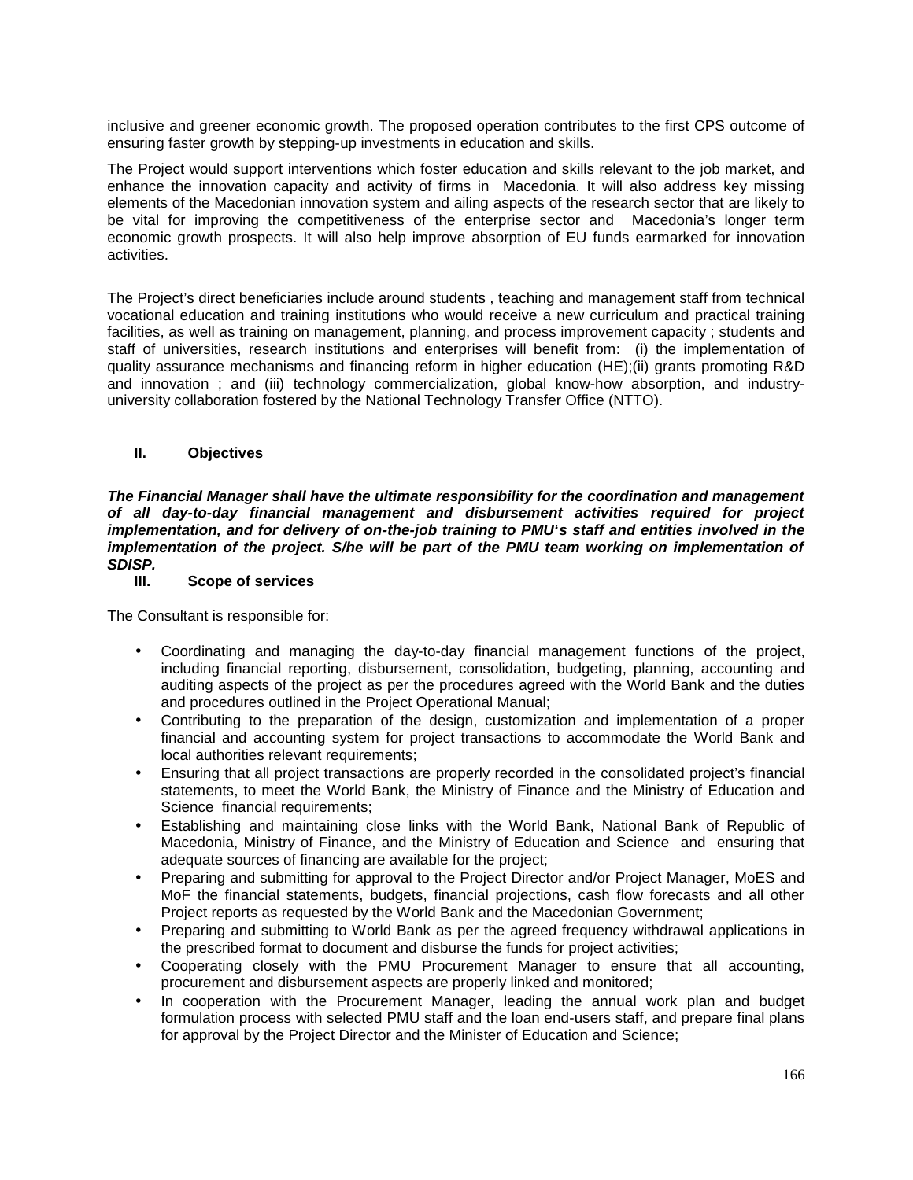inclusive and greener economic growth. The proposed operation contributes to the first CPS outcome of ensuring faster growth by stepping-up investments in education and skills.

The Project would support interventions which foster education and skills relevant to the job market, and enhance the innovation capacity and activity of firms in Macedonia. It will also address key missing elements of the Macedonian innovation system and ailing aspects of the research sector that are likely to be vital for improving the competitiveness of the enterprise sector and Macedonia's longer term economic growth prospects. It will also help improve absorption of EU funds earmarked for innovation activities.

The Project's direct beneficiaries include around students , teaching and management staff from technical vocational education and training institutions who would receive a new curriculum and practical training facilities, as well as training on management, planning, and process improvement capacity ; students and staff of universities, research institutions and enterprises will benefit from: (i) the implementation of quality assurance mechanisms and financing reform in higher education (HE);(ii) grants promoting R&D and innovation ; and (iii) technology commercialization, global know-how absorption, and industry-university collaboration fostered by the National Technology Transfer Office (NTTO).

## II. Objectives

***The Financial Manager shall have the ultimate responsibility for the coordination and management of all day-to-day financial management and disbursement activities required for project implementation, and for delivery of on-the-job training to PMU's staff and entities involved in the implementation of the project. S/he will be part of the PMU team working on implementation of SDISP.***

## III. Scope of services

The Consultant is responsible for:

- Coordinating and managing the day-to-day financial management functions of the project, including financial reporting, disbursement, consolidation, budgeting, planning, accounting and auditing aspects of the project as per the procedures agreed with the World Bank and the duties and procedures outlined in the Project Operational Manual;
- Contributing to the preparation of the design, customization and implementation of a proper financial and accounting system for project transactions to accommodate the World Bank and local authorities relevant requirements;
- Ensuring that all project transactions are properly recorded in the consolidated project's financial statements, to meet the World Bank, the Ministry of Finance and the Ministry of Education and Science financial requirements;
- Establishing and maintaining close links with the World Bank, National Bank of Republic of Macedonia, Ministry of Finance, and the Ministry of Education and Science and ensuring that adequate sources of financing are available for the project;
- Preparing and submitting for approval to the Project Director and/or Project Manager, MoES and MoF the financial statements, budgets, financial projections, cash flow forecasts and all other Project reports as requested by the World Bank and the Macedonian Government;
- Preparing and submitting to World Bank as per the agreed frequency withdrawal applications in the prescribed format to document and disburse the funds for project activities;
- Cooperating closely with the PMU Procurement Manager to ensure that all accounting, procurement and disbursement aspects are properly linked and monitored;
- In cooperation with the Procurement Manager, leading the annual work plan and budget formulation process with selected PMU staff and the loan end-users staff, and prepare final plans for approval by the Project Director and the Minister of Education and Science;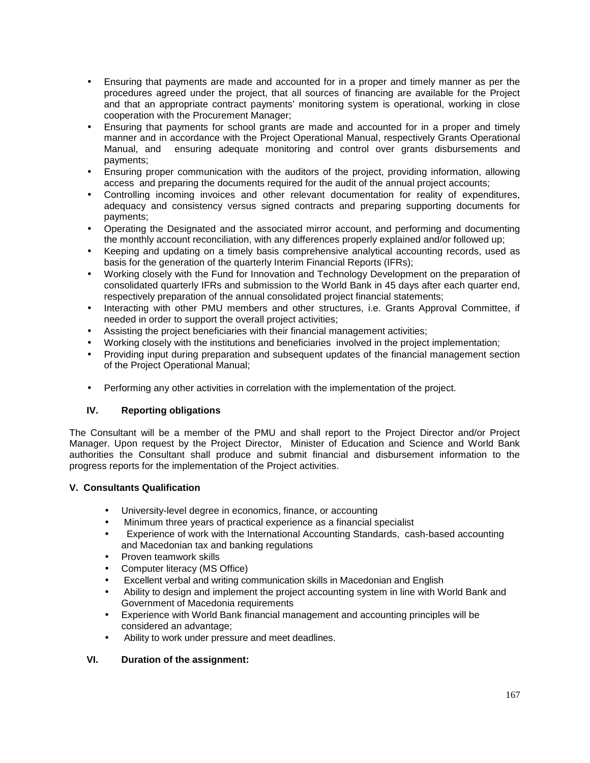- Ensuring that payments are made and accounted for in a proper and timely manner as per the procedures agreed under the project, that all sources of financing are available for the Project and that an appropriate contract payments' monitoring system is operational, working in close cooperation with the Procurement Manager;
- Ensuring that payments for school grants are made and accounted for in a proper and timely manner and in accordance with the Project Operational Manual, respectively Grants Operational Manual, and ensuring adequate monitoring and control over grants disbursements and payments;
- Ensuring proper communication with the auditors of the project, providing information, allowing access and preparing the documents required for the audit of the annual project accounts;
- Controlling incoming invoices and other relevant documentation for reality of expenditures, adequacy and consistency versus signed contracts and preparing supporting documents for payments;
- Operating the Designated and the associated mirror account, and performing and documenting the monthly account reconciliation, with any differences properly explained and/or followed up;
- Keeping and updating on a timely basis comprehensive analytical accounting records, used as basis for the generation of the quarterly Interim Financial Reports (IFRs);
- Working closely with the Fund for Innovation and Technology Development on the preparation of consolidated quarterly IFRs and submission to the World Bank in 45 days after each quarter end, respectively preparation of the annual consolidated project financial statements;
- Interacting with other PMU members and other structures, i.e. Grants Approval Committee, if needed in order to support the overall project activities;
- Assisting the project beneficiaries with their financial management activities;
- Working closely with the institutions and beneficiaries involved in the project implementation;
- Providing input during preparation and subsequent updates of the financial management section of the Project Operational Manual;
- Performing any other activities in correlation with the implementation of the project.

## IV. Reporting obligations

The Consultant will be a member of the PMU and shall report to the Project Director and/or Project Manager. Upon request by the Project Director, Minister of Education and Science and World Bank authorities the Consultant shall produce and submit financial and disbursement information to the progress reports for the implementation of the Project activities.

## V. Consultants Qualification

- University-level degree in economics, finance, or accounting
- Minimum three years of practical experience as a financial specialist
- Experience of work with the International Accounting Standards, cash-based accounting and Macedonian tax and banking regulations
- Proven teamwork skills
- Computer literacy (MS Office)
- Excellent verbal and writing communication skills in Macedonian and English
- Ability to design and implement the project accounting system in line with World Bank and Government of Macedonia requirements
- Experience with World Bank financial management and accounting principles will be considered an advantage;
- Ability to work under pressure and meet deadlines.

## VI. Duration of the assignment: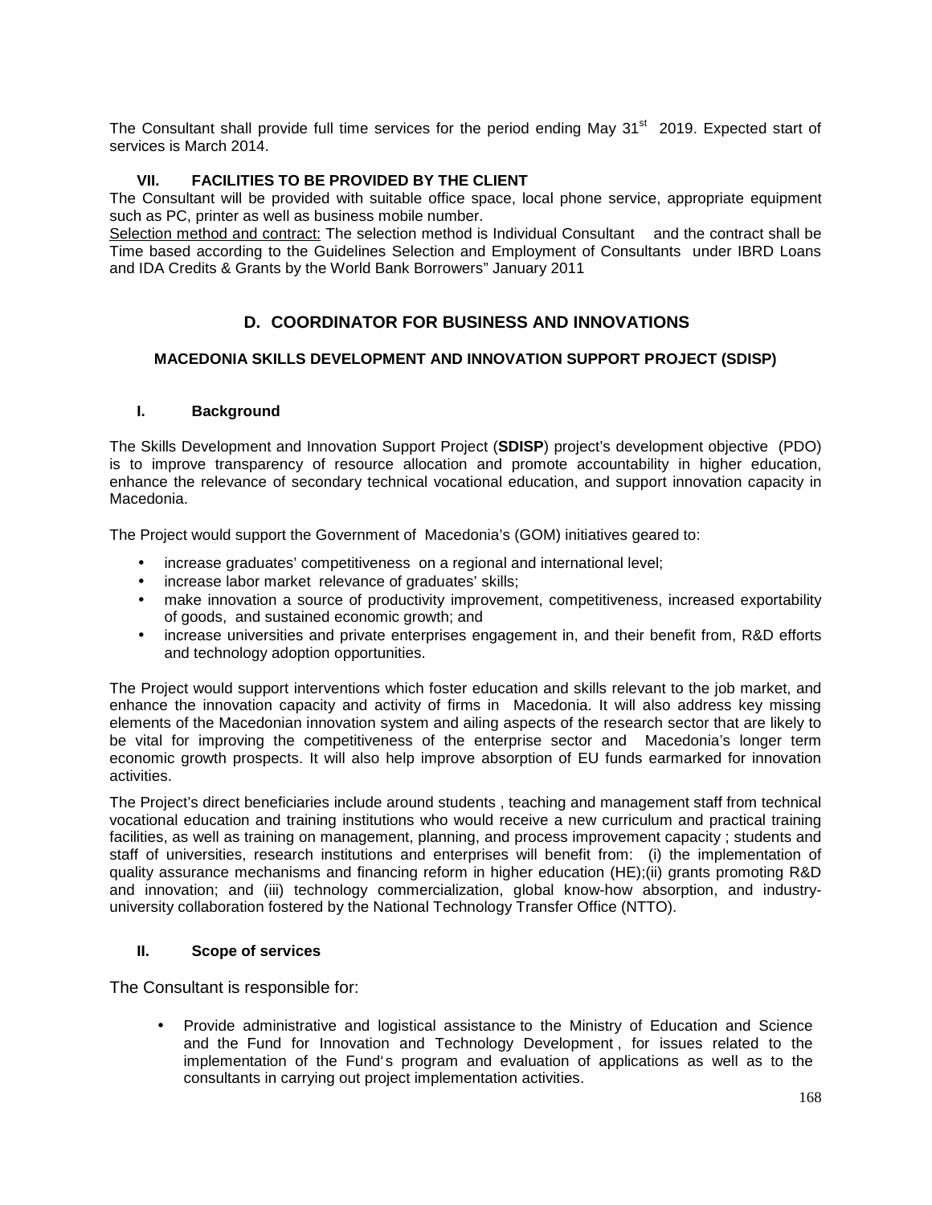The Consultant shall provide full time services for the period ending May 31st 2019. Expected start of services is March 2014.

### VII. FACILITIES TO BE PROVIDED BY THE CLIENT

The Consultant will be provided with suitable office space, local phone service, appropriate equipment such as PC, printer as well as business mobile number.

Selection method and contract: The selection method is Individual Consultant and the contract shall be Time based according to the Guidelines Selection and Employment of Consultants under IBRD Loans and IDA Credits & Grants by the World Bank Borrowers" January 2011

## D. COORDINATOR FOR BUSINESS AND INNOVATIONS

### MACEDONIA SKILLS DEVELOPMENT AND INNOVATION SUPPORT PROJECT (SDISP)

### I. Background

The Skills Development and Innovation Support Project (**SDISP**) project's development objective (PDO) is to improve transparency of resource allocation and promote accountability in higher education, enhance the relevance of secondary technical vocational education, and support innovation capacity in Macedonia.

The Project would support the Government of Macedonia's (GOM) initiatives geared to:

- increase graduates' competitiveness on a regional and international level;
- increase labor market relevance of graduates' skills;
- make innovation a source of productivity improvement, competitiveness, increased exportability of goods, and sustained economic growth; and
- increase universities and private enterprises engagement in, and their benefit from, R&D efforts and technology adoption opportunities.

The Project would support interventions which foster education and skills relevant to the job market, and enhance the innovation capacity and activity of firms in Macedonia. It will also address key missing elements of the Macedonian innovation system and ailing aspects of the research sector that are likely to be vital for improving the competitiveness of the enterprise sector and Macedonia's longer term economic growth prospects. It will also help improve absorption of EU funds earmarked for innovation activities.

The Project's direct beneficiaries include around students , teaching and management staff from technical vocational education and training institutions who would receive a new curriculum and practical training facilities, as well as training on management, planning, and process improvement capacity ; students and staff of universities, research institutions and enterprises will benefit from: (i) the implementation of quality assurance mechanisms and financing reform in higher education (HE);(ii) grants promoting R&D and innovation; and (iii) technology commercialization, global know-how absorption, and industry-university collaboration fostered by the National Technology Transfer Office (NTTO).

### II. Scope of services

The Consultant is responsible for:

- Provide administrative and logistical assistance to the Ministry of Education and Science and the Fund for Innovation and Technology Development , for issues related to the implementation of the Fund's program and evaluation of applications as well as to the consultants in carrying out project implementation activities.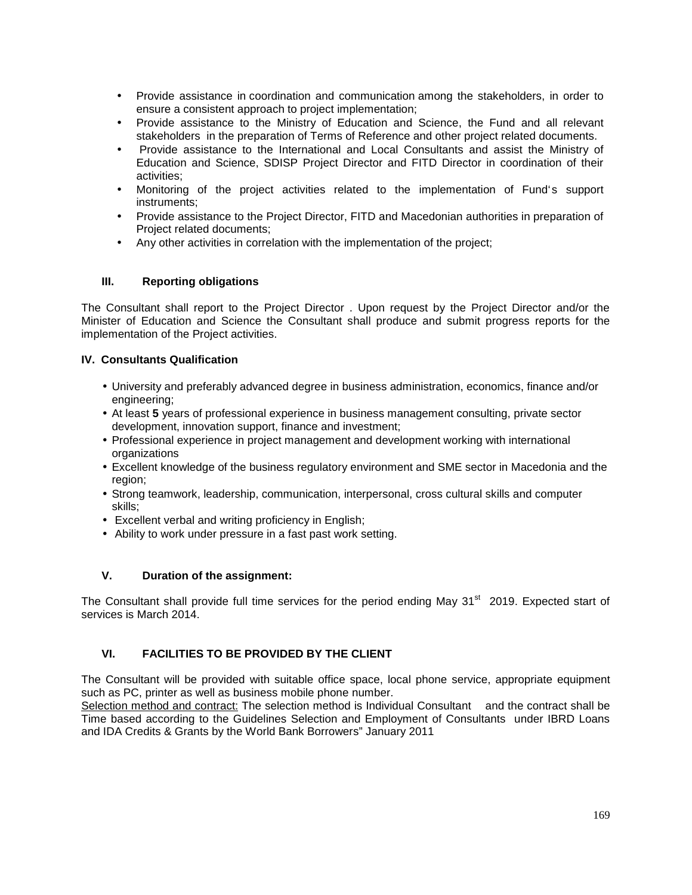- Provide assistance in coordination and communication among the stakeholders, in order to ensure a consistent approach to project implementation;
- Provide assistance to the Ministry of Education and Science, the Fund and all relevant stakeholders in the preparation of Terms of Reference and other project related documents.
- Provide assistance to the International and Local Consultants and assist the Ministry of Education and Science, SDISP Project Director and FITD Director in coordination of their activities;
- Monitoring of the project activities related to the implementation of Fund's support instruments;
- Provide assistance to the Project Director, FITD and Macedonian authorities in preparation of Project related documents;
- Any other activities in correlation with the implementation of the project;

### III. Reporting obligations

The Consultant shall report to the Project Director . Upon request by the Project Director and/or the Minister of Education and Science the Consultant shall produce and submit progress reports for the implementation of the Project activities.

### IV. Consultants Qualification

- University and preferably advanced degree in business administration, economics, finance and/or engineering;
- At least **5** years of professional experience in business management consulting, private sector development, innovation support, finance and investment;
- Professional experience in project management and development working with international organizations
- Excellent knowledge of the business regulatory environment and SME sector in Macedonia and the region;
- Strong teamwork, leadership, communication, interpersonal, cross cultural skills and computer skills;
- Excellent verbal and writing proficiency in English;
- Ability to work under pressure in a fast past work setting.

### V. Duration of the assignment:

The Consultant shall provide full time services for the period ending May 31st 2019. Expected start of services is March 2014.

### VI. FACILITIES TO BE PROVIDED BY THE CLIENT

The Consultant will be provided with suitable office space, local phone service, appropriate equipment such as PC, printer as well as business mobile phone number.

Selection method and contract: The selection method is Individual Consultant and the contract shall be Time based according to the Guidelines Selection and Employment of Consultants under IBRD Loans and IDA Credits & Grants by the World Bank Borrowers" January 2011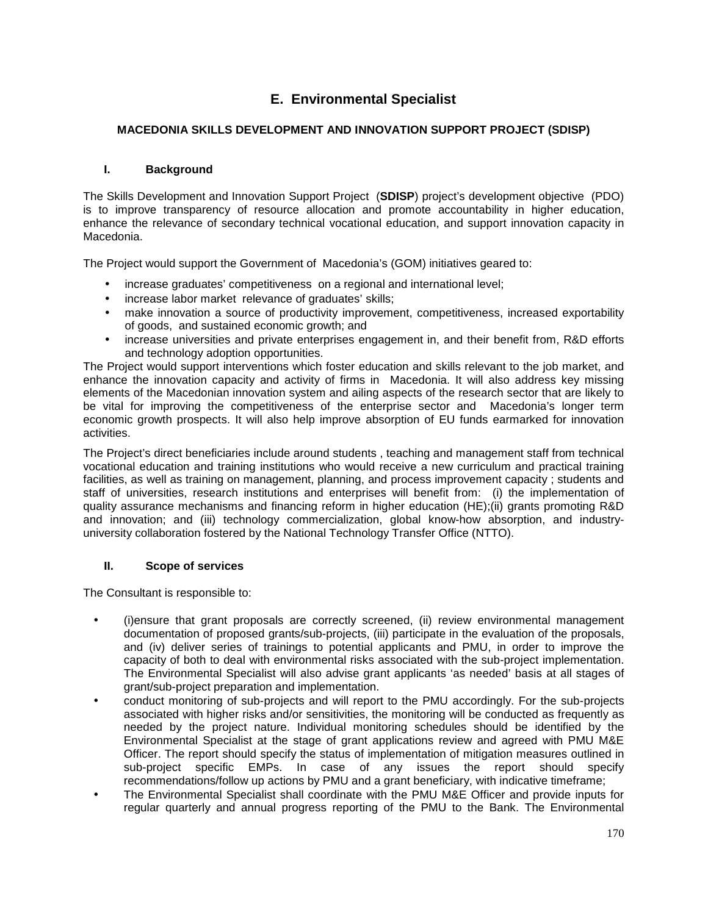# E. Environmental Specialist

### MACEDONIA SKILLS DEVELOPMENT AND INNOVATION SUPPORT PROJECT (SDISP)

## I. Background

The Skills Development and Innovation Support Project (**SDISP**) project's development objective (PDO) is to improve transparency of resource allocation and promote accountability in higher education, enhance the relevance of secondary technical vocational education, and support innovation capacity in Macedonia.

The Project would support the Government of Macedonia's (GOM) initiatives geared to:

- increase graduates' competitiveness on a regional and international level;
- increase labor market relevance of graduates' skills;
- make innovation a source of productivity improvement, competitiveness, increased exportability of goods, and sustained economic growth; and
- increase universities and private enterprises engagement in, and their benefit from, R&D efforts and technology adoption opportunities.

The Project would support interventions which foster education and skills relevant to the job market, and enhance the innovation capacity and activity of firms in Macedonia. It will also address key missing elements of the Macedonian innovation system and ailing aspects of the research sector that are likely to be vital for improving the competitiveness of the enterprise sector and Macedonia's longer term economic growth prospects. It will also help improve absorption of EU funds earmarked for innovation activities.

The Project's direct beneficiaries include around students , teaching and management staff from technical vocational education and training institutions who would receive a new curriculum and practical training facilities, as well as training on management, planning, and process improvement capacity ; students and staff of universities, research institutions and enterprises will benefit from: (i) the implementation of quality assurance mechanisms and financing reform in higher education (HE);(ii) grants promoting R&D and innovation; and (iii) technology commercialization, global know-how absorption, and industry-university collaboration fostered by the National Technology Transfer Office (NTTO).

## II. Scope of services

The Consultant is responsible to:

- (i)ensure that grant proposals are correctly screened, (ii) review environmental management documentation of proposed grants/sub-projects, (iii) participate in the evaluation of the proposals, and (iv) deliver series of trainings to potential applicants and PMU, in order to improve the capacity of both to deal with environmental risks associated with the sub-project implementation. The Environmental Specialist will also advise grant applicants 'as needed' basis at all stages of grant/sub-project preparation and implementation.
- conduct monitoring of sub-projects and will report to the PMU accordingly. For the sub-projects associated with higher risks and/or sensitivities, the monitoring will be conducted as frequently as needed by the project nature. Individual monitoring schedules should be identified by the Environmental Specialist at the stage of grant applications review and agreed with PMU M&E Officer. The report should specify the status of implementation of mitigation measures outlined in sub-project specific EMPs. In case of any issues the report should specify recommendations/follow up actions by PMU and a grant beneficiary, with indicative timeframe;
- The Environmental Specialist shall coordinate with the PMU M&E Officer and provide inputs for regular quarterly and annual progress reporting of the PMU to the Bank. The Environmental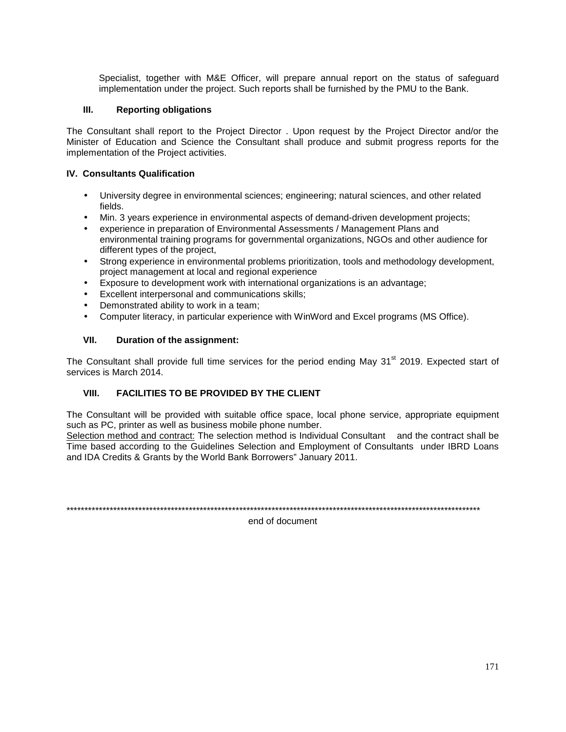Specialist, together with M&E Officer, will prepare annual report on the status of safeguard implementation under the project. Such reports shall be furnished by the PMU to the Bank.

### III. Reporting obligations

The Consultant shall report to the Project Director . Upon request by the Project Director and/or the Minister of Education and Science the Consultant shall produce and submit progress reports for the implementation of the Project activities.

### IV. Consultants Qualification

- University degree in environmental sciences; engineering; natural sciences, and other related fields.
- Min. 3 years experience in environmental aspects of demand-driven development projects;
- experience in preparation of Environmental Assessments / Management Plans and environmental training programs for governmental organizations, NGOs and other audience for different types of the project,
- Strong experience in environmental problems prioritization, tools and methodology development, project management at local and regional experience
- Exposure to development work with international organizations is an advantage;
- Excellent interpersonal and communications skills;
- Demonstrated ability to work in a team;
- Computer literacy, in particular experience with WinWord and Excel programs (MS Office).

### VII. Duration of the assignment:

The Consultant shall provide full time services for the period ending May 31st 2019. Expected start of services is March 2014.

### VIII. FACILITIES TO BE PROVIDED BY THE CLIENT

The Consultant will be provided with suitable office space, local phone service, appropriate equipment such as PC, printer as well as business mobile phone number.

Selection method and contract: The selection method is Individual Consultant and the contract shall be Time based according to the Guidelines Selection and Employment of Consultants under IBRD Loans and IDA Credits & Grants by the World Bank Borrowers" January 2011.

*****************************************************************************************************************

end of document